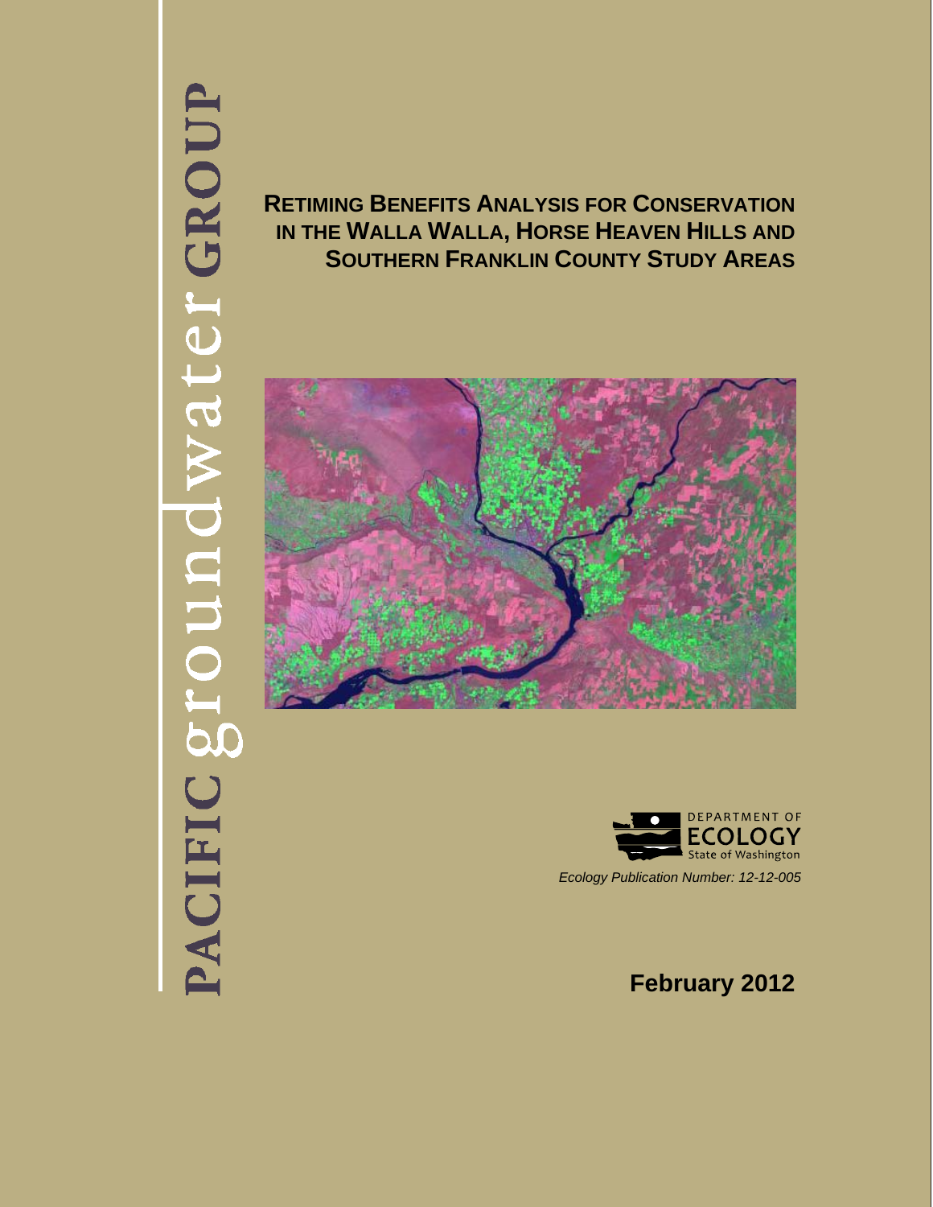PACIFIC groundwater GROUP

# RETIMING BENEFITS ANALYSIS FOR CONSERVATION IN THE WALLA WALLA, HORSE HEAVEN HILLS AND SOUTHERN FRANKLIN COUNTY STUDY AREAS

DEPARTMENT OF ECOLOGY
State of Washington

*Ecology Publication Number: 12-12-005*

**February 2012**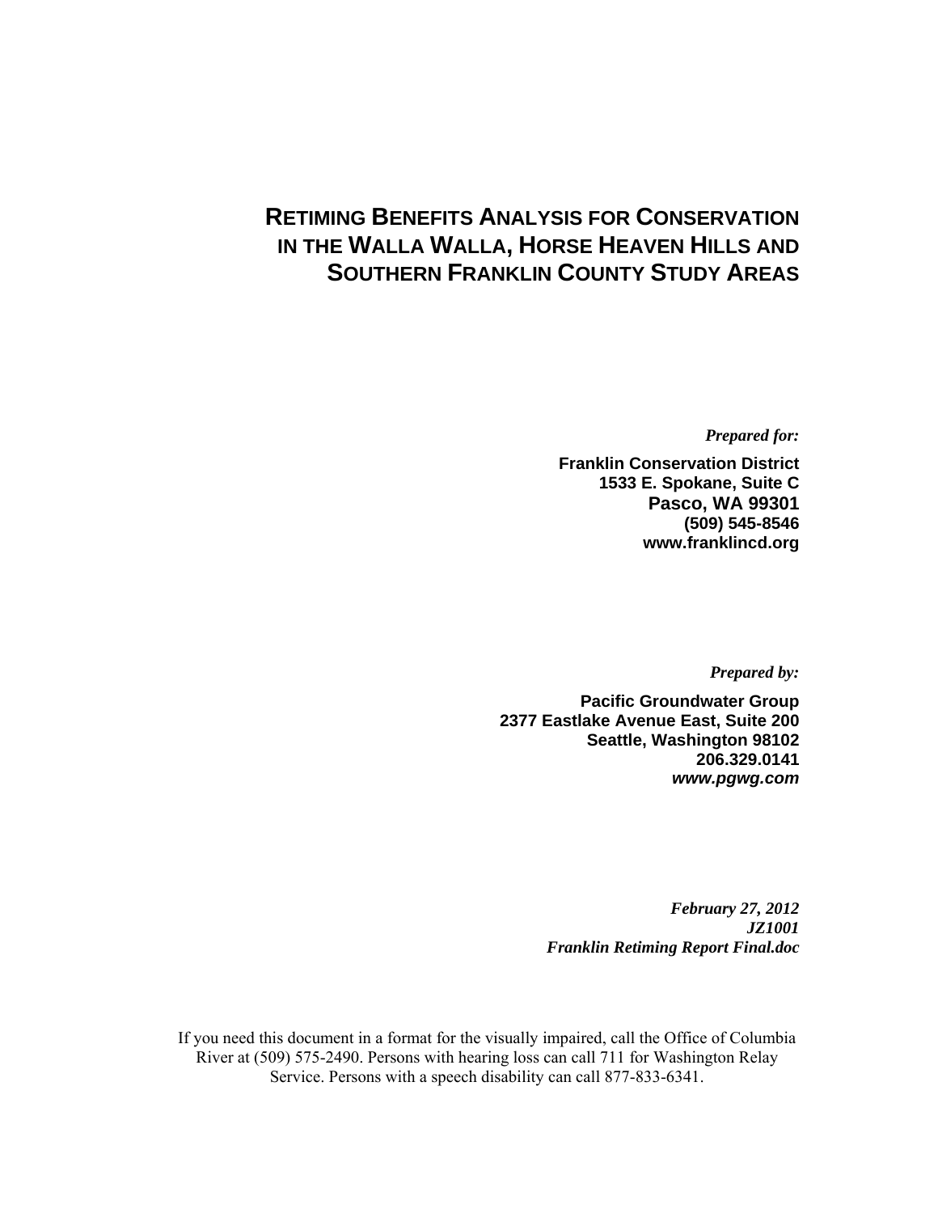# RETIMING BENEFITS ANALYSIS FOR CONSERVATION IN THE WALLA WALLA, HORSE HEAVEN HILLS AND SOUTHERN FRANKLIN COUNTY STUDY AREAS

***Prepared for:***

**Franklin Conservation District**
**1533 E. Spokane, Suite C**
**Pasco, WA 99301**
**(509) 545-8546**
**www.franklincd.org**

***Prepared by:***

**Pacific Groundwater Group**
**2377 Eastlake Avenue East, Suite 200**
**Seattle, Washington 98102**
**206.329.0141**
***www.pgwg.com***

***February 27, 2012***
***JZ1001***
***Franklin Retiming Report Final.doc***

If you need this document in a format for the visually impaired, call the Office of Columbia River at (509) 575-2490. Persons with hearing loss can call 711 for Washington Relay Service. Persons with a speech disability can call 877-833-6341.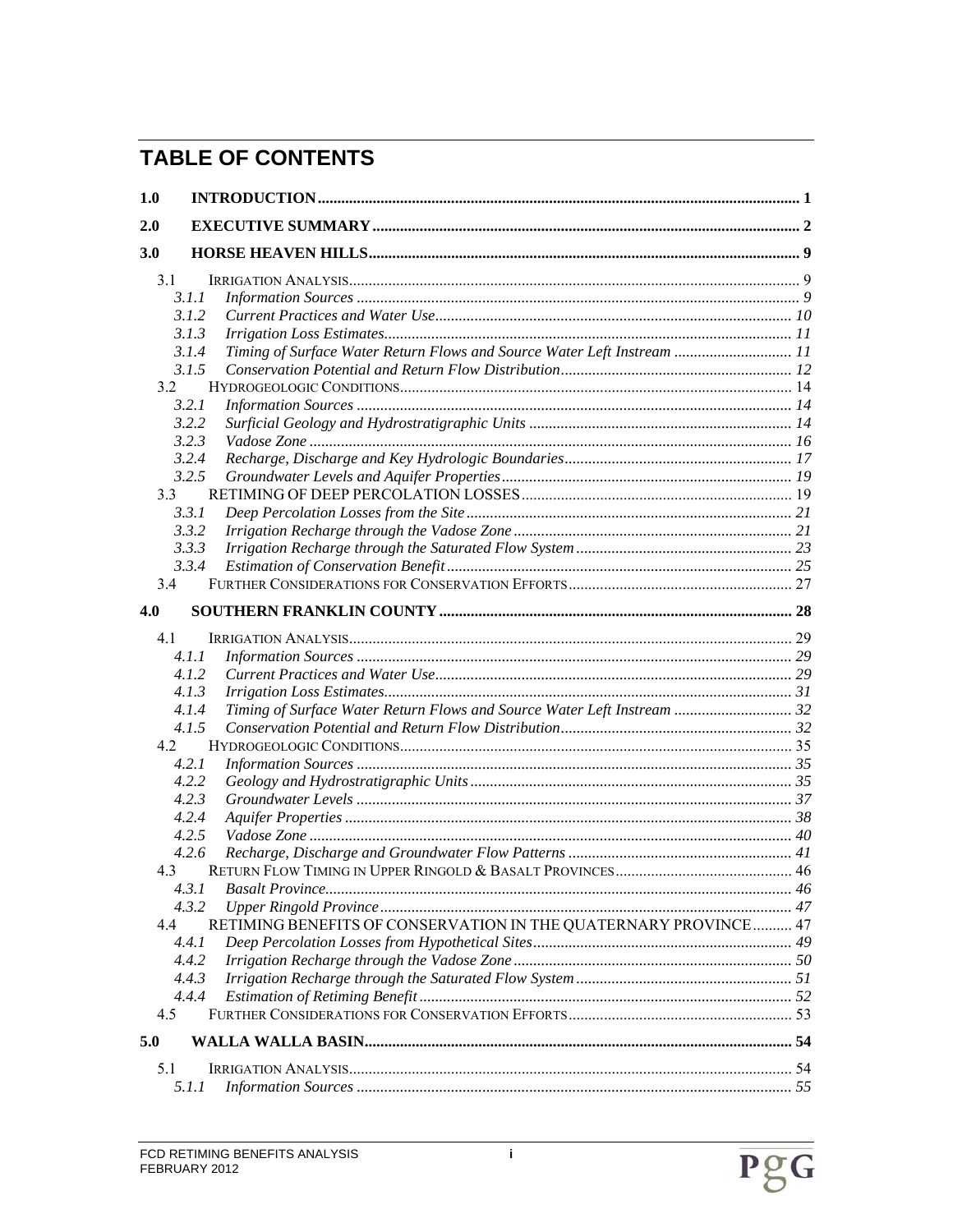# TABLE OF CONTENTS

**1.0 INTRODUCTION** ..... 1

**2.0 EXECUTIVE SUMMARY** ..... 2

**3.0 HORSE HEAVEN HILLS** ..... 9

- 3.1 IRRIGATION ANALYSIS ..... 9
  - 3.1.1 *Information Sources* ..... 9
  - 3.1.2 *Current Practices and Water Use* ..... 10
  - 3.1.3 *Irrigation Loss Estimates* ..... 11
  - 3.1.4 *Timing of Surface Water Return Flows and Source Water Left Instream* ..... 11
  - 3.1.5 *Conservation Potential and Return Flow Distribution* ..... 12
- 3.2 HYDROGEOLOGIC CONDITIONS ..... 14
  - 3.2.1 *Information Sources* ..... 14
  - 3.2.2 *Surficial Geology and Hydrostratigraphic Units* ..... 14
  - 3.2.3 *Vadose Zone* ..... 16
  - 3.2.4 *Recharge, Discharge and Key Hydrologic Boundaries* ..... 17
  - 3.2.5 *Groundwater Levels and Aquifer Properties* ..... 19
- 3.3 RETIMING OF DEEP PERCOLATION LOSSES ..... 19
  - 3.3.1 *Deep Percolation Losses from the Site* ..... 21
  - 3.3.2 *Irrigation Recharge through the Vadose Zone* ..... 21
  - 3.3.3 *Irrigation Recharge through the Saturated Flow System* ..... 23
  - 3.3.4 *Estimation of Conservation Benefit* ..... 25
- 3.4 FURTHER CONSIDERATIONS FOR CONSERVATION EFFORTS ..... 27

**4.0 SOUTHERN FRANKLIN COUNTY** ..... 28

- 4.1 IRRIGATION ANALYSIS ..... 29
  - 4.1.1 *Information Sources* ..... 29
  - 4.1.2 *Current Practices and Water Use* ..... 29
  - 4.1.3 *Irrigation Loss Estimates* ..... 31
  - 4.1.4 *Timing of Surface Water Return Flows and Source Water Left Instream* ..... 32
  - 4.1.5 *Conservation Potential and Return Flow Distribution* ..... 32
- 4.2 HYDROGEOLOGIC CONDITIONS ..... 35
  - 4.2.1 *Information Sources* ..... 35
  - 4.2.2 *Geology and Hydrostratigraphic Units* ..... 35
  - 4.2.3 *Groundwater Levels* ..... 37
  - 4.2.4 *Aquifer Properties* ..... 38
  - 4.2.5 *Vadose Zone* ..... 40
  - 4.2.6 *Recharge, Discharge and Groundwater Flow Patterns* ..... 41
- 4.3 RETURN FLOW TIMING IN UPPER RINGOLD & BASALT PROVINCES ..... 46
  - 4.3.1 *Basalt Province* ..... 46
  - 4.3.2 *Upper Ringold Province* ..... 47
- 4.4 RETIMING BENEFITS OF CONSERVATION IN THE QUATERNARY PROVINCE ..... 47
  - 4.4.1 *Deep Percolation Losses from Hypothetical Sites* ..... 49
  - 4.4.2 *Irrigation Recharge through the Vadose Zone* ..... 50
  - 4.4.3 *Irrigation Recharge through the Saturated Flow System* ..... 51
  - 4.4.4 *Estimation of Retiming Benefit* ..... 52
- 4.5 FURTHER CONSIDERATIONS FOR CONSERVATION EFFORTS ..... 53

**5.0 WALLA WALLA BASIN** ..... 54

- 5.1 IRRIGATION ANALYSIS ..... 54
  - 5.1.1 *Information Sources* ..... 55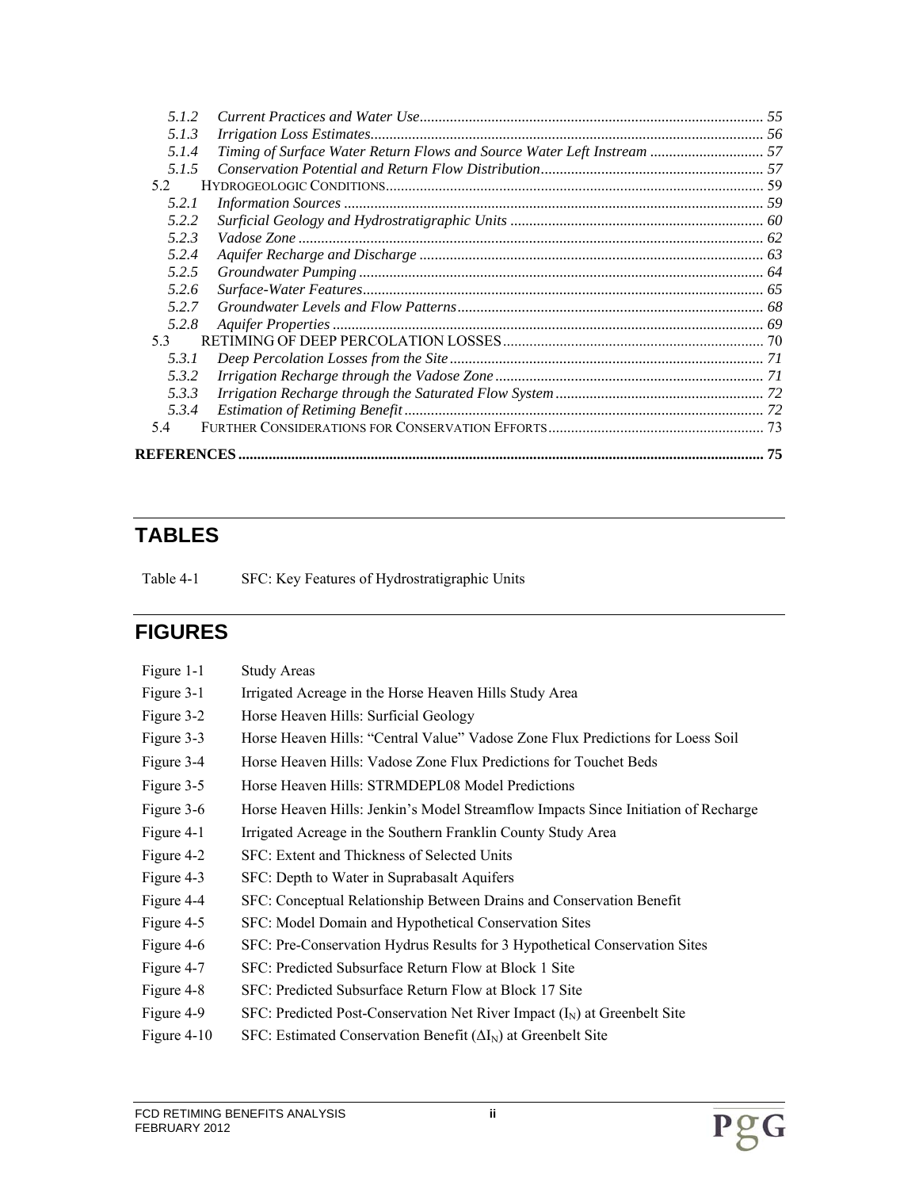5.1.2 *Current Practices and Water Use* ........ 55
5.1.3 *Irrigation Loss Estimates* ........ 56
5.1.4 *Timing of Surface Water Return Flows and Source Water Left Instream* ........ 57
5.1.5 *Conservation Potential and Return Flow Distribution* ........ 57
5.2 HYDROGEOLOGIC CONDITIONS ........ 59
5.2.1 *Information Sources* ........ 59
5.2.2 *Surficial Geology and Hydrostratigraphic Units* ........ 60
5.2.3 *Vadose Zone* ........ 62
5.2.4 *Aquifer Recharge and Discharge* ........ 63
5.2.5 *Groundwater Pumping* ........ 64
5.2.6 *Surface-Water Features* ........ 65
5.2.7 *Groundwater Levels and Flow Patterns* ........ 68
5.2.8 *Aquifer Properties* ........ 69
5.3 RETIMING OF DEEP PERCOLATION LOSSES ........ 70
5.3.1 *Deep Percolation Losses from the Site* ........ 71
5.3.2 *Irrigation Recharge through the Vadose Zone* ........ 71
5.3.3 *Irrigation Recharge through the Saturated Flow System* ........ 72
5.3.4 *Estimation of Retiming Benefit* ........ 72
5.4 FURTHER CONSIDERATIONS FOR CONSERVATION EFFORTS ........ 73

**REFERENCES** ........ 75

## TABLES

Table 4-1 SFC: Key Features of Hydrostratigraphic Units

## FIGURES

Figure 1-1 Study Areas
Figure 3-1 Irrigated Acreage in the Horse Heaven Hills Study Area
Figure 3-2 Horse Heaven Hills: Surficial Geology
Figure 3-3 Horse Heaven Hills: "Central Value" Vadose Zone Flux Predictions for Loess Soil
Figure 3-4 Horse Heaven Hills: Vadose Zone Flux Predictions for Touchet Beds
Figure 3-5 Horse Heaven Hills: STRMDEPL08 Model Predictions
Figure 3-6 Horse Heaven Hills: Jenkin's Model Streamflow Impacts Since Initiation of Recharge
Figure 4-1 Irrigated Acreage in the Southern Franklin County Study Area
Figure 4-2 SFC: Extent and Thickness of Selected Units
Figure 4-3 SFC: Depth to Water in Suprabasalt Aquifers
Figure 4-4 SFC: Conceptual Relationship Between Drains and Conservation Benefit
Figure 4-5 SFC: Model Domain and Hypothetical Conservation Sites
Figure 4-6 SFC: Pre-Conservation Hydrus Results for 3 Hypothetical Conservation Sites
Figure 4-7 SFC: Predicted Subsurface Return Flow at Block 1 Site
Figure 4-8 SFC: Predicted Subsurface Return Flow at Block 17 Site
Figure 4-9 SFC: Predicted Post-Conservation Net River Impact ($I_N$) at Greenbelt Site
Figure 4-10 SFC: Estimated Conservation Benefit ($\Delta I_N$) at Greenbelt Site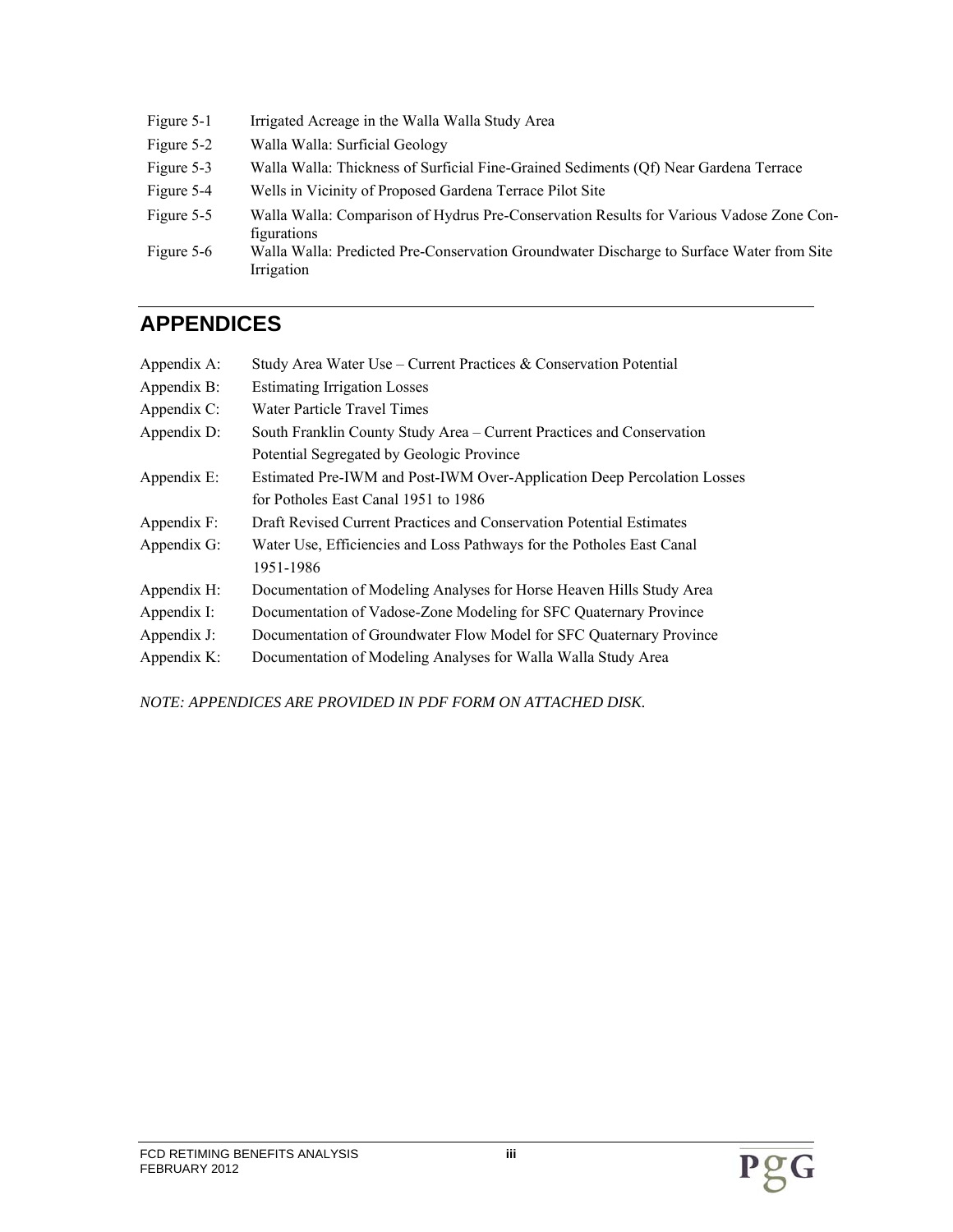| | |
|---|---|
| Figure 5-1 | Irrigated Acreage in the Walla Walla Study Area |
| Figure 5-2 | Walla Walla: Surficial Geology |
| Figure 5-3 | Walla Walla: Thickness of Surficial Fine-Grained Sediments (Qf) Near Gardena Terrace |
| Figure 5-4 | Wells in Vicinity of Proposed Gardena Terrace Pilot Site |
| Figure 5-5 | Walla Walla: Comparison of Hydrus Pre-Conservation Results for Various Vadose Zone Configurations |
| Figure 5-6 | Walla Walla: Predicted Pre-Conservation Groundwater Discharge to Surface Water from Site Irrigation |

## APPENDICES

| | |
|---|---|
| Appendix A: | Study Area Water Use – Current Practices & Conservation Potential |
| Appendix B: | Estimating Irrigation Losses |
| Appendix C: | Water Particle Travel Times |
| Appendix D: | South Franklin County Study Area – Current Practices and Conservation Potential Segregated by Geologic Province |
| Appendix E: | Estimated Pre-IWM and Post-IWM Over-Application Deep Percolation Losses for Potholes East Canal 1951 to 1986 |
| Appendix F: | Draft Revised Current Practices and Conservation Potential Estimates |
| Appendix G: | Water Use, Efficiencies and Loss Pathways for the Potholes East Canal 1951-1986 |
| Appendix H: | Documentation of Modeling Analyses for Horse Heaven Hills Study Area |
| Appendix I: | Documentation of Vadose-Zone Modeling for SFC Quaternary Province |
| Appendix J: | Documentation of Groundwater Flow Model for SFC Quaternary Province |
| Appendix K: | Documentation of Modeling Analyses for Walla Walla Study Area |

*NOTE: APPENDICES ARE PROVIDED IN PDF FORM ON ATTACHED DISK.*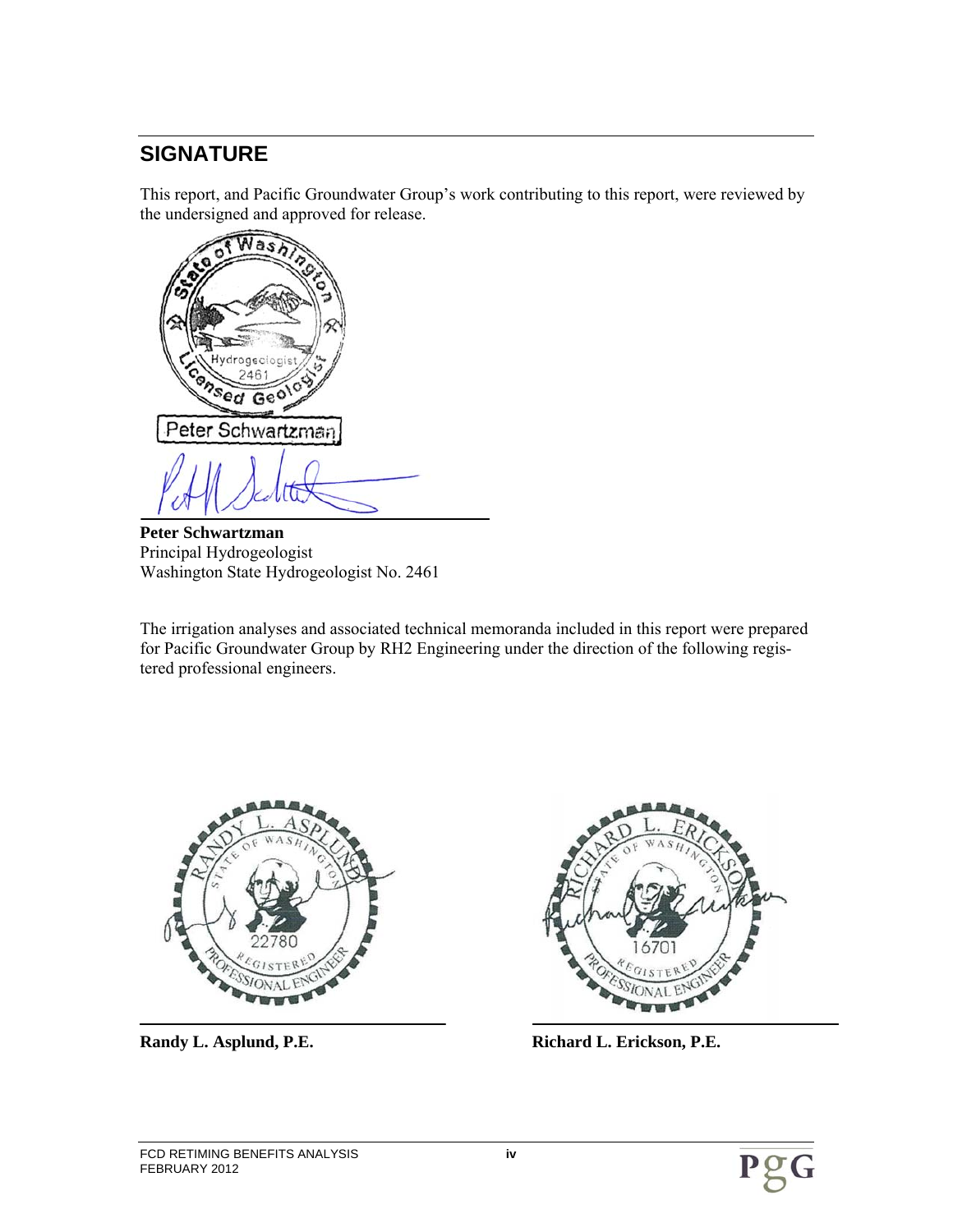## SIGNATURE

This report, and Pacific Groundwater Group's work contributing to this report, were reviewed by the undersigned and approved for release.

State of Washington
Hydrogeologist
2461
Licensed Geologist
Peter Schwartzman

**Peter Schwartzman**
Principal Hydrogeologist
Washington State Hydrogeologist No. 2461

The irrigation analyses and associated technical memoranda included in this report were prepared for Pacific Groundwater Group by RH2 Engineering under the direction of the following registered professional engineers.

Randy L. Asplund
State of Washington
22780
Registered Professional Engineer

Richard L. Erickson
State of Washington
16701
Registered Professional Engineer

**Randy L. Asplund, P.E.**

**Richard L. Erickson, P.E.**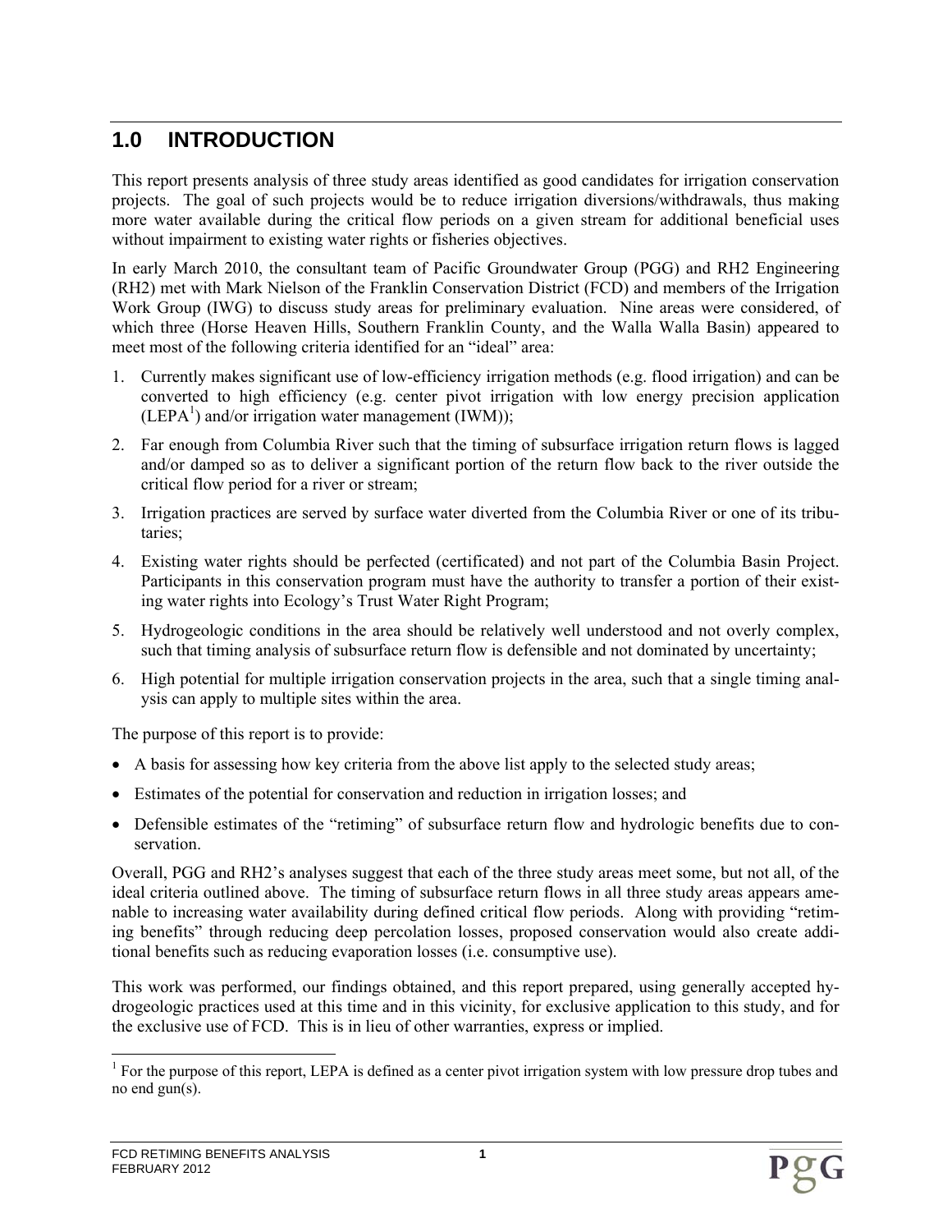# 1.0 INTRODUCTION

This report presents analysis of three study areas identified as good candidates for irrigation conservation projects. The goal of such projects would be to reduce irrigation diversions/withdrawals, thus making more water available during the critical flow periods on a given stream for additional beneficial uses without impairment to existing water rights or fisheries objectives.

In early March 2010, the consultant team of Pacific Groundwater Group (PGG) and RH2 Engineering (RH2) met with Mark Nielson of the Franklin Conservation District (FCD) and members of the Irrigation Work Group (IWG) to discuss study areas for preliminary evaluation. Nine areas were considered, of which three (Horse Heaven Hills, Southern Franklin County, and the Walla Walla Basin) appeared to meet most of the following criteria identified for an "ideal" area:

1. Currently makes significant use of low-efficiency irrigation methods (e.g. flood irrigation) and can be converted to high efficiency (e.g. center pivot irrigation with low energy precision application (LEPA[1]) and/or irrigation water management (IWM));
2. Far enough from Columbia River such that the timing of subsurface irrigation return flows is lagged and/or damped so as to deliver a significant portion of the return flow back to the river outside the critical flow period for a river or stream;
3. Irrigation practices are served by surface water diverted from the Columbia River or one of its tributaries;
4. Existing water rights should be perfected (certificated) and not part of the Columbia Basin Project. Participants in this conservation program must have the authority to transfer a portion of their existing water rights into Ecology's Trust Water Right Program;
5. Hydrogeologic conditions in the area should be relatively well understood and not overly complex, such that timing analysis of subsurface return flow is defensible and not dominated by uncertainty;
6. High potential for multiple irrigation conservation projects in the area, such that a single timing analysis can apply to multiple sites within the area.

The purpose of this report is to provide:

- A basis for assessing how key criteria from the above list apply to the selected study areas;
- Estimates of the potential for conservation and reduction in irrigation losses; and
- Defensible estimates of the "retiming" of subsurface return flow and hydrologic benefits due to conservation.

Overall, PGG and RH2's analyses suggest that each of the three study areas meet some, but not all, of the ideal criteria outlined above. The timing of subsurface return flows in all three study areas appears amenable to increasing water availability during defined critical flow periods. Along with providing "retiming benefits" through reducing deep percolation losses, proposed conservation would also create additional benefits such as reducing evaporation losses (i.e. consumptive use).

This work was performed, our findings obtained, and this report prepared, using generally accepted hydrogeologic practices used at this time and in this vicinity, for exclusive application to this study, and for the exclusive use of FCD. This is in lieu of other warranties, express or implied.

[1] For the purpose of this report, LEPA is defined as a center pivot irrigation system with low pressure drop tubes and no end gun(s).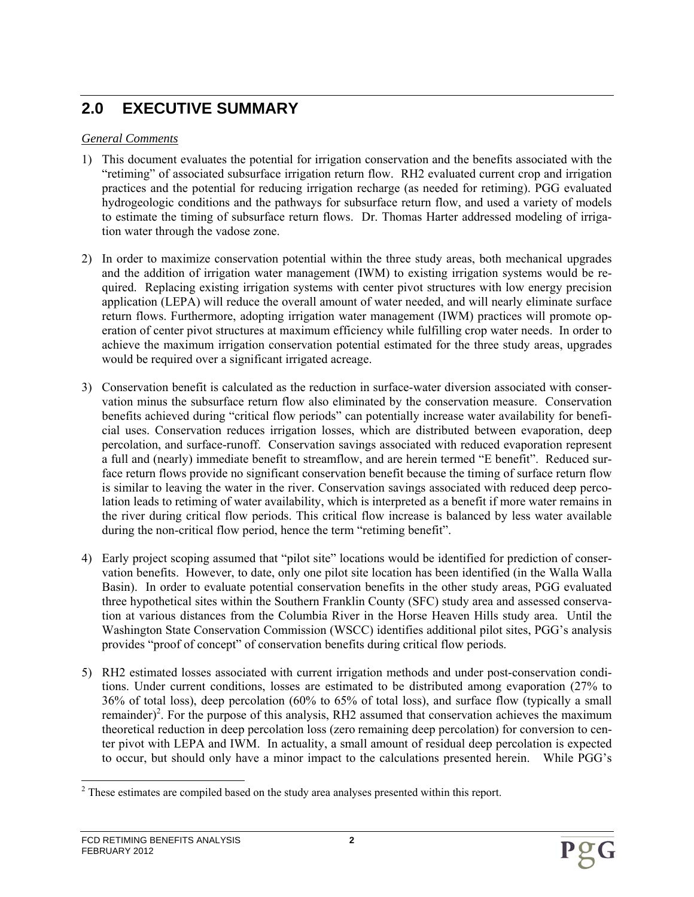## 2.0 EXECUTIVE SUMMARY

*General Comments*

1) This document evaluates the potential for irrigation conservation and the benefits associated with the "retiming" of associated subsurface irrigation return flow. RH2 evaluated current crop and irrigation practices and the potential for reducing irrigation recharge (as needed for retiming). PGG evaluated hydrogeologic conditions and the pathways for subsurface return flow, and used a variety of models to estimate the timing of subsurface return flows. Dr. Thomas Harter addressed modeling of irrigation water through the vadose zone.

2) In order to maximize conservation potential within the three study areas, both mechanical upgrades and the addition of irrigation water management (IWM) to existing irrigation systems would be required. Replacing existing irrigation systems with center pivot structures with low energy precision application (LEPA) will reduce the overall amount of water needed, and will nearly eliminate surface return flows. Furthermore, adopting irrigation water management (IWM) practices will promote operation of center pivot structures at maximum efficiency while fulfilling crop water needs. In order to achieve the maximum irrigation conservation potential estimated for the three study areas, upgrades would be required over a significant irrigated acreage.

3) Conservation benefit is calculated as the reduction in surface-water diversion associated with conservation minus the subsurface return flow also eliminated by the conservation measure. Conservation benefits achieved during "critical flow periods" can potentially increase water availability for beneficial uses. Conservation reduces irrigation losses, which are distributed between evaporation, deep percolation, and surface-runoff. Conservation savings associated with reduced evaporation represent a full and (nearly) immediate benefit to streamflow, and are herein termed "E benefit". Reduced surface return flows provide no significant conservation benefit because the timing of surface return flow is similar to leaving the water in the river. Conservation savings associated with reduced deep percolation leads to retiming of water availability, which is interpreted as a benefit if more water remains in the river during critical flow periods. This critical flow increase is balanced by less water available during the non-critical flow period, hence the term "retiming benefit".

4) Early project scoping assumed that "pilot site" locations would be identified for prediction of conservation benefits. However, to date, only one pilot site location has been identified (in the Walla Walla Basin). In order to evaluate potential conservation benefits in the other study areas, PGG evaluated three hypothetical sites within the Southern Franklin County (SFC) study area and assessed conservation at various distances from the Columbia River in the Horse Heaven Hills study area. Until the Washington State Conservation Commission (WSCC) identifies additional pilot sites, PGG's analysis provides "proof of concept" of conservation benefits during critical flow periods.

5) RH2 estimated losses associated with current irrigation methods and under post-conservation conditions. Under current conditions, losses are estimated to be distributed among evaporation (27% to 36% of total loss), deep percolation (60% to 65% of total loss), and surface flow (typically a small remainder)[2]. For the purpose of this analysis, RH2 assumed that conservation achieves the maximum theoretical reduction in deep percolation loss (zero remaining deep percolation) for conversion to center pivot with LEPA and IWM. In actuality, a small amount of residual deep percolation is expected to occur, but should only have a minor impact to the calculations presented herein. While PGG's

[2] These estimates are compiled based on the study area analyses presented within this report.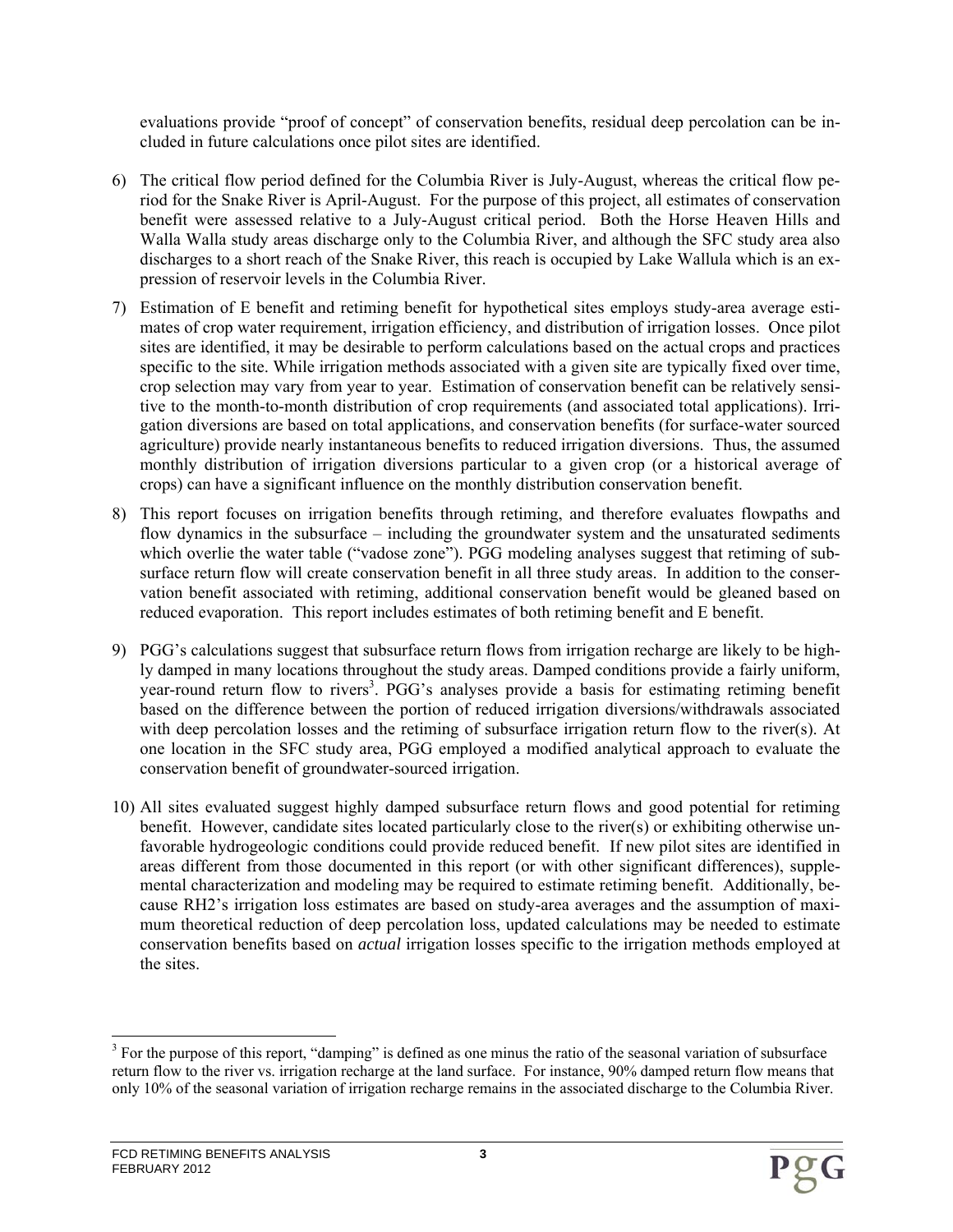evaluations provide "proof of concept" of conservation benefits, residual deep percolation can be included in future calculations once pilot sites are identified.

6) The critical flow period defined for the Columbia River is July-August, whereas the critical flow period for the Snake River is April-August. For the purpose of this project, all estimates of conservation benefit were assessed relative to a July-August critical period. Both the Horse Heaven Hills and Walla Walla study areas discharge only to the Columbia River, and although the SFC study area also discharges to a short reach of the Snake River, this reach is occupied by Lake Wallula which is an expression of reservoir levels in the Columbia River.

7) Estimation of E benefit and retiming benefit for hypothetical sites employs study-area average estimates of crop water requirement, irrigation efficiency, and distribution of irrigation losses. Once pilot sites are identified, it may be desirable to perform calculations based on the actual crops and practices specific to the site. While irrigation methods associated with a given site are typically fixed over time, crop selection may vary from year to year. Estimation of conservation benefit can be relatively sensitive to the month-to-month distribution of crop requirements (and associated total applications). Irrigation diversions are based on total applications, and conservation benefits (for surface-water sourced agriculture) provide nearly instantaneous benefits to reduced irrigation diversions. Thus, the assumed monthly distribution of irrigation diversions particular to a given crop (or a historical average of crops) can have a significant influence on the monthly distribution conservation benefit.

8) This report focuses on irrigation benefits through retiming, and therefore evaluates flowpaths and flow dynamics in the subsurface – including the groundwater system and the unsaturated sediments which overlie the water table ("vadose zone"). PGG modeling analyses suggest that retiming of subsurface return flow will create conservation benefit in all three study areas. In addition to the conservation benefit associated with retiming, additional conservation benefit would be gleaned based on reduced evaporation. This report includes estimates of both retiming benefit and E benefit.

9) PGG's calculations suggest that subsurface return flows from irrigation recharge are likely to be highly damped in many locations throughout the study areas. Damped conditions provide a fairly uniform, year-round return flow to rivers[3]. PGG's analyses provide a basis for estimating retiming benefit based on the difference between the portion of reduced irrigation diversions/withdrawals associated with deep percolation losses and the retiming of subsurface irrigation return flow to the river(s). At one location in the SFC study area, PGG employed a modified analytical approach to evaluate the conservation benefit of groundwater-sourced irrigation.

10) All sites evaluated suggest highly damped subsurface return flows and good potential for retiming benefit. However, candidate sites located particularly close to the river(s) or exhibiting otherwise unfavorable hydrogeologic conditions could provide reduced benefit. If new pilot sites are identified in areas different from those documented in this report (or with other significant differences), supplemental characterization and modeling may be required to estimate retiming benefit. Additionally, because RH2's irrigation loss estimates are based on study-area averages and the assumption of maximum theoretical reduction of deep percolation loss, updated calculations may be needed to estimate conservation benefits based on *actual* irrigation losses specific to the irrigation methods employed at the sites.

[3] For the purpose of this report, "damping" is defined as one minus the ratio of the seasonal variation of subsurface return flow to the river vs. irrigation recharge at the land surface. For instance, 90% damped return flow means that only 10% of the seasonal variation of irrigation recharge remains in the associated discharge to the Columbia River.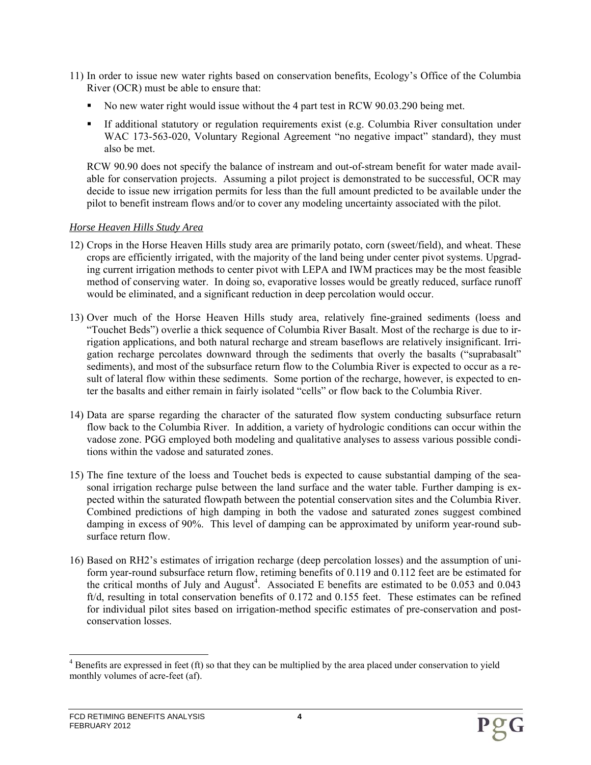11) In order to issue new water rights based on conservation benefits, Ecology's Office of the Columbia River (OCR) must be able to ensure that:

    - No new water right would issue without the 4 part test in RCW 90.03.290 being met.
    - If additional statutory or regulation requirements exist (e.g. Columbia River consultation under WAC 173-563-020, Voluntary Regional Agreement "no negative impact" standard), they must also be met.

    RCW 90.90 does not specify the balance of instream and out-of-stream benefit for water made available for conservation projects. Assuming a pilot project is demonstrated to be successful, OCR may decide to issue new irrigation permits for less than the full amount predicted to be available under the pilot to benefit instream flows and/or to cover any modeling uncertainty associated with the pilot.

*Horse Heaven Hills Study Area*

12) Crops in the Horse Heaven Hills study area are primarily potato, corn (sweet/field), and wheat. These crops are efficiently irrigated, with the majority of the land being under center pivot systems. Upgrading current irrigation methods to center pivot with LEPA and IWM practices may be the most feasible method of conserving water. In doing so, evaporative losses would be greatly reduced, surface runoff would be eliminated, and a significant reduction in deep percolation would occur.

13) Over much of the Horse Heaven Hills study area, relatively fine-grained sediments (loess and "Touchet Beds") overlie a thick sequence of Columbia River Basalt. Most of the recharge is due to irrigation applications, and both natural recharge and stream baseflows are relatively insignificant. Irrigation recharge percolates downward through the sediments that overly the basalts ("suprabasalt" sediments), and most of the subsurface return flow to the Columbia River is expected to occur as a result of lateral flow within these sediments. Some portion of the recharge, however, is expected to enter the basalts and either remain in fairly isolated "cells" or flow back to the Columbia River.

14) Data are sparse regarding the character of the saturated flow system conducting subsurface return flow back to the Columbia River. In addition, a variety of hydrologic conditions can occur within the vadose zone. PGG employed both modeling and qualitative analyses to assess various possible conditions within the vadose and saturated zones.

15) The fine texture of the loess and Touchet beds is expected to cause substantial damping of the seasonal irrigation recharge pulse between the land surface and the water table. Further damping is expected within the saturated flowpath between the potential conservation sites and the Columbia River. Combined predictions of high damping in both the vadose and saturated zones suggest combined damping in excess of 90%. This level of damping can be approximated by uniform year-round subsurface return flow.

16) Based on RH2's estimates of irrigation recharge (deep percolation losses) and the assumption of uniform year-round subsurface return flow, retiming benefits of 0.119 and 0.112 feet are be estimated for the critical months of July and August[4]. Associated E benefits are estimated to be 0.053 and 0.043 ft/d, resulting in total conservation benefits of 0.172 and 0.155 feet. These estimates can be refined for individual pilot sites based on irrigation-method specific estimates of pre-conservation and post-conservation losses.

[4] Benefits are expressed in feet (ft) so that they can be multiplied by the area placed under conservation to yield monthly volumes of acre-feet (af).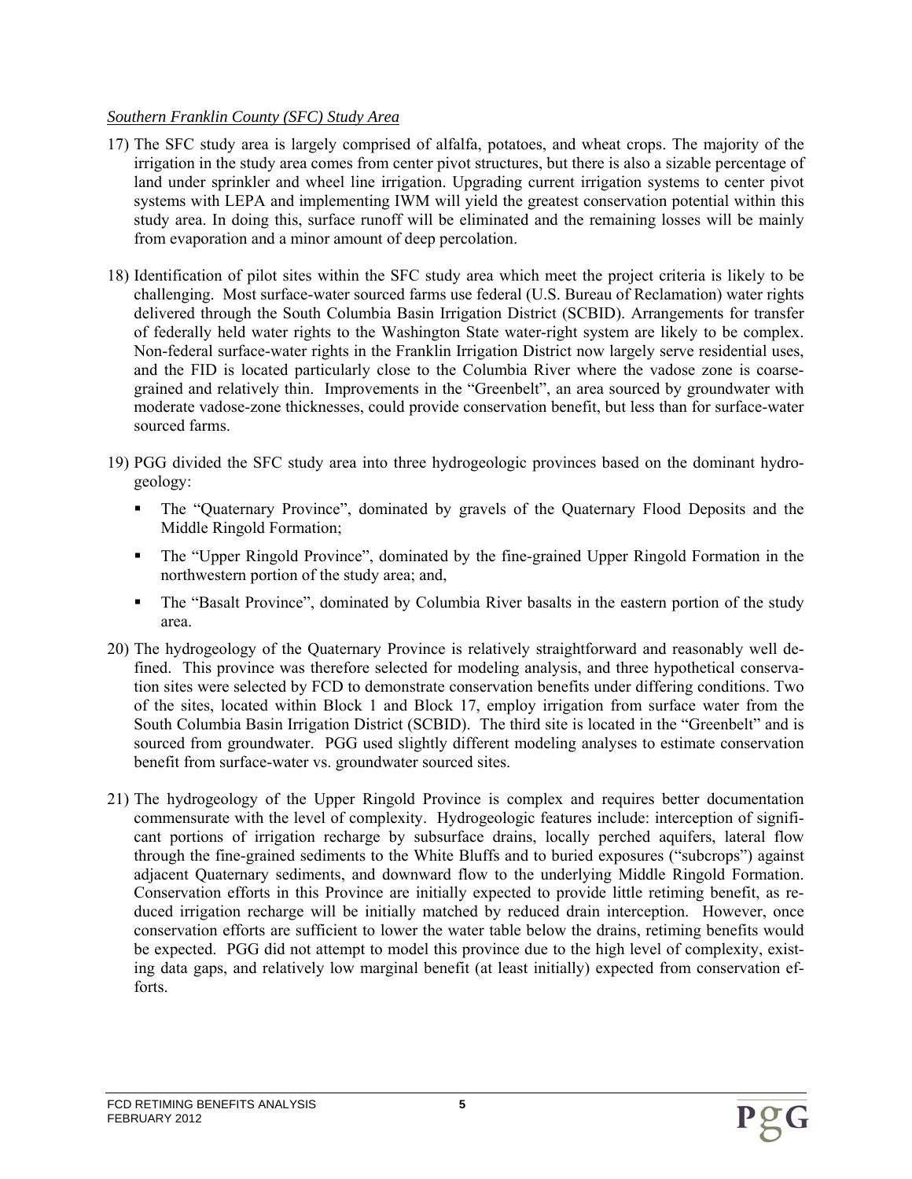*Southern Franklin County (SFC) Study Area*

17) The SFC study area is largely comprised of alfalfa, potatoes, and wheat crops. The majority of the irrigation in the study area comes from center pivot structures, but there is also a sizable percentage of land under sprinkler and wheel line irrigation. Upgrading current irrigation systems to center pivot systems with LEPA and implementing IWM will yield the greatest conservation potential within this study area. In doing this, surface runoff will be eliminated and the remaining losses will be mainly from evaporation and a minor amount of deep percolation.

18) Identification of pilot sites within the SFC study area which meet the project criteria is likely to be challenging. Most surface-water sourced farms use federal (U.S. Bureau of Reclamation) water rights delivered through the South Columbia Basin Irrigation District (SCBID). Arrangements for transfer of federally held water rights to the Washington State water-right system are likely to be complex. Non-federal surface-water rights in the Franklin Irrigation District now largely serve residential uses, and the FID is located particularly close to the Columbia River where the vadose zone is coarse-grained and relatively thin. Improvements in the "Greenbelt", an area sourced by groundwater with moderate vadose-zone thicknesses, could provide conservation benefit, but less than for surface-water sourced farms.

19) PGG divided the SFC study area into three hydrogeologic provinces based on the dominant hydrogeology:

    - The "Quaternary Province", dominated by gravels of the Quaternary Flood Deposits and the Middle Ringold Formation;
    - The "Upper Ringold Province", dominated by the fine-grained Upper Ringold Formation in the northwestern portion of the study area; and,
    - The "Basalt Province", dominated by Columbia River basalts in the eastern portion of the study area.

20) The hydrogeology of the Quaternary Province is relatively straightforward and reasonably well defined. This province was therefore selected for modeling analysis, and three hypothetical conservation sites were selected by FCD to demonstrate conservation benefits under differing conditions. Two of the sites, located within Block 1 and Block 17, employ irrigation from surface water from the South Columbia Basin Irrigation District (SCBID). The third site is located in the "Greenbelt" and is sourced from groundwater. PGG used slightly different modeling analyses to estimate conservation benefit from surface-water vs. groundwater sourced sites.

21) The hydrogeology of the Upper Ringold Province is complex and requires better documentation commensurate with the level of complexity. Hydrogeologic features include: interception of significant portions of irrigation recharge by subsurface drains, locally perched aquifers, lateral flow through the fine-grained sediments to the White Bluffs and to buried exposures ("subcrops") against adjacent Quaternary sediments, and downward flow to the underlying Middle Ringold Formation. Conservation efforts in this Province are initially expected to provide little retiming benefit, as reduced irrigation recharge will be initially matched by reduced drain interception. However, once conservation efforts are sufficient to lower the water table below the drains, retiming benefits would be expected. PGG did not attempt to model this province due to the high level of complexity, existing data gaps, and relatively low marginal benefit (at least initially) expected from conservation efforts.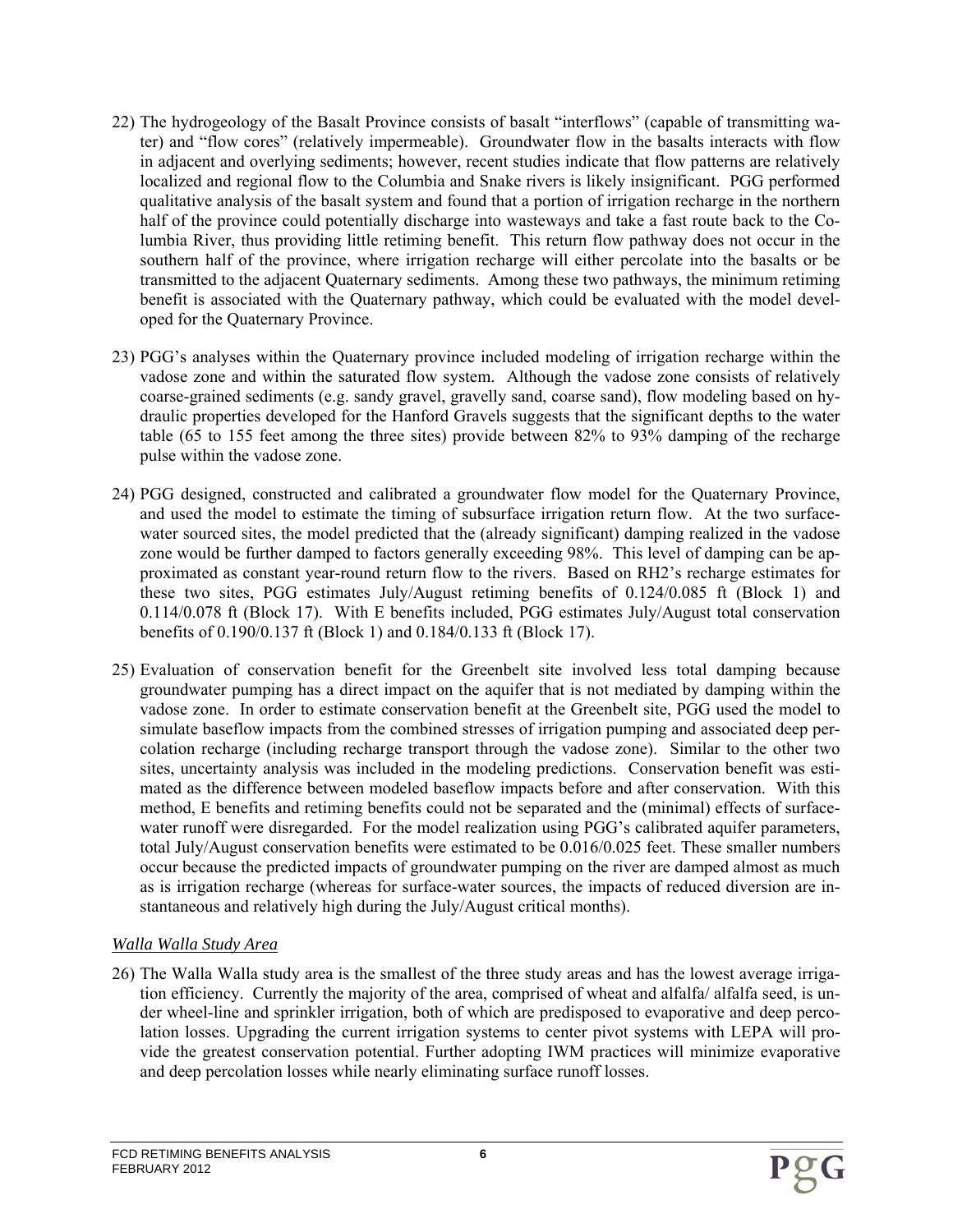22) The hydrogeology of the Basalt Province consists of basalt "interflows" (capable of transmitting water) and "flow cores" (relatively impermeable). Groundwater flow in the basalts interacts with flow in adjacent and overlying sediments; however, recent studies indicate that flow patterns are relatively localized and regional flow to the Columbia and Snake rivers is likely insignificant. PGG performed qualitative analysis of the basalt system and found that a portion of irrigation recharge in the northern half of the province could potentially discharge into wasteways and take a fast route back to the Columbia River, thus providing little retiming benefit. This return flow pathway does not occur in the southern half of the province, where irrigation recharge will either percolate into the basalts or be transmitted to the adjacent Quaternary sediments. Among these two pathways, the minimum retiming benefit is associated with the Quaternary pathway, which could be evaluated with the model developed for the Quaternary Province.

23) PGG's analyses within the Quaternary province included modeling of irrigation recharge within the vadose zone and within the saturated flow system. Although the vadose zone consists of relatively coarse-grained sediments (e.g. sandy gravel, gravelly sand, coarse sand), flow modeling based on hydraulic properties developed for the Hanford Gravels suggests that the significant depths to the water table (65 to 155 feet among the three sites) provide between 82% to 93% damping of the recharge pulse within the vadose zone.

24) PGG designed, constructed and calibrated a groundwater flow model for the Quaternary Province, and used the model to estimate the timing of subsurface irrigation return flow. At the two surface-water sourced sites, the model predicted that the (already significant) damping realized in the vadose zone would be further damped to factors generally exceeding 98%. This level of damping can be approximated as constant year-round return flow to the rivers. Based on RH2's recharge estimates for these two sites, PGG estimates July/August retiming benefits of 0.124/0.085 ft (Block 1) and 0.114/0.078 ft (Block 17). With E benefits included, PGG estimates July/August total conservation benefits of 0.190/0.137 ft (Block 1) and 0.184/0.133 ft (Block 17).

25) Evaluation of conservation benefit for the Greenbelt site involved less total damping because groundwater pumping has a direct impact on the aquifer that is not mediated by damping within the vadose zone. In order to estimate conservation benefit at the Greenbelt site, PGG used the model to simulate baseflow impacts from the combined stresses of irrigation pumping and associated deep percolation recharge (including recharge transport through the vadose zone). Similar to the other two sites, uncertainty analysis was included in the modeling predictions. Conservation benefit was estimated as the difference between modeled baseflow impacts before and after conservation. With this method, E benefits and retiming benefits could not be separated and the (minimal) effects of surface-water runoff were disregarded. For the model realization using PGG's calibrated aquifer parameters, total July/August conservation benefits were estimated to be 0.016/0.025 feet. These smaller numbers occur because the predicted impacts of groundwater pumping on the river are damped almost as much as is irrigation recharge (whereas for surface-water sources, the impacts of reduced diversion are instantaneous and relatively high during the July/August critical months).

*Walla Walla Study Area*

26) The Walla Walla study area is the smallest of the three study areas and has the lowest average irrigation efficiency. Currently the majority of the area, comprised of wheat and alfalfa/ alfalfa seed, is under wheel-line and sprinkler irrigation, both of which are predisposed to evaporative and deep percolation losses. Upgrading the current irrigation systems to center pivot systems with LEPA will provide the greatest conservation potential. Further adopting IWM practices will minimize evaporative and deep percolation losses while nearly eliminating surface runoff losses.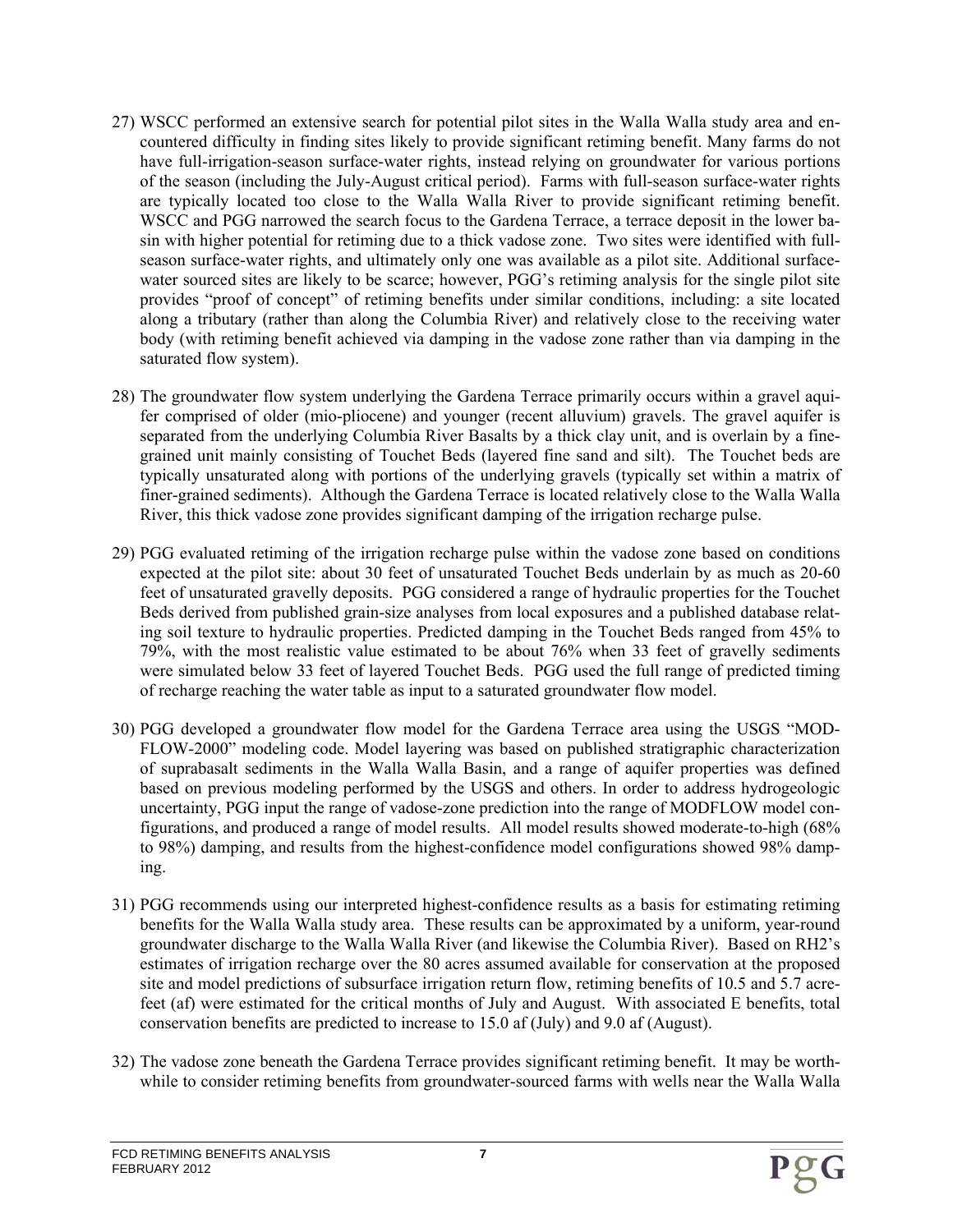27) WSCC performed an extensive search for potential pilot sites in the Walla Walla study area and encountered difficulty in finding sites likely to provide significant retiming benefit. Many farms do not have full-irrigation-season surface-water rights, instead relying on groundwater for various portions of the season (including the July-August critical period). Farms with full-season surface-water rights are typically located too close to the Walla Walla River to provide significant retiming benefit. WSCC and PGG narrowed the search focus to the Gardena Terrace, a terrace deposit in the lower basin with higher potential for retiming due to a thick vadose zone. Two sites were identified with full-season surface-water rights, and ultimately only one was available as a pilot site. Additional surface-water sourced sites are likely to be scarce; however, PGG's retiming analysis for the single pilot site provides "proof of concept" of retiming benefits under similar conditions, including: a site located along a tributary (rather than along the Columbia River) and relatively close to the receiving water body (with retiming benefit achieved via damping in the vadose zone rather than via damping in the saturated flow system).

28) The groundwater flow system underlying the Gardena Terrace primarily occurs within a gravel aquifer comprised of older (mio-pliocene) and younger (recent alluvium) gravels. The gravel aquifer is separated from the underlying Columbia River Basalts by a thick clay unit, and is overlain by a fine-grained unit mainly consisting of Touchet Beds (layered fine sand and silt). The Touchet beds are typically unsaturated along with portions of the underlying gravels (typically set within a matrix of finer-grained sediments). Although the Gardena Terrace is located relatively close to the Walla Walla River, this thick vadose zone provides significant damping of the irrigation recharge pulse.

29) PGG evaluated retiming of the irrigation recharge pulse within the vadose zone based on conditions expected at the pilot site: about 30 feet of unsaturated Touchet Beds underlain by as much as 20-60 feet of unsaturated gravelly deposits. PGG considered a range of hydraulic properties for the Touchet Beds derived from published grain-size analyses from local exposures and a published database relating soil texture to hydraulic properties. Predicted damping in the Touchet Beds ranged from 45% to 79%, with the most realistic value estimated to be about 76% when 33 feet of gravelly sediments were simulated below 33 feet of layered Touchet Beds. PGG used the full range of predicted timing of recharge reaching the water table as input to a saturated groundwater flow model.

30) PGG developed a groundwater flow model for the Gardena Terrace area using the USGS "MODFLOW-2000" modeling code. Model layering was based on published stratigraphic characterization of suprabasalt sediments in the Walla Walla Basin, and a range of aquifer properties was defined based on previous modeling performed by the USGS and others. In order to address hydrogeologic uncertainty, PGG input the range of vadose-zone prediction into the range of MODFLOW model configurations, and produced a range of model results. All model results showed moderate-to-high (68% to 98%) damping, and results from the highest-confidence model configurations showed 98% damping.

31) PGG recommends using our interpreted highest-confidence results as a basis for estimating retiming benefits for the Walla Walla study area. These results can be approximated by a uniform, year-round groundwater discharge to the Walla Walla River (and likewise the Columbia River). Based on RH2's estimates of irrigation recharge over the 80 acres assumed available for conservation at the proposed site and model predictions of subsurface irrigation return flow, retiming benefits of 10.5 and 5.7 acre-feet (af) were estimated for the critical months of July and August. With associated E benefits, total conservation benefits are predicted to increase to 15.0 af (July) and 9.0 af (August).

32) The vadose zone beneath the Gardena Terrace provides significant retiming benefit. It may be worthwhile to consider retiming benefits from groundwater-sourced farms with wells near the Walla Walla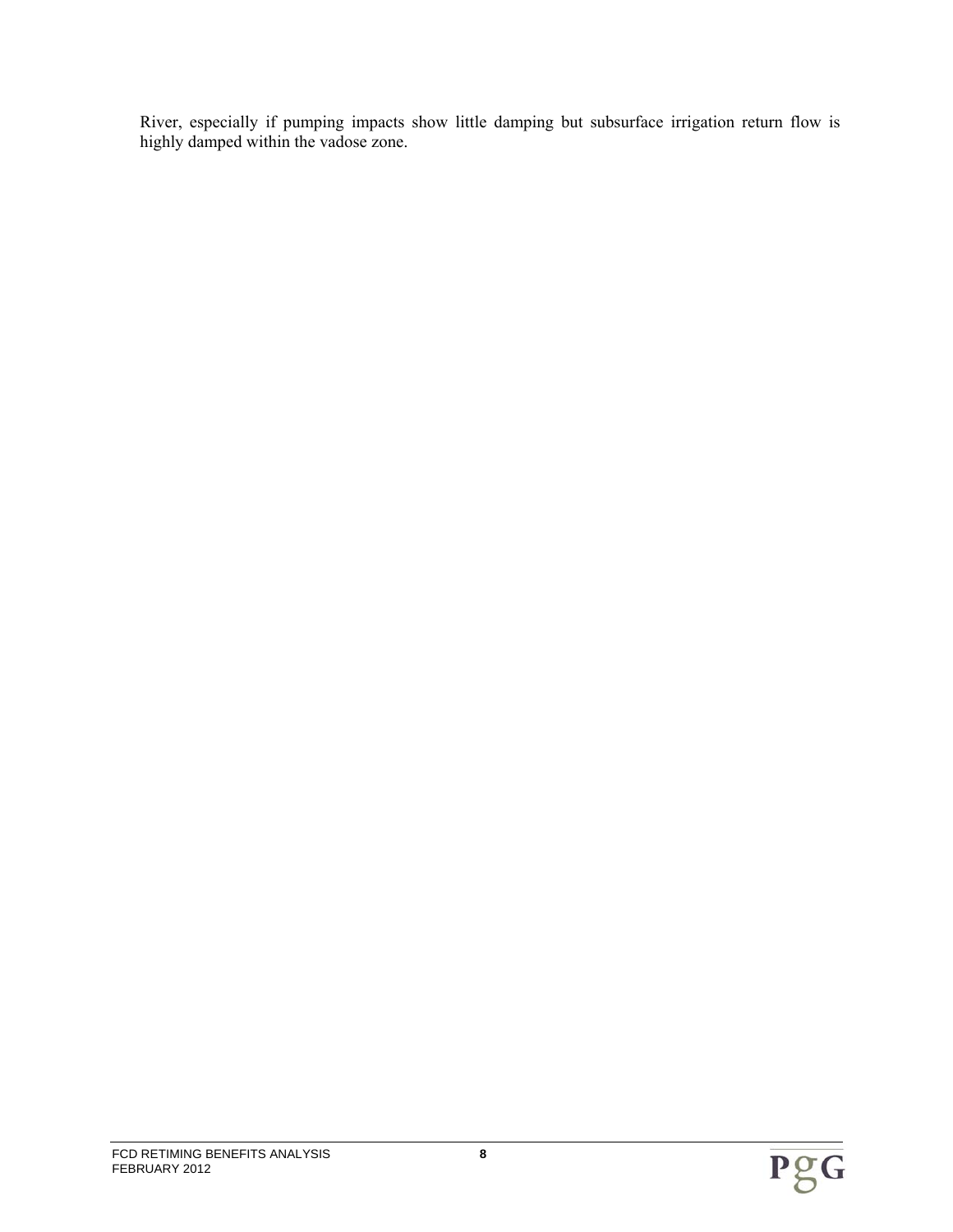River, especially if pumping impacts show little damping but subsurface irrigation return flow is highly damped within the vadose zone.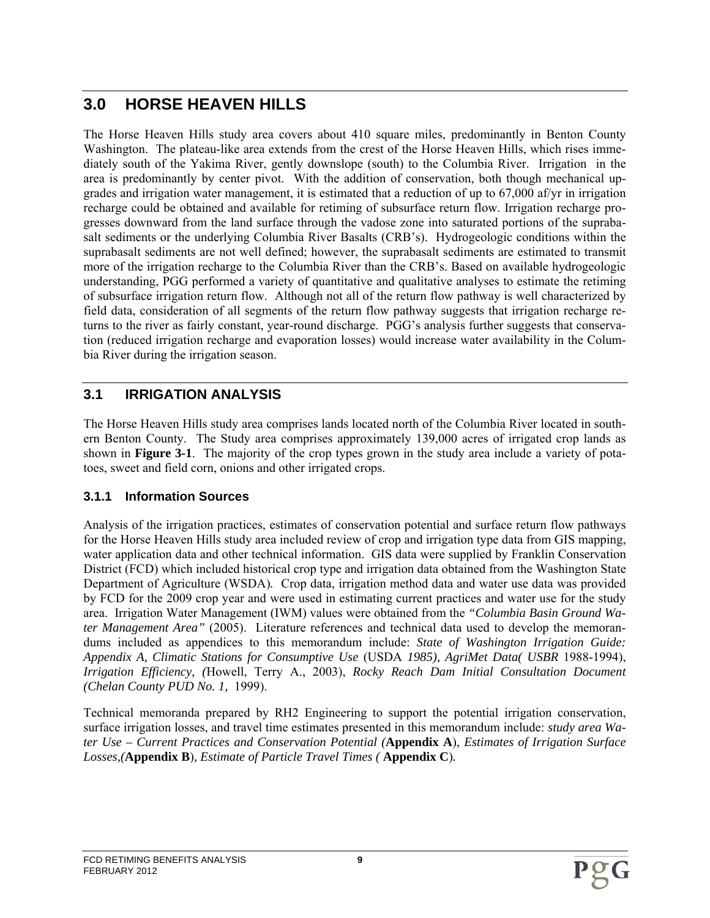## 3.0 HORSE HEAVEN HILLS

The Horse Heaven Hills study area covers about 410 square miles, predominantly in Benton County Washington. The plateau-like area extends from the crest of the Horse Heaven Hills, which rises immediately south of the Yakima River, gently downslope (south) to the Columbia River. Irrigation in the area is predominantly by center pivot. With the addition of conservation, both though mechanical upgrades and irrigation water management, it is estimated that a reduction of up to 67,000 af/yr in irrigation recharge could be obtained and available for retiming of subsurface return flow. Irrigation recharge progresses downward from the land surface through the vadose zone into saturated portions of the suprabasalt sediments or the underlying Columbia River Basalts (CRB's). Hydrogeologic conditions within the suprabasalt sediments are not well defined; however, the suprabasalt sediments are estimated to transmit more of the irrigation recharge to the Columbia River than the CRB's. Based on available hydrogeologic understanding, PGG performed a variety of quantitative and qualitative analyses to estimate the retiming of subsurface irrigation return flow. Although not all of the return flow pathway is well characterized by field data, consideration of all segments of the return flow pathway suggests that irrigation recharge returns to the river as fairly constant, year-round discharge. PGG's analysis further suggests that conservation (reduced irrigation recharge and evaporation losses) would increase water availability in the Columbia River during the irrigation season.

## 3.1 IRRIGATION ANALYSIS

The Horse Heaven Hills study area comprises lands located north of the Columbia River located in southern Benton County. The Study area comprises approximately 139,000 acres of irrigated crop lands as shown in **Figure 3-1**. The majority of the crop types grown in the study area include a variety of potatoes, sweet and field corn, onions and other irrigated crops.

### 3.1.1 Information Sources

Analysis of the irrigation practices, estimates of conservation potential and surface return flow pathways for the Horse Heaven Hills study area included review of crop and irrigation type data from GIS mapping, water application data and other technical information. GIS data were supplied by Franklin Conservation District (FCD) which included historical crop type and irrigation data obtained from the Washington State Department of Agriculture (WSDA). Crop data, irrigation method data and water use data was provided by FCD for the 2009 crop year and were used in estimating current practices and water use for the study area. Irrigation Water Management (IWM) values were obtained from the *"Columbia Basin Ground Water Management Area"* (2005). Literature references and technical data used to develop the memorandums included as appendices to this memorandum include: *State of Washington Irrigation Guide: Appendix A, Climatic Stations for Consumptive Use* (USDA *1985), AgriMet Data( USBR* 1988-1994), *Irrigation Efficiency, (*Howell, Terry A., 2003), *Rocky Reach Dam Initial Consultation Document (Chelan County PUD No. 1,* 1999).

Technical memoranda prepared by RH2 Engineering to support the potential irrigation conservation, surface irrigation losses, and travel time estimates presented in this memorandum include: *study area Water Use – Current Practices and Conservation Potential (***Appendix A**), *Estimates of Irrigation Surface Losses,(***Appendix B**)*, Estimate of Particle Travel Times (* **Appendix C**)*.*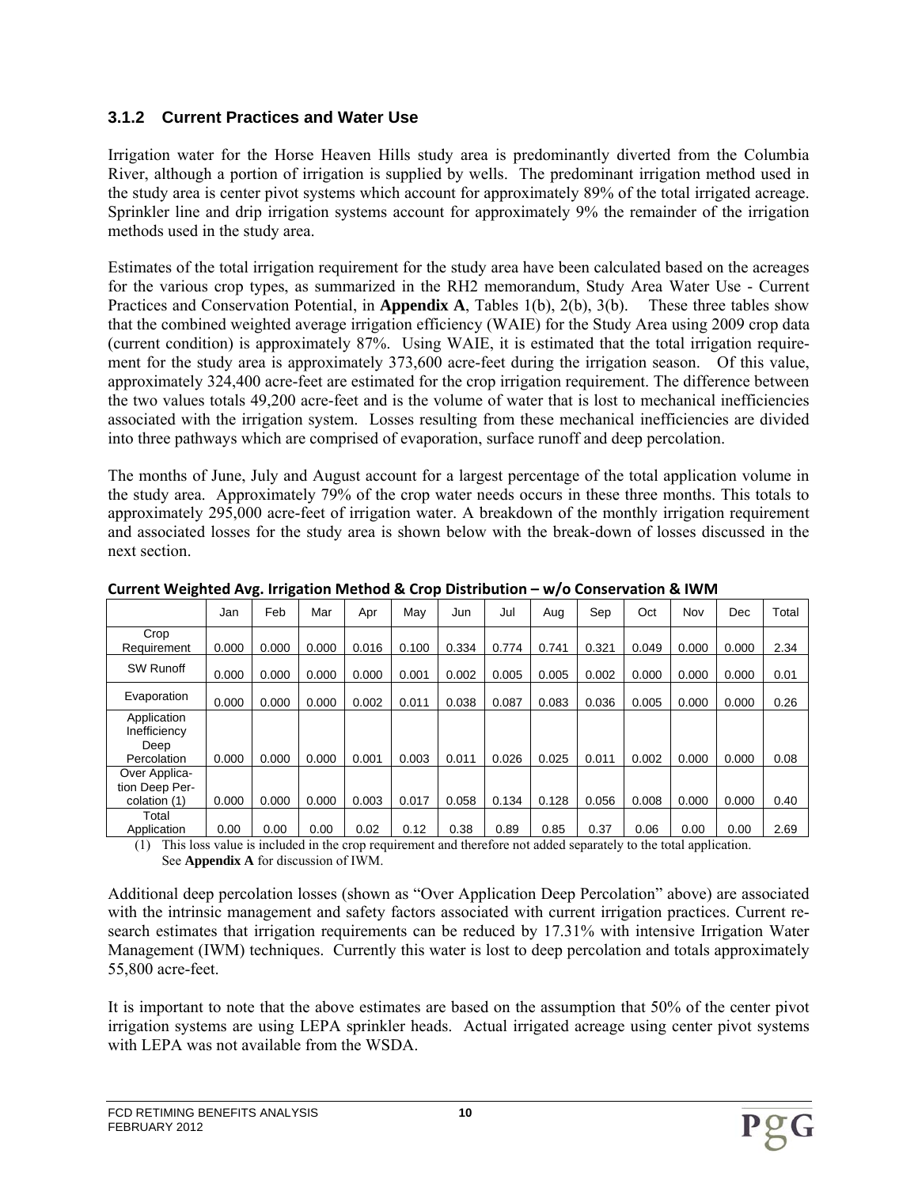### 3.1.2 Current Practices and Water Use

Irrigation water for the Horse Heaven Hills study area is predominantly diverted from the Columbia River, although a portion of irrigation is supplied by wells. The predominant irrigation method used in the study area is center pivot systems which account for approximately 89% of the total irrigated acreage. Sprinkler line and drip irrigation systems account for approximately 9% the remainder of the irrigation methods used in the study area.

Estimates of the total irrigation requirement for the study area have been calculated based on the acreages for the various crop types, as summarized in the RH2 memorandum, Study Area Water Use - Current Practices and Conservation Potential, in **Appendix A**, Tables 1(b), 2(b), 3(b). These three tables show that the combined weighted average irrigation efficiency (WAIE) for the Study Area using 2009 crop data (current condition) is approximately 87%. Using WAIE, it is estimated that the total irrigation requirement for the study area is approximately 373,600 acre-feet during the irrigation season. Of this value, approximately 324,400 acre-feet are estimated for the crop irrigation requirement. The difference between the two values totals 49,200 acre-feet and is the volume of water that is lost to mechanical inefficiencies associated with the irrigation system. Losses resulting from these mechanical inefficiencies are divided into three pathways which are comprised of evaporation, surface runoff and deep percolation.

The months of June, July and August account for a largest percentage of the total application volume in the study area. Approximately 79% of the crop water needs occurs in these three months. This totals to approximately 295,000 acre-feet of irrigation water. A breakdown of the monthly irrigation requirement and associated losses for the study area is shown below with the break-down of losses discussed in the next section.

**Current Weighted Avg. Irrigation Method & Crop Distribution – w/o Conservation & IWM**

| | Jan | Feb | Mar | Apr | May | Jun | Jul | Aug | Sep | Oct | Nov | Dec | Total |
|---|---|---|---|---|---|---|---|---|---|---|---|---|---|
| Crop Requirement | 0.000 | 0.000 | 0.000 | 0.016 | 0.100 | 0.334 | 0.774 | 0.741 | 0.321 | 0.049 | 0.000 | 0.000 | 2.34 |
| SW Runoff | 0.000 | 0.000 | 0.000 | 0.000 | 0.001 | 0.002 | 0.005 | 0.005 | 0.002 | 0.000 | 0.000 | 0.000 | 0.01 |
| Evaporation | 0.000 | 0.000 | 0.000 | 0.002 | 0.011 | 0.038 | 0.087 | 0.083 | 0.036 | 0.005 | 0.000 | 0.000 | 0.26 |
| Application Inefficiency Deep Percolation | 0.000 | 0.000 | 0.000 | 0.001 | 0.003 | 0.011 | 0.026 | 0.025 | 0.011 | 0.002 | 0.000 | 0.000 | 0.08 |
| Over Application Deep Percolation (1) | 0.000 | 0.000 | 0.000 | 0.003 | 0.017 | 0.058 | 0.134 | 0.128 | 0.056 | 0.008 | 0.000 | 0.000 | 0.40 |
| Total Application | 0.00 | 0.00 | 0.00 | 0.02 | 0.12 | 0.38 | 0.89 | 0.85 | 0.37 | 0.06 | 0.00 | 0.00 | 2.69 |

(1) This loss value is included in the crop requirement and therefore not added separately to the total application. See **Appendix A** for discussion of IWM.

Additional deep percolation losses (shown as "Over Application Deep Percolation" above) are associated with the intrinsic management and safety factors associated with current irrigation practices. Current research estimates that irrigation requirements can be reduced by 17.31% with intensive Irrigation Water Management (IWM) techniques. Currently this water is lost to deep percolation and totals approximately 55,800 acre-feet.

It is important to note that the above estimates are based on the assumption that 50% of the center pivot irrigation systems are using LEPA sprinkler heads. Actual irrigated acreage using center pivot systems with LEPA was not available from the WSDA.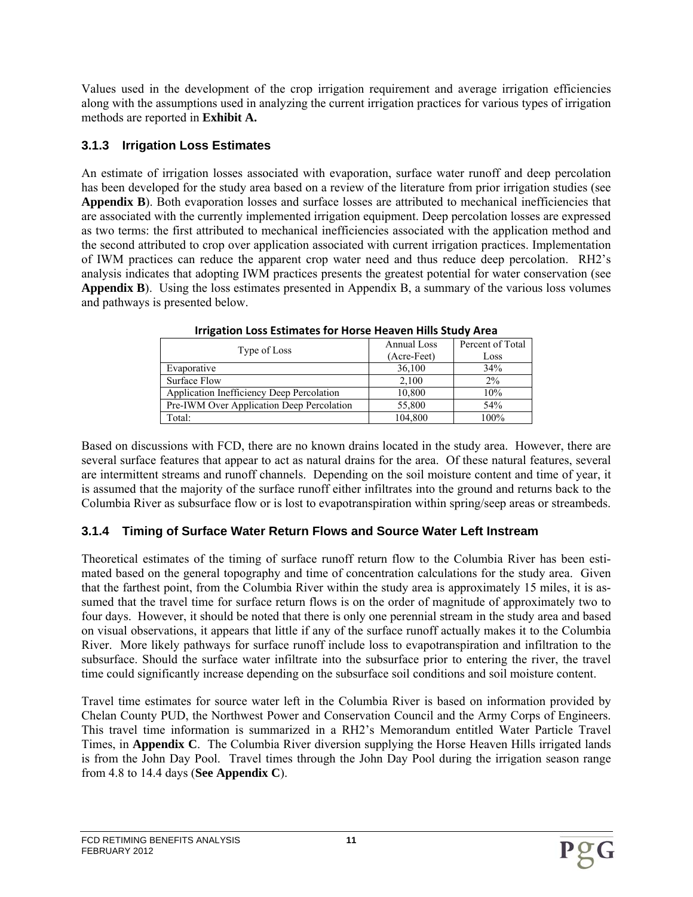Values used in the development of the crop irrigation requirement and average irrigation efficiencies along with the assumptions used in analyzing the current irrigation practices for various types of irrigation methods are reported in **Exhibit A.**

### 3.1.3 Irrigation Loss Estimates

An estimate of irrigation losses associated with evaporation, surface water runoff and deep percolation has been developed for the study area based on a review of the literature from prior irrigation studies (see **Appendix B**). Both evaporation losses and surface losses are attributed to mechanical inefficiencies that are associated with the currently implemented irrigation equipment. Deep percolation losses are expressed as two terms: the first attributed to mechanical inefficiencies associated with the application method and the second attributed to crop over application associated with current irrigation practices. Implementation of IWM practices can reduce the apparent crop water need and thus reduce deep percolation. RH2's analysis indicates that adopting IWM practices presents the greatest potential for water conservation (see **Appendix B**). Using the loss estimates presented in Appendix B, a summary of the various loss volumes and pathways is presented below.

**Irrigation Loss Estimates for Horse Heaven Hills Study Area**

| Type of Loss | Annual Loss (Acre-Feet) | Percent of Total Loss |
|---|---|---|
| Evaporative | 36,100 | 34% |
| Surface Flow | 2,100 | 2% |
| Application Inefficiency Deep Percolation | 10,800 | 10% |
| Pre-IWM Over Application Deep Percolation | 55,800 | 54% |
| Total: | 104,800 | 100% |

Based on discussions with FCD, there are no known drains located in the study area. However, there are several surface features that appear to act as natural drains for the area. Of these natural features, several are intermittent streams and runoff channels. Depending on the soil moisture content and time of year, it is assumed that the majority of the surface runoff either infiltrates into the ground and returns back to the Columbia River as subsurface flow or is lost to evapotranspiration within spring/seep areas or streambeds.

### 3.1.4 Timing of Surface Water Return Flows and Source Water Left Instream

Theoretical estimates of the timing of surface runoff return flow to the Columbia River has been estimated based on the general topography and time of concentration calculations for the study area. Given that the farthest point, from the Columbia River within the study area is approximately 15 miles, it is assumed that the travel time for surface return flows is on the order of magnitude of approximately two to four days. However, it should be noted that there is only one perennial stream in the study area and based on visual observations, it appears that little if any of the surface runoff actually makes it to the Columbia River. More likely pathways for surface runoff include loss to evapotranspiration and infiltration to the subsurface. Should the surface water infiltrate into the subsurface prior to entering the river, the travel time could significantly increase depending on the subsurface soil conditions and soil moisture content.

Travel time estimates for source water left in the Columbia River is based on information provided by Chelan County PUD, the Northwest Power and Conservation Council and the Army Corps of Engineers. This travel time information is summarized in a RH2's Memorandum entitled Water Particle Travel Times, in **Appendix C**. The Columbia River diversion supplying the Horse Heaven Hills irrigated lands is from the John Day Pool. Travel times through the John Day Pool during the irrigation season range from 4.8 to 14.4 days (**See Appendix C**).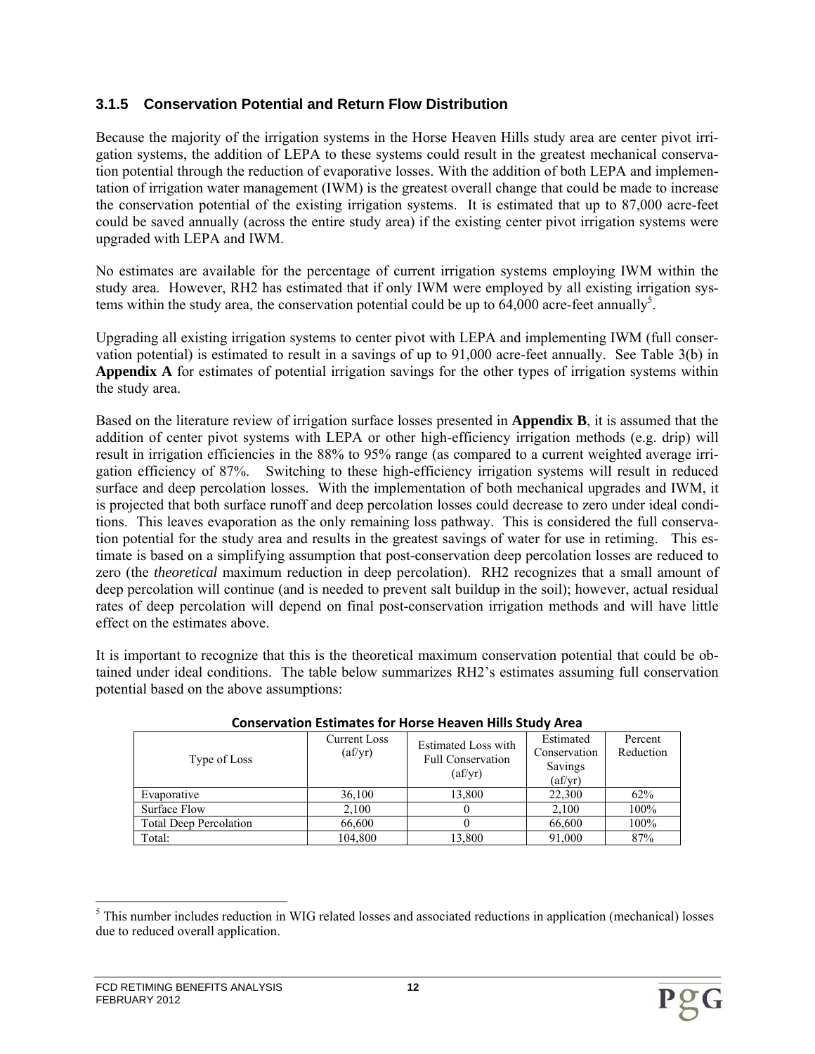### 3.1.5 Conservation Potential and Return Flow Distribution

Because the majority of the irrigation systems in the Horse Heaven Hills study area are center pivot irrigation systems, the addition of LEPA to these systems could result in the greatest mechanical conservation potential through the reduction of evaporative losses. With the addition of both LEPA and implementation of irrigation water management (IWM) is the greatest overall change that could be made to increase the conservation potential of the existing irrigation systems. It is estimated that up to 87,000 acre-feet could be saved annually (across the entire study area) if the existing center pivot irrigation systems were upgraded with LEPA and IWM.

No estimates are available for the percentage of current irrigation systems employing IWM within the study area. However, RH2 has estimated that if only IWM were employed by all existing irrigation systems within the study area, the conservation potential could be up to 64,000 acre-feet annually[5].

Upgrading all existing irrigation systems to center pivot with LEPA and implementing IWM (full conservation potential) is estimated to result in a savings of up to 91,000 acre-feet annually. See Table 3(b) in **Appendix A** for estimates of potential irrigation savings for the other types of irrigation systems within the study area.

Based on the literature review of irrigation surface losses presented in **Appendix B**, it is assumed that the addition of center pivot systems with LEPA or other high-efficiency irrigation methods (e.g. drip) will result in irrigation efficiencies in the 88% to 95% range (as compared to a current weighted average irrigation efficiency of 87%. Switching to these high-efficiency irrigation systems will result in reduced surface and deep percolation losses. With the implementation of both mechanical upgrades and IWM, it is projected that both surface runoff and deep percolation losses could decrease to zero under ideal conditions. This leaves evaporation as the only remaining loss pathway. This is considered the full conservation potential for the study area and results in the greatest savings of water for use in retiming. This estimate is based on a simplifying assumption that post-conservation deep percolation losses are reduced to zero (the *theoretical* maximum reduction in deep percolation). RH2 recognizes that a small amount of deep percolation will continue (and is needed to prevent salt buildup in the soil); however, actual residual rates of deep percolation will depend on final post-conservation irrigation methods and will have little effect on the estimates above.

It is important to recognize that this is the theoretical maximum conservation potential that could be obtained under ideal conditions. The table below summarizes RH2's estimates assuming full conservation potential based on the above assumptions:

**Conservation Estimates for Horse Heaven Hills Study Area**

| Type of Loss | Current Loss (af/yr) | Estimated Loss with Full Conservation (af/yr) | Estimated Conservation Savings (af/yr) | Percent Reduction |
|---|---|---|---|---|
| Evaporative | 36,100 | 13,800 | 22,300 | 62% |
| Surface Flow | 2,100 | 0 | 2,100 | 100% |
| Total Deep Percolation | 66,600 | 0 | 66,600 | 100% |
| Total: | 104,800 | 13,800 | 91,000 | 87% |

[5] This number includes reduction in WIG related losses and associated reductions in application (mechanical) losses due to reduced overall application.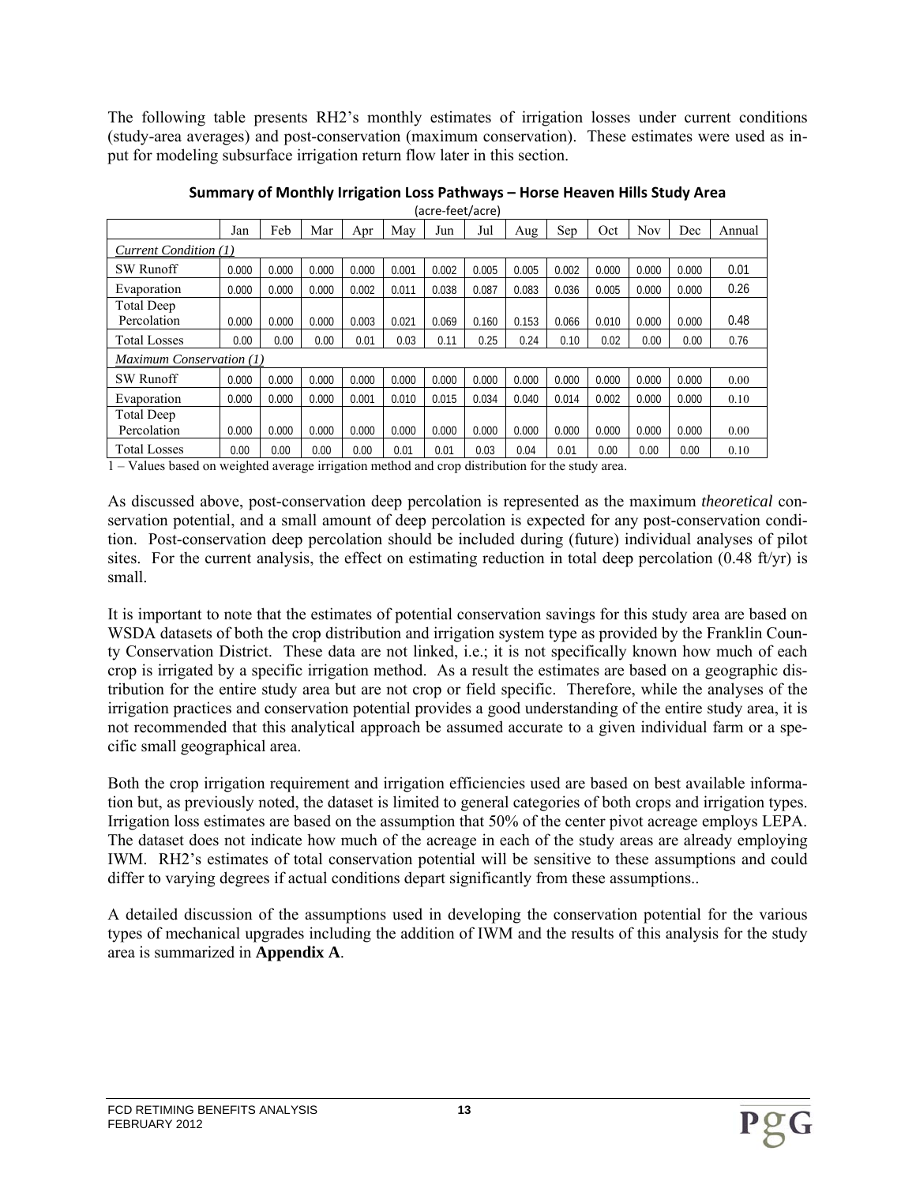The following table presents RH2's monthly estimates of irrigation losses under current conditions (study-area averages) and post-conservation (maximum conservation). These estimates were used as input for modeling subsurface irrigation return flow later in this section.

**Summary of Monthly Irrigation Loss Pathways – Horse Heaven Hills Study Area**
(acre-feet/acre)

| | Jan | Feb | Mar | Apr | May | Jun | Jul | Aug | Sep | Oct | Nov | Dec | Annual |
|---|---|---|---|---|---|---|---|---|---|---|---|---|---|
| *Current Condition (1)* | | | | | | | | | | | | | |
| SW Runoff | 0.000 | 0.000 | 0.000 | 0.000 | 0.001 | 0.002 | 0.005 | 0.005 | 0.002 | 0.000 | 0.000 | 0.000 | 0.01 |
| Evaporation | 0.000 | 0.000 | 0.000 | 0.002 | 0.011 | 0.038 | 0.087 | 0.083 | 0.036 | 0.005 | 0.000 | 0.000 | 0.26 |
| Total Deep Percolation | 0.000 | 0.000 | 0.000 | 0.003 | 0.021 | 0.069 | 0.160 | 0.153 | 0.066 | 0.010 | 0.000 | 0.000 | 0.48 |
| Total Losses | 0.00 | 0.00 | 0.00 | 0.01 | 0.03 | 0.11 | 0.25 | 0.24 | 0.10 | 0.02 | 0.00 | 0.00 | 0.76 |
| *Maximum Conservation (1)* | | | | | | | | | | | | | |
| SW Runoff | 0.000 | 0.000 | 0.000 | 0.000 | 0.000 | 0.000 | 0.000 | 0.000 | 0.000 | 0.000 | 0.000 | 0.000 | 0.00 |
| Evaporation | 0.000 | 0.000 | 0.000 | 0.001 | 0.010 | 0.015 | 0.034 | 0.040 | 0.014 | 0.002 | 0.000 | 0.000 | 0.10 |
| Total Deep Percolation | 0.000 | 0.000 | 0.000 | 0.000 | 0.000 | 0.000 | 0.000 | 0.000 | 0.000 | 0.000 | 0.000 | 0.000 | 0.00 |
| Total Losses | 0.00 | 0.00 | 0.00 | 0.00 | 0.01 | 0.01 | 0.03 | 0.04 | 0.01 | 0.00 | 0.00 | 0.00 | 0.10 |

1 – Values based on weighted average irrigation method and crop distribution for the study area.

As discussed above, post-conservation deep percolation is represented as the maximum *theoretical* conservation potential, and a small amount of deep percolation is expected for any post-conservation condition. Post-conservation deep percolation should be included during (future) individual analyses of pilot sites. For the current analysis, the effect on estimating reduction in total deep percolation (0.48 ft/yr) is small.

It is important to note that the estimates of potential conservation savings for this study area are based on WSDA datasets of both the crop distribution and irrigation system type as provided by the Franklin County Conservation District. These data are not linked, i.e.; it is not specifically known how much of each crop is irrigated by a specific irrigation method. As a result the estimates are based on a geographic distribution for the entire study area but are not crop or field specific. Therefore, while the analyses of the irrigation practices and conservation potential provides a good understanding of the entire study area, it is not recommended that this analytical approach be assumed accurate to a given individual farm or a specific small geographical area.

Both the crop irrigation requirement and irrigation efficiencies used are based on best available information but, as previously noted, the dataset is limited to general categories of both crops and irrigation types. Irrigation loss estimates are based on the assumption that 50% of the center pivot acreage employs LEPA. The dataset does not indicate how much of the acreage in each of the study areas are already employing IWM. RH2's estimates of total conservation potential will be sensitive to these assumptions and could differ to varying degrees if actual conditions depart significantly from these assumptions..

A detailed discussion of the assumptions used in developing the conservation potential for the various types of mechanical upgrades including the addition of IWM and the results of this analysis for the study area is summarized in **Appendix A**.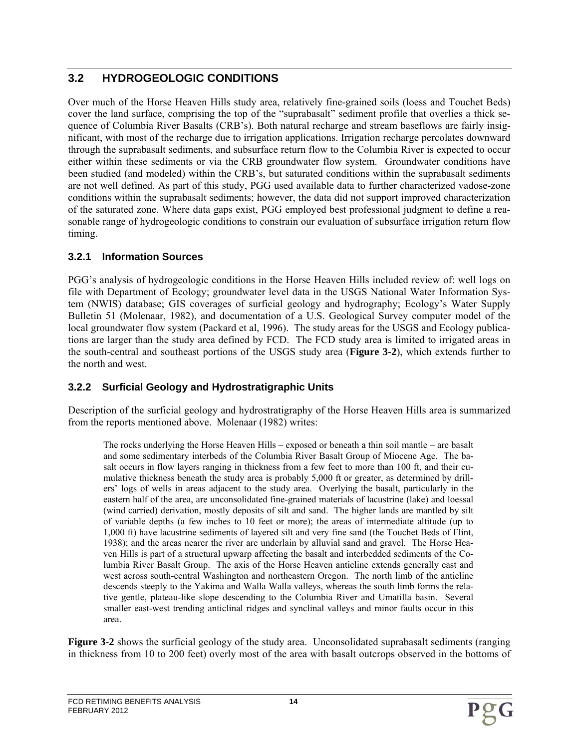## 3.2 HYDROGEOLOGIC CONDITIONS

Over much of the Horse Heaven Hills study area, relatively fine-grained soils (loess and Touchet Beds) cover the land surface, comprising the top of the "suprabasalt" sediment profile that overlies a thick sequence of Columbia River Basalts (CRB's). Both natural recharge and stream baseflows are fairly insignificant, with most of the recharge due to irrigation applications. Irrigation recharge percolates downward through the suprabasalt sediments, and subsurface return flow to the Columbia River is expected to occur either within these sediments or via the CRB groundwater flow system. Groundwater conditions have been studied (and modeled) within the CRB's, but saturated conditions within the suprabasalt sediments are not well defined. As part of this study, PGG used available data to further characterized vadose-zone conditions within the suprabasalt sediments; however, the data did not support improved characterization of the saturated zone. Where data gaps exist, PGG employed best professional judgment to define a reasonable range of hydrogeologic conditions to constrain our evaluation of subsurface irrigation return flow timing.

### 3.2.1 Information Sources

PGG's analysis of hydrogeologic conditions in the Horse Heaven Hills included review of: well logs on file with Department of Ecology; groundwater level data in the USGS National Water Information System (NWIS) database; GIS coverages of surficial geology and hydrography; Ecology's Water Supply Bulletin 51 (Molenaar, 1982), and documentation of a U.S. Geological Survey computer model of the local groundwater flow system (Packard et al, 1996). The study areas for the USGS and Ecology publications are larger than the study area defined by FCD. The FCD study area is limited to irrigated areas in the south-central and southeast portions of the USGS study area (**Figure 3-2**), which extends further to the north and west.

### 3.2.2 Surficial Geology and Hydrostratigraphic Units

Description of the surficial geology and hydrostratigraphy of the Horse Heaven Hills area is summarized from the reports mentioned above. Molenaar (1982) writes:

> The rocks underlying the Horse Heaven Hills – exposed or beneath a thin soil mantle – are basalt and some sedimentary interbeds of the Columbia River Basalt Group of Miocene Age. The basalt occurs in flow layers ranging in thickness from a few feet to more than 100 ft, and their cumulative thickness beneath the study area is probably 5,000 ft or greater, as determined by drillers' logs of wells in areas adjacent to the study area. Overlying the basalt, particularly in the eastern half of the area, are unconsolidated fine-grained materials of lacustrine (lake) and loessal (wind carried) derivation, mostly deposits of silt and sand. The higher lands are mantled by silt of variable depths (a few inches to 10 feet or more); the areas of intermediate altitude (up to 1,000 ft) have lacustrine sediments of layered silt and very fine sand (the Touchet Beds of Flint, 1938); and the areas nearer the river are underlain by alluvial sand and gravel. The Horse Heaven Hills is part of a structural upwarp affecting the basalt and interbedded sediments of the Columbia River Basalt Group. The axis of the Horse Heaven anticline extends generally east and west across south-central Washington and northeastern Oregon. The north limb of the anticline descends steeply to the Yakima and Walla Walla valleys, whereas the south limb forms the relative gentle, plateau-like slope descending to the Columbia River and Umatilla basin. Several smaller east-west trending anticlinal ridges and synclinal valleys and minor faults occur in this area.

**Figure 3-2** shows the surficial geology of the study area. Unconsolidated suprabasalt sediments (ranging in thickness from 10 to 200 feet) overly most of the area with basalt outcrops observed in the bottoms of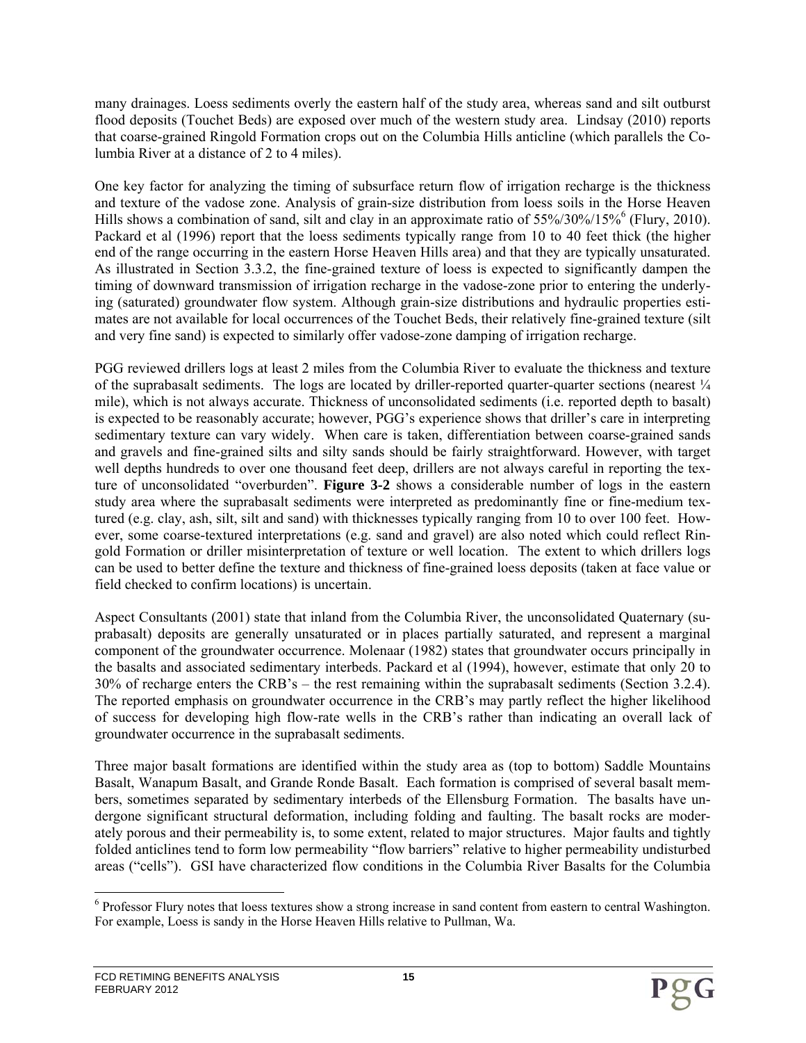many drainages. Loess sediments overly the eastern half of the study area, whereas sand and silt outburst flood deposits (Touchet Beds) are exposed over much of the western study area. Lindsay (2010) reports that coarse-grained Ringold Formation crops out on the Columbia Hills anticline (which parallels the Columbia River at a distance of 2 to 4 miles).

One key factor for analyzing the timing of subsurface return flow of irrigation recharge is the thickness and texture of the vadose zone. Analysis of grain-size distribution from loess soils in the Horse Heaven Hills shows a combination of sand, silt and clay in an approximate ratio of 55%/30%/15%[6] (Flury, 2010). Packard et al (1996) report that the loess sediments typically range from 10 to 40 feet thick (the higher end of the range occurring in the eastern Horse Heaven Hills area) and that they are typically unsaturated. As illustrated in Section 3.3.2, the fine-grained texture of loess is expected to significantly dampen the timing of downward transmission of irrigation recharge in the vadose-zone prior to entering the underlying (saturated) groundwater flow system. Although grain-size distributions and hydraulic properties estimates are not available for local occurrences of the Touchet Beds, their relatively fine-grained texture (silt and very fine sand) is expected to similarly offer vadose-zone damping of irrigation recharge.

PGG reviewed drillers logs at least 2 miles from the Columbia River to evaluate the thickness and texture of the suprabasalt sediments. The logs are located by driller-reported quarter-quarter sections (nearest ¼ mile), which is not always accurate. Thickness of unconsolidated sediments (i.e. reported depth to basalt) is expected to be reasonably accurate; however, PGG's experience shows that driller's care in interpreting sedimentary texture can vary widely. When care is taken, differentiation between coarse-grained sands and gravels and fine-grained silts and silty sands should be fairly straightforward. However, with target well depths hundreds to over one thousand feet deep, drillers are not always careful in reporting the texture of unconsolidated "overburden". **Figure 3-2** shows a considerable number of logs in the eastern study area where the suprabasalt sediments were interpreted as predominantly fine or fine-medium textured (e.g. clay, ash, silt, silt and sand) with thicknesses typically ranging from 10 to over 100 feet. However, some coarse-textured interpretations (e.g. sand and gravel) are also noted which could reflect Ringold Formation or driller misinterpretation of texture or well location. The extent to which drillers logs can be used to better define the texture and thickness of fine-grained loess deposits (taken at face value or field checked to confirm locations) is uncertain.

Aspect Consultants (2001) state that inland from the Columbia River, the unconsolidated Quaternary (suprabasalt) deposits are generally unsaturated or in places partially saturated, and represent a marginal component of the groundwater occurrence. Molenaar (1982) states that groundwater occurs principally in the basalts and associated sedimentary interbeds. Packard et al (1994), however, estimate that only 20 to 30% of recharge enters the CRB's – the rest remaining within the suprabasalt sediments (Section 3.2.4). The reported emphasis on groundwater occurrence in the CRB's may partly reflect the higher likelihood of success for developing high flow-rate wells in the CRB's rather than indicating an overall lack of groundwater occurrence in the suprabasalt sediments.

Three major basalt formations are identified within the study area as (top to bottom) Saddle Mountains Basalt, Wanapum Basalt, and Grande Ronde Basalt. Each formation is comprised of several basalt members, sometimes separated by sedimentary interbeds of the Ellensburg Formation. The basalts have undergone significant structural deformation, including folding and faulting. The basalt rocks are moderately porous and their permeability is, to some extent, related to major structures. Major faults and tightly folded anticlines tend to form low permeability "flow barriers" relative to higher permeability undisturbed areas ("cells"). GSI have characterized flow conditions in the Columbia River Basalts for the Columbia

---

[6] Professor Flury notes that loess textures show a strong increase in sand content from eastern to central Washington. For example, Loess is sandy in the Horse Heaven Hills relative to Pullman, Wa.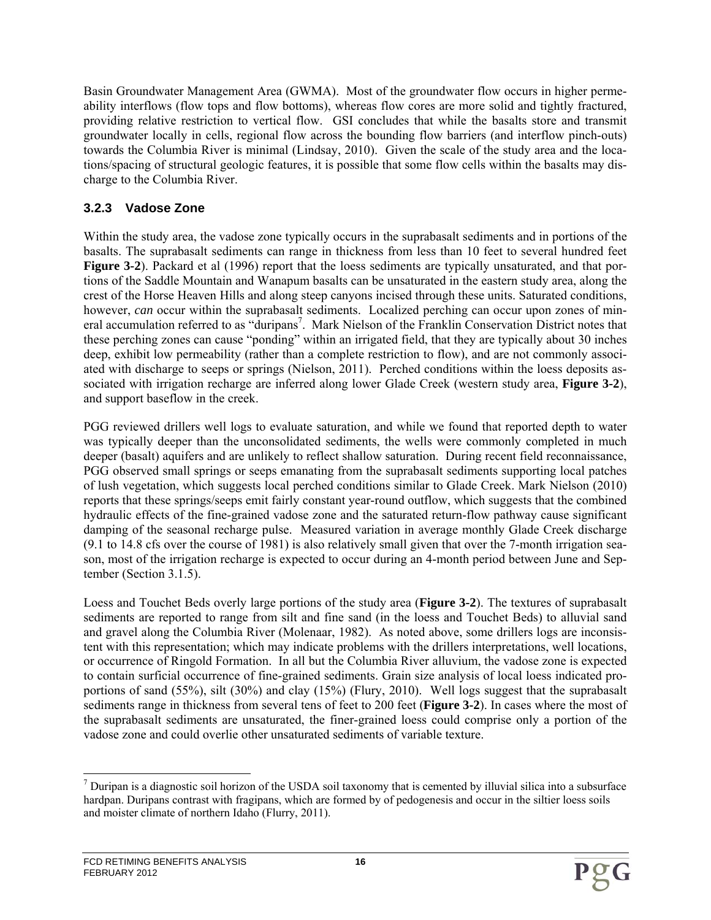Basin Groundwater Management Area (GWMA). Most of the groundwater flow occurs in higher permeability interflows (flow tops and flow bottoms), whereas flow cores are more solid and tightly fractured, providing relative restriction to vertical flow. GSI concludes that while the basalts store and transmit groundwater locally in cells, regional flow across the bounding flow barriers (and interflow pinch-outs) towards the Columbia River is minimal (Lindsay, 2010). Given the scale of the study area and the locations/spacing of structural geologic features, it is possible that some flow cells within the basalts may discharge to the Columbia River.

### 3.2.3 Vadose Zone

Within the study area, the vadose zone typically occurs in the suprabasalt sediments and in portions of the basalts. The suprabasalt sediments can range in thickness from less than 10 feet to several hundred feet **Figure 3-2**). Packard et al (1996) report that the loess sediments are typically unsaturated, and that portions of the Saddle Mountain and Wanapum basalts can be unsaturated in the eastern study area, along the crest of the Horse Heaven Hills and along steep canyons incised through these units. Saturated conditions, however, *can* occur within the suprabasalt sediments. Localized perching can occur upon zones of mineral accumulation referred to as "duripans[7]. Mark Nielson of the Franklin Conservation District notes that these perching zones can cause "ponding" within an irrigated field, that they are typically about 30 inches deep, exhibit low permeability (rather than a complete restriction to flow), and are not commonly associated with discharge to seeps or springs (Nielson, 2011). Perched conditions within the loess deposits associated with irrigation recharge are inferred along lower Glade Creek (western study area, **Figure 3-2**), and support baseflow in the creek.

PGG reviewed drillers well logs to evaluate saturation, and while we found that reported depth to water was typically deeper than the unconsolidated sediments, the wells were commonly completed in much deeper (basalt) aquifers and are unlikely to reflect shallow saturation. During recent field reconnaissance, PGG observed small springs or seeps emanating from the suprabasalt sediments supporting local patches of lush vegetation, which suggests local perched conditions similar to Glade Creek. Mark Nielson (2010) reports that these springs/seeps emit fairly constant year-round outflow, which suggests that the combined hydraulic effects of the fine-grained vadose zone and the saturated return-flow pathway cause significant damping of the seasonal recharge pulse. Measured variation in average monthly Glade Creek discharge (9.1 to 14.8 cfs over the course of 1981) is also relatively small given that over the 7-month irrigation season, most of the irrigation recharge is expected to occur during an 4-month period between June and September (Section 3.1.5).

Loess and Touchet Beds overly large portions of the study area (**Figure 3-2**). The textures of suprabasalt sediments are reported to range from silt and fine sand (in the loess and Touchet Beds) to alluvial sand and gravel along the Columbia River (Molenaar, 1982). As noted above, some drillers logs are inconsistent with this representation; which may indicate problems with the drillers interpretations, well locations, or occurrence of Ringold Formation. In all but the Columbia River alluvium, the vadose zone is expected to contain surficial occurrence of fine-grained sediments. Grain size analysis of local loess indicated proportions of sand (55%), silt (30%) and clay (15%) (Flury, 2010). Well logs suggest that the suprabasalt sediments range in thickness from several tens of feet to 200 feet (**Figure 3-2**). In cases where the most of the suprabasalt sediments are unsaturated, the finer-grained loess could comprise only a portion of the vadose zone and could overlie other unsaturated sediments of variable texture.

---

[7] Duripan is a diagnostic soil horizon of the USDA soil taxonomy that is cemented by illuvial silica into a subsurface hardpan. Duripans contrast with fragipans, which are formed by of pedogenesis and occur in the siltier loess soils and moister climate of northern Idaho (Flurry, 2011).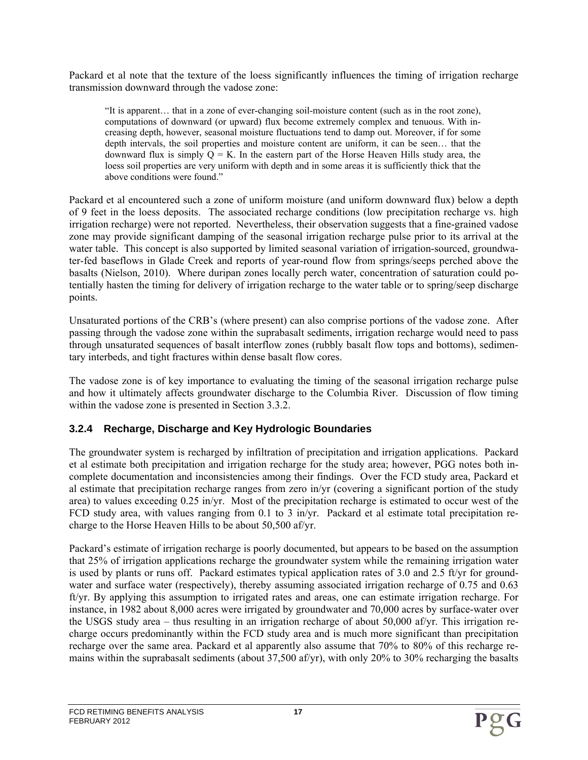Packard et al note that the texture of the loess significantly influences the timing of irrigation recharge transmission downward through the vadose zone:

> "It is apparent… that in a zone of ever-changing soil-moisture content (such as in the root zone), computations of downward (or upward) flux become extremely complex and tenuous. With increasing depth, however, seasonal moisture fluctuations tend to damp out. Moreover, if for some depth intervals, the soil properties and moisture content are uniform, it can be seen… that the downward flux is simply $Q = K$. In the eastern part of the Horse Heaven Hills study area, the loess soil properties are very uniform with depth and in some areas it is sufficiently thick that the above conditions were found."

Packard et al encountered such a zone of uniform moisture (and uniform downward flux) below a depth of 9 feet in the loess deposits. The associated recharge conditions (low precipitation recharge vs. high irrigation recharge) were not reported. Nevertheless, their observation suggests that a fine-grained vadose zone may provide significant damping of the seasonal irrigation recharge pulse prior to its arrival at the water table. This concept is also supported by limited seasonal variation of irrigation-sourced, groundwater-fed baseflows in Glade Creek and reports of year-round flow from springs/seeps perched above the basalts (Nielson, 2010). Where duripan zones locally perch water, concentration of saturation could potentially hasten the timing for delivery of irrigation recharge to the water table or to spring/seep discharge points.

Unsaturated portions of the CRB's (where present) can also comprise portions of the vadose zone. After passing through the vadose zone within the suprabasalt sediments, irrigation recharge would need to pass through unsaturated sequences of basalt interflow zones (rubbly basalt flow tops and bottoms), sedimentary interbeds, and tight fractures within dense basalt flow cores.

The vadose zone is of key importance to evaluating the timing of the seasonal irrigation recharge pulse and how it ultimately affects groundwater discharge to the Columbia River. Discussion of flow timing within the vadose zone is presented in Section 3.3.2.

### 3.2.4 Recharge, Discharge and Key Hydrologic Boundaries

The groundwater system is recharged by infiltration of precipitation and irrigation applications. Packard et al estimate both precipitation and irrigation recharge for the study area; however, PGG notes both incomplete documentation and inconsistencies among their findings. Over the FCD study area, Packard et al estimate that precipitation recharge ranges from zero in/yr (covering a significant portion of the study area) to values exceeding 0.25 in/yr. Most of the precipitation recharge is estimated to occur west of the FCD study area, with values ranging from 0.1 to 3 in/yr. Packard et al estimate total precipitation recharge to the Horse Heaven Hills to be about 50,500 af/yr.

Packard's estimate of irrigation recharge is poorly documented, but appears to be based on the assumption that 25% of irrigation applications recharge the groundwater system while the remaining irrigation water is used by plants or runs off. Packard estimates typical application rates of 3.0 and 2.5 ft/yr for groundwater and surface water (respectively), thereby assuming associated irrigation recharge of 0.75 and 0.63 ft/yr. By applying this assumption to irrigated rates and areas, one can estimate irrigation recharge. For instance, in 1982 about 8,000 acres were irrigated by groundwater and 70,000 acres by surface-water over the USGS study area – thus resulting in an irrigation recharge of about 50,000 af/yr. This irrigation recharge occurs predominantly within the FCD study area and is much more significant than precipitation recharge over the same area. Packard et al apparently also assume that 70% to 80% of this recharge remains within the suprabasalt sediments (about 37,500 af/yr), with only 20% to 30% recharging the basalts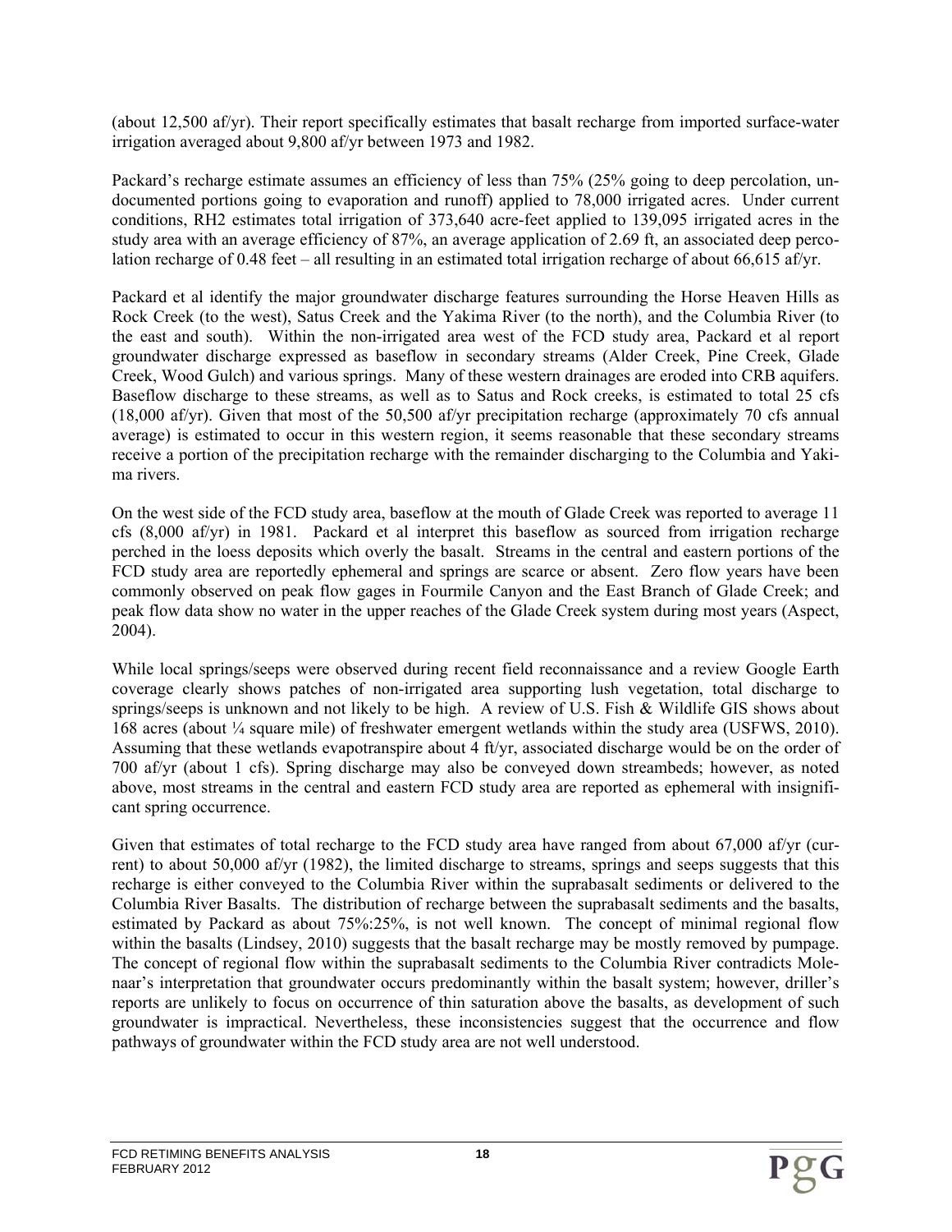(about 12,500 af/yr). Their report specifically estimates that basalt recharge from imported surface-water irrigation averaged about 9,800 af/yr between 1973 and 1982.

Packard's recharge estimate assumes an efficiency of less than 75% (25% going to deep percolation, undocumented portions going to evaporation and runoff) applied to 78,000 irrigated acres. Under current conditions, RH2 estimates total irrigation of 373,640 acre-feet applied to 139,095 irrigated acres in the study area with an average efficiency of 87%, an average application of 2.69 ft, an associated deep percolation recharge of 0.48 feet – all resulting in an estimated total irrigation recharge of about 66,615 af/yr.

Packard et al identify the major groundwater discharge features surrounding the Horse Heaven Hills as Rock Creek (to the west), Satus Creek and the Yakima River (to the north), and the Columbia River (to the east and south). Within the non-irrigated area west of the FCD study area, Packard et al report groundwater discharge expressed as baseflow in secondary streams (Alder Creek, Pine Creek, Glade Creek, Wood Gulch) and various springs. Many of these western drainages are eroded into CRB aquifers. Baseflow discharge to these streams, as well as to Satus and Rock creeks, is estimated to total 25 cfs (18,000 af/yr). Given that most of the 50,500 af/yr precipitation recharge (approximately 70 cfs annual average) is estimated to occur in this western region, it seems reasonable that these secondary streams receive a portion of the precipitation recharge with the remainder discharging to the Columbia and Yakima rivers.

On the west side of the FCD study area, baseflow at the mouth of Glade Creek was reported to average 11 cfs (8,000 af/yr) in 1981. Packard et al interpret this baseflow as sourced from irrigation recharge perched in the loess deposits which overly the basalt. Streams in the central and eastern portions of the FCD study area are reportedly ephemeral and springs are scarce or absent. Zero flow years have been commonly observed on peak flow gages in Fourmile Canyon and the East Branch of Glade Creek; and peak flow data show no water in the upper reaches of the Glade Creek system during most years (Aspect, 2004).

While local springs/seeps were observed during recent field reconnaissance and a review Google Earth coverage clearly shows patches of non-irrigated area supporting lush vegetation, total discharge to springs/seeps is unknown and not likely to be high. A review of U.S. Fish & Wildlife GIS shows about 168 acres (about ¼ square mile) of freshwater emergent wetlands within the study area (USFWS, 2010). Assuming that these wetlands evapotranspire about 4 ft/yr, associated discharge would be on the order of 700 af/yr (about 1 cfs). Spring discharge may also be conveyed down streambeds; however, as noted above, most streams in the central and eastern FCD study area are reported as ephemeral with insignificant spring occurrence.

Given that estimates of total recharge to the FCD study area have ranged from about 67,000 af/yr (current) to about 50,000 af/yr (1982), the limited discharge to streams, springs and seeps suggests that this recharge is either conveyed to the Columbia River within the suprabasalt sediments or delivered to the Columbia River Basalts. The distribution of recharge between the suprabasalt sediments and the basalts, estimated by Packard as about 75%:25%, is not well known. The concept of minimal regional flow within the basalts (Lindsey, 2010) suggests that the basalt recharge may be mostly removed by pumpage. The concept of regional flow within the suprabasalt sediments to the Columbia River contradicts Molenaar's interpretation that groundwater occurs predominantly within the basalt system; however, driller's reports are unlikely to focus on occurrence of thin saturation above the basalts, as development of such groundwater is impractical. Nevertheless, these inconsistencies suggest that the occurrence and flow pathways of groundwater within the FCD study area are not well understood.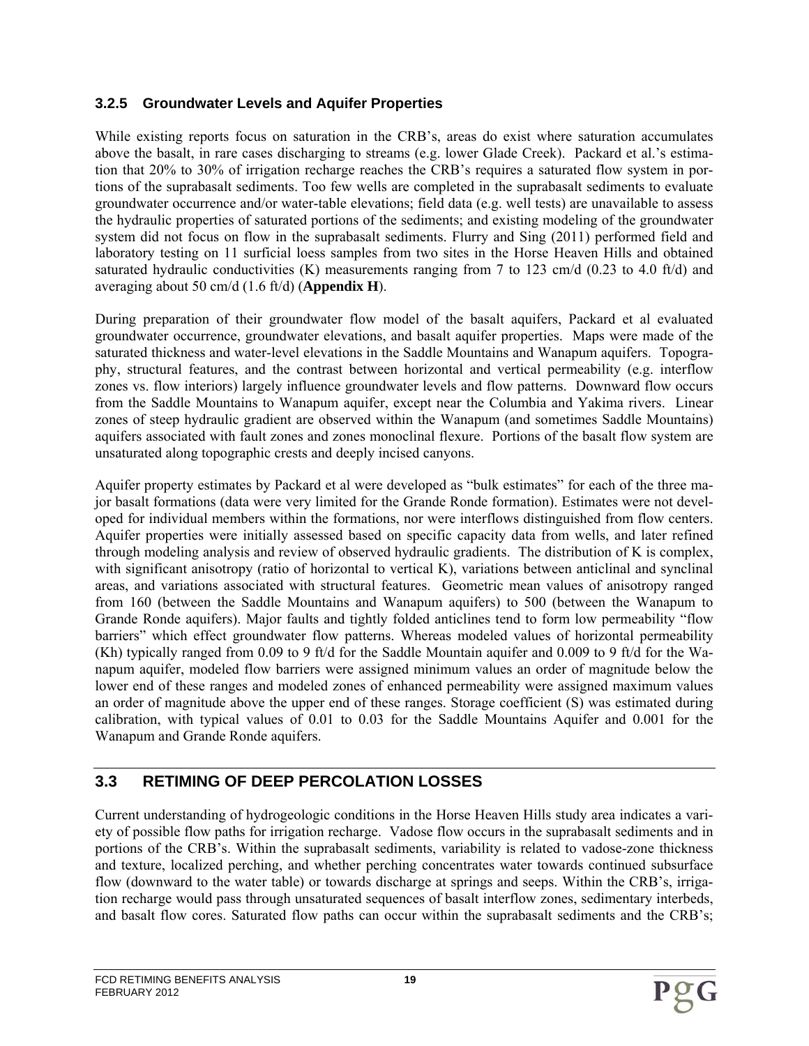### 3.2.5 Groundwater Levels and Aquifer Properties

While existing reports focus on saturation in the CRB's, areas do exist where saturation accumulates above the basalt, in rare cases discharging to streams (e.g. lower Glade Creek). Packard et al.'s estimation that 20% to 30% of irrigation recharge reaches the CRB's requires a saturated flow system in portions of the suprabasalt sediments. Too few wells are completed in the suprabasalt sediments to evaluate groundwater occurrence and/or water-table elevations; field data (e.g. well tests) are unavailable to assess the hydraulic properties of saturated portions of the sediments; and existing modeling of the groundwater system did not focus on flow in the suprabasalt sediments. Flurry and Sing (2011) performed field and laboratory testing on 11 surficial loess samples from two sites in the Horse Heaven Hills and obtained saturated hydraulic conductivities (K) measurements ranging from 7 to 123 cm/d (0.23 to 4.0 ft/d) and averaging about 50 cm/d (1.6 ft/d) (**Appendix H**).

During preparation of their groundwater flow model of the basalt aquifers, Packard et al evaluated groundwater occurrence, groundwater elevations, and basalt aquifer properties. Maps were made of the saturated thickness and water-level elevations in the Saddle Mountains and Wanapum aquifers. Topography, structural features, and the contrast between horizontal and vertical permeability (e.g. interflow zones vs. flow interiors) largely influence groundwater levels and flow patterns. Downward flow occurs from the Saddle Mountains to Wanapum aquifer, except near the Columbia and Yakima rivers. Linear zones of steep hydraulic gradient are observed within the Wanapum (and sometimes Saddle Mountains) aquifers associated with fault zones and zones monoclinal flexure. Portions of the basalt flow system are unsaturated along topographic crests and deeply incised canyons.

Aquifer property estimates by Packard et al were developed as "bulk estimates" for each of the three major basalt formations (data were very limited for the Grande Ronde formation). Estimates were not developed for individual members within the formations, nor were interflows distinguished from flow centers. Aquifer properties were initially assessed based on specific capacity data from wells, and later refined through modeling analysis and review of observed hydraulic gradients. The distribution of K is complex, with significant anisotropy (ratio of horizontal to vertical K), variations between anticlinal and synclinal areas, and variations associated with structural features. Geometric mean values of anisotropy ranged from 160 (between the Saddle Mountains and Wanapum aquifers) to 500 (between the Wanapum to Grande Ronde aquifers). Major faults and tightly folded anticlines tend to form low permeability "flow barriers" which effect groundwater flow patterns. Whereas modeled values of horizontal permeability (Kh) typically ranged from 0.09 to 9 ft/d for the Saddle Mountain aquifer and 0.009 to 9 ft/d for the Wanapum aquifer, modeled flow barriers were assigned minimum values an order of magnitude below the lower end of these ranges and modeled zones of enhanced permeability were assigned maximum values an order of magnitude above the upper end of these ranges. Storage coefficient (S) was estimated during calibration, with typical values of 0.01 to 0.03 for the Saddle Mountains Aquifer and 0.001 for the Wanapum and Grande Ronde aquifers.

## 3.3 RETIMING OF DEEP PERCOLATION LOSSES

Current understanding of hydrogeologic conditions in the Horse Heaven Hills study area indicates a variety of possible flow paths for irrigation recharge. Vadose flow occurs in the suprabasalt sediments and in portions of the CRB's. Within the suprabasalt sediments, variability is related to vadose-zone thickness and texture, localized perching, and whether perching concentrates water towards continued subsurface flow (downward to the water table) or towards discharge at springs and seeps. Within the CRB's, irrigation recharge would pass through unsaturated sequences of basalt interflow zones, sedimentary interbeds, and basalt flow cores. Saturated flow paths can occur within the suprabasalt sediments and the CRB's;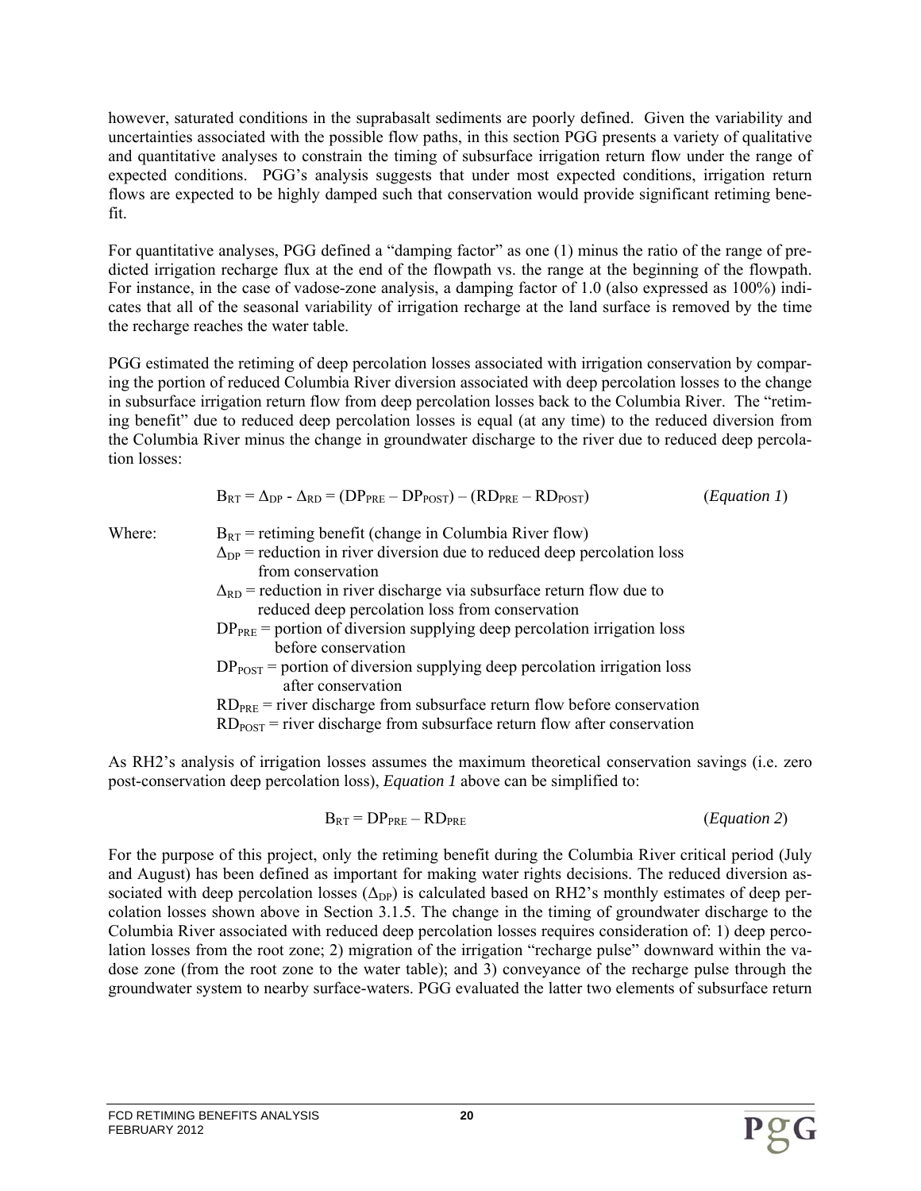however, saturated conditions in the suprabasalt sediments are poorly defined. Given the variability and uncertainties associated with the possible flow paths, in this section PGG presents a variety of qualitative and quantitative analyses to constrain the timing of subsurface irrigation return flow under the range of expected conditions. PGG's analysis suggests that under most expected conditions, irrigation return flows are expected to be highly damped such that conservation would provide significant retiming benefit.

For quantitative analyses, PGG defined a "damping factor" as one (1) minus the ratio of the range of predicted irrigation recharge flux at the end of the flowpath vs. the range at the beginning of the flowpath. For instance, in the case of vadose-zone analysis, a damping factor of 1.0 (also expressed as 100%) indicates that all of the seasonal variability of irrigation recharge at the land surface is removed by the time the recharge reaches the water table.

PGG estimated the retiming of deep percolation losses associated with irrigation conservation by comparing the portion of reduced Columbia River diversion associated with deep percolation losses to the change in subsurface irrigation return flow from deep percolation losses back to the Columbia River. The "retiming benefit" due to reduced deep percolation losses is equal (at any time) to the reduced diversion from the Columbia River minus the change in groundwater discharge to the river due to reduced deep percolation losses:

$$B_{RT} = \Delta_{DP} - \Delta_{RD} = (DP_{PRE} - DP_{POST}) - (RD_{PRE} - RD_{POST}) \qquad (\textit{Equation 1})$$

Where:
- $B_{RT}$ = retiming benefit (change in Columbia River flow)
- $\Delta_{DP}$ = reduction in river diversion due to reduced deep percolation loss from conservation
- $\Delta_{RD}$ = reduction in river discharge via subsurface return flow due to reduced deep percolation loss from conservation
- $DP_{PRE}$ = portion of diversion supplying deep percolation irrigation loss before conservation
- $DP_{POST}$ = portion of diversion supplying deep percolation irrigation loss after conservation
- $RD_{PRE}$ = river discharge from subsurface return flow before conservation
- $RD_{POST}$ = river discharge from subsurface return flow after conservation

As RH2's analysis of irrigation losses assumes the maximum theoretical conservation savings (i.e. zero post-conservation deep percolation loss), *Equation 1* above can be simplified to:

$$B_{RT} = DP_{PRE} - RD_{PRE} \qquad (\textit{Equation 2})$$

For the purpose of this project, only the retiming benefit during the Columbia River critical period (July and August) has been defined as important for making water rights decisions. The reduced diversion associated with deep percolation losses ($\Delta_{DP}$) is calculated based on RH2's monthly estimates of deep percolation losses shown above in Section 3.1.5. The change in the timing of groundwater discharge to the Columbia River associated with reduced deep percolation losses requires consideration of: 1) deep percolation losses from the root zone; 2) migration of the irrigation "recharge pulse" downward within the vadose zone (from the root zone to the water table); and 3) conveyance of the recharge pulse through the groundwater system to nearby surface-waters. PGG evaluated the latter two elements of subsurface return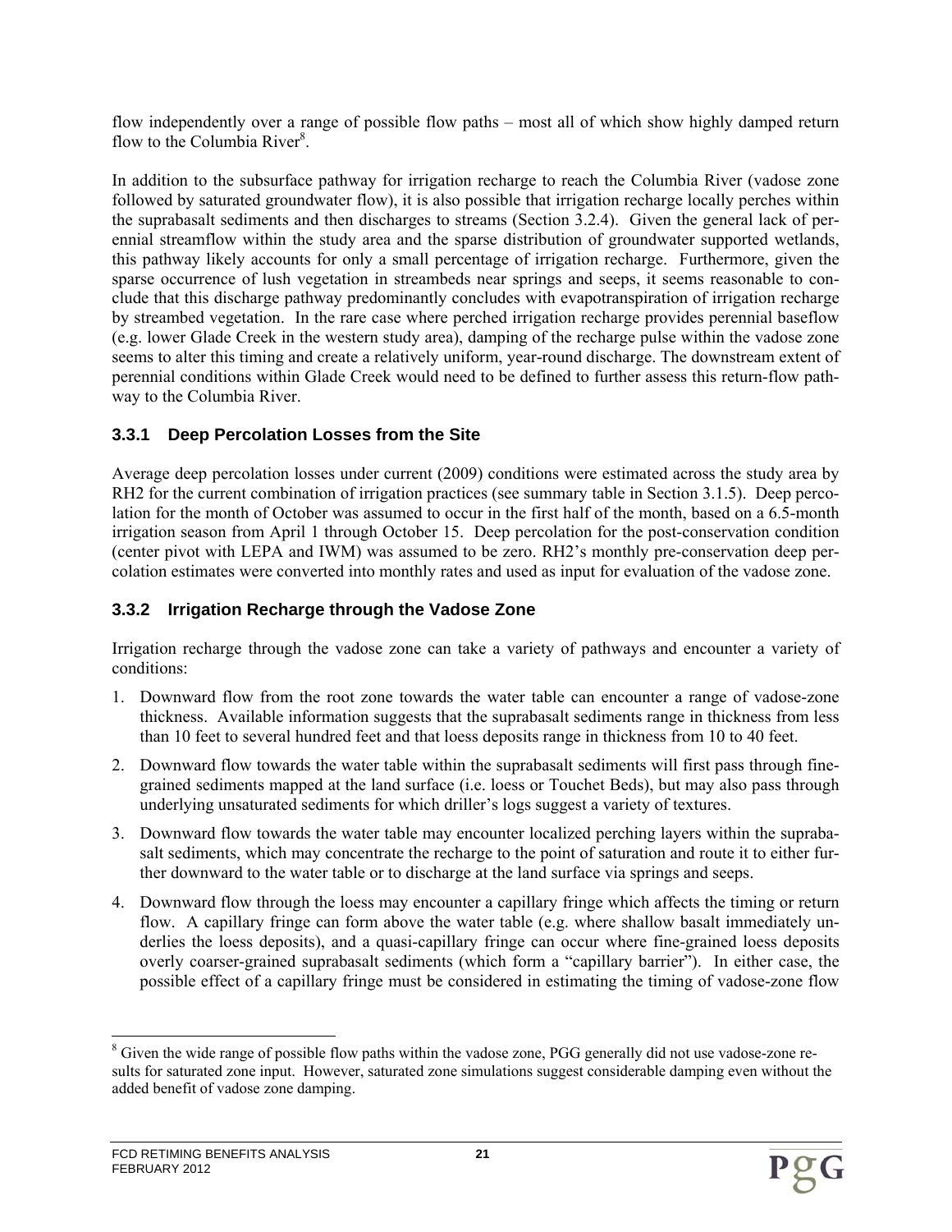flow independently over a range of possible flow paths – most all of which show highly damped return flow to the Columbia River[8].

In addition to the subsurface pathway for irrigation recharge to reach the Columbia River (vadose zone followed by saturated groundwater flow), it is also possible that irrigation recharge locally perches within the suprabasalt sediments and then discharges to streams (Section 3.2.4). Given the general lack of perennial streamflow within the study area and the sparse distribution of groundwater supported wetlands, this pathway likely accounts for only a small percentage of irrigation recharge. Furthermore, given the sparse occurrence of lush vegetation in streambeds near springs and seeps, it seems reasonable to conclude that this discharge pathway predominantly concludes with evapotranspiration of irrigation recharge by streambed vegetation. In the rare case where perched irrigation recharge provides perennial baseflow (e.g. lower Glade Creek in the western study area), damping of the recharge pulse within the vadose zone seems to alter this timing and create a relatively uniform, year-round discharge. The downstream extent of perennial conditions within Glade Creek would need to be defined to further assess this return-flow pathway to the Columbia River.

### 3.3.1 Deep Percolation Losses from the Site

Average deep percolation losses under current (2009) conditions were estimated across the study area by RH2 for the current combination of irrigation practices (see summary table in Section 3.1.5). Deep percolation for the month of October was assumed to occur in the first half of the month, based on a 6.5-month irrigation season from April 1 through October 15. Deep percolation for the post-conservation condition (center pivot with LEPA and IWM) was assumed to be zero. RH2's monthly pre-conservation deep percolation estimates were converted into monthly rates and used as input for evaluation of the vadose zone.

### 3.3.2 Irrigation Recharge through the Vadose Zone

Irrigation recharge through the vadose zone can take a variety of pathways and encounter a variety of conditions:

1. Downward flow from the root zone towards the water table can encounter a range of vadose-zone thickness. Available information suggests that the suprabasalt sediments range in thickness from less than 10 feet to several hundred feet and that loess deposits range in thickness from 10 to 40 feet.
2. Downward flow towards the water table within the suprabasalt sediments will first pass through fine-grained sediments mapped at the land surface (i.e. loess or Touchet Beds), but may also pass through underlying unsaturated sediments for which driller's logs suggest a variety of textures.
3. Downward flow towards the water table may encounter localized perching layers within the suprabasalt sediments, which may concentrate the recharge to the point of saturation and route it to either further downward to the water table or to discharge at the land surface via springs and seeps.
4. Downward flow through the loess may encounter a capillary fringe which affects the timing or return flow. A capillary fringe can form above the water table (e.g. where shallow basalt immediately underlies the loess deposits), and a quasi-capillary fringe can occur where fine-grained loess deposits overly coarser-grained suprabasalt sediments (which form a "capillary barrier"). In either case, the possible effect of a capillary fringe must be considered in estimating the timing of vadose-zone flow

[8] Given the wide range of possible flow paths within the vadose zone, PGG generally did not use vadose-zone results for saturated zone input. However, saturated zone simulations suggest considerable damping even without the added benefit of vadose zone damping.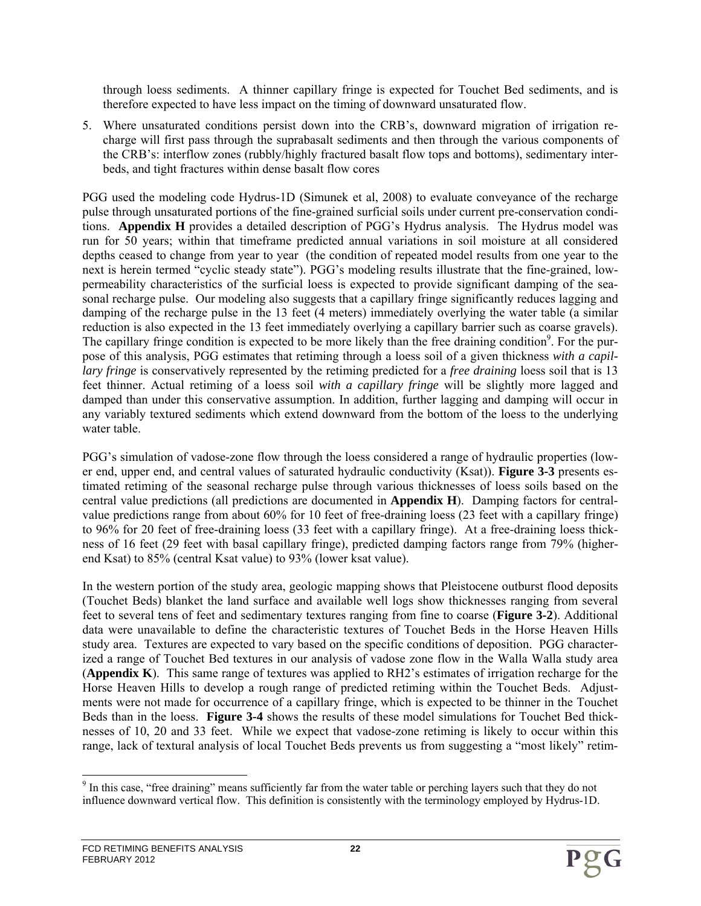through loess sediments. A thinner capillary fringe is expected for Touchet Bed sediments, and is therefore expected to have less impact on the timing of downward unsaturated flow.

5. Where unsaturated conditions persist down into the CRB's, downward migration of irrigation recharge will first pass through the suprabasalt sediments and then through the various components of the CRB's: interflow zones (rubbly/highly fractured basalt flow tops and bottoms), sedimentary interbeds, and tight fractures within dense basalt flow cores

PGG used the modeling code Hydrus-1D (Simunek et al, 2008) to evaluate conveyance of the recharge pulse through unsaturated portions of the fine-grained surficial soils under current pre-conservation conditions. **Appendix H** provides a detailed description of PGG's Hydrus analysis. The Hydrus model was run for 50 years; within that timeframe predicted annual variations in soil moisture at all considered depths ceased to change from year to year (the condition of repeated model results from one year to the next is herein termed "cyclic steady state"). PGG's modeling results illustrate that the fine-grained, low-permeability characteristics of the surficial loess is expected to provide significant damping of the seasonal recharge pulse. Our modeling also suggests that a capillary fringe significantly reduces lagging and damping of the recharge pulse in the 13 feet (4 meters) immediately overlying the water table (a similar reduction is also expected in the 13 feet immediately overlying a capillary barrier such as coarse gravels). The capillary fringe condition is expected to be more likely than the free draining condition[9]. For the purpose of this analysis, PGG estimates that retiming through a loess soil of a given thickness *with a capillary fringe* is conservatively represented by the retiming predicted for a *free draining* loess soil that is 13 feet thinner. Actual retiming of a loess soil *with a capillary fringe* will be slightly more lagged and damped than under this conservative assumption. In addition, further lagging and damping will occur in any variably textured sediments which extend downward from the bottom of the loess to the underlying water table.

PGG's simulation of vadose-zone flow through the loess considered a range of hydraulic properties (lower end, upper end, and central values of saturated hydraulic conductivity (Ksat)). **Figure 3-3** presents estimated retiming of the seasonal recharge pulse through various thicknesses of loess soils based on the central value predictions (all predictions are documented in **Appendix H**). Damping factors for central-value predictions range from about 60% for 10 feet of free-draining loess (23 feet with a capillary fringe) to 96% for 20 feet of free-draining loess (33 feet with a capillary fringe). At a free-draining loess thickness of 16 feet (29 feet with basal capillary fringe), predicted damping factors range from 79% (higher-end Ksat) to 85% (central Ksat value) to 93% (lower ksat value).

In the western portion of the study area, geologic mapping shows that Pleistocene outburst flood deposits (Touchet Beds) blanket the land surface and available well logs show thicknesses ranging from several feet to several tens of feet and sedimentary textures ranging from fine to coarse (**Figure 3-2**). Additional data were unavailable to define the characteristic textures of Touchet Beds in the Horse Heaven Hills study area. Textures are expected to vary based on the specific conditions of deposition. PGG characterized a range of Touchet Bed textures in our analysis of vadose zone flow in the Walla Walla study area (**Appendix K**). This same range of textures was applied to RH2's estimates of irrigation recharge for the Horse Heaven Hills to develop a rough range of predicted retiming within the Touchet Beds. Adjustments were not made for occurrence of a capillary fringe, which is expected to be thinner in the Touchet Beds than in the loess. **Figure 3-4** shows the results of these model simulations for Touchet Bed thicknesses of 10, 20 and 33 feet. While we expect that vadose-zone retiming is likely to occur within this range, lack of textural analysis of local Touchet Beds prevents us from suggesting a "most likely" retim-

[9] In this case, "free draining" means sufficiently far from the water table or perching layers such that they do not influence downward vertical flow. This definition is consistently with the terminology employed by Hydrus-1D.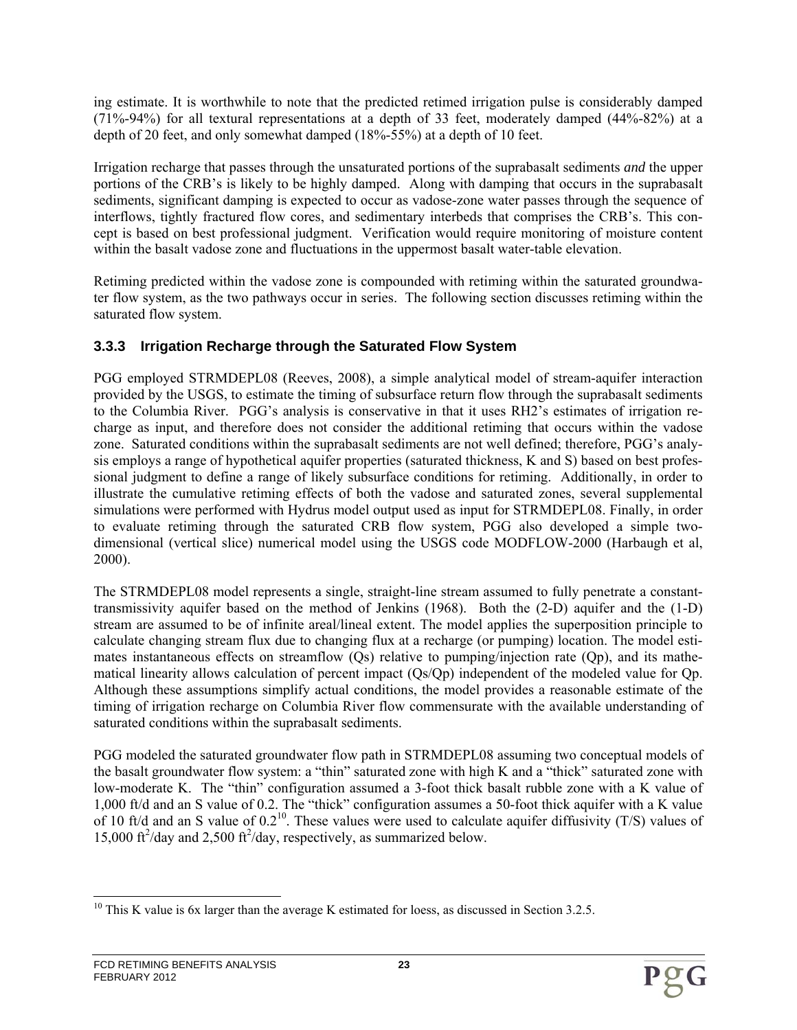ing estimate. It is worthwhile to note that the predicted retimed irrigation pulse is considerably damped (71%-94%) for all textural representations at a depth of 33 feet, moderately damped (44%-82%) at a depth of 20 feet, and only somewhat damped (18%-55%) at a depth of 10 feet.

Irrigation recharge that passes through the unsaturated portions of the suprabasalt sediments *and* the upper portions of the CRB's is likely to be highly damped. Along with damping that occurs in the suprabasalt sediments, significant damping is expected to occur as vadose-zone water passes through the sequence of interflows, tightly fractured flow cores, and sedimentary interbeds that comprises the CRB's. This concept is based on best professional judgment. Verification would require monitoring of moisture content within the basalt vadose zone and fluctuations in the uppermost basalt water-table elevation.

Retiming predicted within the vadose zone is compounded with retiming within the saturated groundwater flow system, as the two pathways occur in series. The following section discusses retiming within the saturated flow system.

### 3.3.3 Irrigation Recharge through the Saturated Flow System

PGG employed STRMDEPL08 (Reeves, 2008), a simple analytical model of stream-aquifer interaction provided by the USGS, to estimate the timing of subsurface return flow through the suprabasalt sediments to the Columbia River. PGG's analysis is conservative in that it uses RH2's estimates of irrigation recharge as input, and therefore does not consider the additional retiming that occurs within the vadose zone. Saturated conditions within the suprabasalt sediments are not well defined; therefore, PGG's analysis employs a range of hypothetical aquifer properties (saturated thickness, K and S) based on best professional judgment to define a range of likely subsurface conditions for retiming. Additionally, in order to illustrate the cumulative retiming effects of both the vadose and saturated zones, several supplemental simulations were performed with Hydrus model output used as input for STRMDEPL08. Finally, in order to evaluate retiming through the saturated CRB flow system, PGG also developed a simple two-dimensional (vertical slice) numerical model using the USGS code MODFLOW-2000 (Harbaugh et al, 2000).

The STRMDEPL08 model represents a single, straight-line stream assumed to fully penetrate a constant-transmissivity aquifer based on the method of Jenkins (1968). Both the (2-D) aquifer and the (1-D) stream are assumed to be of infinite areal/lineal extent. The model applies the superposition principle to calculate changing stream flux due to changing flux at a recharge (or pumping) location. The model estimates instantaneous effects on streamflow (Qs) relative to pumping/injection rate (Qp), and its mathematical linearity allows calculation of percent impact (Qs/Qp) independent of the modeled value for Qp. Although these assumptions simplify actual conditions, the model provides a reasonable estimate of the timing of irrigation recharge on Columbia River flow commensurate with the available understanding of saturated conditions within the suprabasalt sediments.

PGG modeled the saturated groundwater flow path in STRMDEPL08 assuming two conceptual models of the basalt groundwater flow system: a "thin" saturated zone with high K and a "thick" saturated zone with low-moderate K. The "thin" configuration assumed a 3-foot thick basalt rubble zone with a K value of 1,000 ft/d and an S value of 0.2. The "thick" configuration assumes a 50-foot thick aquifer with a K value of 10 ft/d and an S value of 0.2[10]. These values were used to calculate aquifer diffusivity (T/S) values of 15,000 $ft^2$/day and 2,500 $ft^2$/day, respectively, as summarized below.

[10] This K value is 6x larger than the average K estimated for loess, as discussed in Section 3.2.5.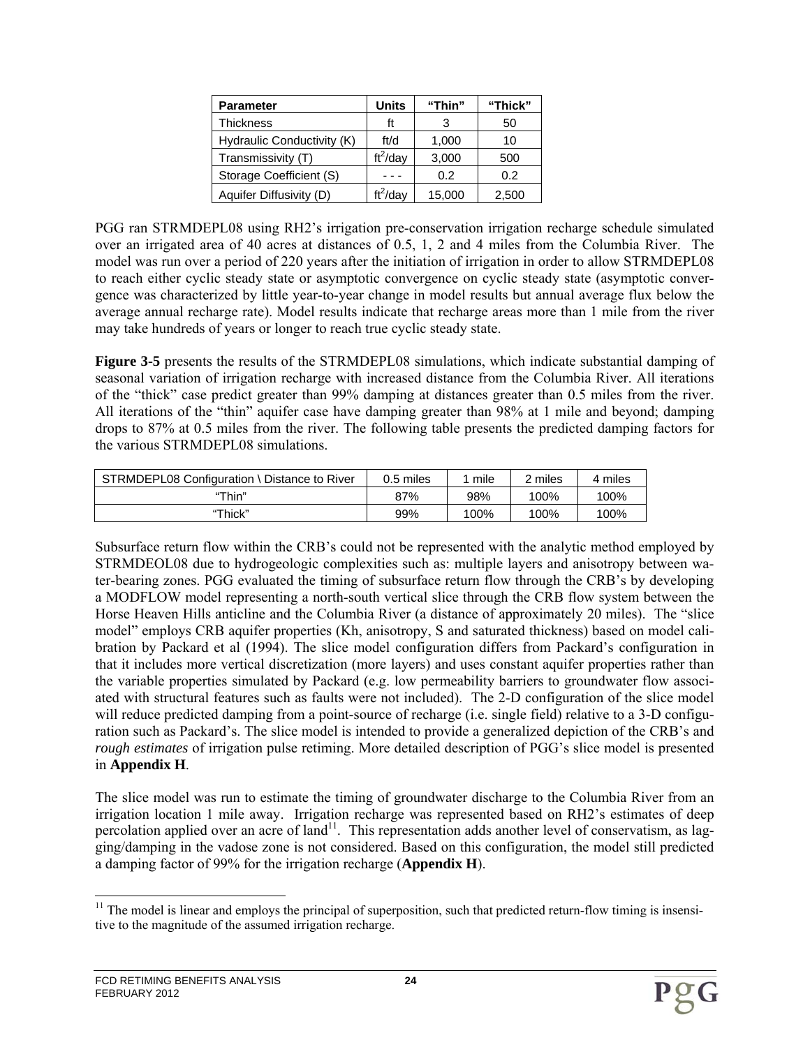| Parameter | Units | "Thin" | "Thick" |
|---|---|---|---|
| Thickness | ft | 3 | 50 |
| Hydraulic Conductivity (K) | ft/d | 1,000 | 10 |
| Transmissivity (T) | $ft^2$/day | 3,000 | 500 |
| Storage Coefficient (S) | - - - | 0.2 | 0.2 |
| Aquifer Diffusivity (D) | $ft^2$/day | 15,000 | 2,500 |

PGG ran STRMDEPL08 using RH2's irrigation pre-conservation irrigation recharge schedule simulated over an irrigated area of 40 acres at distances of 0.5, 1, 2 and 4 miles from the Columbia River. The model was run over a period of 220 years after the initiation of irrigation in order to allow STRMDEPL08 to reach either cyclic steady state or asymptotic convergence on cyclic steady state (asymptotic convergence was characterized by little year-to-year change in model results but annual average flux below the average annual recharge rate). Model results indicate that recharge areas more than 1 mile from the river may take hundreds of years or longer to reach true cyclic steady state.

**Figure 3-5** presents the results of the STRMDEPL08 simulations, which indicate substantial damping of seasonal variation of irrigation recharge with increased distance from the Columbia River. All iterations of the "thick" case predict greater than 99% damping at distances greater than 0.5 miles from the river. All iterations of the "thin" aquifer case have damping greater than 98% at 1 mile and beyond; damping drops to 87% at 0.5 miles from the river. The following table presents the predicted damping factors for the various STRMDEPL08 simulations.

| STRMDEPL08 Configuration \ Distance to River | 0.5 miles | 1 mile | 2 miles | 4 miles |
|---|---|---|---|---|
| "Thin" | 87% | 98% | 100% | 100% |
| "Thick" | 99% | 100% | 100% | 100% |

Subsurface return flow within the CRB's could not be represented with the analytic method employed by STRMDEOL08 due to hydrogeologic complexities such as: multiple layers and anisotropy between water-bearing zones. PGG evaluated the timing of subsurface return flow through the CRB's by developing a MODFLOW model representing a north-south vertical slice through the CRB flow system between the Horse Heaven Hills anticline and the Columbia River (a distance of approximately 20 miles). The "slice model" employs CRB aquifer properties (Kh, anisotropy, S and saturated thickness) based on model calibration by Packard et al (1994). The slice model configuration differs from Packard's configuration in that it includes more vertical discretization (more layers) and uses constant aquifer properties rather than the variable properties simulated by Packard (e.g. low permeability barriers to groundwater flow associated with structural features such as faults were not included). The 2-D configuration of the slice model will reduce predicted damping from a point-source of recharge (i.e. single field) relative to a 3-D configuration such as Packard's. The slice model is intended to provide a generalized depiction of the CRB's and *rough estimates* of irrigation pulse retiming. More detailed description of PGG's slice model is presented in **Appendix H**.

The slice model was run to estimate the timing of groundwater discharge to the Columbia River from an irrigation location 1 mile away. Irrigation recharge was represented based on RH2's estimates of deep percolation applied over an acre of land[11]. This representation adds another level of conservatism, as lagging/damping in the vadose zone is not considered. Based on this configuration, the model still predicted a damping factor of 99% for the irrigation recharge (**Appendix H**).

[11] The model is linear and employs the principal of superposition, such that predicted return-flow timing is insensitive to the magnitude of the assumed irrigation recharge.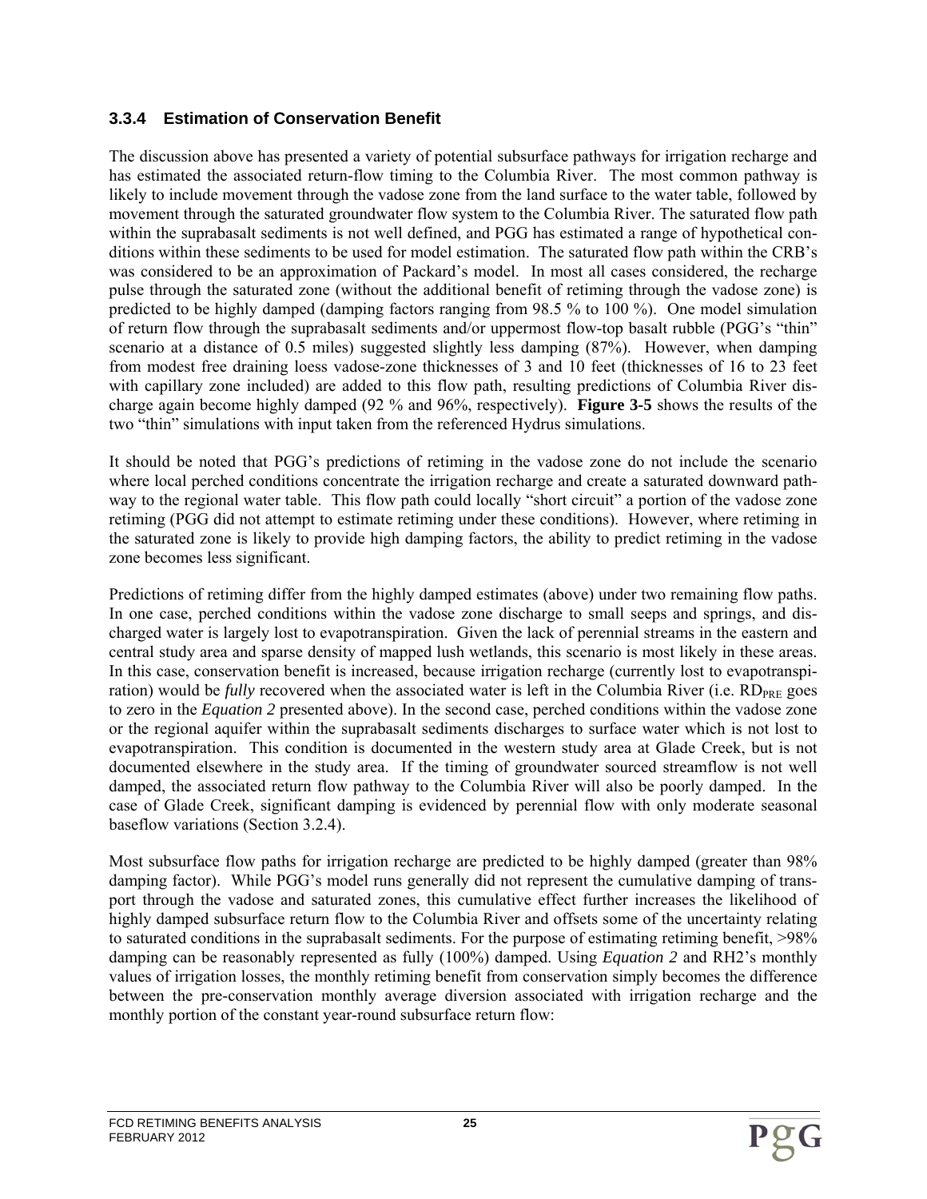### 3.3.4 Estimation of Conservation Benefit

The discussion above has presented a variety of potential subsurface pathways for irrigation recharge and has estimated the associated return-flow timing to the Columbia River. The most common pathway is likely to include movement through the vadose zone from the land surface to the water table, followed by movement through the saturated groundwater flow system to the Columbia River. The saturated flow path within the suprabasalt sediments is not well defined, and PGG has estimated a range of hypothetical conditions within these sediments to be used for model estimation. The saturated flow path within the CRB's was considered to be an approximation of Packard's model. In most all cases considered, the recharge pulse through the saturated zone (without the additional benefit of retiming through the vadose zone) is predicted to be highly damped (damping factors ranging from 98.5 % to 100 %). One model simulation of return flow through the suprabasalt sediments and/or uppermost flow-top basalt rubble (PGG's "thin" scenario at a distance of 0.5 miles) suggested slightly less damping (87%). However, when damping from modest free draining loess vadose-zone thicknesses of 3 and 10 feet (thicknesses of 16 to 23 feet with capillary zone included) are added to this flow path, resulting predictions of Columbia River discharge again become highly damped (92 % and 96%, respectively). **Figure 3-5** shows the results of the two "thin" simulations with input taken from the referenced Hydrus simulations.

It should be noted that PGG's predictions of retiming in the vadose zone do not include the scenario where local perched conditions concentrate the irrigation recharge and create a saturated downward pathway to the regional water table. This flow path could locally "short circuit" a portion of the vadose zone retiming (PGG did not attempt to estimate retiming under these conditions). However, where retiming in the saturated zone is likely to provide high damping factors, the ability to predict retiming in the vadose zone becomes less significant.

Predictions of retiming differ from the highly damped estimates (above) under two remaining flow paths. In one case, perched conditions within the vadose zone discharge to small seeps and springs, and discharged water is largely lost to evapotranspiration. Given the lack of perennial streams in the eastern and central study area and sparse density of mapped lush wetlands, this scenario is most likely in these areas. In this case, conservation benefit is increased, because irrigation recharge (currently lost to evapotranspiration) would be *fully* recovered when the associated water is left in the Columbia River (i.e. $RD_{PRE}$ goes to zero in the *Equation 2* presented above). In the second case, perched conditions within the vadose zone or the regional aquifer within the suprabasalt sediments discharges to surface water which is not lost to evapotranspiration. This condition is documented in the western study area at Glade Creek, but is not documented elsewhere in the study area. If the timing of groundwater sourced streamflow is not well damped, the associated return flow pathway to the Columbia River will also be poorly damped. In the case of Glade Creek, significant damping is evidenced by perennial flow with only moderate seasonal baseflow variations (Section 3.2.4).

Most subsurface flow paths for irrigation recharge are predicted to be highly damped (greater than 98% damping factor). While PGG's model runs generally did not represent the cumulative damping of transport through the vadose and saturated zones, this cumulative effect further increases the likelihood of highly damped subsurface return flow to the Columbia River and offsets some of the uncertainty relating to saturated conditions in the suprabasalt sediments. For the purpose of estimating retiming benefit, >98% damping can be reasonably represented as fully (100%) damped. Using *Equation 2* and RH2's monthly values of irrigation losses, the monthly retiming benefit from conservation simply becomes the difference between the pre-conservation monthly average diversion associated with irrigation recharge and the monthly portion of the constant year-round subsurface return flow: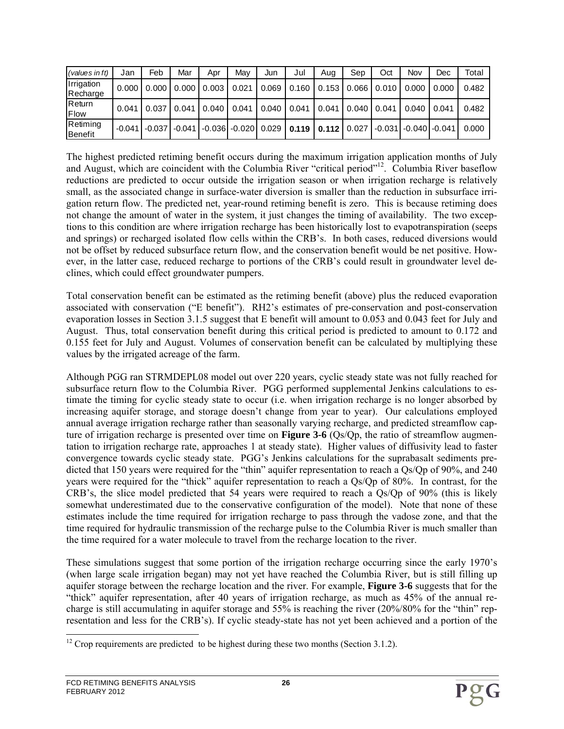| *(values in ft)* | Jan | Feb | Mar | Apr | May | Jun | Jul | Aug | Sep | Oct | Nov | Dec | Total |
|---|---|---|---|---|---|---|---|---|---|---|---|---|---|
| Irrigation Recharge | 0.000 | 0.000 | 0.000 | 0.003 | 0.021 | 0.069 | 0.160 | 0.153 | 0.066 | 0.010 | 0.000 | 0.000 | 0.482 |
| Return Flow | 0.041 | 0.037 | 0.041 | 0.040 | 0.041 | 0.040 | 0.041 | 0.041 | 0.040 | 0.041 | 0.040 | 0.041 | 0.482 |
| Retiming Benefit | -0.041 | -0.037 | -0.041 | -0.036 | -0.020 | 0.029 | **0.119** | **0.112** | 0.027 | -0.031 | -0.040 | -0.041 | 0.000 |

The highest predicted retiming benefit occurs during the maximum irrigation application months of July and August, which are coincident with the Columbia River "critical period"[12]. Columbia River baseflow reductions are predicted to occur outside the irrigation season or when irrigation recharge is relatively small, as the associated change in surface-water diversion is smaller than the reduction in subsurface irrigation return flow. The predicted net, year-round retiming benefit is zero. This is because retiming does not change the amount of water in the system, it just changes the timing of availability. The two exceptions to this condition are where irrigation recharge has been historically lost to evapotranspiration (seeps and springs) or recharged isolated flow cells within the CRB's. In both cases, reduced diversions would not be offset by reduced subsurface return flow, and the conservation benefit would be net positive. However, in the latter case, reduced recharge to portions of the CRB's could result in groundwater level declines, which could effect groundwater pumpers.

Total conservation benefit can be estimated as the retiming benefit (above) plus the reduced evaporation associated with conservation ("E benefit"). RH2's estimates of pre-conservation and post-conservation evaporation losses in Section 3.1.5 suggest that E benefit will amount to 0.053 and 0.043 feet for July and August. Thus, total conservation benefit during this critical period is predicted to amount to 0.172 and 0.155 feet for July and August. Volumes of conservation benefit can be calculated by multiplying these values by the irrigated acreage of the farm.

Although PGG ran STRMDEPL08 model out over 220 years, cyclic steady state was not fully reached for subsurface return flow to the Columbia River. PGG performed supplemental Jenkins calculations to estimate the timing for cyclic steady state to occur (i.e. when irrigation recharge is no longer absorbed by increasing aquifer storage, and storage doesn't change from year to year). Our calculations employed annual average irrigation recharge rather than seasonally varying recharge, and predicted streamflow capture of irrigation recharge is presented over time on **Figure 3-6** ($Qs/Qp$, the ratio of streamflow augmentation to irrigation recharge rate, approaches 1 at steady state). Higher values of diffusivity lead to faster convergence towards cyclic steady state. PGG's Jenkins calculations for the suprabasalt sediments predicted that 150 years were required for the "thin" aquifer representation to reach a $Qs/Qp$ of 90%, and 240 years were required for the "thick" aquifer representation to reach a $Qs/Qp$ of 80%. In contrast, for the CRB's, the slice model predicted that 54 years were required to reach a $Qs/Qp$ of 90% (this is likely somewhat underestimated due to the conservative configuration of the model). Note that none of these estimates include the time required for irrigation recharge to pass through the vadose zone, and that the time required for hydraulic transmission of the recharge pulse to the Columbia River is much smaller than the time required for a water molecule to travel from the recharge location to the river.

These simulations suggest that some portion of the irrigation recharge occurring since the early 1970's (when large scale irrigation began) may not yet have reached the Columbia River, but is still filling up aquifer storage between the recharge location and the river. For example, **Figure 3-6** suggests that for the "thick" aquifer representation, after 40 years of irrigation recharge, as much as 45% of the annual recharge is still accumulating in aquifer storage and 55% is reaching the river (20%/80% for the "thin" representation and less for the CRB's). If cyclic steady-state has not yet been achieved and a portion of the

[12] Crop requirements are predicted to be highest during these two months (Section 3.1.2).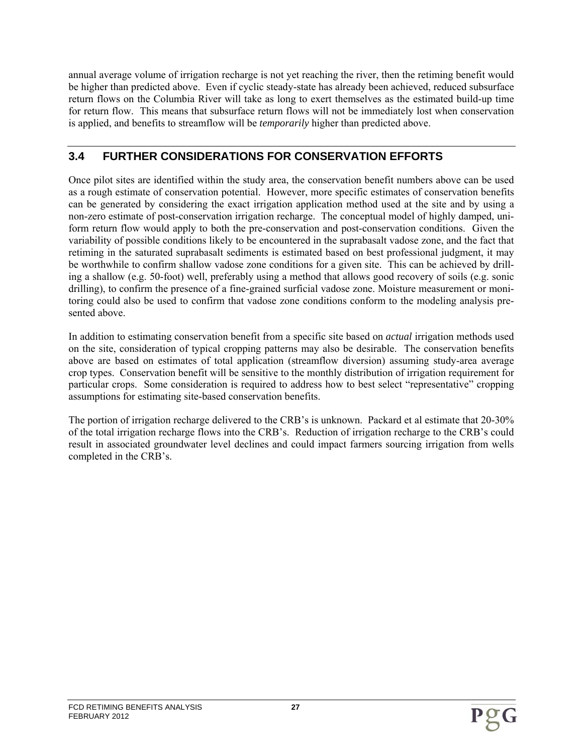annual average volume of irrigation recharge is not yet reaching the river, then the retiming benefit would be higher than predicted above. Even if cyclic steady-state has already been achieved, reduced subsurface return flows on the Columbia River will take as long to exert themselves as the estimated build-up time for return flow. This means that subsurface return flows will not be immediately lost when conservation is applied, and benefits to streamflow will be *temporarily* higher than predicted above.

## 3.4 FURTHER CONSIDERATIONS FOR CONSERVATION EFFORTS

Once pilot sites are identified within the study area, the conservation benefit numbers above can be used as a rough estimate of conservation potential. However, more specific estimates of conservation benefits can be generated by considering the exact irrigation application method used at the site and by using a non-zero estimate of post-conservation irrigation recharge. The conceptual model of highly damped, uniform return flow would apply to both the pre-conservation and post-conservation conditions. Given the variability of possible conditions likely to be encountered in the suprabasalt vadose zone, and the fact that retiming in the saturated suprabasalt sediments is estimated based on best professional judgment, it may be worthwhile to confirm shallow vadose zone conditions for a given site. This can be achieved by drilling a shallow (e.g. 50-foot) well, preferably using a method that allows good recovery of soils (e.g. sonic drilling), to confirm the presence of a fine-grained surficial vadose zone. Moisture measurement or monitoring could also be used to confirm that vadose zone conditions conform to the modeling analysis presented above.

In addition to estimating conservation benefit from a specific site based on *actual* irrigation methods used on the site, consideration of typical cropping patterns may also be desirable. The conservation benefits above are based on estimates of total application (streamflow diversion) assuming study-area average crop types. Conservation benefit will be sensitive to the monthly distribution of irrigation requirement for particular crops. Some consideration is required to address how to best select "representative" cropping assumptions for estimating site-based conservation benefits.

The portion of irrigation recharge delivered to the CRB's is unknown. Packard et al estimate that 20-30% of the total irrigation recharge flows into the CRB's. Reduction of irrigation recharge to the CRB's could result in associated groundwater level declines and could impact farmers sourcing irrigation from wells completed in the CRB's.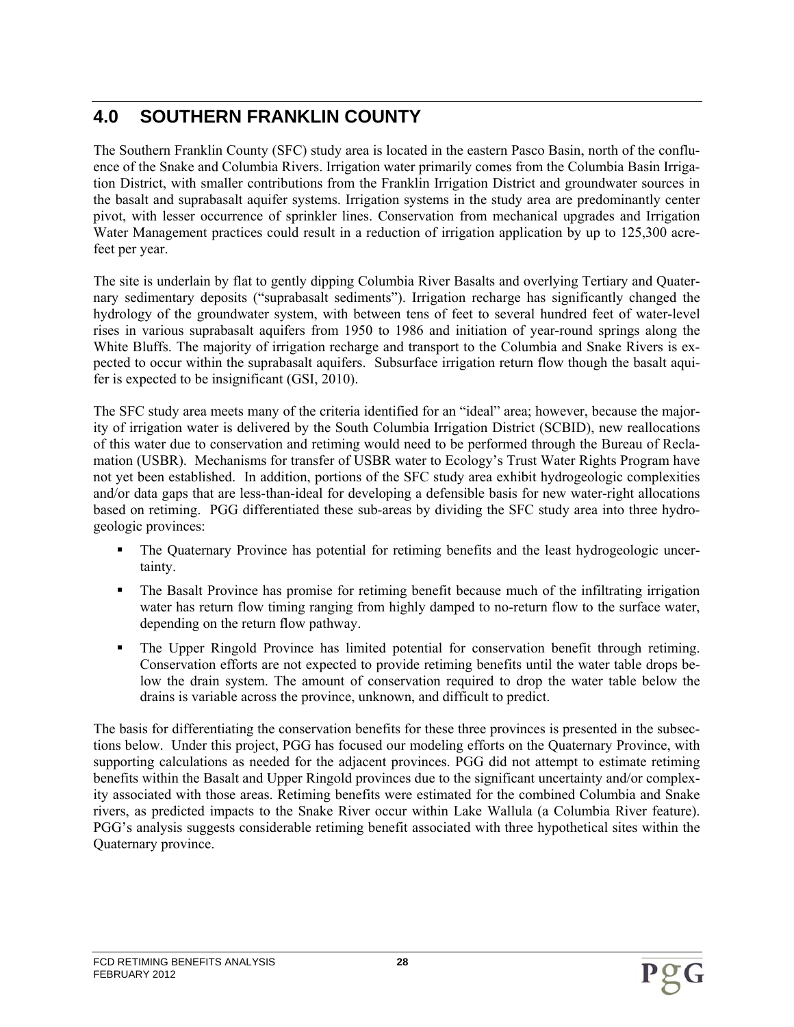# 4.0 SOUTHERN FRANKLIN COUNTY

The Southern Franklin County (SFC) study area is located in the eastern Pasco Basin, north of the confluence of the Snake and Columbia Rivers. Irrigation water primarily comes from the Columbia Basin Irrigation District, with smaller contributions from the Franklin Irrigation District and groundwater sources in the basalt and suprabasalt aquifer systems. Irrigation systems in the study area are predominantly center pivot, with lesser occurrence of sprinkler lines. Conservation from mechanical upgrades and Irrigation Water Management practices could result in a reduction of irrigation application by up to 125,300 acre-feet per year.

The site is underlain by flat to gently dipping Columbia River Basalts and overlying Tertiary and Quaternary sedimentary deposits ("suprabasalt sediments"). Irrigation recharge has significantly changed the hydrology of the groundwater system, with between tens of feet to several hundred feet of water-level rises in various suprabasalt aquifers from 1950 to 1986 and initiation of year-round springs along the White Bluffs. The majority of irrigation recharge and transport to the Columbia and Snake Rivers is expected to occur within the suprabasalt aquifers. Subsurface irrigation return flow though the basalt aquifer is expected to be insignificant (GSI, 2010).

The SFC study area meets many of the criteria identified for an "ideal" area; however, because the majority of irrigation water is delivered by the South Columbia Irrigation District (SCBID), new reallocations of this water due to conservation and retiming would need to be performed through the Bureau of Reclamation (USBR). Mechanisms for transfer of USBR water to Ecology's Trust Water Rights Program have not yet been established. In addition, portions of the SFC study area exhibit hydrogeologic complexities and/or data gaps that are less-than-ideal for developing a defensible basis for new water-right allocations based on retiming. PGG differentiated these sub-areas by dividing the SFC study area into three hydrogeologic provinces:

- The Quaternary Province has potential for retiming benefits and the least hydrogeologic uncertainty.
- The Basalt Province has promise for retiming benefit because much of the infiltrating irrigation water has return flow timing ranging from highly damped to no-return flow to the surface water, depending on the return flow pathway.
- The Upper Ringold Province has limited potential for conservation benefit through retiming. Conservation efforts are not expected to provide retiming benefits until the water table drops below the drain system. The amount of conservation required to drop the water table below the drains is variable across the province, unknown, and difficult to predict.

The basis for differentiating the conservation benefits for these three provinces is presented in the subsections below. Under this project, PGG has focused our modeling efforts on the Quaternary Province, with supporting calculations as needed for the adjacent provinces. PGG did not attempt to estimate retiming benefits within the Basalt and Upper Ringold provinces due to the significant uncertainty and/or complexity associated with those areas. Retiming benefits were estimated for the combined Columbia and Snake rivers, as predicted impacts to the Snake River occur within Lake Wallula (a Columbia River feature). PGG's analysis suggests considerable retiming benefit associated with three hypothetical sites within the Quaternary province.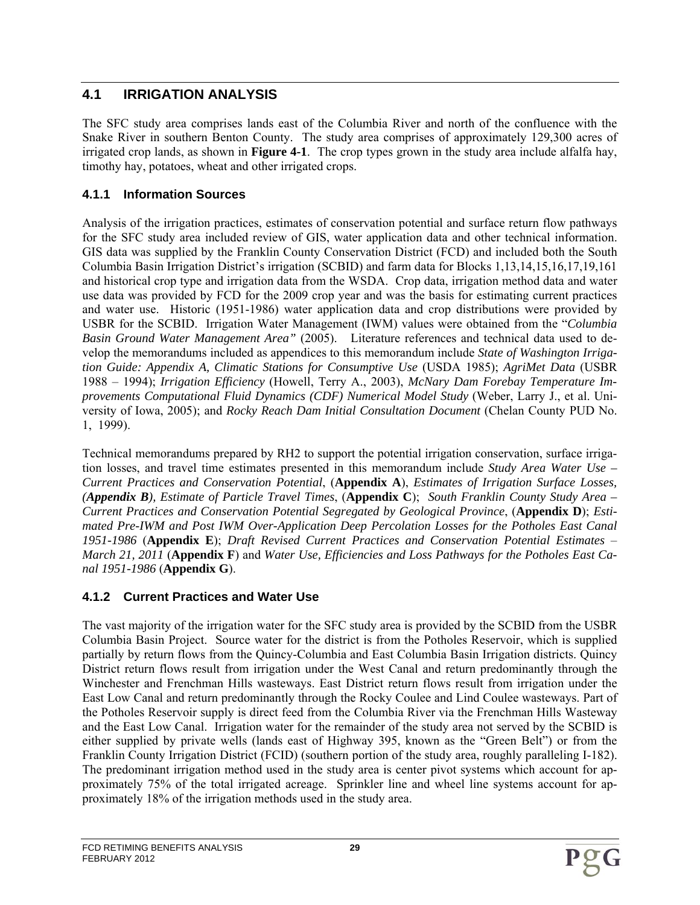## 4.1 IRRIGATION ANALYSIS

The SFC study area comprises lands east of the Columbia River and north of the confluence with the Snake River in southern Benton County. The study area comprises of approximately 129,300 acres of irrigated crop lands, as shown in **Figure 4-1**. The crop types grown in the study area include alfalfa hay, timothy hay, potatoes, wheat and other irrigated crops.

### 4.1.1 Information Sources

Analysis of the irrigation practices, estimates of conservation potential and surface return flow pathways for the SFC study area included review of GIS, water application data and other technical information. GIS data was supplied by the Franklin County Conservation District (FCD) and included both the South Columbia Basin Irrigation District's irrigation (SCBID) and farm data for Blocks 1,13,14,15,16,17,19,161 and historical crop type and irrigation data from the WSDA. Crop data, irrigation method data and water use data was provided by FCD for the 2009 crop year and was the basis for estimating current practices and water use. Historic (1951-1986) water application data and crop distributions were provided by USBR for the SCBID. Irrigation Water Management (IWM) values were obtained from the "*Columbia Basin Ground Water Management Area"* (2005). Literature references and technical data used to develop the memorandums included as appendices to this memorandum include *State of Washington Irrigation Guide: Appendix A, Climatic Stations for Consumptive Use* (USDA 1985); *AgriMet Data* (USBR 1988 – 1994); *Irrigation Efficiency* (Howell, Terry A., 2003), *McNary Dam Forebay Temperature Improvements Computational Fluid Dynamics (CDF) Numerical Model Study* (Weber, Larry J., et al. University of Iowa, 2005); and *Rocky Reach Dam Initial Consultation Document* (Chelan County PUD No. 1, 1999).

Technical memorandums prepared by RH2 to support the potential irrigation conservation, surface irrigation losses, and travel time estimates presented in this memorandum include *Study Area Water Use – Current Practices and Conservation Potential*, (**Appendix A**), *Estimates of Irrigation Surface Losses, (**Appendix B**), Estimate of Particle Travel Times*, (**Appendix C**); *South Franklin County Study Area – Current Practices and Conservation Potential Segregated by Geological Province*, (**Appendix D**); *Estimated Pre-IWM and Post IWM Over-Application Deep Percolation Losses for the Potholes East Canal 1951-1986* (**Appendix E**); *Draft Revised Current Practices and Conservation Potential Estimates – March 21, 2011* (**Appendix F**) and *Water Use, Efficiencies and Loss Pathways for the Potholes East Canal 1951-1986* (**Appendix G**).

### 4.1.2 Current Practices and Water Use

The vast majority of the irrigation water for the SFC study area is provided by the SCBID from the USBR Columbia Basin Project. Source water for the district is from the Potholes Reservoir, which is supplied partially by return flows from the Quincy-Columbia and East Columbia Basin Irrigation districts. Quincy District return flows result from irrigation under the West Canal and return predominantly through the Winchester and Frenchman Hills wasteways. East District return flows result from irrigation under the East Low Canal and return predominantly through the Rocky Coulee and Lind Coulee wasteways. Part of the Potholes Reservoir supply is direct feed from the Columbia River via the Frenchman Hills Wasteway and the East Low Canal. Irrigation water for the remainder of the study area not served by the SCBID is either supplied by private wells (lands east of Highway 395, known as the "Green Belt") or from the Franklin County Irrigation District (FCID) (southern portion of the study area, roughly paralleling I-182). The predominant irrigation method used in the study area is center pivot systems which account for approximately 75% of the total irrigated acreage. Sprinkler line and wheel line systems account for approximately 18% of the irrigation methods used in the study area.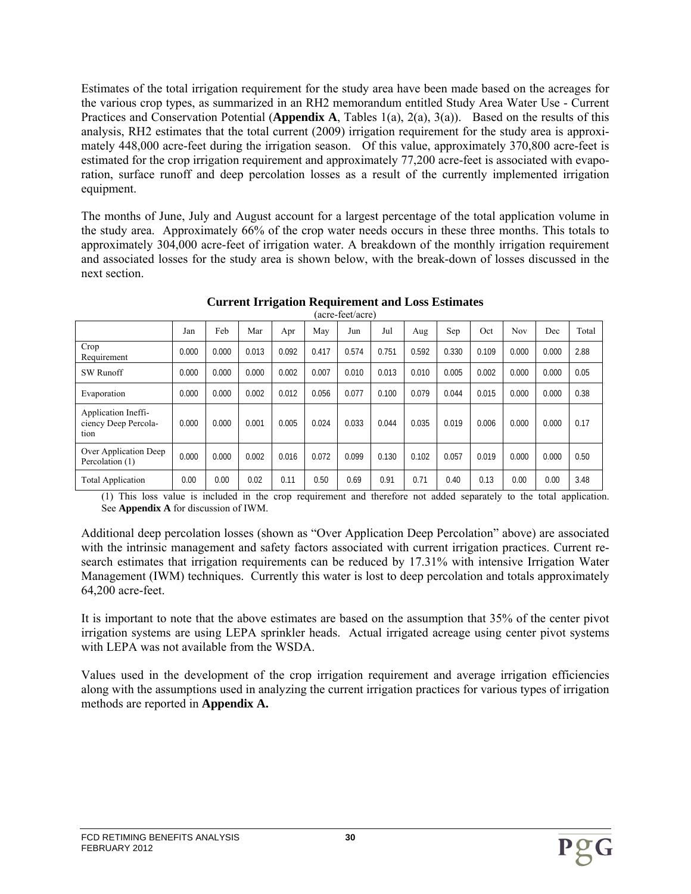Estimates of the total irrigation requirement for the study area have been made based on the acreages for the various crop types, as summarized in an RH2 memorandum entitled Study Area Water Use - Current Practices and Conservation Potential (**Appendix A**, Tables 1(a), 2(a), 3(a)). Based on the results of this analysis, RH2 estimates that the total current (2009) irrigation requirement for the study area is approximately 448,000 acre-feet during the irrigation season. Of this value, approximately 370,800 acre-feet is estimated for the crop irrigation requirement and approximately 77,200 acre-feet is associated with evaporation, surface runoff and deep percolation losses as a result of the currently implemented irrigation equipment.

The months of June, July and August account for a largest percentage of the total application volume in the study area. Approximately 66% of the crop water needs occurs in these three months. This totals to approximately 304,000 acre-feet of irrigation water. A breakdown of the monthly irrigation requirement and associated losses for the study area is shown below, with the break-down of losses discussed in the next section.

**Current Irrigation Requirement and Loss Estimates**

(acre-feet/acre)

| | Jan | Feb | Mar | Apr | May | Jun | Jul | Aug | Sep | Oct | Nov | Dec | Total |
|---|---|---|---|---|---|---|---|---|---|---|---|---|---|
| Crop Requirement | 0.000 | 0.000 | 0.013 | 0.092 | 0.417 | 0.574 | 0.751 | 0.592 | 0.330 | 0.109 | 0.000 | 0.000 | 2.88 |
| SW Runoff | 0.000 | 0.000 | 0.000 | 0.002 | 0.007 | 0.010 | 0.013 | 0.010 | 0.005 | 0.002 | 0.000 | 0.000 | 0.05 |
| Evaporation | 0.000 | 0.000 | 0.002 | 0.012 | 0.056 | 0.077 | 0.100 | 0.079 | 0.044 | 0.015 | 0.000 | 0.000 | 0.38 |
| Application Inefficiency Deep Percolation | 0.000 | 0.000 | 0.001 | 0.005 | 0.024 | 0.033 | 0.044 | 0.035 | 0.019 | 0.006 | 0.000 | 0.000 | 0.17 |
| Over Application Deep Percolation (1) | 0.000 | 0.000 | 0.002 | 0.016 | 0.072 | 0.099 | 0.130 | 0.102 | 0.057 | 0.019 | 0.000 | 0.000 | 0.50 |
| Total Application | 0.00 | 0.00 | 0.02 | 0.11 | 0.50 | 0.69 | 0.91 | 0.71 | 0.40 | 0.13 | 0.00 | 0.00 | 3.48 |

(1) This loss value is included in the crop requirement and therefore not added separately to the total application. See **Appendix A** for discussion of IWM.

Additional deep percolation losses (shown as "Over Application Deep Percolation" above) are associated with the intrinsic management and safety factors associated with current irrigation practices. Current research estimates that irrigation requirements can be reduced by 17.31% with intensive Irrigation Water Management (IWM) techniques. Currently this water is lost to deep percolation and totals approximately 64,200 acre-feet.

It is important to note that the above estimates are based on the assumption that 35% of the center pivot irrigation systems are using LEPA sprinkler heads. Actual irrigated acreage using center pivot systems with LEPA was not available from the WSDA.

Values used in the development of the crop irrigation requirement and average irrigation efficiencies along with the assumptions used in analyzing the current irrigation practices for various types of irrigation methods are reported in **Appendix A.**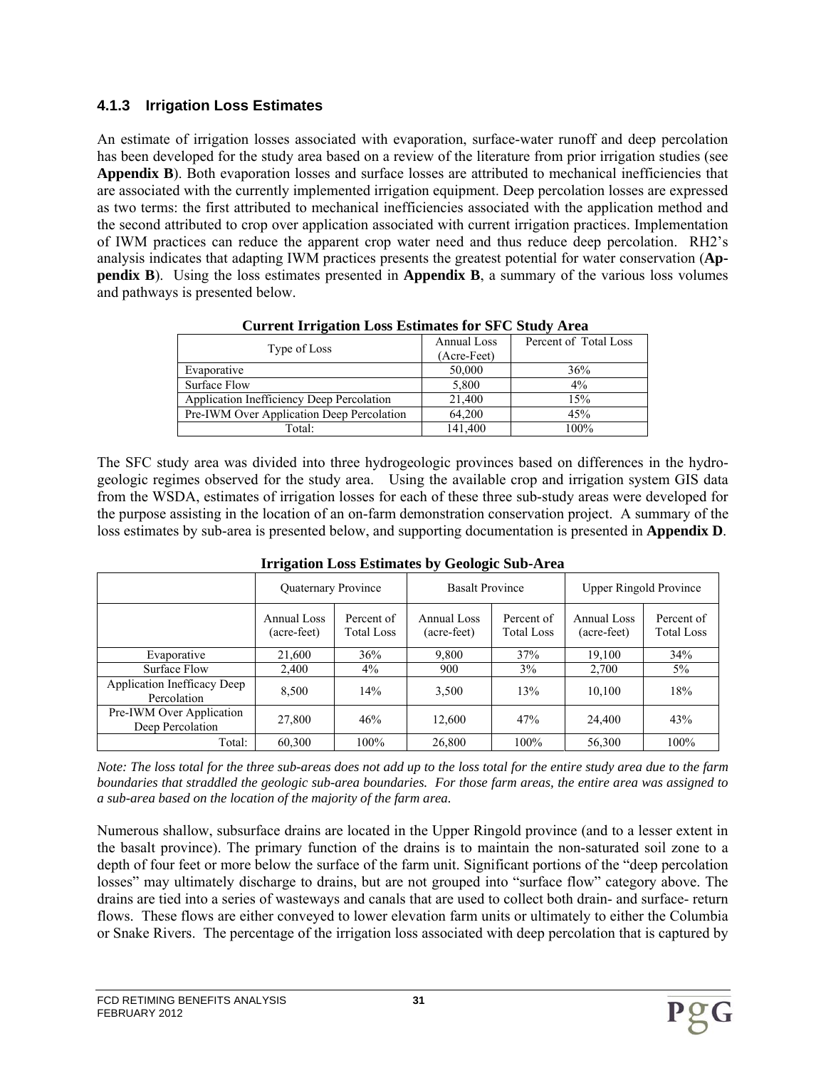### 4.1.3 Irrigation Loss Estimates

An estimate of irrigation losses associated with evaporation, surface-water runoff and deep percolation has been developed for the study area based on a review of the literature from prior irrigation studies (see **Appendix B**). Both evaporation losses and surface losses are attributed to mechanical inefficiencies that are associated with the currently implemented irrigation equipment. Deep percolation losses are expressed as two terms: the first attributed to mechanical inefficiencies associated with the application method and the second attributed to crop over application associated with current irrigation practices. Implementation of IWM practices can reduce the apparent crop water need and thus reduce deep percolation. RH2's analysis indicates that adapting IWM practices presents the greatest potential for water conservation (**Appendix B**). Using the loss estimates presented in **Appendix B**, a summary of the various loss volumes and pathways is presented below.

**Current Irrigation Loss Estimates for SFC Study Area**

| Type of Loss | Annual Loss (Acre-Feet) | Percent of Total Loss |
|---|---|---|
| Evaporative | 50,000 | 36% |
| Surface Flow | 5,800 | 4% |
| Application Inefficiency Deep Percolation | 21,400 | 15% |
| Pre-IWM Over Application Deep Percolation | 64,200 | 45% |
| Total: | 141,400 | 100% |

The SFC study area was divided into three hydrogeologic provinces based on differences in the hydrogeologic regimes observed for the study area. Using the available crop and irrigation system GIS data from the WSDA, estimates of irrigation losses for each of these three sub-study areas were developed for the purpose assisting in the location of an on-farm demonstration conservation project. A summary of the loss estimates by sub-area is presented below, and supporting documentation is presented in **Appendix D**.

**Irrigation Loss Estimates by Geologic Sub-Area**

| | Quaternary Province | | Basalt Province | | Upper Ringold Province | |
|---|---|---|---|---|---|---|
| | Annual Loss (acre-feet) | Percent of Total Loss | Annual Loss (acre-feet) | Percent of Total Loss | Annual Loss (acre-feet) | Percent of Total Loss |
| Evaporative | 21,600 | 36% | 9,800 | 37% | 19,100 | 34% |
| Surface Flow | 2,400 | 4% | 900 | 3% | 2,700 | 5% |
| Application Inefficacy Deep Percolation | 8,500 | 14% | 3,500 | 13% | 10,100 | 18% |
| Pre-IWM Over Application Deep Percolation | 27,800 | 46% | 12,600 | 47% | 24,400 | 43% |
| Total: | 60,300 | 100% | 26,800 | 100% | 56,300 | 100% |

*Note: The loss total for the three sub-areas does not add up to the loss total for the entire study area due to the farm boundaries that straddled the geologic sub-area boundaries. For those farm areas, the entire area was assigned to a sub-area based on the location of the majority of the farm area.*

Numerous shallow, subsurface drains are located in the Upper Ringold province (and to a lesser extent in the basalt province). The primary function of the drains is to maintain the non-saturated soil zone to a depth of four feet or more below the surface of the farm unit. Significant portions of the "deep percolation losses" may ultimately discharge to drains, but are not grouped into "surface flow" category above. The drains are tied into a series of wasteways and canals that are used to collect both drain- and surface- return flows. These flows are either conveyed to lower elevation farm units or ultimately to either the Columbia or Snake Rivers. The percentage of the irrigation loss associated with deep percolation that is captured by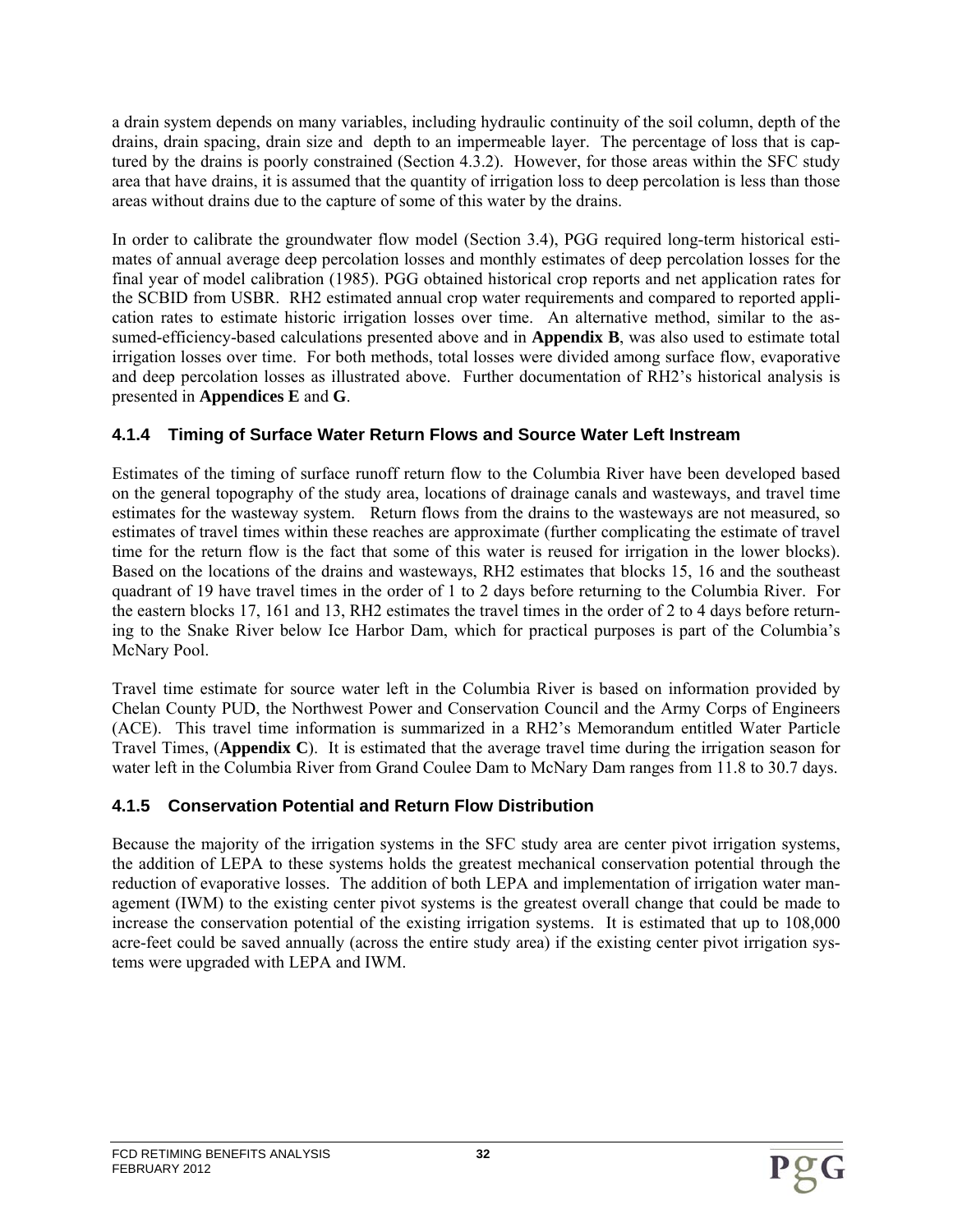a drain system depends on many variables, including hydraulic continuity of the soil column, depth of the drains, drain spacing, drain size and depth to an impermeable layer. The percentage of loss that is captured by the drains is poorly constrained (Section 4.3.2). However, for those areas within the SFC study area that have drains, it is assumed that the quantity of irrigation loss to deep percolation is less than those areas without drains due to the capture of some of this water by the drains.

In order to calibrate the groundwater flow model (Section 3.4), PGG required long-term historical estimates of annual average deep percolation losses and monthly estimates of deep percolation losses for the final year of model calibration (1985). PGG obtained historical crop reports and net application rates for the SCBID from USBR. RH2 estimated annual crop water requirements and compared to reported application rates to estimate historic irrigation losses over time. An alternative method, similar to the assumed-efficiency-based calculations presented above and in **Appendix B**, was also used to estimate total irrigation losses over time. For both methods, total losses were divided among surface flow, evaporative and deep percolation losses as illustrated above. Further documentation of RH2's historical analysis is presented in **Appendices E** and **G**.

### 4.1.4 Timing of Surface Water Return Flows and Source Water Left Instream

Estimates of the timing of surface runoff return flow to the Columbia River have been developed based on the general topography of the study area, locations of drainage canals and wasteways, and travel time estimates for the wasteway system. Return flows from the drains to the wasteways are not measured, so estimates of travel times within these reaches are approximate (further complicating the estimate of travel time for the return flow is the fact that some of this water is reused for irrigation in the lower blocks). Based on the locations of the drains and wasteways, RH2 estimates that blocks 15, 16 and the southeast quadrant of 19 have travel times in the order of 1 to 2 days before returning to the Columbia River. For the eastern blocks 17, 161 and 13, RH2 estimates the travel times in the order of 2 to 4 days before returning to the Snake River below Ice Harbor Dam, which for practical purposes is part of the Columbia's McNary Pool.

Travel time estimate for source water left in the Columbia River is based on information provided by Chelan County PUD, the Northwest Power and Conservation Council and the Army Corps of Engineers (ACE). This travel time information is summarized in a RH2's Memorandum entitled Water Particle Travel Times, (**Appendix C**). It is estimated that the average travel time during the irrigation season for water left in the Columbia River from Grand Coulee Dam to McNary Dam ranges from 11.8 to 30.7 days.

### 4.1.5 Conservation Potential and Return Flow Distribution

Because the majority of the irrigation systems in the SFC study area are center pivot irrigation systems, the addition of LEPA to these systems holds the greatest mechanical conservation potential through the reduction of evaporative losses. The addition of both LEPA and implementation of irrigation water management (IWM) to the existing center pivot systems is the greatest overall change that could be made to increase the conservation potential of the existing irrigation systems. It is estimated that up to 108,000 acre-feet could be saved annually (across the entire study area) if the existing center pivot irrigation systems were upgraded with LEPA and IWM.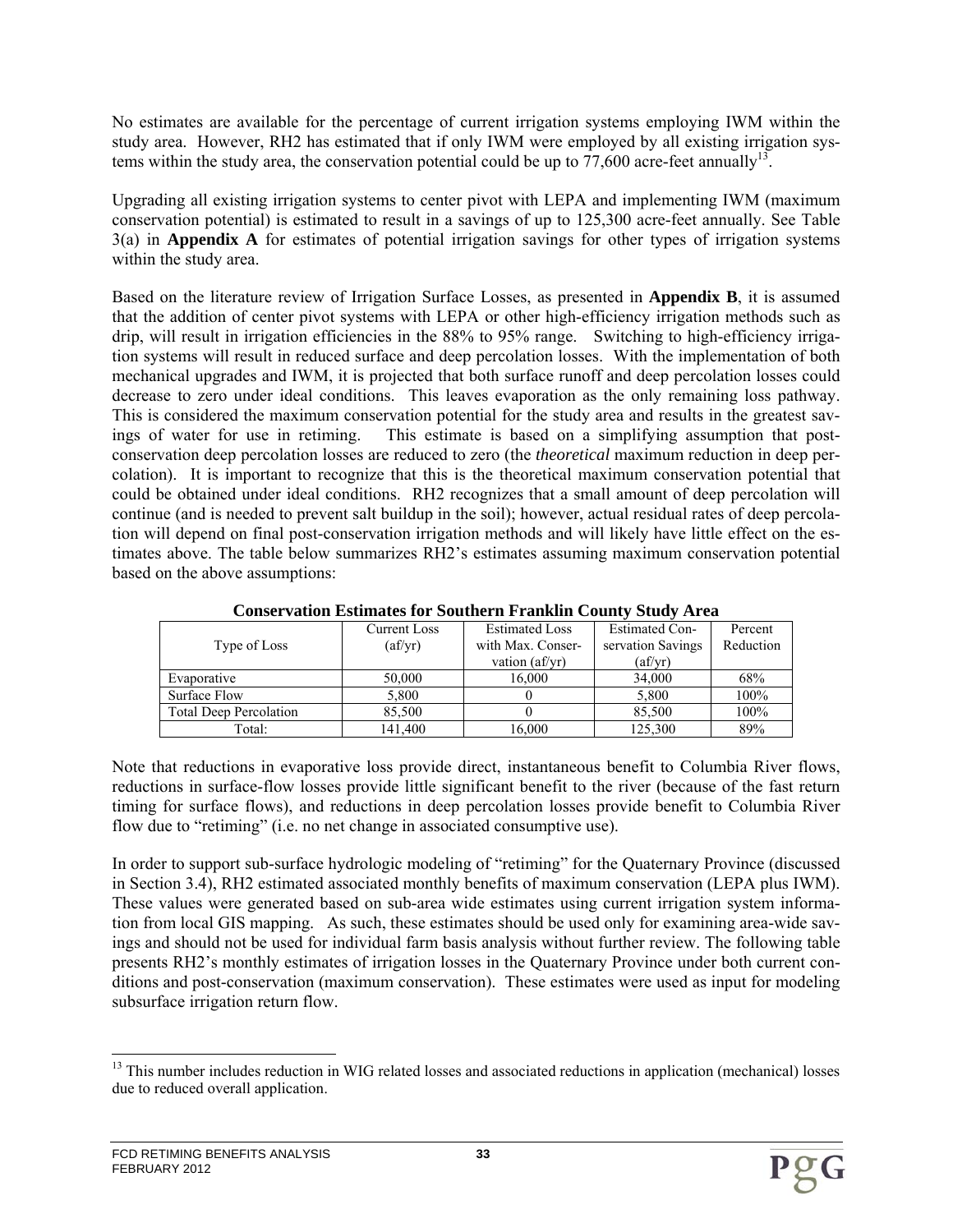No estimates are available for the percentage of current irrigation systems employing IWM within the study area. However, RH2 has estimated that if only IWM were employed by all existing irrigation systems within the study area, the conservation potential could be up to 77,600 acre-feet annually[13].

Upgrading all existing irrigation systems to center pivot with LEPA and implementing IWM (maximum conservation potential) is estimated to result in a savings of up to 125,300 acre-feet annually. See Table 3(a) in **Appendix A** for estimates of potential irrigation savings for other types of irrigation systems within the study area.

Based on the literature review of Irrigation Surface Losses, as presented in **Appendix B**, it is assumed that the addition of center pivot systems with LEPA or other high-efficiency irrigation methods such as drip, will result in irrigation efficiencies in the 88% to 95% range. Switching to high-efficiency irrigation systems will result in reduced surface and deep percolation losses. With the implementation of both mechanical upgrades and IWM, it is projected that both surface runoff and deep percolation losses could decrease to zero under ideal conditions. This leaves evaporation as the only remaining loss pathway. This is considered the maximum conservation potential for the study area and results in the greatest savings of water for use in retiming. This estimate is based on a simplifying assumption that post-conservation deep percolation losses are reduced to zero (the *theoretical* maximum reduction in deep percolation). It is important to recognize that this is the theoretical maximum conservation potential that could be obtained under ideal conditions. RH2 recognizes that a small amount of deep percolation will continue (and is needed to prevent salt buildup in the soil); however, actual residual rates of deep percolation will depend on final post-conservation irrigation methods and will likely have little effect on the estimates above. The table below summarizes RH2's estimates assuming maximum conservation potential based on the above assumptions:

**Conservation Estimates for Southern Franklin County Study Area**

| Type of Loss | Current Loss (af/yr) | Estimated Loss with Max. Conservation (af/yr) | Estimated Conservation Savings (af/yr) | Percent Reduction |
|---|---|---|---|---|
| Evaporative | 50,000 | 16,000 | 34,000 | 68% |
| Surface Flow | 5,800 | 0 | 5,800 | 100% |
| Total Deep Percolation | 85,500 | 0 | 85,500 | 100% |
| Total: | 141,400 | 16,000 | 125,300 | 89% |

Note that reductions in evaporative loss provide direct, instantaneous benefit to Columbia River flows, reductions in surface-flow losses provide little significant benefit to the river (because of the fast return timing for surface flows), and reductions in deep percolation losses provide benefit to Columbia River flow due to "retiming" (i.e. no net change in associated consumptive use).

In order to support sub-surface hydrologic modeling of "retiming" for the Quaternary Province (discussed in Section 3.4), RH2 estimated associated monthly benefits of maximum conservation (LEPA plus IWM). These values were generated based on sub-area wide estimates using current irrigation system information from local GIS mapping. As such, these estimates should be used only for examining area-wide savings and should not be used for individual farm basis analysis without further review. The following table presents RH2's monthly estimates of irrigation losses in the Quaternary Province under both current conditions and post-conservation (maximum conservation). These estimates were used as input for modeling subsurface irrigation return flow.

[13] This number includes reduction in WIG related losses and associated reductions in application (mechanical) losses due to reduced overall application.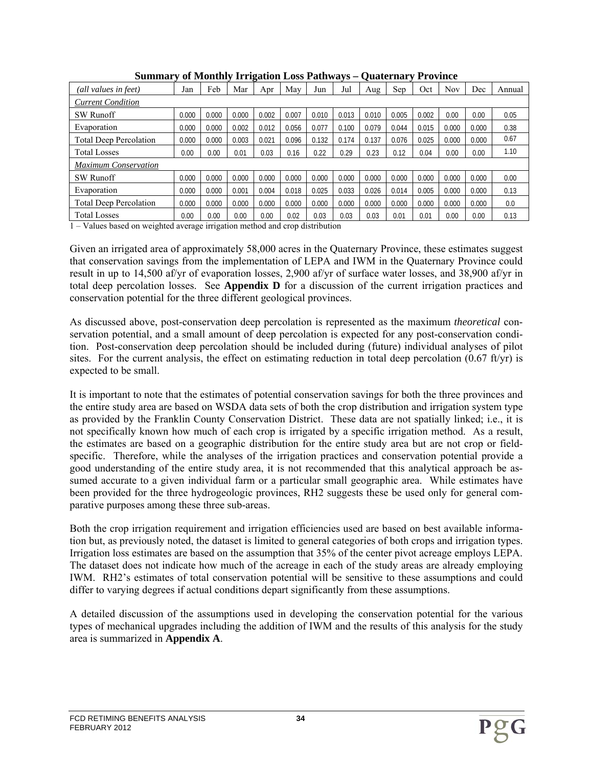**Summary of Monthly Irrigation Loss Pathways – Quaternary Province**

| *(all values in feet)* | Jan | Feb | Mar | Apr | May | Jun | Jul | Aug | Sep | Oct | Nov | Dec | Annual |
|---|---|---|---|---|---|---|---|---|---|---|---|---|---|
| *Current Condition* | | | | | | | | | | | | | |
| SW Runoff | 0.000 | 0.000 | 0.000 | 0.002 | 0.007 | 0.010 | 0.013 | 0.010 | 0.005 | 0.002 | 0.00 | 0.00 | 0.05 |
| Evaporation | 0.000 | 0.000 | 0.002 | 0.012 | 0.056 | 0.077 | 0.100 | 0.079 | 0.044 | 0.015 | 0.000 | 0.000 | 0.38 |
| Total Deep Percolation | 0.000 | 0.000 | 0.003 | 0.021 | 0.096 | 0.132 | 0.174 | 0.137 | 0.076 | 0.025 | 0.000 | 0.000 | 0.67 |
| Total Losses | 0.00 | 0.00 | 0.01 | 0.03 | 0.16 | 0.22 | 0.29 | 0.23 | 0.12 | 0.04 | 0.00 | 0.00 | 1.10 |
| *Maximum Conservation* | | | | | | | | | | | | | |
| SW Runoff | 0.000 | 0.000 | 0.000 | 0.000 | 0.000 | 0.000 | 0.000 | 0.000 | 0.000 | 0.000 | 0.000 | 0.000 | 0.00 |
| Evaporation | 0.000 | 0.000 | 0.001 | 0.004 | 0.018 | 0.025 | 0.033 | 0.026 | 0.014 | 0.005 | 0.000 | 0.000 | 0.13 |
| Total Deep Percolation | 0.000 | 0.000 | 0.000 | 0.000 | 0.000 | 0.000 | 0.000 | 0.000 | 0.000 | 0.000 | 0.000 | 0.000 | 0.0 |
| Total Losses | 0.00 | 0.00 | 0.00 | 0.00 | 0.02 | 0.03 | 0.03 | 0.03 | 0.01 | 0.01 | 0.00 | 0.00 | 0.13 |

1 – Values based on weighted average irrigation method and crop distribution

Given an irrigated area of approximately 58,000 acres in the Quaternary Province, these estimates suggest that conservation savings from the implementation of LEPA and IWM in the Quaternary Province could result in up to 14,500 af/yr of evaporation losses, 2,900 af/yr of surface water losses, and 38,900 af/yr in total deep percolation losses. See **Appendix D** for a discussion of the current irrigation practices and conservation potential for the three different geological provinces.

As discussed above, post-conservation deep percolation is represented as the maximum *theoretical* conservation potential, and a small amount of deep percolation is expected for any post-conservation condition. Post-conservation deep percolation should be included during (future) individual analyses of pilot sites. For the current analysis, the effect on estimating reduction in total deep percolation (0.67 ft/yr) is expected to be small.

It is important to note that the estimates of potential conservation savings for both the three provinces and the entire study area are based on WSDA data sets of both the crop distribution and irrigation system type as provided by the Franklin County Conservation District. These data are not spatially linked; i.e., it is not specifically known how much of each crop is irrigated by a specific irrigation method. As a result, the estimates are based on a geographic distribution for the entire study area but are not crop or field-specific. Therefore, while the analyses of the irrigation practices and conservation potential provide a good understanding of the entire study area, it is not recommended that this analytical approach be assumed accurate to a given individual farm or a particular small geographic area. While estimates have been provided for the three hydrogeologic provinces, RH2 suggests these be used only for general comparative purposes among these three sub-areas.

Both the crop irrigation requirement and irrigation efficiencies used are based on best available information but, as previously noted, the dataset is limited to general categories of both crops and irrigation types. Irrigation loss estimates are based on the assumption that 35% of the center pivot acreage employs LEPA. The dataset does not indicate how much of the acreage in each of the study areas are already employing IWM. RH2's estimates of total conservation potential will be sensitive to these assumptions and could differ to varying degrees if actual conditions depart significantly from these assumptions.

A detailed discussion of the assumptions used in developing the conservation potential for the various types of mechanical upgrades including the addition of IWM and the results of this analysis for the study area is summarized in **Appendix A**.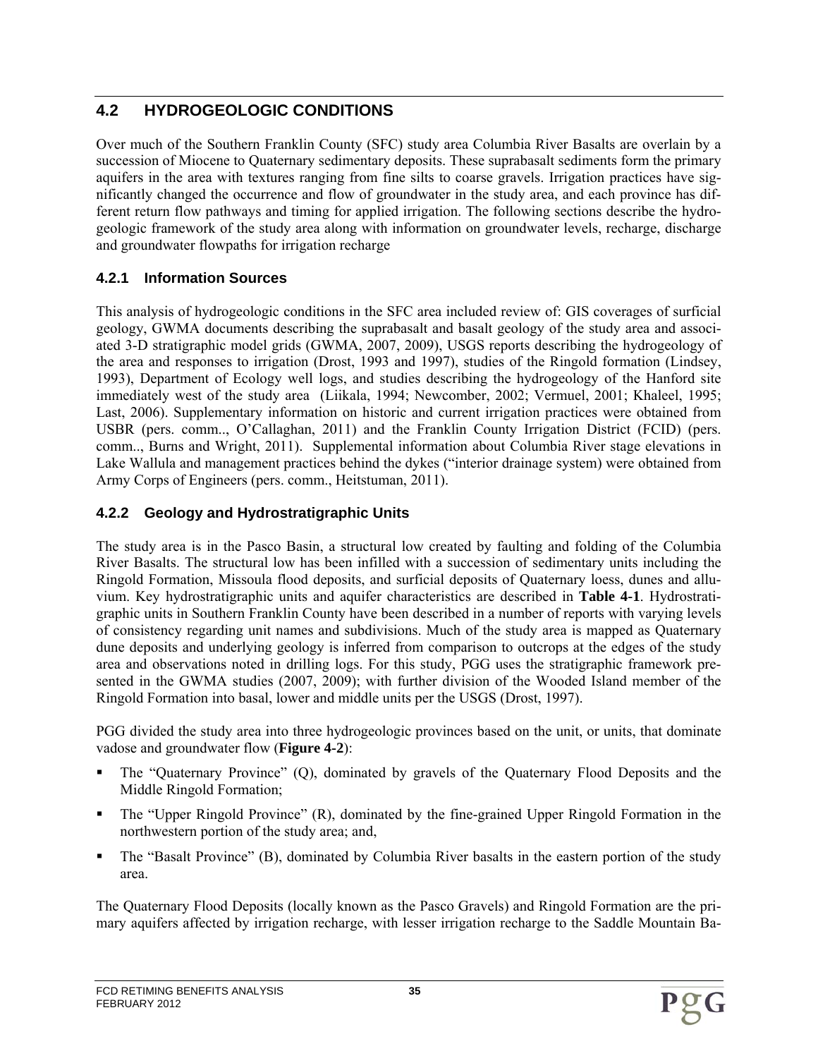## 4.2 HYDROGEOLOGIC CONDITIONS

Over much of the Southern Franklin County (SFC) study area Columbia River Basalts are overlain by a succession of Miocene to Quaternary sedimentary deposits. These suprabasalt sediments form the primary aquifers in the area with textures ranging from fine silts to coarse gravels. Irrigation practices have significantly changed the occurrence and flow of groundwater in the study area, and each province has different return flow pathways and timing for applied irrigation. The following sections describe the hydrogeologic framework of the study area along with information on groundwater levels, recharge, discharge and groundwater flowpaths for irrigation recharge

### 4.2.1 Information Sources

This analysis of hydrogeologic conditions in the SFC area included review of: GIS coverages of surficial geology, GWMA documents describing the suprabasalt and basalt geology of the study area and associated 3-D stratigraphic model grids (GWMA, 2007, 2009), USGS reports describing the hydrogeology of the area and responses to irrigation (Drost, 1993 and 1997), studies of the Ringold formation (Lindsey, 1993), Department of Ecology well logs, and studies describing the hydrogeology of the Hanford site immediately west of the study area (Liikala, 1994; Newcomber, 2002; Vermuel, 2001; Khaleel, 1995; Last, 2006). Supplementary information on historic and current irrigation practices were obtained from USBR (pers. comm.., O'Callaghan, 2011) and the Franklin County Irrigation District (FCID) (pers. comm.., Burns and Wright, 2011). Supplemental information about Columbia River stage elevations in Lake Wallula and management practices behind the dykes ("interior drainage system) were obtained from Army Corps of Engineers (pers. comm., Heitstuman, 2011).

### 4.2.2 Geology and Hydrostratigraphic Units

The study area is in the Pasco Basin, a structural low created by faulting and folding of the Columbia River Basalts. The structural low has been infilled with a succession of sedimentary units including the Ringold Formation, Missoula flood deposits, and surficial deposits of Quaternary loess, dunes and alluvium. Key hydrostratigraphic units and aquifer characteristics are described in **Table 4-1**. Hydrostratigraphic units in Southern Franklin County have been described in a number of reports with varying levels of consistency regarding unit names and subdivisions. Much of the study area is mapped as Quaternary dune deposits and underlying geology is inferred from comparison to outcrops at the edges of the study area and observations noted in drilling logs. For this study, PGG uses the stratigraphic framework presented in the GWMA studies (2007, 2009); with further division of the Wooded Island member of the Ringold Formation into basal, lower and middle units per the USGS (Drost, 1997).

PGG divided the study area into three hydrogeologic provinces based on the unit, or units, that dominate vadose and groundwater flow (**Figure 4-2**):

- The "Quaternary Province" (Q), dominated by gravels of the Quaternary Flood Deposits and the Middle Ringold Formation;
- The "Upper Ringold Province" (R), dominated by the fine-grained Upper Ringold Formation in the northwestern portion of the study area; and,
- The "Basalt Province" (B), dominated by Columbia River basalts in the eastern portion of the study area.

The Quaternary Flood Deposits (locally known as the Pasco Gravels) and Ringold Formation are the primary aquifers affected by irrigation recharge, with lesser irrigation recharge to the Saddle Mountain Ba-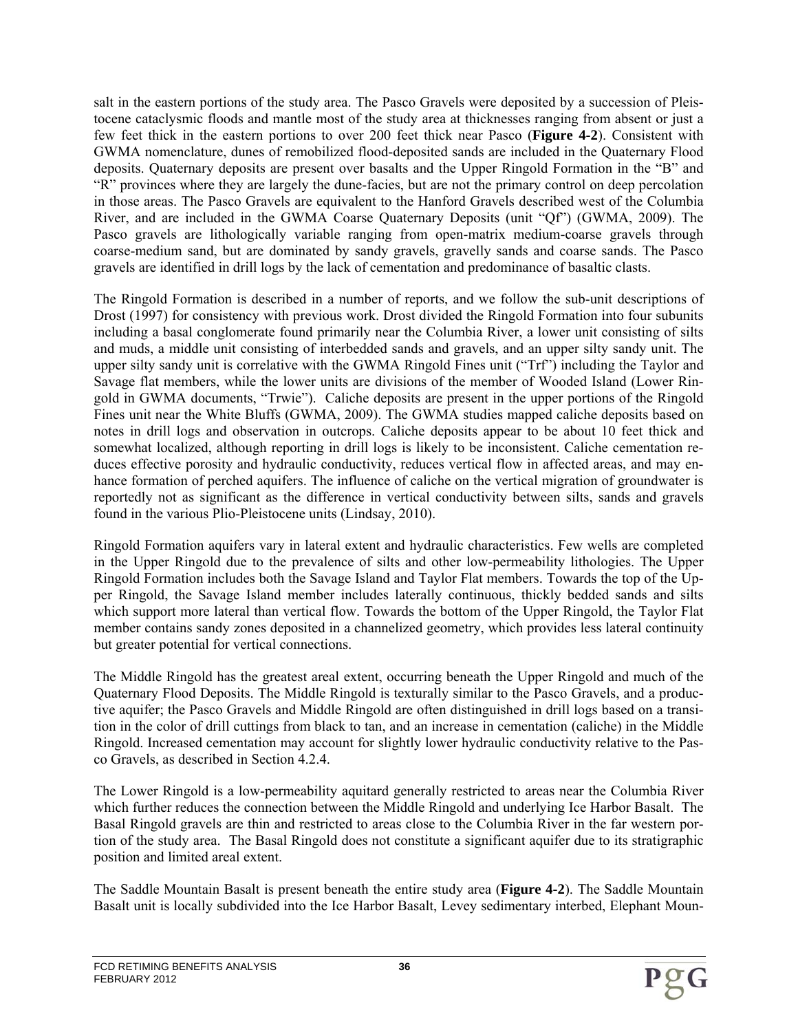salt in the eastern portions of the study area. The Pasco Gravels were deposited by a succession of Pleistocene cataclysmic floods and mantle most of the study area at thicknesses ranging from absent or just a few feet thick in the eastern portions to over 200 feet thick near Pasco (**Figure 4-2**). Consistent with GWMA nomenclature, dunes of remobilized flood-deposited sands are included in the Quaternary Flood deposits. Quaternary deposits are present over basalts and the Upper Ringold Formation in the "B" and "R" provinces where they are largely the dune-facies, but are not the primary control on deep percolation in those areas. The Pasco Gravels are equivalent to the Hanford Gravels described west of the Columbia River, and are included in the GWMA Coarse Quaternary Deposits (unit "Qf") (GWMA, 2009). The Pasco gravels are lithologically variable ranging from open-matrix medium-coarse gravels through coarse-medium sand, but are dominated by sandy gravels, gravelly sands and coarse sands. The Pasco gravels are identified in drill logs by the lack of cementation and predominance of basaltic clasts.

The Ringold Formation is described in a number of reports, and we follow the sub-unit descriptions of Drost (1997) for consistency with previous work. Drost divided the Ringold Formation into four subunits including a basal conglomerate found primarily near the Columbia River, a lower unit consisting of silts and muds, a middle unit consisting of interbedded sands and gravels, and an upper silty sandy unit. The upper silty sandy unit is correlative with the GWMA Ringold Fines unit ("Trf") including the Taylor and Savage flat members, while the lower units are divisions of the member of Wooded Island (Lower Ringold in GWMA documents, "Trwie"). Caliche deposits are present in the upper portions of the Ringold Fines unit near the White Bluffs (GWMA, 2009). The GWMA studies mapped caliche deposits based on notes in drill logs and observation in outcrops. Caliche deposits appear to be about 10 feet thick and somewhat localized, although reporting in drill logs is likely to be inconsistent. Caliche cementation reduces effective porosity and hydraulic conductivity, reduces vertical flow in affected areas, and may enhance formation of perched aquifers. The influence of caliche on the vertical migration of groundwater is reportedly not as significant as the difference in vertical conductivity between silts, sands and gravels found in the various Plio-Pleistocene units (Lindsay, 2010).

Ringold Formation aquifers vary in lateral extent and hydraulic characteristics. Few wells are completed in the Upper Ringold due to the prevalence of silts and other low-permeability lithologies. The Upper Ringold Formation includes both the Savage Island and Taylor Flat members. Towards the top of the Upper Ringold, the Savage Island member includes laterally continuous, thickly bedded sands and silts which support more lateral than vertical flow. Towards the bottom of the Upper Ringold, the Taylor Flat member contains sandy zones deposited in a channelized geometry, which provides less lateral continuity but greater potential for vertical connections.

The Middle Ringold has the greatest areal extent, occurring beneath the Upper Ringold and much of the Quaternary Flood Deposits. The Middle Ringold is texturally similar to the Pasco Gravels, and a productive aquifer; the Pasco Gravels and Middle Ringold are often distinguished in drill logs based on a transition in the color of drill cuttings from black to tan, and an increase in cementation (caliche) in the Middle Ringold. Increased cementation may account for slightly lower hydraulic conductivity relative to the Pasco Gravels, as described in Section 4.2.4.

The Lower Ringold is a low-permeability aquitard generally restricted to areas near the Columbia River which further reduces the connection between the Middle Ringold and underlying Ice Harbor Basalt. The Basal Ringold gravels are thin and restricted to areas close to the Columbia River in the far western portion of the study area. The Basal Ringold does not constitute a significant aquifer due to its stratigraphic position and limited areal extent.

The Saddle Mountain Basalt is present beneath the entire study area (**Figure 4-2**). The Saddle Mountain Basalt unit is locally subdivided into the Ice Harbor Basalt, Levey sedimentary interbed, Elephant Moun-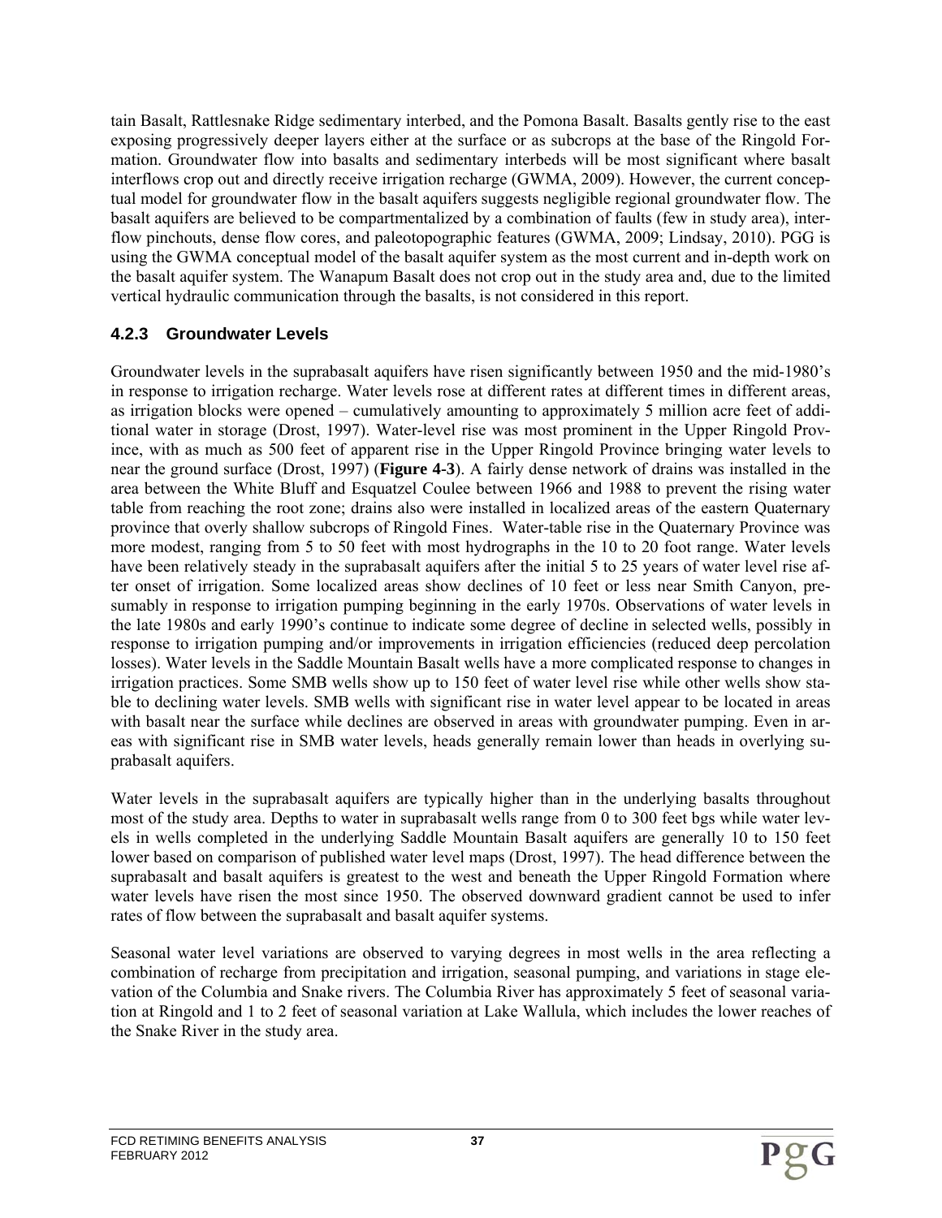tain Basalt, Rattlesnake Ridge sedimentary interbed, and the Pomona Basalt. Basalts gently rise to the east exposing progressively deeper layers either at the surface or as subcrops at the base of the Ringold Formation. Groundwater flow into basalts and sedimentary interbeds will be most significant where basalt interflows crop out and directly receive irrigation recharge (GWMA, 2009). However, the current conceptual model for groundwater flow in the basalt aquifers suggests negligible regional groundwater flow. The basalt aquifers are believed to be compartmentalized by a combination of faults (few in study area), interflow pinchouts, dense flow cores, and paleotopographic features (GWMA, 2009; Lindsay, 2010). PGG is using the GWMA conceptual model of the basalt aquifer system as the most current and in-depth work on the basalt aquifer system. The Wanapum Basalt does not crop out in the study area and, due to the limited vertical hydraulic communication through the basalts, is not considered in this report.

### 4.2.3 Groundwater Levels

Groundwater levels in the suprabasalt aquifers have risen significantly between 1950 and the mid-1980's in response to irrigation recharge. Water levels rose at different rates at different times in different areas, as irrigation blocks were opened – cumulatively amounting to approximately 5 million acre feet of additional water in storage (Drost, 1997). Water-level rise was most prominent in the Upper Ringold Province, with as much as 500 feet of apparent rise in the Upper Ringold Province bringing water levels to near the ground surface (Drost, 1997) (**Figure 4-3**). A fairly dense network of drains was installed in the area between the White Bluff and Esquatzel Coulee between 1966 and 1988 to prevent the rising water table from reaching the root zone; drains also were installed in localized areas of the eastern Quaternary province that overly shallow subcrops of Ringold Fines. Water-table rise in the Quaternary Province was more modest, ranging from 5 to 50 feet with most hydrographs in the 10 to 20 foot range. Water levels have been relatively steady in the suprabasalt aquifers after the initial 5 to 25 years of water level rise after onset of irrigation. Some localized areas show declines of 10 feet or less near Smith Canyon, presumably in response to irrigation pumping beginning in the early 1970s. Observations of water levels in the late 1980s and early 1990's continue to indicate some degree of decline in selected wells, possibly in response to irrigation pumping and/or improvements in irrigation efficiencies (reduced deep percolation losses). Water levels in the Saddle Mountain Basalt wells have a more complicated response to changes in irrigation practices. Some SMB wells show up to 150 feet of water level rise while other wells show stable to declining water levels. SMB wells with significant rise in water level appear to be located in areas with basalt near the surface while declines are observed in areas with groundwater pumping. Even in areas with significant rise in SMB water levels, heads generally remain lower than heads in overlying suprabasalt aquifers.

Water levels in the suprabasalt aquifers are typically higher than in the underlying basalts throughout most of the study area. Depths to water in suprabasalt wells range from 0 to 300 feet bgs while water levels in wells completed in the underlying Saddle Mountain Basalt aquifers are generally 10 to 150 feet lower based on comparison of published water level maps (Drost, 1997). The head difference between the suprabasalt and basalt aquifers is greatest to the west and beneath the Upper Ringold Formation where water levels have risen the most since 1950. The observed downward gradient cannot be used to infer rates of flow between the suprabasalt and basalt aquifer systems.

Seasonal water level variations are observed to varying degrees in most wells in the area reflecting a combination of recharge from precipitation and irrigation, seasonal pumping, and variations in stage elevation of the Columbia and Snake rivers. The Columbia River has approximately 5 feet of seasonal variation at Ringold and 1 to 2 feet of seasonal variation at Lake Wallula, which includes the lower reaches of the Snake River in the study area.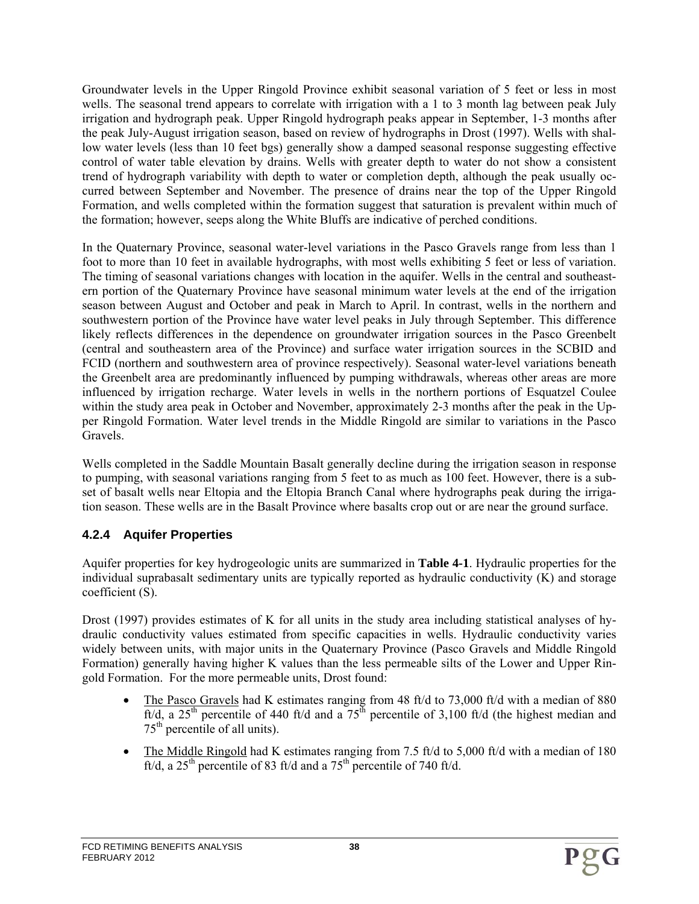Groundwater levels in the Upper Ringold Province exhibit seasonal variation of 5 feet or less in most wells. The seasonal trend appears to correlate with irrigation with a 1 to 3 month lag between peak July irrigation and hydrograph peak. Upper Ringold hydrograph peaks appear in September, 1-3 months after the peak July-August irrigation season, based on review of hydrographs in Drost (1997). Wells with shallow water levels (less than 10 feet bgs) generally show a damped seasonal response suggesting effective control of water table elevation by drains. Wells with greater depth to water do not show a consistent trend of hydrograph variability with depth to water or completion depth, although the peak usually occurred between September and November. The presence of drains near the top of the Upper Ringold Formation, and wells completed within the formation suggest that saturation is prevalent within much of the formation; however, seeps along the White Bluffs are indicative of perched conditions.

In the Quaternary Province, seasonal water-level variations in the Pasco Gravels range from less than 1 foot to more than 10 feet in available hydrographs, with most wells exhibiting 5 feet or less of variation. The timing of seasonal variations changes with location in the aquifer. Wells in the central and southeastern portion of the Quaternary Province have seasonal minimum water levels at the end of the irrigation season between August and October and peak in March to April. In contrast, wells in the northern and southwestern portion of the Province have water level peaks in July through September. This difference likely reflects differences in the dependence on groundwater irrigation sources in the Pasco Greenbelt (central and southeastern area of the Province) and surface water irrigation sources in the SCBID and FCID (northern and southwestern area of province respectively). Seasonal water-level variations beneath the Greenbelt area are predominantly influenced by pumping withdrawals, whereas other areas are more influenced by irrigation recharge. Water levels in wells in the northern portions of Esquatzel Coulee within the study area peak in October and November, approximately 2-3 months after the peak in the Upper Ringold Formation. Water level trends in the Middle Ringold are similar to variations in the Pasco Gravels.

Wells completed in the Saddle Mountain Basalt generally decline during the irrigation season in response to pumping, with seasonal variations ranging from 5 feet to as much as 100 feet. However, there is a subset of basalt wells near Eltopia and the Eltopia Branch Canal where hydrographs peak during the irrigation season. These wells are in the Basalt Province where basalts crop out or are near the ground surface.

### 4.2.4 Aquifer Properties

Aquifer properties for key hydrogeologic units are summarized in **Table 4-1**. Hydraulic properties for the individual suprabasalt sedimentary units are typically reported as hydraulic conductivity (K) and storage coefficient (S).

Drost (1997) provides estimates of K for all units in the study area including statistical analyses of hydraulic conductivity values estimated from specific capacities in wells. Hydraulic conductivity varies widely between units, with major units in the Quaternary Province (Pasco Gravels and Middle Ringold Formation) generally having higher K values than the less permeable silts of the Lower and Upper Ringold Formation. For the more permeable units, Drost found:

- The Pasco Gravels had K estimates ranging from 48 ft/d to 73,000 ft/d with a median of 880 ft/d, a 25th percentile of 440 ft/d and a 75th percentile of 3,100 ft/d (the highest median and 75th percentile of all units).
- The Middle Ringold had K estimates ranging from 7.5 ft/d to 5,000 ft/d with a median of 180 ft/d, a 25th percentile of 83 ft/d and a 75th percentile of 740 ft/d.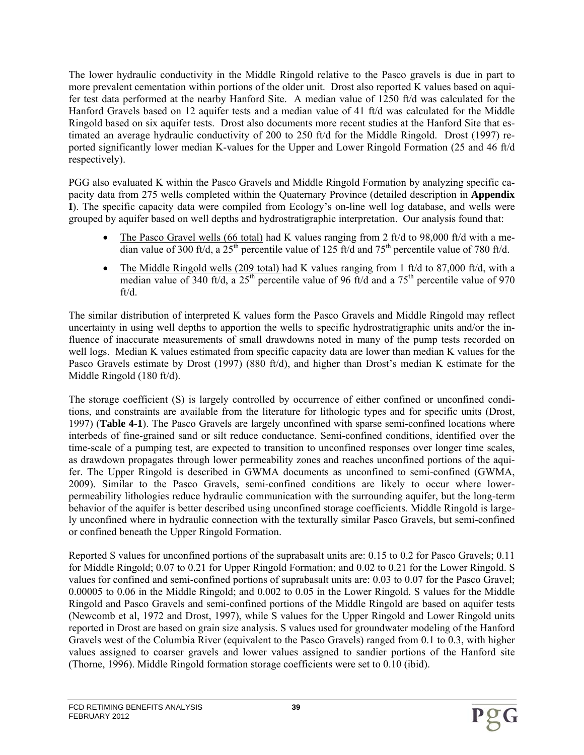The lower hydraulic conductivity in the Middle Ringold relative to the Pasco gravels is due in part to more prevalent cementation within portions of the older unit. Drost also reported K values based on aquifer test data performed at the nearby Hanford Site. A median value of 1250 ft/d was calculated for the Hanford Gravels based on 12 aquifer tests and a median value of 41 ft/d was calculated for the Middle Ringold based on six aquifer tests. Drost also documents more recent studies at the Hanford Site that estimated an average hydraulic conductivity of 200 to 250 ft/d for the Middle Ringold. Drost (1997) reported significantly lower median K-values for the Upper and Lower Ringold Formation (25 and 46 ft/d respectively).

PGG also evaluated K within the Pasco Gravels and Middle Ringold Formation by analyzing specific capacity data from 275 wells completed within the Quaternary Province (detailed description in **Appendix I**). The specific capacity data were compiled from Ecology's on-line well log database, and wells were grouped by aquifer based on well depths and hydrostratigraphic interpretation. Our analysis found that:

- The Pasco Gravel wells (66 total) had K values ranging from 2 ft/d to 98,000 ft/d with a median value of 300 ft/d, a 25th percentile value of 125 ft/d and 75th percentile value of 780 ft/d.
- The Middle Ringold wells (209 total) had K values ranging from 1 ft/d to 87,000 ft/d, with a median value of 340 ft/d, a 25th percentile value of 96 ft/d and a 75th percentile value of 970 ft/d.

The similar distribution of interpreted K values form the Pasco Gravels and Middle Ringold may reflect uncertainty in using well depths to apportion the wells to specific hydrostratigraphic units and/or the influence of inaccurate measurements of small drawdowns noted in many of the pump tests recorded on well logs. Median K values estimated from specific capacity data are lower than median K values for the Pasco Gravels estimate by Drost (1997) (880 ft/d), and higher than Drost's median K estimate for the Middle Ringold (180 ft/d).

The storage coefficient (S) is largely controlled by occurrence of either confined or unconfined conditions, and constraints are available from the literature for lithologic types and for specific units (Drost, 1997) (**Table 4-1**). The Pasco Gravels are largely unconfined with sparse semi-confined locations where interbeds of fine-grained sand or silt reduce conductance. Semi-confined conditions, identified over the time-scale of a pumping test, are expected to transition to unconfined responses over longer time scales, as drawdown propagates through lower permeability zones and reaches unconfined portions of the aquifer. The Upper Ringold is described in GWMA documents as unconfined to semi-confined (GWMA, 2009). Similar to the Pasco Gravels, semi-confined conditions are likely to occur where lower-permeability lithologies reduce hydraulic communication with the surrounding aquifer, but the long-term behavior of the aquifer is better described using unconfined storage coefficients. Middle Ringold is largely unconfined where in hydraulic connection with the texturally similar Pasco Gravels, but semi-confined or confined beneath the Upper Ringold Formation.

Reported S values for unconfined portions of the suprabasalt units are: 0.15 to 0.2 for Pasco Gravels; 0.11 for Middle Ringold; 0.07 to 0.21 for Upper Ringold Formation; and 0.02 to 0.21 for the Lower Ringold. S values for confined and semi-confined portions of suprabasalt units are: 0.03 to 0.07 for the Pasco Gravel; 0.00005 to 0.06 in the Middle Ringold; and 0.002 to 0.05 in the Lower Ringold. S values for the Middle Ringold and Pasco Gravels and semi-confined portions of the Middle Ringold are based on aquifer tests (Newcomb et al, 1972 and Drost, 1997), while S values for the Upper Ringold and Lower Ringold units reported in Drost are based on grain size analysis. S values used for groundwater modeling of the Hanford Gravels west of the Columbia River (equivalent to the Pasco Gravels) ranged from 0.1 to 0.3, with higher values assigned to coarser gravels and lower values assigned to sandier portions of the Hanford site (Thorne, 1996). Middle Ringold formation storage coefficients were set to 0.10 (ibid).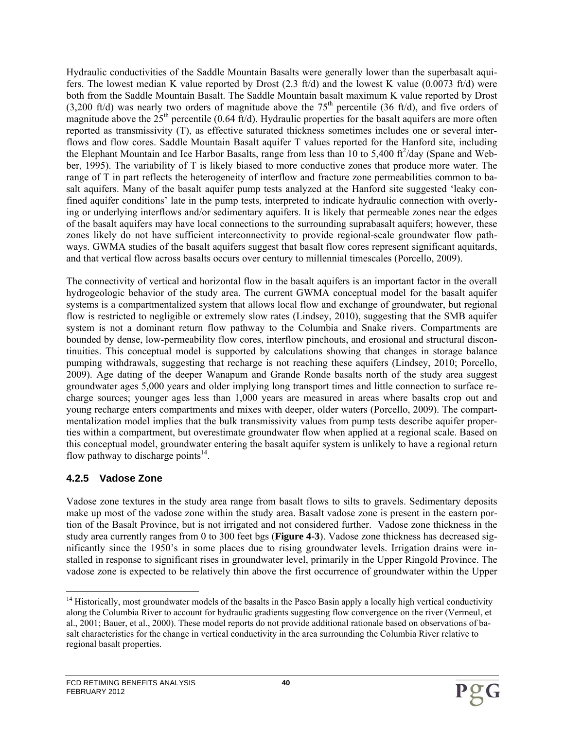Hydraulic conductivities of the Saddle Mountain Basalts were generally lower than the superbasalt aquifers. The lowest median K value reported by Drost (2.3 ft/d) and the lowest K value (0.0073 ft/d) were both from the Saddle Mountain Basalt. The Saddle Mountain basalt maximum K value reported by Drost (3,200 ft/d) was nearly two orders of magnitude above the 75th percentile (36 ft/d), and five orders of magnitude above the 25th percentile (0.64 ft/d). Hydraulic properties for the basalt aquifers are more often reported as transmissivity (T), as effective saturated thickness sometimes includes one or several interflows and flow cores. Saddle Mountain Basalt aquifer T values reported for the Hanford site, including the Elephant Mountain and Ice Harbor Basalts, range from less than 10 to 5,400 $ft^2$/day (Spane and Webber, 1995). The variability of T is likely biased to more conductive zones that produce more water. The range of T in part reflects the heterogeneity of interflow and fracture zone permeabilities common to basalt aquifers. Many of the basalt aquifer pump tests analyzed at the Hanford site suggested 'leaky confined aquifer conditions' late in the pump tests, interpreted to indicate hydraulic connection with overlying or underlying interflows and/or sedimentary aquifers. It is likely that permeable zones near the edges of the basalt aquifers may have local connections to the surrounding suprabasalt aquifers; however, these zones likely do not have sufficient interconnectivity to provide regional-scale groundwater flow pathways. GWMA studies of the basalt aquifers suggest that basalt flow cores represent significant aquitards, and that vertical flow across basalts occurs over century to millennial timescales (Porcello, 2009).

The connectivity of vertical and horizontal flow in the basalt aquifers is an important factor in the overall hydrogeologic behavior of the study area. The current GWMA conceptual model for the basalt aquifer systems is a compartmentalized system that allows local flow and exchange of groundwater, but regional flow is restricted to negligible or extremely slow rates (Lindsey, 2010), suggesting that the SMB aquifer system is not a dominant return flow pathway to the Columbia and Snake rivers. Compartments are bounded by dense, low-permeability flow cores, interflow pinchouts, and erosional and structural discontinuities. This conceptual model is supported by calculations showing that changes in storage balance pumping withdrawals, suggesting that recharge is not reaching these aquifers (Lindsey, 2010; Porcello, 2009). Age dating of the deeper Wanapum and Grande Ronde basalts north of the study area suggest groundwater ages 5,000 years and older implying long transport times and little connection to surface recharge sources; younger ages less than 1,000 years are measured in areas where basalts crop out and young recharge enters compartments and mixes with deeper, older waters (Porcello, 2009). The compartmentalization model implies that the bulk transmissivity values from pump tests describe aquifer properties within a compartment, but overestimate groundwater flow when applied at a regional scale. Based on this conceptual model, groundwater entering the basalt aquifer system is unlikely to have a regional return flow pathway to discharge points[14].

### 4.2.5 Vadose Zone

Vadose zone textures in the study area range from basalt flows to silts to gravels. Sedimentary deposits make up most of the vadose zone within the study area. Basalt vadose zone is present in the eastern portion of the Basalt Province, but is not irrigated and not considered further. Vadose zone thickness in the study area currently ranges from 0 to 300 feet bgs (**Figure 4-3**). Vadose zone thickness has decreased significantly since the 1950's in some places due to rising groundwater levels. Irrigation drains were installed in response to significant rises in groundwater level, primarily in the Upper Ringold Province. The vadose zone is expected to be relatively thin above the first occurrence of groundwater within the Upper

[14] Historically, most groundwater models of the basalts in the Pasco Basin apply a locally high vertical conductivity along the Columbia River to account for hydraulic gradients suggesting flow convergence on the river (Vermeul, et al., 2001; Bauer, et al., 2000). These model reports do not provide additional rationale based on observations of basalt characteristics for the change in vertical conductivity in the area surrounding the Columbia River relative to regional basalt properties.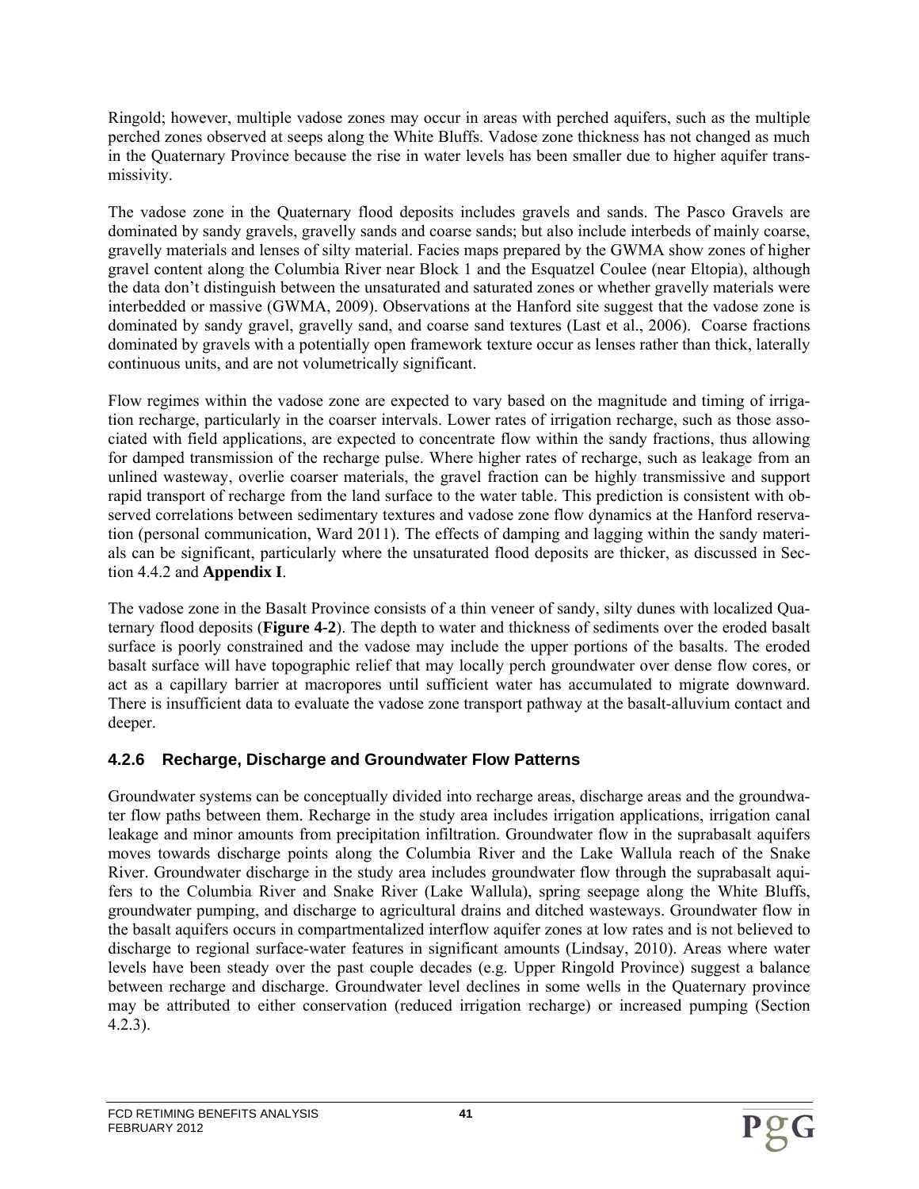Ringold; however, multiple vadose zones may occur in areas with perched aquifers, such as the multiple perched zones observed at seeps along the White Bluffs. Vadose zone thickness has not changed as much in the Quaternary Province because the rise in water levels has been smaller due to higher aquifer transmissivity.

The vadose zone in the Quaternary flood deposits includes gravels and sands. The Pasco Gravels are dominated by sandy gravels, gravelly sands and coarse sands; but also include interbeds of mainly coarse, gravelly materials and lenses of silty material. Facies maps prepared by the GWMA show zones of higher gravel content along the Columbia River near Block 1 and the Esquatzel Coulee (near Eltopia), although the data don't distinguish between the unsaturated and saturated zones or whether gravelly materials were interbedded or massive (GWMA, 2009). Observations at the Hanford site suggest that the vadose zone is dominated by sandy gravel, gravelly sand, and coarse sand textures (Last et al., 2006). Coarse fractions dominated by gravels with a potentially open framework texture occur as lenses rather than thick, laterally continuous units, and are not volumetrically significant.

Flow regimes within the vadose zone are expected to vary based on the magnitude and timing of irrigation recharge, particularly in the coarser intervals. Lower rates of irrigation recharge, such as those associated with field applications, are expected to concentrate flow within the sandy fractions, thus allowing for damped transmission of the recharge pulse. Where higher rates of recharge, such as leakage from an unlined wasteway, overlie coarser materials, the gravel fraction can be highly transmissive and support rapid transport of recharge from the land surface to the water table. This prediction is consistent with observed correlations between sedimentary textures and vadose zone flow dynamics at the Hanford reservation (personal communication, Ward 2011). The effects of damping and lagging within the sandy materials can be significant, particularly where the unsaturated flood deposits are thicker, as discussed in Section 4.4.2 and **Appendix I**.

The vadose zone in the Basalt Province consists of a thin veneer of sandy, silty dunes with localized Quaternary flood deposits (**Figure 4-2**). The depth to water and thickness of sediments over the eroded basalt surface is poorly constrained and the vadose may include the upper portions of the basalts. The eroded basalt surface will have topographic relief that may locally perch groundwater over dense flow cores, or act as a capillary barrier at macropores until sufficient water has accumulated to migrate downward. There is insufficient data to evaluate the vadose zone transport pathway at the basalt-alluvium contact and deeper.

### 4.2.6 Recharge, Discharge and Groundwater Flow Patterns

Groundwater systems can be conceptually divided into recharge areas, discharge areas and the groundwater flow paths between them. Recharge in the study area includes irrigation applications, irrigation canal leakage and minor amounts from precipitation infiltration. Groundwater flow in the suprabasalt aquifers moves towards discharge points along the Columbia River and the Lake Wallula reach of the Snake River. Groundwater discharge in the study area includes groundwater flow through the suprabasalt aquifers to the Columbia River and Snake River (Lake Wallula), spring seepage along the White Bluffs, groundwater pumping, and discharge to agricultural drains and ditched wasteways. Groundwater flow in the basalt aquifers occurs in compartmentalized interflow aquifer zones at low rates and is not believed to discharge to regional surface-water features in significant amounts (Lindsay, 2010). Areas where water levels have been steady over the past couple decades (e.g. Upper Ringold Province) suggest a balance between recharge and discharge. Groundwater level declines in some wells in the Quaternary province may be attributed to either conservation (reduced irrigation recharge) or increased pumping (Section 4.2.3).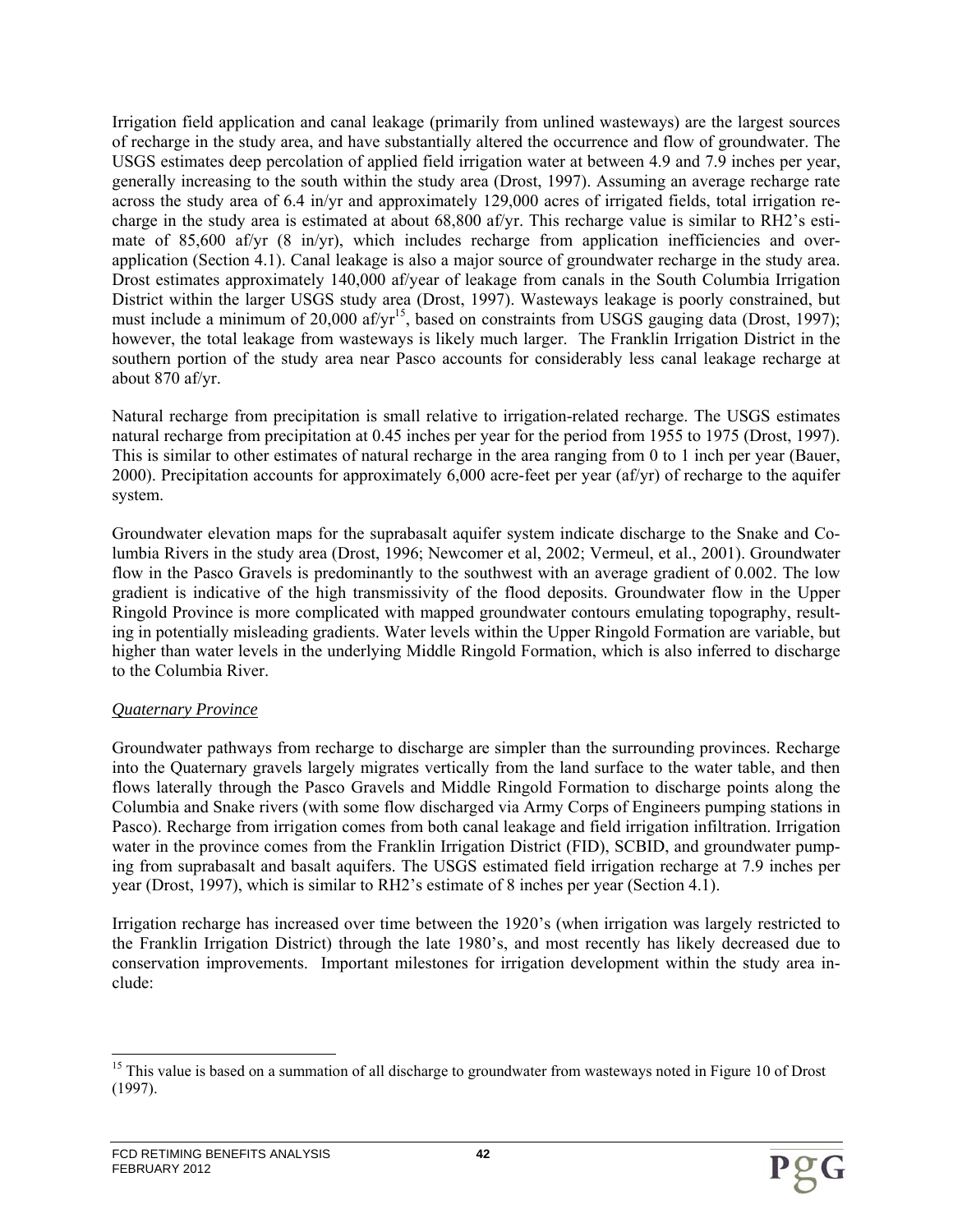Irrigation field application and canal leakage (primarily from unlined wasteways) are the largest sources of recharge in the study area, and have substantially altered the occurrence and flow of groundwater. The USGS estimates deep percolation of applied field irrigation water at between 4.9 and 7.9 inches per year, generally increasing to the south within the study area (Drost, 1997). Assuming an average recharge rate across the study area of 6.4 in/yr and approximately 129,000 acres of irrigated fields, total irrigation recharge in the study area is estimated at about 68,800 af/yr. This recharge value is similar to RH2's estimate of 85,600 af/yr (8 in/yr), which includes recharge from application inefficiencies and over-application (Section 4.1). Canal leakage is also a major source of groundwater recharge in the study area. Drost estimates approximately 140,000 af/year of leakage from canals in the South Columbia Irrigation District within the larger USGS study area (Drost, 1997). Wasteways leakage is poorly constrained, but must include a minimum of 20,000 af/yr[15], based on constraints from USGS gauging data (Drost, 1997); however, the total leakage from wasteways is likely much larger. The Franklin Irrigation District in the southern portion of the study area near Pasco accounts for considerably less canal leakage recharge at about 870 af/yr.

Natural recharge from precipitation is small relative to irrigation-related recharge. The USGS estimates natural recharge from precipitation at 0.45 inches per year for the period from 1955 to 1975 (Drost, 1997). This is similar to other estimates of natural recharge in the area ranging from 0 to 1 inch per year (Bauer, 2000). Precipitation accounts for approximately 6,000 acre-feet per year (af/yr) of recharge to the aquifer system.

Groundwater elevation maps for the suprabasalt aquifer system indicate discharge to the Snake and Columbia Rivers in the study area (Drost, 1996; Newcomer et al, 2002; Vermeul, et al., 2001). Groundwater flow in the Pasco Gravels is predominantly to the southwest with an average gradient of 0.002. The low gradient is indicative of the high transmissivity of the flood deposits. Groundwater flow in the Upper Ringold Province is more complicated with mapped groundwater contours emulating topography, resulting in potentially misleading gradients. Water levels within the Upper Ringold Formation are variable, but higher than water levels in the underlying Middle Ringold Formation, which is also inferred to discharge to the Columbia River.

*Quaternary Province*

Groundwater pathways from recharge to discharge are simpler than the surrounding provinces. Recharge into the Quaternary gravels largely migrates vertically from the land surface to the water table, and then flows laterally through the Pasco Gravels and Middle Ringold Formation to discharge points along the Columbia and Snake rivers (with some flow discharged via Army Corps of Engineers pumping stations in Pasco). Recharge from irrigation comes from both canal leakage and field irrigation infiltration. Irrigation water in the province comes from the Franklin Irrigation District (FID), SCBID, and groundwater pumping from suprabasalt and basalt aquifers. The USGS estimated field irrigation recharge at 7.9 inches per year (Drost, 1997), which is similar to RH2's estimate of 8 inches per year (Section 4.1).

Irrigation recharge has increased over time between the 1920's (when irrigation was largely restricted to the Franklin Irrigation District) through the late 1980's, and most recently has likely decreased due to conservation improvements. Important milestones for irrigation development within the study area include:

---

[15] This value is based on a summation of all discharge to groundwater from wasteways noted in Figure 10 of Drost (1997).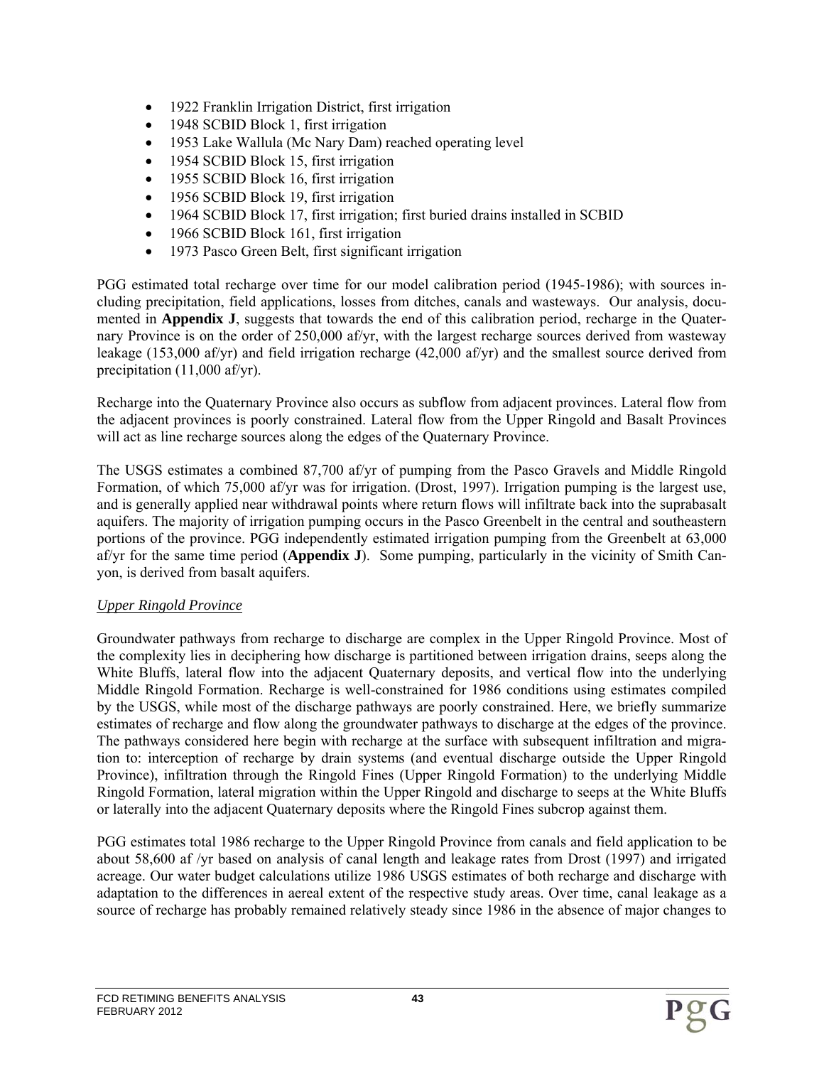- 1922 Franklin Irrigation District, first irrigation
- 1948 SCBID Block 1, first irrigation
- 1953 Lake Wallula (Mc Nary Dam) reached operating level
- 1954 SCBID Block 15, first irrigation
- 1955 SCBID Block 16, first irrigation
- 1956 SCBID Block 19, first irrigation
- 1964 SCBID Block 17, first irrigation; first buried drains installed in SCBID
- 1966 SCBID Block 161, first irrigation
- 1973 Pasco Green Belt, first significant irrigation

PGG estimated total recharge over time for our model calibration period (1945-1986); with sources including precipitation, field applications, losses from ditches, canals and wasteways. Our analysis, documented in **Appendix J**, suggests that towards the end of this calibration period, recharge in the Quaternary Province is on the order of 250,000 af/yr, with the largest recharge sources derived from wasteway leakage (153,000 af/yr) and field irrigation recharge (42,000 af/yr) and the smallest source derived from precipitation (11,000 af/yr).

Recharge into the Quaternary Province also occurs as subflow from adjacent provinces. Lateral flow from the adjacent provinces is poorly constrained. Lateral flow from the Upper Ringold and Basalt Provinces will act as line recharge sources along the edges of the Quaternary Province.

The USGS estimates a combined 87,700 af/yr of pumping from the Pasco Gravels and Middle Ringold Formation, of which 75,000 af/yr was for irrigation. (Drost, 1997). Irrigation pumping is the largest use, and is generally applied near withdrawal points where return flows will infiltrate back into the suprabasalt aquifers. The majority of irrigation pumping occurs in the Pasco Greenbelt in the central and southeastern portions of the province. PGG independently estimated irrigation pumping from the Greenbelt at 63,000 af/yr for the same time period (**Appendix J**). Some pumping, particularly in the vicinity of Smith Canyon, is derived from basalt aquifers.

*Upper Ringold Province*

Groundwater pathways from recharge to discharge are complex in the Upper Ringold Province. Most of the complexity lies in deciphering how discharge is partitioned between irrigation drains, seeps along the White Bluffs, lateral flow into the adjacent Quaternary deposits, and vertical flow into the underlying Middle Ringold Formation. Recharge is well-constrained for 1986 conditions using estimates compiled by the USGS, while most of the discharge pathways are poorly constrained. Here, we briefly summarize estimates of recharge and flow along the groundwater pathways to discharge at the edges of the province. The pathways considered here begin with recharge at the surface with subsequent infiltration and migration to: interception of recharge by drain systems (and eventual discharge outside the Upper Ringold Province), infiltration through the Ringold Fines (Upper Ringold Formation) to the underlying Middle Ringold Formation, lateral migration within the Upper Ringold and discharge to seeps at the White Bluffs or laterally into the adjacent Quaternary deposits where the Ringold Fines subcrop against them.

PGG estimates total 1986 recharge to the Upper Ringold Province from canals and field application to be about 58,600 af /yr based on analysis of canal length and leakage rates from Drost (1997) and irrigated acreage. Our water budget calculations utilize 1986 USGS estimates of both recharge and discharge with adaptation to the differences in aereal extent of the respective study areas. Over time, canal leakage as a source of recharge has probably remained relatively steady since 1986 in the absence of major changes to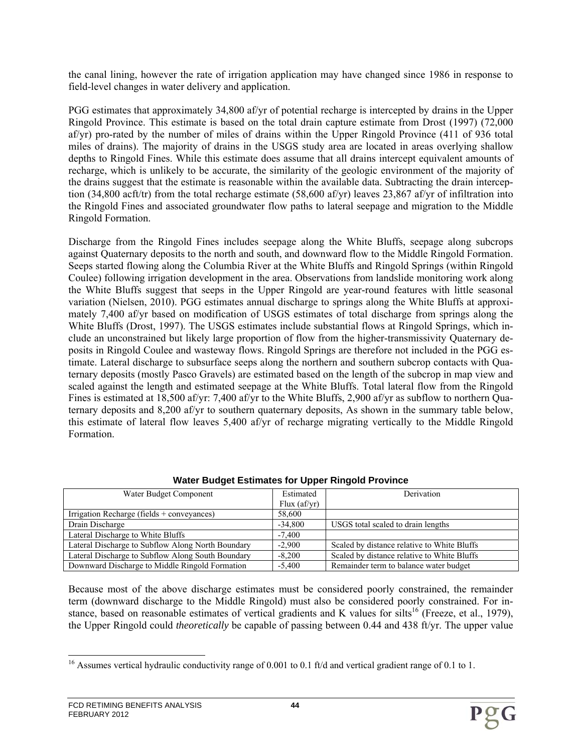the canal lining, however the rate of irrigation application may have changed since 1986 in response to field-level changes in water delivery and application.

PGG estimates that approximately 34,800 af/yr of potential recharge is intercepted by drains in the Upper Ringold Province. This estimate is based on the total drain capture estimate from Drost (1997) (72,000 af/yr) pro-rated by the number of miles of drains within the Upper Ringold Province (411 of 936 total miles of drains). The majority of drains in the USGS study area are located in areas overlying shallow depths to Ringold Fines. While this estimate does assume that all drains intercept equivalent amounts of recharge, which is unlikely to be accurate, the similarity of the geologic environment of the majority of the drains suggest that the estimate is reasonable within the available data. Subtracting the drain interception (34,800 acft/tr) from the total recharge estimate (58,600 af/yr) leaves 23,867 af/yr of infiltration into the Ringold Fines and associated groundwater flow paths to lateral seepage and migration to the Middle Ringold Formation.

Discharge from the Ringold Fines includes seepage along the White Bluffs, seepage along subcrops against Quaternary deposits to the north and south, and downward flow to the Middle Ringold Formation. Seeps started flowing along the Columbia River at the White Bluffs and Ringold Springs (within Ringold Coulee) following irrigation development in the area. Observations from landslide monitoring work along the White Bluffs suggest that seeps in the Upper Ringold are year-round features with little seasonal variation (Nielsen, 2010). PGG estimates annual discharge to springs along the White Bluffs at approximately 7,400 af/yr based on modification of USGS estimates of total discharge from springs along the White Bluffs (Drost, 1997). The USGS estimates include substantial flows at Ringold Springs, which include an unconstrained but likely large proportion of flow from the higher-transmissivity Quaternary deposits in Ringold Coulee and wasteway flows. Ringold Springs are therefore not included in the PGG estimate. Lateral discharge to subsurface seeps along the northern and southern subcrop contacts with Quaternary deposits (mostly Pasco Gravels) are estimated based on the length of the subcrop in map view and scaled against the length and estimated seepage at the White Bluffs. Total lateral flow from the Ringold Fines is estimated at 18,500 af/yr: 7,400 af/yr to the White Bluffs, 2,900 af/yr as subflow to northern Quaternary deposits and 8,200 af/yr to southern quaternary deposits, As shown in the summary table below, this estimate of lateral flow leaves 5,400 af/yr of recharge migrating vertically to the Middle Ringold Formation.

**Water Budget Estimates for Upper Ringold Province**

| Water Budget Component | Estimated Flux (af/yr) | Derivation |
|---|---|---|
| Irrigation Recharge (fields + conveyances) | 58,600 | |
| Drain Discharge | -34,800 | USGS total scaled to drain lengths |
| Lateral Discharge to White Bluffs | -7,400 | |
| Lateral Discharge to Subflow Along North Boundary | -2,900 | Scaled by distance relative to White Bluffs |
| Lateral Discharge to Subflow Along South Boundary | -8,200 | Scaled by distance relative to White Bluffs |
| Downward Discharge to Middle Ringold Formation | -5,400 | Remainder term to balance water budget |

Because most of the above discharge estimates must be considered poorly constrained, the remainder term (downward discharge to the Middle Ringold) must also be considered poorly constrained. For instance, based on reasonable estimates of vertical gradients and K values for silts[16] (Freeze, et al., 1979), the Upper Ringold could *theoretically* be capable of passing between 0.44 and 438 ft/yr. The upper value

[16] Assumes vertical hydraulic conductivity range of 0.001 to 0.1 ft/d and vertical gradient range of 0.1 to 1.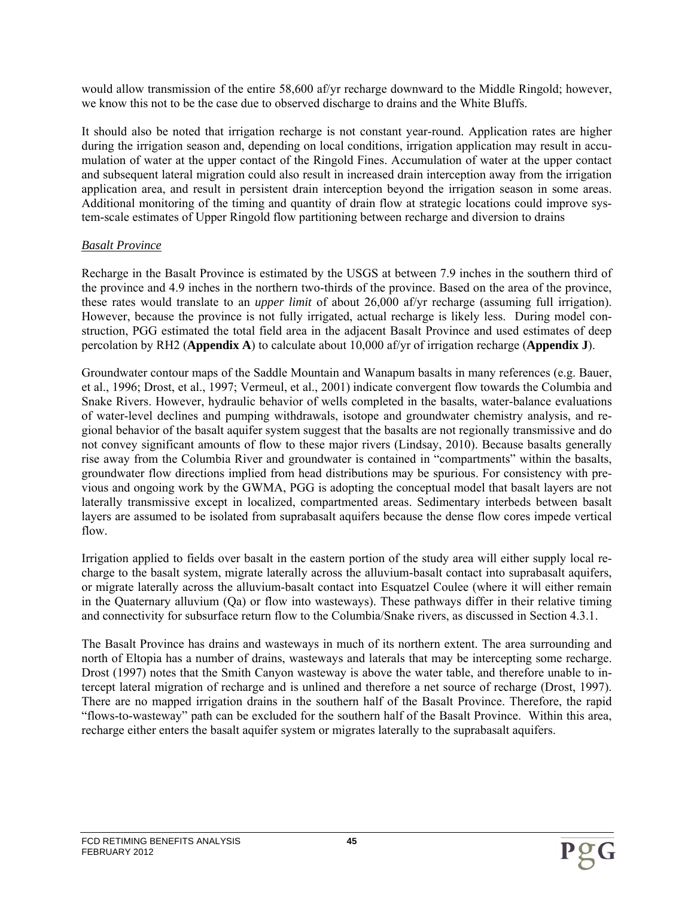would allow transmission of the entire 58,600 af/yr recharge downward to the Middle Ringold; however, we know this not to be the case due to observed discharge to drains and the White Bluffs.

It should also be noted that irrigation recharge is not constant year-round. Application rates are higher during the irrigation season and, depending on local conditions, irrigation application may result in accumulation of water at the upper contact of the Ringold Fines. Accumulation of water at the upper contact and subsequent lateral migration could also result in increased drain interception away from the irrigation application area, and result in persistent drain interception beyond the irrigation season in some areas. Additional monitoring of the timing and quantity of drain flow at strategic locations could improve system-scale estimates of Upper Ringold flow partitioning between recharge and diversion to drains

_Basalt Province_

Recharge in the Basalt Province is estimated by the USGS at between 7.9 inches in the southern third of the province and 4.9 inches in the northern two-thirds of the province. Based on the area of the province, these rates would translate to an *upper limit* of about 26,000 af/yr recharge (assuming full irrigation). However, because the province is not fully irrigated, actual recharge is likely less. During model construction, PGG estimated the total field area in the adjacent Basalt Province and used estimates of deep percolation by RH2 (**Appendix A**) to calculate about 10,000 af/yr of irrigation recharge (**Appendix J**).

Groundwater contour maps of the Saddle Mountain and Wanapum basalts in many references (e.g. Bauer, et al., 1996; Drost, et al., 1997; Vermeul, et al., 2001) indicate convergent flow towards the Columbia and Snake Rivers. However, hydraulic behavior of wells completed in the basalts, water-balance evaluations of water-level declines and pumping withdrawals, isotope and groundwater chemistry analysis, and regional behavior of the basalt aquifer system suggest that the basalts are not regionally transmissive and do not convey significant amounts of flow to these major rivers (Lindsay, 2010). Because basalts generally rise away from the Columbia River and groundwater is contained in "compartments" within the basalts, groundwater flow directions implied from head distributions may be spurious. For consistency with previous and ongoing work by the GWMA, PGG is adopting the conceptual model that basalt layers are not laterally transmissive except in localized, compartmented areas. Sedimentary interbeds between basalt layers are assumed to be isolated from suprabasalt aquifers because the dense flow cores impede vertical flow.

Irrigation applied to fields over basalt in the eastern portion of the study area will either supply local recharge to the basalt system, migrate laterally across the alluvium-basalt contact into suprabasalt aquifers, or migrate laterally across the alluvium-basalt contact into Esquatzel Coulee (where it will either remain in the Quaternary alluvium (Qa) or flow into wasteways). These pathways differ in their relative timing and connectivity for subsurface return flow to the Columbia/Snake rivers, as discussed in Section 4.3.1.

The Basalt Province has drains and wasteways in much of its northern extent. The area surrounding and north of Eltopia has a number of drains, wasteways and laterals that may be intercepting some recharge. Drost (1997) notes that the Smith Canyon wasteway is above the water table, and therefore unable to intercept lateral migration of recharge and is unlined and therefore a net source of recharge (Drost, 1997). There are no mapped irrigation drains in the southern half of the Basalt Province. Therefore, the rapid "flows-to-wasteway" path can be excluded for the southern half of the Basalt Province. Within this area, recharge either enters the basalt aquifer system or migrates laterally to the suprabasalt aquifers.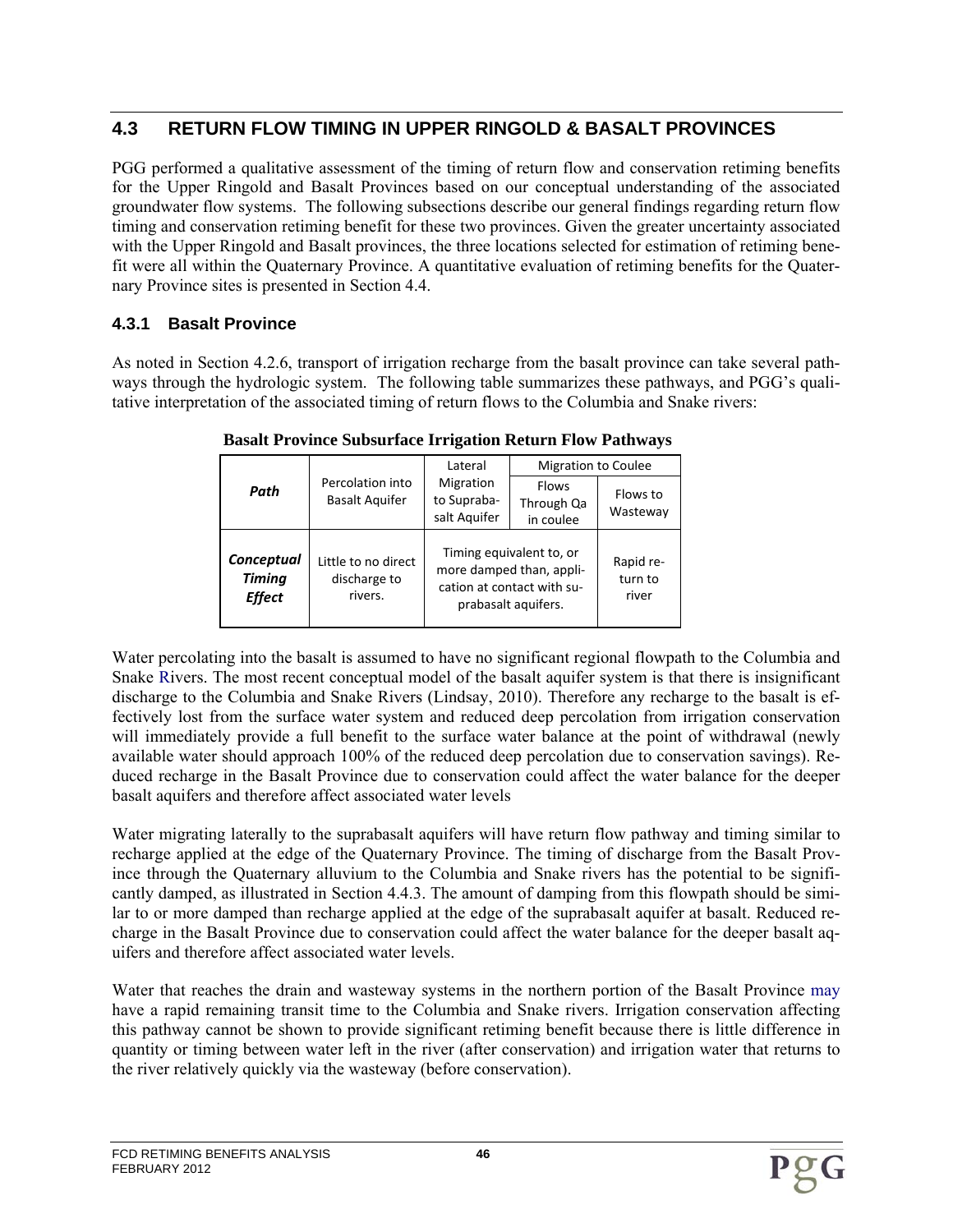## 4.3 RETURN FLOW TIMING IN UPPER RINGOLD & BASALT PROVINCES

PGG performed a qualitative assessment of the timing of return flow and conservation retiming benefits for the Upper Ringold and Basalt Provinces based on our conceptual understanding of the associated groundwater flow systems. The following subsections describe our general findings regarding return flow timing and conservation retiming benefit for these two provinces. Given the greater uncertainty associated with the Upper Ringold and Basalt provinces, the three locations selected for estimation of retiming benefit were all within the Quaternary Province. A quantitative evaluation of retiming benefits for the Quaternary Province sites is presented in Section 4.4.

### 4.3.1 Basalt Province

As noted in Section 4.2.6, transport of irrigation recharge from the basalt province can take several pathways through the hydrologic system. The following table summarizes these pathways, and PGG's qualitative interpretation of the associated timing of return flows to the Columbia and Snake rivers:

**Basalt Province Subsurface Irrigation Return Flow Pathways**

| ***Path*** | Percolation into Basalt Aquifer | Lateral Migration to Suprabasalt Aquifer | Migration to Coulee | |
|---|---|---|---|---|
| | | | Flows Through Qa in coulee | Flows to Wasteway |
| ***Conceptual Timing Effect*** | Little to no direct discharge to rivers. | Timing equivalent to, or more damped than, application at contact with suprabasalt aquifers. | | Rapid return to river |

Water percolating into the basalt is assumed to have no significant regional flowpath to the Columbia and Snake Rivers. The most recent conceptual model of the basalt aquifer system is that there is insignificant discharge to the Columbia and Snake Rivers (Lindsay, 2010). Therefore any recharge to the basalt is effectively lost from the surface water system and reduced deep percolation from irrigation conservation will immediately provide a full benefit to the surface water balance at the point of withdrawal (newly available water should approach 100% of the reduced deep percolation due to conservation savings). Reduced recharge in the Basalt Province due to conservation could affect the water balance for the deeper basalt aquifers and therefore affect associated water levels

Water migrating laterally to the suprabasalt aquifers will have return flow pathway and timing similar to recharge applied at the edge of the Quaternary Province. The timing of discharge from the Basalt Province through the Quaternary alluvium to the Columbia and Snake rivers has the potential to be significantly damped, as illustrated in Section 4.4.3. The amount of damping from this flowpath should be similar to or more damped than recharge applied at the edge of the suprabasalt aquifer at basalt. Reduced recharge in the Basalt Province due to conservation could affect the water balance for the deeper basalt aquifers and therefore affect associated water levels.

Water that reaches the drain and wasteway systems in the northern portion of the Basalt Province may have a rapid remaining transit time to the Columbia and Snake rivers. Irrigation conservation affecting this pathway cannot be shown to provide significant retiming benefit because there is little difference in quantity or timing between water left in the river (after conservation) and irrigation water that returns to the river relatively quickly via the wasteway (before conservation).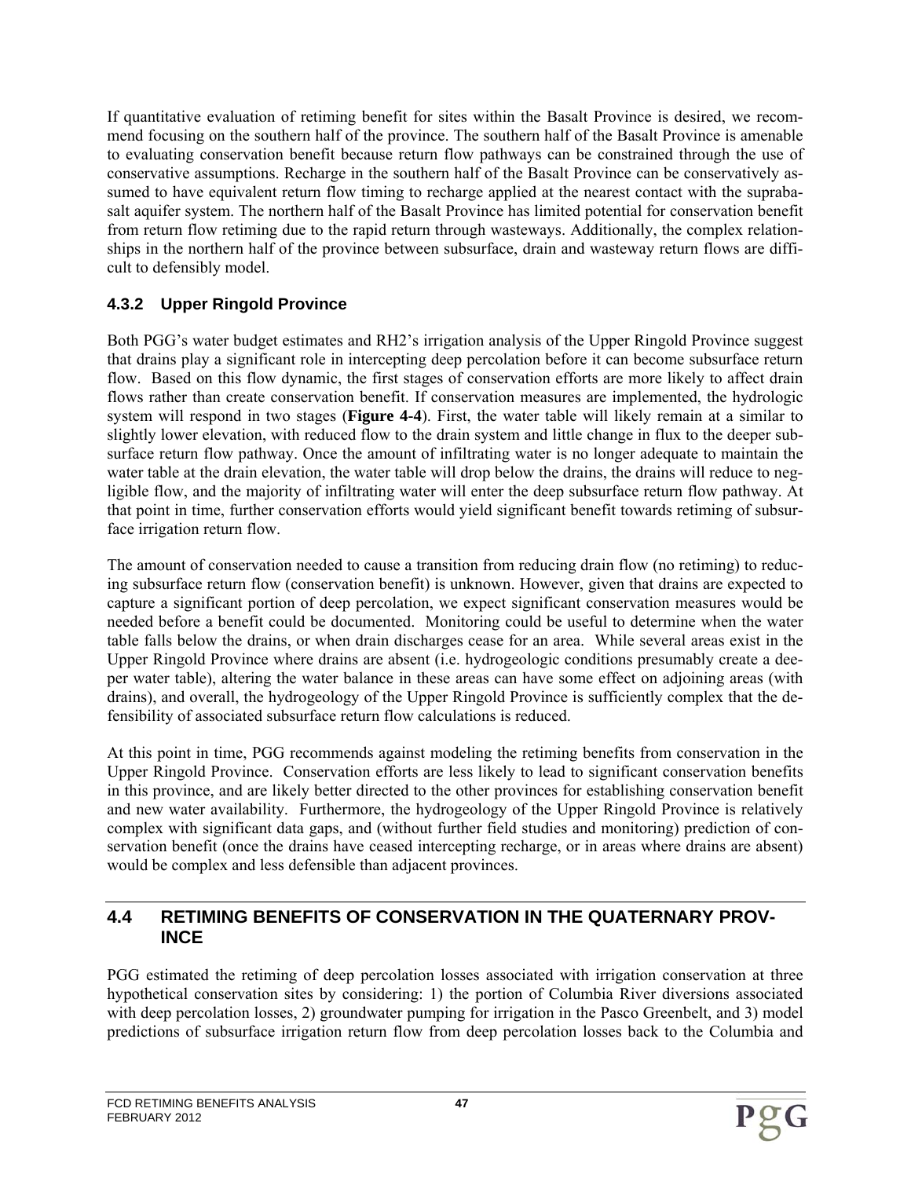If quantitative evaluation of retiming benefit for sites within the Basalt Province is desired, we recommend focusing on the southern half of the province. The southern half of the Basalt Province is amenable to evaluating conservation benefit because return flow pathways can be constrained through the use of conservative assumptions. Recharge in the southern half of the Basalt Province can be conservatively assumed to have equivalent return flow timing to recharge applied at the nearest contact with the suprabasalt aquifer system. The northern half of the Basalt Province has limited potential for conservation benefit from return flow retiming due to the rapid return through wasteways. Additionally, the complex relationships in the northern half of the province between subsurface, drain and wasteway return flows are difficult to defensibly model.

### 4.3.2 Upper Ringold Province

Both PGG's water budget estimates and RH2's irrigation analysis of the Upper Ringold Province suggest that drains play a significant role in intercepting deep percolation before it can become subsurface return flow. Based on this flow dynamic, the first stages of conservation efforts are more likely to affect drain flows rather than create conservation benefit. If conservation measures are implemented, the hydrologic system will respond in two stages (**Figure 4-4**). First, the water table will likely remain at a similar to slightly lower elevation, with reduced flow to the drain system and little change in flux to the deeper subsurface return flow pathway. Once the amount of infiltrating water is no longer adequate to maintain the water table at the drain elevation, the water table will drop below the drains, the drains will reduce to negligible flow, and the majority of infiltrating water will enter the deep subsurface return flow pathway. At that point in time, further conservation efforts would yield significant benefit towards retiming of subsurface irrigation return flow.

The amount of conservation needed to cause a transition from reducing drain flow (no retiming) to reducing subsurface return flow (conservation benefit) is unknown. However, given that drains are expected to capture a significant portion of deep percolation, we expect significant conservation measures would be needed before a benefit could be documented. Monitoring could be useful to determine when the water table falls below the drains, or when drain discharges cease for an area. While several areas exist in the Upper Ringold Province where drains are absent (i.e. hydrogeologic conditions presumably create a deeper water table), altering the water balance in these areas can have some effect on adjoining areas (with drains), and overall, the hydrogeology of the Upper Ringold Province is sufficiently complex that the defensibility of associated subsurface return flow calculations is reduced.

At this point in time, PGG recommends against modeling the retiming benefits from conservation in the Upper Ringold Province. Conservation efforts are less likely to lead to significant conservation benefits in this province, and are likely better directed to the other provinces for establishing conservation benefit and new water availability. Furthermore, the hydrogeology of the Upper Ringold Province is relatively complex with significant data gaps, and (without further field studies and monitoring) prediction of conservation benefit (once the drains have ceased intercepting recharge, or in areas where drains are absent) would be complex and less defensible than adjacent provinces.

## 4.4 RETIMING BENEFITS OF CONSERVATION IN THE QUATERNARY PROVINCE

PGG estimated the retiming of deep percolation losses associated with irrigation conservation at three hypothetical conservation sites by considering: 1) the portion of Columbia River diversions associated with deep percolation losses, 2) groundwater pumping for irrigation in the Pasco Greenbelt, and 3) model predictions of subsurface irrigation return flow from deep percolation losses back to the Columbia and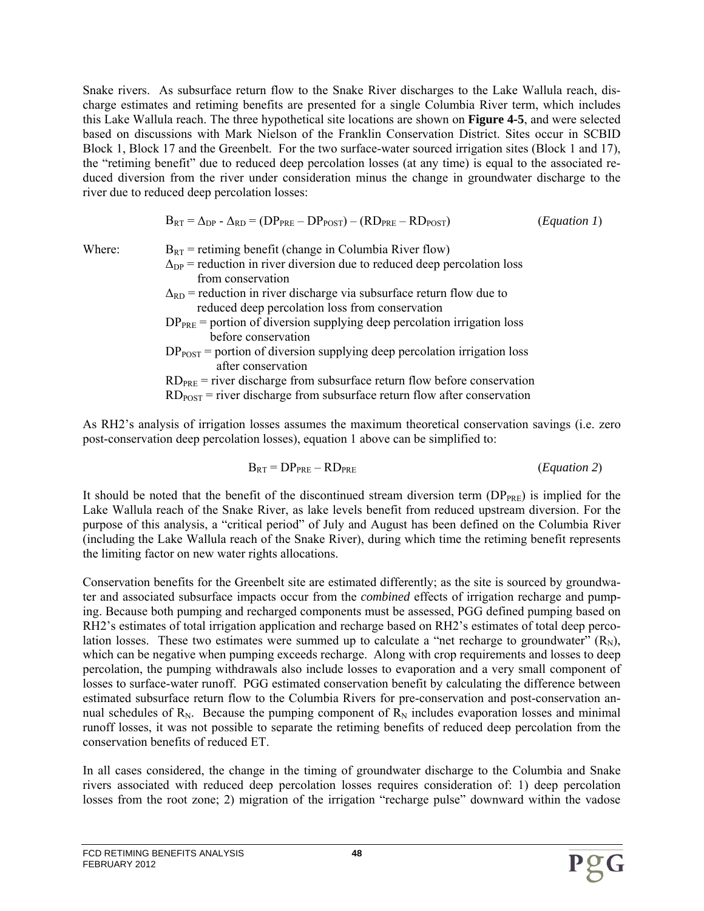Snake rivers. As subsurface return flow to the Snake River discharges to the Lake Wallula reach, discharge estimates and retiming benefits are presented for a single Columbia River term, which includes this Lake Wallula reach. The three hypothetical site locations are shown on **Figure 4-5**, and were selected based on discussions with Mark Nielson of the Franklin Conservation District. Sites occur in SCBID Block 1, Block 17 and the Greenbelt. For the two surface-water sourced irrigation sites (Block 1 and 17), the "retiming benefit" due to reduced deep percolation losses (at any time) is equal to the associated reduced diversion from the river under consideration minus the change in groundwater discharge to the river due to reduced deep percolation losses:

$$B_{RT} = \Delta_{DP} - \Delta_{RD} = (DP_{PRE} - DP_{POST}) - (RD_{PRE} - RD_{POST}) \qquad (\textit{Equation 1})$$

Where:
- $B_{RT}$ = retiming benefit (change in Columbia River flow)
- $\Delta_{DP}$ = reduction in river diversion due to reduced deep percolation loss from conservation
- $\Delta_{RD}$ = reduction in river discharge via subsurface return flow due to reduced deep percolation loss from conservation
- $DP_{PRE}$ = portion of diversion supplying deep percolation irrigation loss before conservation
- $DP_{POST}$ = portion of diversion supplying deep percolation irrigation loss after conservation
- $RD_{PRE}$ = river discharge from subsurface return flow before conservation
- $RD_{POST}$ = river discharge from subsurface return flow after conservation

As RH2's analysis of irrigation losses assumes the maximum theoretical conservation savings (i.e. zero post-conservation deep percolation losses), equation 1 above can be simplified to:

$$B_{RT} = DP_{PRE} - RD_{PRE} \qquad (\textit{Equation 2})$$

It should be noted that the benefit of the discontinued stream diversion term ($DP_{PRE}$) is implied for the Lake Wallula reach of the Snake River, as lake levels benefit from reduced upstream diversion. For the purpose of this analysis, a "critical period" of July and August has been defined on the Columbia River (including the Lake Wallula reach of the Snake River), during which time the retiming benefit represents the limiting factor on new water rights allocations.

Conservation benefits for the Greenbelt site are estimated differently; as the site is sourced by groundwater and associated subsurface impacts occur from the *combined* effects of irrigation recharge and pumping. Because both pumping and recharged components must be assessed, PGG defined pumping based on RH2's estimates of total irrigation application and recharge based on RH2's estimates of total deep percolation losses. These two estimates were summed up to calculate a "net recharge to groundwater" ($R_N$), which can be negative when pumping exceeds recharge. Along with crop requirements and losses to deep percolation, the pumping withdrawals also include losses to evaporation and a very small component of losses to surface-water runoff. PGG estimated conservation benefit by calculating the difference between estimated subsurface return flow to the Columbia Rivers for pre-conservation and post-conservation annual schedules of $R_N$. Because the pumping component of $R_N$ includes evaporation losses and minimal runoff losses, it was not possible to separate the retiming benefits of reduced deep percolation from the conservation benefits of reduced ET.

In all cases considered, the change in the timing of groundwater discharge to the Columbia and Snake rivers associated with reduced deep percolation losses requires consideration of: 1) deep percolation losses from the root zone; 2) migration of the irrigation "recharge pulse" downward within the vadose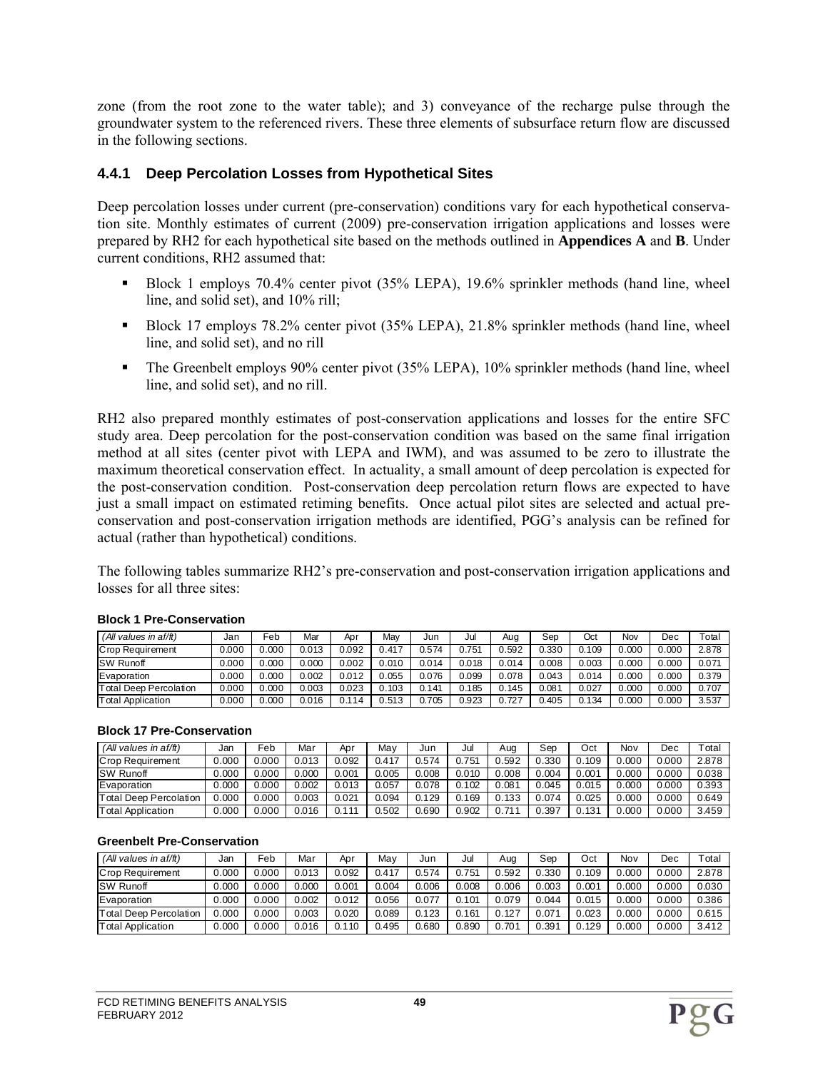zone (from the root zone to the water table); and 3) conveyance of the recharge pulse through the groundwater system to the referenced rivers. These three elements of subsurface return flow are discussed in the following sections.

### 4.4.1 Deep Percolation Losses from Hypothetical Sites

Deep percolation losses under current (pre-conservation) conditions vary for each hypothetical conservation site. Monthly estimates of current (2009) pre-conservation irrigation applications and losses were prepared by RH2 for each hypothetical site based on the methods outlined in **Appendices A** and **B**. Under current conditions, RH2 assumed that:

- Block 1 employs 70.4% center pivot (35% LEPA), 19.6% sprinkler methods (hand line, wheel line, and solid set), and 10% rill;
- Block 17 employs 78.2% center pivot (35% LEPA), 21.8% sprinkler methods (hand line, wheel line, and solid set), and no rill
- The Greenbelt employs 90% center pivot (35% LEPA), 10% sprinkler methods (hand line, wheel line, and solid set), and no rill.

RH2 also prepared monthly estimates of post-conservation applications and losses for the entire SFC study area. Deep percolation for the post-conservation condition was based on the same final irrigation method at all sites (center pivot with LEPA and IWM), and was assumed to be zero to illustrate the maximum theoretical conservation effect. In actuality, a small amount of deep percolation is expected for the post-conservation condition. Post-conservation deep percolation return flows are expected to have just a small impact on estimated retiming benefits. Once actual pilot sites are selected and actual pre-conservation and post-conservation irrigation methods are identified, PGG's analysis can be refined for actual (rather than hypothetical) conditions.

The following tables summarize RH2's pre-conservation and post-conservation irrigation applications and losses for all three sites:

**Block 1 Pre-Conservation**

| *(All values in af/ft)* | Jan | Feb | Mar | Apr | May | Jun | Jul | Aug | Sep | Oct | Nov | Dec | Total |
|---|---|---|---|---|---|---|---|---|---|---|---|---|---|
| Crop Requirement | 0.000 | 0.000 | 0.013 | 0.092 | 0.417 | 0.574 | 0.751 | 0.592 | 0.330 | 0.109 | 0.000 | 0.000 | 2.878 |
| SW Runoff | 0.000 | 0.000 | 0.000 | 0.002 | 0.010 | 0.014 | 0.018 | 0.014 | 0.008 | 0.003 | 0.000 | 0.000 | 0.071 |
| Evaporation | 0.000 | 0.000 | 0.002 | 0.012 | 0.055 | 0.076 | 0.099 | 0.078 | 0.043 | 0.014 | 0.000 | 0.000 | 0.379 |
| Total Deep Percolation | 0.000 | 0.000 | 0.003 | 0.023 | 0.103 | 0.141 | 0.185 | 0.145 | 0.081 | 0.027 | 0.000 | 0.000 | 0.707 |
| Total Application | 0.000 | 0.000 | 0.016 | 0.114 | 0.513 | 0.705 | 0.923 | 0.727 | 0.405 | 0.134 | 0.000 | 0.000 | 3.537 |

**Block 17 Pre-Conservation**

| *(All values in af/ft)* | Jan | Feb | Mar | Apr | May | Jun | Jul | Aug | Sep | Oct | Nov | Dec | Total |
|---|---|---|---|---|---|---|---|---|---|---|---|---|---|
| Crop Requirement | 0.000 | 0.000 | 0.013 | 0.092 | 0.417 | 0.574 | 0.751 | 0.592 | 0.330 | 0.109 | 0.000 | 0.000 | 2.878 |
| SW Runoff | 0.000 | 0.000 | 0.000 | 0.001 | 0.005 | 0.008 | 0.010 | 0.008 | 0.004 | 0.001 | 0.000 | 0.000 | 0.038 |
| Evaporation | 0.000 | 0.000 | 0.002 | 0.013 | 0.057 | 0.078 | 0.102 | 0.081 | 0.045 | 0.015 | 0.000 | 0.000 | 0.393 |
| Total Deep Percolation | 0.000 | 0.000 | 0.003 | 0.021 | 0.094 | 0.129 | 0.169 | 0.133 | 0.074 | 0.025 | 0.000 | 0.000 | 0.649 |
| Total Application | 0.000 | 0.000 | 0.016 | 0.111 | 0.502 | 0.690 | 0.902 | 0.711 | 0.397 | 0.131 | 0.000 | 0.000 | 3.459 |

**Greenbelt Pre-Conservation**

| *(All values in af/ft)* | Jan | Feb | Mar | Apr | May | Jun | Jul | Aug | Sep | Oct | Nov | Dec | Total |
|---|---|---|---|---|---|---|---|---|---|---|---|---|---|
| Crop Requirement | 0.000 | 0.000 | 0.013 | 0.092 | 0.417 | 0.574 | 0.751 | 0.592 | 0.330 | 0.109 | 0.000 | 0.000 | 2.878 |
| SW Runoff | 0.000 | 0.000 | 0.000 | 0.001 | 0.004 | 0.006 | 0.008 | 0.006 | 0.003 | 0.001 | 0.000 | 0.000 | 0.030 |
| Evaporation | 0.000 | 0.000 | 0.002 | 0.012 | 0.056 | 0.077 | 0.101 | 0.079 | 0.044 | 0.015 | 0.000 | 0.000 | 0.386 |
| Total Deep Percolation | 0.000 | 0.000 | 0.003 | 0.020 | 0.089 | 0.123 | 0.161 | 0.127 | 0.071 | 0.023 | 0.000 | 0.000 | 0.615 |
| Total Application | 0.000 | 0.000 | 0.016 | 0.110 | 0.495 | 0.680 | 0.890 | 0.701 | 0.391 | 0.129 | 0.000 | 0.000 | 3.412 |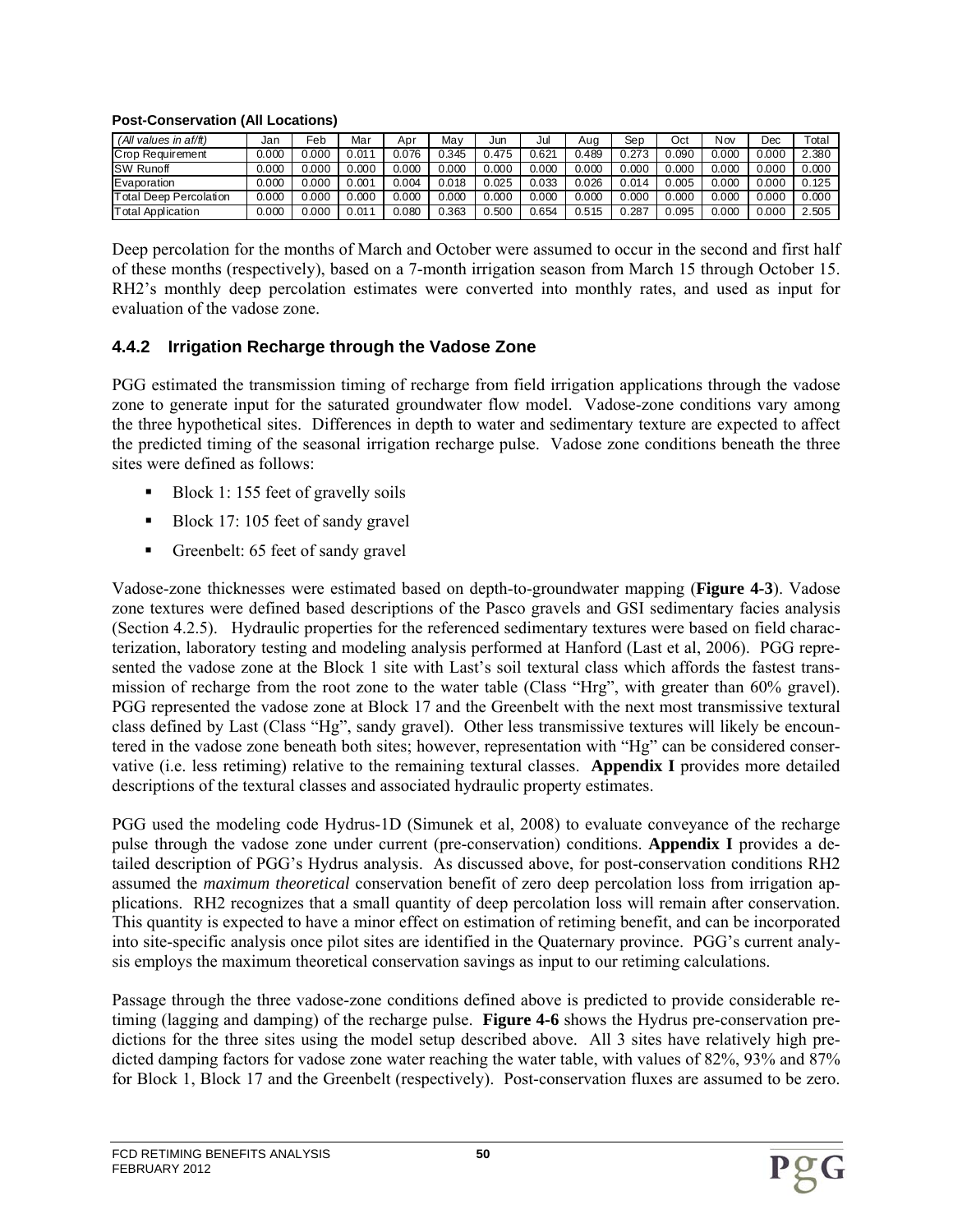**Post-Conservation (All Locations)**

| *(All values in af/ft)* | Jan | Feb | Mar | Apr | May | Jun | Jul | Aug | Sep | Oct | Nov | Dec | Total |
|---|---|---|---|---|---|---|---|---|---|---|---|---|---|
| Crop Requirement | 0.000 | 0.000 | 0.011 | 0.076 | 0.345 | 0.475 | 0.621 | 0.489 | 0.273 | 0.090 | 0.000 | 0.000 | 2.380 |
| SW Runoff | 0.000 | 0.000 | 0.000 | 0.000 | 0.000 | 0.000 | 0.000 | 0.000 | 0.000 | 0.000 | 0.000 | 0.000 | 0.000 |
| Evaporation | 0.000 | 0.000 | 0.001 | 0.004 | 0.018 | 0.025 | 0.033 | 0.026 | 0.014 | 0.005 | 0.000 | 0.000 | 0.125 |
| Total Deep Percolation | 0.000 | 0.000 | 0.000 | 0.000 | 0.000 | 0.000 | 0.000 | 0.000 | 0.000 | 0.000 | 0.000 | 0.000 | 0.000 |
| Total Application | 0.000 | 0.000 | 0.011 | 0.080 | 0.363 | 0.500 | 0.654 | 0.515 | 0.287 | 0.095 | 0.000 | 0.000 | 2.505 |

Deep percolation for the months of March and October were assumed to occur in the second and first half of these months (respectively), based on a 7-month irrigation season from March 15 through October 15. RH2's monthly deep percolation estimates were converted into monthly rates, and used as input for evaluation of the vadose zone.

### 4.4.2 Irrigation Recharge through the Vadose Zone

PGG estimated the transmission timing of recharge from field irrigation applications through the vadose zone to generate input for the saturated groundwater flow model. Vadose-zone conditions vary among the three hypothetical sites. Differences in depth to water and sedimentary texture are expected to affect the predicted timing of the seasonal irrigation recharge pulse. Vadose zone conditions beneath the three sites were defined as follows:

- Block 1: 155 feet of gravelly soils
- Block 17: 105 feet of sandy gravel
- Greenbelt: 65 feet of sandy gravel

Vadose-zone thicknesses were estimated based on depth-to-groundwater mapping (**Figure 4-3**). Vadose zone textures were defined based descriptions of the Pasco gravels and GSI sedimentary facies analysis (Section 4.2.5). Hydraulic properties for the referenced sedimentary textures were based on field characterization, laboratory testing and modeling analysis performed at Hanford (Last et al, 2006). PGG represented the vadose zone at the Block 1 site with Last's soil textural class which affords the fastest transmission of recharge from the root zone to the water table (Class "Hrg", with greater than 60% gravel). PGG represented the vadose zone at Block 17 and the Greenbelt with the next most transmissive textural class defined by Last (Class "Hg", sandy gravel). Other less transmissive textures will likely be encountered in the vadose zone beneath both sites; however, representation with "Hg" can be considered conservative (i.e. less retiming) relative to the remaining textural classes. **Appendix I** provides more detailed descriptions of the textural classes and associated hydraulic property estimates.

PGG used the modeling code Hydrus-1D (Simunek et al, 2008) to evaluate conveyance of the recharge pulse through the vadose zone under current (pre-conservation) conditions. **Appendix I** provides a detailed description of PGG's Hydrus analysis. As discussed above, for post-conservation conditions RH2 assumed the *maximum theoretical* conservation benefit of zero deep percolation loss from irrigation applications. RH2 recognizes that a small quantity of deep percolation loss will remain after conservation. This quantity is expected to have a minor effect on estimation of retiming benefit, and can be incorporated into site-specific analysis once pilot sites are identified in the Quaternary province. PGG's current analysis employs the maximum theoretical conservation savings as input to our retiming calculations.

Passage through the three vadose-zone conditions defined above is predicted to provide considerable retiming (lagging and damping) of the recharge pulse. **Figure 4-6** shows the Hydrus pre-conservation predictions for the three sites using the model setup described above. All 3 sites have relatively high predicted damping factors for vadose zone water reaching the water table, with values of 82%, 93% and 87% for Block 1, Block 17 and the Greenbelt (respectively). Post-conservation fluxes are assumed to be zero.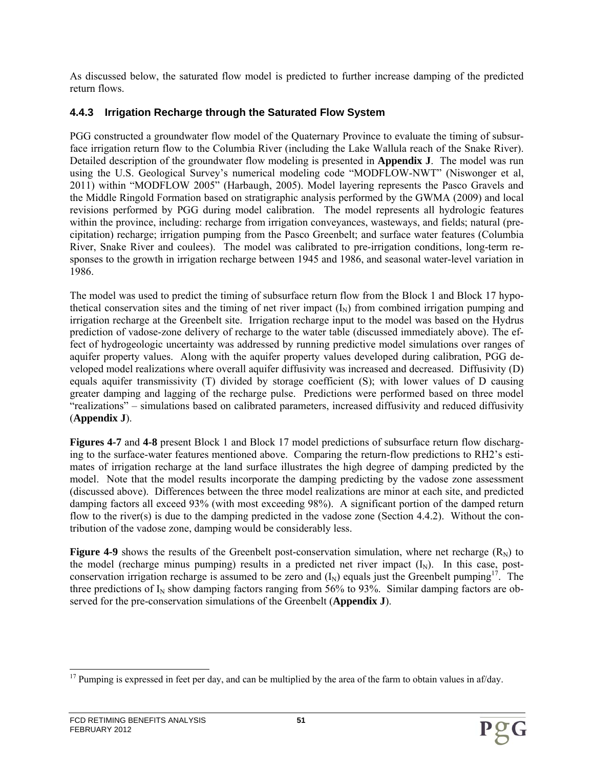As discussed below, the saturated flow model is predicted to further increase damping of the predicted return flows.

### 4.4.3 Irrigation Recharge through the Saturated Flow System

PGG constructed a groundwater flow model of the Quaternary Province to evaluate the timing of subsurface irrigation return flow to the Columbia River (including the Lake Wallula reach of the Snake River). Detailed description of the groundwater flow modeling is presented in **Appendix J**. The model was run using the U.S. Geological Survey's numerical modeling code "MODFLOW-NWT" (Niswonger et al, 2011) within "MODFLOW 2005" (Harbaugh, 2005). Model layering represents the Pasco Gravels and the Middle Ringold Formation based on stratigraphic analysis performed by the GWMA (2009) and local revisions performed by PGG during model calibration. The model represents all hydrologic features within the province, including: recharge from irrigation conveyances, wasteways, and fields; natural (precipitation) recharge; irrigation pumping from the Pasco Greenbelt; and surface water features (Columbia River, Snake River and coulees). The model was calibrated to pre-irrigation conditions, long-term responses to the growth in irrigation recharge between 1945 and 1986, and seasonal water-level variation in 1986.

The model was used to predict the timing of subsurface return flow from the Block 1 and Block 17 hypothetical conservation sites and the timing of net river impact ($I_N$) from combined irrigation pumping and irrigation recharge at the Greenbelt site. Irrigation recharge input to the model was based on the Hydrus prediction of vadose-zone delivery of recharge to the water table (discussed immediately above). The effect of hydrogeologic uncertainty was addressed by running predictive model simulations over ranges of aquifer property values. Along with the aquifer property values developed during calibration, PGG developed model realizations where overall aquifer diffusivity was increased and decreased. Diffusivity (D) equals aquifer transmissivity (T) divided by storage coefficient (S); with lower values of D causing greater damping and lagging of the recharge pulse. Predictions were performed based on three model "realizations" – simulations based on calibrated parameters, increased diffusivity and reduced diffusivity (**Appendix J**).

**Figures 4-7** and **4-8** present Block 1 and Block 17 model predictions of subsurface return flow discharging to the surface-water features mentioned above. Comparing the return-flow predictions to RH2's estimates of irrigation recharge at the land surface illustrates the high degree of damping predicted by the model. Note that the model results incorporate the damping predicting by the vadose zone assessment (discussed above). Differences between the three model realizations are minor at each site, and predicted damping factors all exceed 93% (with most exceeding 98%). A significant portion of the damped return flow to the river(s) is due to the damping predicted in the vadose zone (Section 4.4.2). Without the contribution of the vadose zone, damping would be considerably less.

**Figure 4-9** shows the results of the Greenbelt post-conservation simulation, where net recharge ($R_N$) to the model (recharge minus pumping) results in a predicted net river impact ($I_N$). In this case, post-conservation irrigation recharge is assumed to be zero and ($I_N$) equals just the Greenbelt pumping[17]. The three predictions of $I_N$ show damping factors ranging from 56% to 93%. Similar damping factors are observed for the pre-conservation simulations of the Greenbelt (**Appendix J**).

[17] Pumping is expressed in feet per day, and can be multiplied by the area of the farm to obtain values in af/day.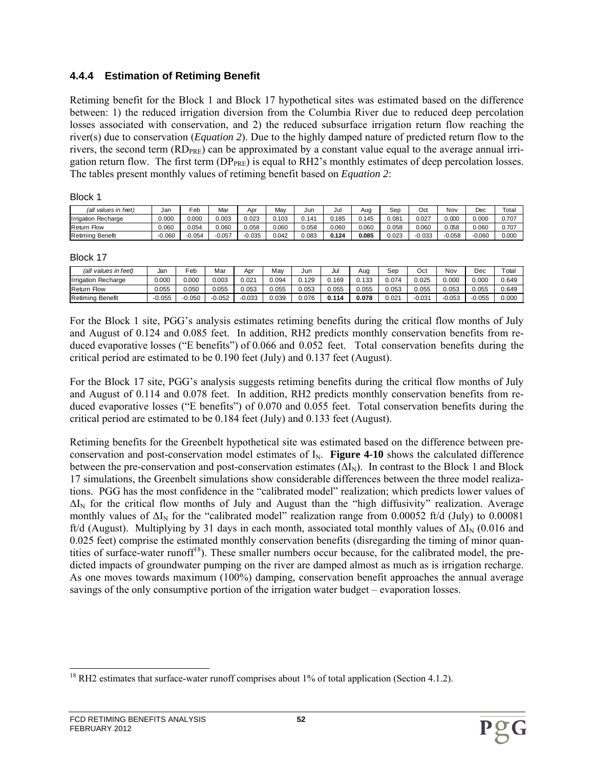### 4.4.4 Estimation of Retiming Benefit

Retiming benefit for the Block 1 and Block 17 hypothetical sites was estimated based on the difference between: 1) the reduced irrigation diversion from the Columbia River due to reduced deep percolation losses associated with conservation, and 2) the reduced subsurface irrigation return flow reaching the river(s) due to conservation (*Equation 2*). Due to the highly damped nature of predicted return flow to the rivers, the second term ($RD_{PRE}$) can be approximated by a constant value equal to the average annual irrigation return flow. The first term ($DP_{PRE}$) is equal to RH2's monthly estimates of deep percolation losses. The tables present monthly values of retiming benefit based on *Equation 2*:

Block 1

| *(all values in feet)* | Jan | Feb | Mar | Apr | May | Jun | Jul | Aug | Sep | Oct | Nov | Dec | Total |
|---|---|---|---|---|---|---|---|---|---|---|---|---|---|
| Irrigation Recharge | 0.000 | 0.000 | 0.003 | 0.023 | 0.103 | 0.141 | 0.185 | 0.145 | 0.081 | 0.027 | 0.000 | 0.000 | 0.707 |
| Return Flow | 0.060 | 0.054 | 0.060 | 0.058 | 0.060 | 0.058 | 0.060 | 0.060 | 0.058 | 0.060 | 0.058 | 0.060 | 0.707 |
| Retiming Benefit | -0.060 | -0.054 | -0.057 | -0.035 | 0.042 | 0.083 | **0.124** | **0.085** | 0.023 | -0.033 | -0.058 | -0.060 | 0.000 |

Block 17

| *(all values in feet)* | Jan | Feb | Mar | Apr | May | Jun | Jul | Aug | Sep | Oct | Nov | Dec | Total |
|---|---|---|---|---|---|---|---|---|---|---|---|---|---|
| Irrigation Recharge | 0.000 | 0.000 | 0.003 | 0.021 | 0.094 | 0.129 | 0.169 | 0.133 | 0.074 | 0.025 | 0.000 | 0.000 | 0.649 |
| Return Flow | 0.055 | 0.050 | 0.055 | 0.053 | 0.055 | 0.053 | 0.055 | 0.055 | 0.053 | 0.055 | 0.053 | 0.055 | 0.649 |
| Retiming Benefit | -0.055 | -0.050 | -0.052 | -0.033 | 0.039 | 0.076 | **0.114** | **0.078** | 0.021 | -0.031 | -0.053 | -0.055 | 0.000 |

For the Block 1 site, PGG's analysis estimates retiming benefits during the critical flow months of July and August of 0.124 and 0.085 feet. In addition, RH2 predicts monthly conservation benefits from reduced evaporative losses ("E benefits") of 0.066 and 0.052 feet. Total conservation benefits during the critical period are estimated to be 0.190 feet (July) and 0.137 feet (August).

For the Block 17 site, PGG's analysis suggests retiming benefits during the critical flow months of July and August of 0.114 and 0.078 feet. In addition, RH2 predicts monthly conservation benefits from reduced evaporative losses ("E benefits") of 0.070 and 0.055 feet. Total conservation benefits during the critical period are estimated to be 0.184 feet (July) and 0.133 feet (August).

Retiming benefits for the Greenbelt hypothetical site was estimated based on the difference between pre-conservation and post-conservation model estimates of $I_N$. **Figure 4-10** shows the calculated difference between the pre-conservation and post-conservation estimates ($\Delta I_N$). In contrast to the Block 1 and Block 17 simulations, the Greenbelt simulations show considerable differences between the three model realizations. PGG has the most confidence in the "calibrated model" realization; which predicts lower values of $\Delta I_N$ for the critical flow months of July and August than the "high diffusivity" realization. Average monthly values of $\Delta I_N$ for the "calibrated model" realization range from 0.00052 ft/d (July) to 0.00081 ft/d (August). Multiplying by 31 days in each month, associated total monthly values of $\Delta I_N$ (0.016 and 0.025 feet) comprise the estimated monthly conservation benefits (disregarding the timing of minor quantities of surface-water runoff[18]). These smaller numbers occur because, for the calibrated model, the predicted impacts of groundwater pumping on the river are damped almost as much as is irrigation recharge. As one moves towards maximum (100%) damping, conservation benefit approaches the annual average savings of the only consumptive portion of the irrigation water budget – evaporation losses.

[18] RH2 estimates that surface-water runoff comprises about 1% of total application (Section 4.1.2).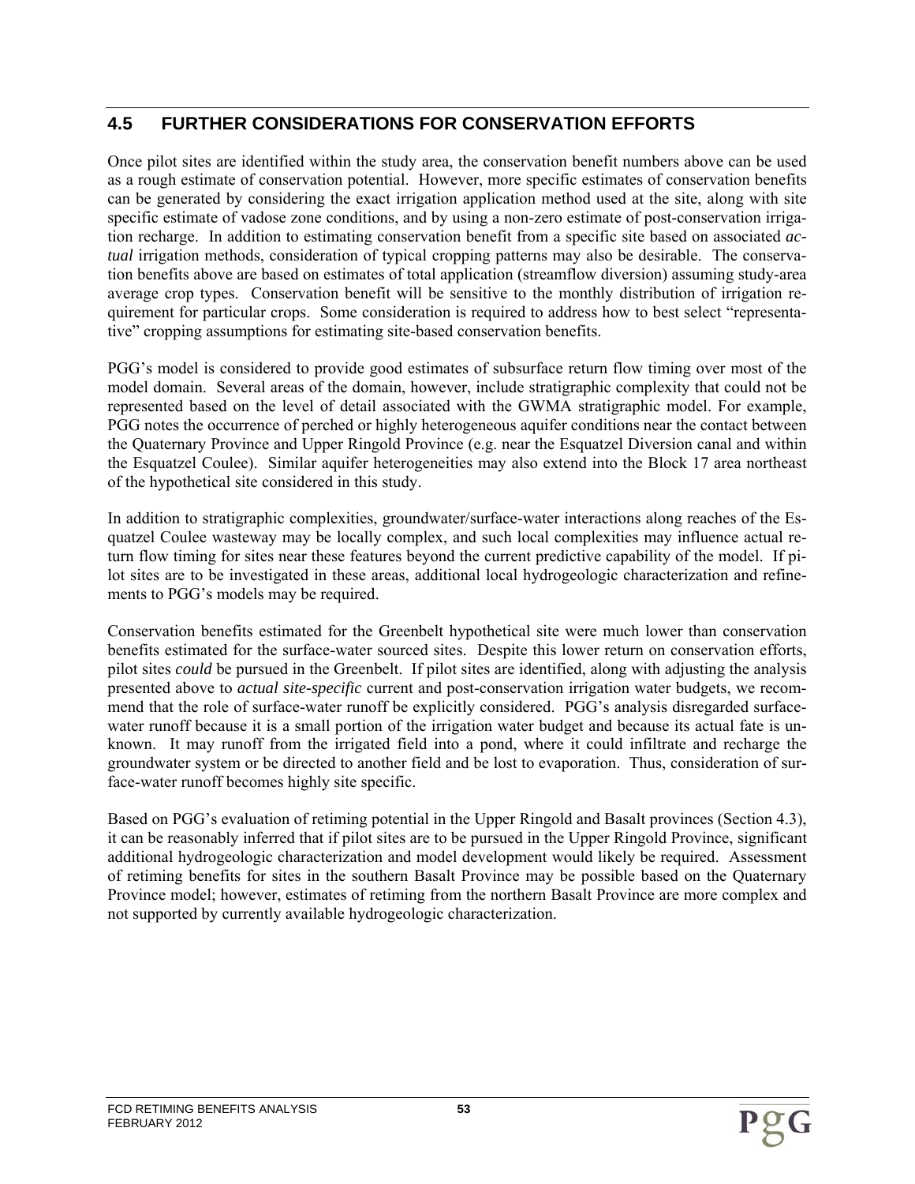## 4.5 FURTHER CONSIDERATIONS FOR CONSERVATION EFFORTS

Once pilot sites are identified within the study area, the conservation benefit numbers above can be used as a rough estimate of conservation potential. However, more specific estimates of conservation benefits can be generated by considering the exact irrigation application method used at the site, along with site specific estimate of vadose zone conditions, and by using a non-zero estimate of post-conservation irrigation recharge. In addition to estimating conservation benefit from a specific site based on associated *actual* irrigation methods, consideration of typical cropping patterns may also be desirable. The conservation benefits above are based on estimates of total application (streamflow diversion) assuming study-area average crop types. Conservation benefit will be sensitive to the monthly distribution of irrigation requirement for particular crops. Some consideration is required to address how to best select "representative" cropping assumptions for estimating site-based conservation benefits.

PGG's model is considered to provide good estimates of subsurface return flow timing over most of the model domain. Several areas of the domain, however, include stratigraphic complexity that could not be represented based on the level of detail associated with the GWMA stratigraphic model. For example, PGG notes the occurrence of perched or highly heterogeneous aquifer conditions near the contact between the Quaternary Province and Upper Ringold Province (e.g. near the Esquatzel Diversion canal and within the Esquatzel Coulee). Similar aquifer heterogeneities may also extend into the Block 17 area northeast of the hypothetical site considered in this study.

In addition to stratigraphic complexities, groundwater/surface-water interactions along reaches of the Esquatzel Coulee wasteway may be locally complex, and such local complexities may influence actual return flow timing for sites near these features beyond the current predictive capability of the model. If pilot sites are to be investigated in these areas, additional local hydrogeologic characterization and refinements to PGG's models may be required.

Conservation benefits estimated for the Greenbelt hypothetical site were much lower than conservation benefits estimated for the surface-water sourced sites. Despite this lower return on conservation efforts, pilot sites *could* be pursued in the Greenbelt. If pilot sites are identified, along with adjusting the analysis presented above to *actual site-specific* current and post-conservation irrigation water budgets, we recommend that the role of surface-water runoff be explicitly considered. PGG's analysis disregarded surface-water runoff because it is a small portion of the irrigation water budget and because its actual fate is unknown. It may runoff from the irrigated field into a pond, where it could infiltrate and recharge the groundwater system or be directed to another field and be lost to evaporation. Thus, consideration of surface-water runoff becomes highly site specific.

Based on PGG's evaluation of retiming potential in the Upper Ringold and Basalt provinces (Section 4.3), it can be reasonably inferred that if pilot sites are to be pursued in the Upper Ringold Province, significant additional hydrogeologic characterization and model development would likely be required. Assessment of retiming benefits for sites in the southern Basalt Province may be possible based on the Quaternary Province model; however, estimates of retiming from the northern Basalt Province are more complex and not supported by currently available hydrogeologic characterization.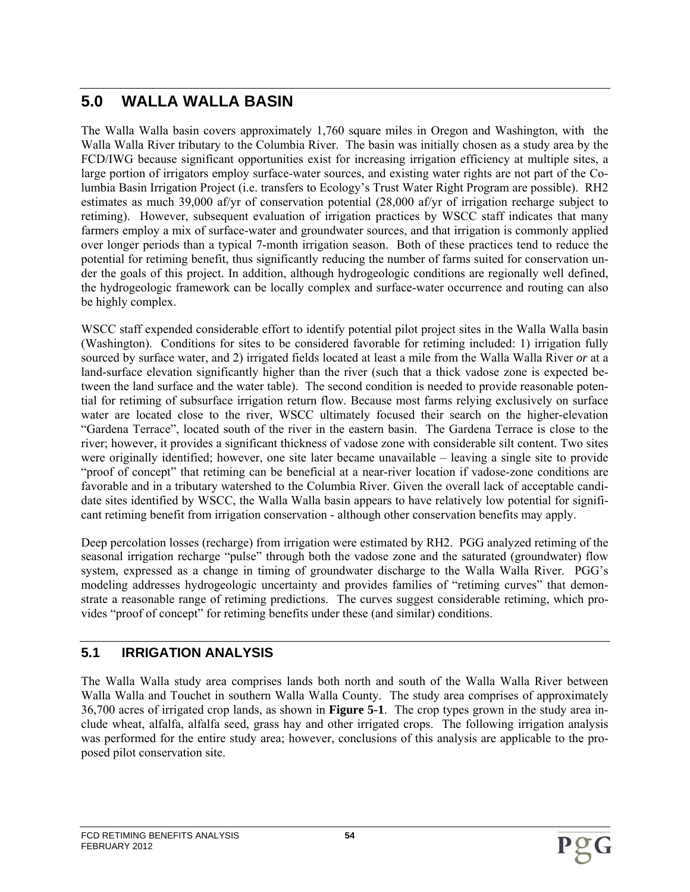# 5.0 WALLA WALLA BASIN

The Walla Walla basin covers approximately 1,760 square miles in Oregon and Washington, with the Walla Walla River tributary to the Columbia River. The basin was initially chosen as a study area by the FCD/IWG because significant opportunities exist for increasing irrigation efficiency at multiple sites, a large portion of irrigators employ surface-water sources, and existing water rights are not part of the Columbia Basin Irrigation Project (i.e. transfers to Ecology's Trust Water Right Program are possible). RH2 estimates as much 39,000 af/yr of conservation potential (28,000 af/yr of irrigation recharge subject to retiming). However, subsequent evaluation of irrigation practices by WSCC staff indicates that many farmers employ a mix of surface-water and groundwater sources, and that irrigation is commonly applied over longer periods than a typical 7-month irrigation season. Both of these practices tend to reduce the potential for retiming benefit, thus significantly reducing the number of farms suited for conservation under the goals of this project. In addition, although hydrogeologic conditions are regionally well defined, the hydrogeologic framework can be locally complex and surface-water occurrence and routing can also be highly complex.

WSCC staff expended considerable effort to identify potential pilot project sites in the Walla Walla basin (Washington). Conditions for sites to be considered favorable for retiming included: 1) irrigation fully sourced by surface water, and 2) irrigated fields located at least a mile from the Walla Walla River *or* at a land-surface elevation significantly higher than the river (such that a thick vadose zone is expected between the land surface and the water table). The second condition is needed to provide reasonable potential for retiming of subsurface irrigation return flow. Because most farms relying exclusively on surface water are located close to the river, WSCC ultimately focused their search on the higher-elevation "Gardena Terrace", located south of the river in the eastern basin. The Gardena Terrace is close to the river; however, it provides a significant thickness of vadose zone with considerable silt content. Two sites were originally identified; however, one site later became unavailable – leaving a single site to provide "proof of concept" that retiming can be beneficial at a near-river location if vadose-zone conditions are favorable and in a tributary watershed to the Columbia River. Given the overall lack of acceptable candidate sites identified by WSCC, the Walla Walla basin appears to have relatively low potential for significant retiming benefit from irrigation conservation - although other conservation benefits may apply.

Deep percolation losses (recharge) from irrigation were estimated by RH2. PGG analyzed retiming of the seasonal irrigation recharge "pulse" through both the vadose zone and the saturated (groundwater) flow system, expressed as a change in timing of groundwater discharge to the Walla Walla River. PGG's modeling addresses hydrogeologic uncertainty and provides families of "retiming curves" that demonstrate a reasonable range of retiming predictions. The curves suggest considerable retiming, which provides "proof of concept" for retiming benefits under these (and similar) conditions.

## 5.1 IRRIGATION ANALYSIS

The Walla Walla study area comprises lands both north and south of the Walla Walla River between Walla Walla and Touchet in southern Walla Walla County. The study area comprises of approximately 36,700 acres of irrigated crop lands, as shown in **Figure 5-1**. The crop types grown in the study area include wheat, alfalfa, alfalfa seed, grass hay and other irrigated crops. The following irrigation analysis was performed for the entire study area; however, conclusions of this analysis are applicable to the proposed pilot conservation site.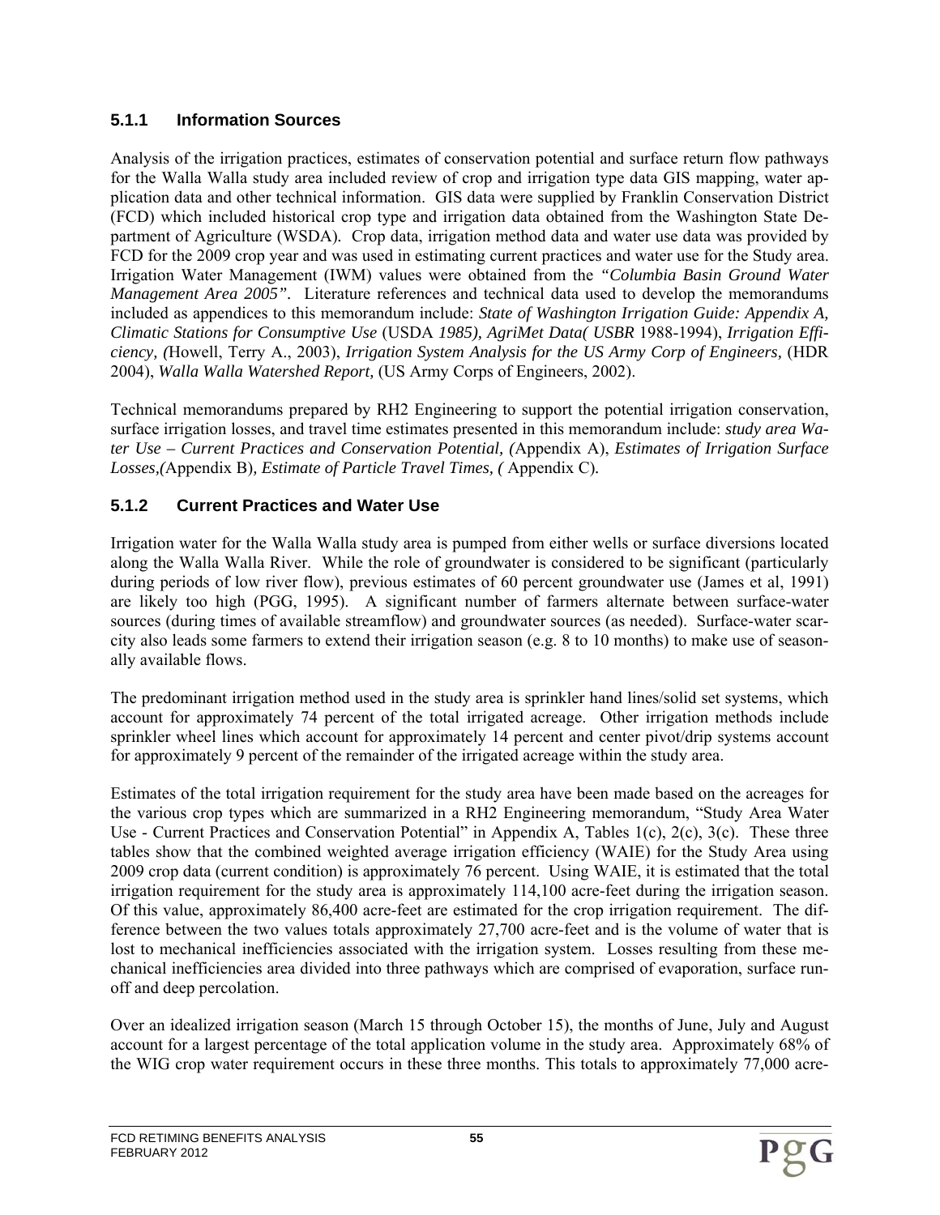### 5.1.1 Information Sources

Analysis of the irrigation practices, estimates of conservation potential and surface return flow pathways for the Walla Walla study area included review of crop and irrigation type data GIS mapping, water application data and other technical information. GIS data were supplied by Franklin Conservation District (FCD) which included historical crop type and irrigation data obtained from the Washington State Department of Agriculture (WSDA). Crop data, irrigation method data and water use data was provided by FCD for the 2009 crop year and was used in estimating current practices and water use for the Study area. Irrigation Water Management (IWM) values were obtained from the *"Columbia Basin Ground Water Management Area 2005"*. Literature references and technical data used to develop the memorandums included as appendices to this memorandum include: *State of Washington Irrigation Guide: Appendix A, Climatic Stations for Consumptive Use* (USDA *1985), AgriMet Data( USBR* 1988-1994), *Irrigation Efficiency, (*Howell, Terry A., 2003), *Irrigation System Analysis for the US Army Corp of Engineers,* (HDR 2004), *Walla Walla Watershed Report,* (US Army Corps of Engineers, 2002).

Technical memorandums prepared by RH2 Engineering to support the potential irrigation conservation, surface irrigation losses, and travel time estimates presented in this memorandum include: *study area Water Use – Current Practices and Conservation Potential, (*Appendix A), *Estimates of Irrigation Surface Losses,(*Appendix B)*, Estimate of Particle Travel Times, (* Appendix C).

### 5.1.2 Current Practices and Water Use

Irrigation water for the Walla Walla study area is pumped from either wells or surface diversions located along the Walla Walla River. While the role of groundwater is considered to be significant (particularly during periods of low river flow), previous estimates of 60 percent groundwater use (James et al, 1991) are likely too high (PGG, 1995). A significant number of farmers alternate between surface-water sources (during times of available streamflow) and groundwater sources (as needed). Surface-water scarcity also leads some farmers to extend their irrigation season (e.g. 8 to 10 months) to make use of seasonally available flows.

The predominant irrigation method used in the study area is sprinkler hand lines/solid set systems, which account for approximately 74 percent of the total irrigated acreage. Other irrigation methods include sprinkler wheel lines which account for approximately 14 percent and center pivot/drip systems account for approximately 9 percent of the remainder of the irrigated acreage within the study area.

Estimates of the total irrigation requirement for the study area have been made based on the acreages for the various crop types which are summarized in a RH2 Engineering memorandum, "Study Area Water Use - Current Practices and Conservation Potential" in Appendix A, Tables 1(c), 2(c), 3(c). These three tables show that the combined weighted average irrigation efficiency (WAIE) for the Study Area using 2009 crop data (current condition) is approximately 76 percent. Using WAIE, it is estimated that the total irrigation requirement for the study area is approximately 114,100 acre-feet during the irrigation season. Of this value, approximately 86,400 acre-feet are estimated for the crop irrigation requirement. The difference between the two values totals approximately 27,700 acre-feet and is the volume of water that is lost to mechanical inefficiencies associated with the irrigation system. Losses resulting from these mechanical inefficiencies area divided into three pathways which are comprised of evaporation, surface runoff and deep percolation.

Over an idealized irrigation season (March 15 through October 15), the months of June, July and August account for a largest percentage of the total application volume in the study area. Approximately 68% of the WIG crop water requirement occurs in these three months. This totals to approximately 77,000 acre-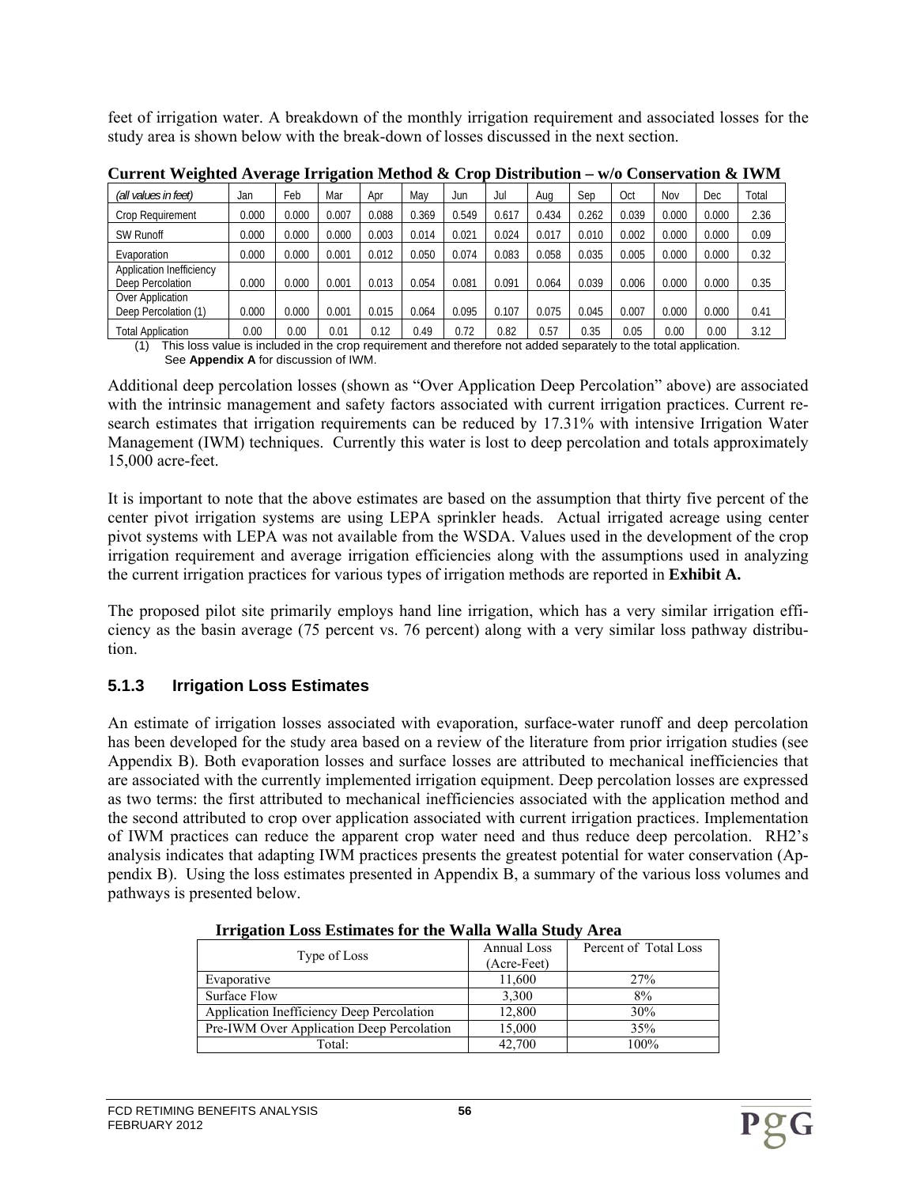feet of irrigation water. A breakdown of the monthly irrigation requirement and associated losses for the study area is shown below with the break-down of losses discussed in the next section.

**Current Weighted Average Irrigation Method & Crop Distribution – w/o Conservation & IWM**

| *(all values in feet)* | Jan | Feb | Mar | Apr | May | Jun | Jul | Aug | Sep | Oct | Nov | Dec | Total |
|---|---|---|---|---|---|---|---|---|---|---|---|---|---|
| Crop Requirement | 0.000 | 0.000 | 0.007 | 0.088 | 0.369 | 0.549 | 0.617 | 0.434 | 0.262 | 0.039 | 0.000 | 0.000 | 2.36 |
| SW Runoff | 0.000 | 0.000 | 0.000 | 0.003 | 0.014 | 0.021 | 0.024 | 0.017 | 0.010 | 0.002 | 0.000 | 0.000 | 0.09 |
| Evaporation | 0.000 | 0.000 | 0.001 | 0.012 | 0.050 | 0.074 | 0.083 | 0.058 | 0.035 | 0.005 | 0.000 | 0.000 | 0.32 |
| Application Inefficiency Deep Percolation | 0.000 | 0.000 | 0.001 | 0.013 | 0.054 | 0.081 | 0.091 | 0.064 | 0.039 | 0.006 | 0.000 | 0.000 | 0.35 |
| Over Application Deep Percolation (1) | 0.000 | 0.000 | 0.001 | 0.015 | 0.064 | 0.095 | 0.107 | 0.075 | 0.045 | 0.007 | 0.000 | 0.000 | 0.41 |
| Total Application | 0.00 | 0.00 | 0.01 | 0.12 | 0.49 | 0.72 | 0.82 | 0.57 | 0.35 | 0.05 | 0.00 | 0.00 | 3.12 |

(1) This loss value is included in the crop requirement and therefore not added separately to the total application. See **Appendix A** for discussion of IWM.

Additional deep percolation losses (shown as "Over Application Deep Percolation" above) are associated with the intrinsic management and safety factors associated with current irrigation practices. Current research estimates that irrigation requirements can be reduced by 17.31% with intensive Irrigation Water Management (IWM) techniques. Currently this water is lost to deep percolation and totals approximately 15,000 acre-feet.

It is important to note that the above estimates are based on the assumption that thirty five percent of the center pivot irrigation systems are using LEPA sprinkler heads. Actual irrigated acreage using center pivot systems with LEPA was not available from the WSDA. Values used in the development of the crop irrigation requirement and average irrigation efficiencies along with the assumptions used in analyzing the current irrigation practices for various types of irrigation methods are reported in **Exhibit A.**

The proposed pilot site primarily employs hand line irrigation, which has a very similar irrigation efficiency as the basin average (75 percent vs. 76 percent) along with a very similar loss pathway distribution.

### 5.1.3 Irrigation Loss Estimates

An estimate of irrigation losses associated with evaporation, surface-water runoff and deep percolation has been developed for the study area based on a review of the literature from prior irrigation studies (see Appendix B). Both evaporation losses and surface losses are attributed to mechanical inefficiencies that are associated with the currently implemented irrigation equipment. Deep percolation losses are expressed as two terms: the first attributed to mechanical inefficiencies associated with the application method and the second attributed to crop over application associated with current irrigation practices. Implementation of IWM practices can reduce the apparent crop water need and thus reduce deep percolation. RH2's analysis indicates that adapting IWM practices presents the greatest potential for water conservation (Appendix B). Using the loss estimates presented in Appendix B, a summary of the various loss volumes and pathways is presented below.

**Irrigation Loss Estimates for the Walla Walla Study Area**

| Type of Loss | Annual Loss (Acre-Feet) | Percent of Total Loss |
|---|---|---|
| Evaporative | 11,600 | 27% |
| Surface Flow | 3,300 | 8% |
| Application Inefficiency Deep Percolation | 12,800 | 30% |
| Pre-IWM Over Application Deep Percolation | 15,000 | 35% |
| Total: | 42,700 | 100% |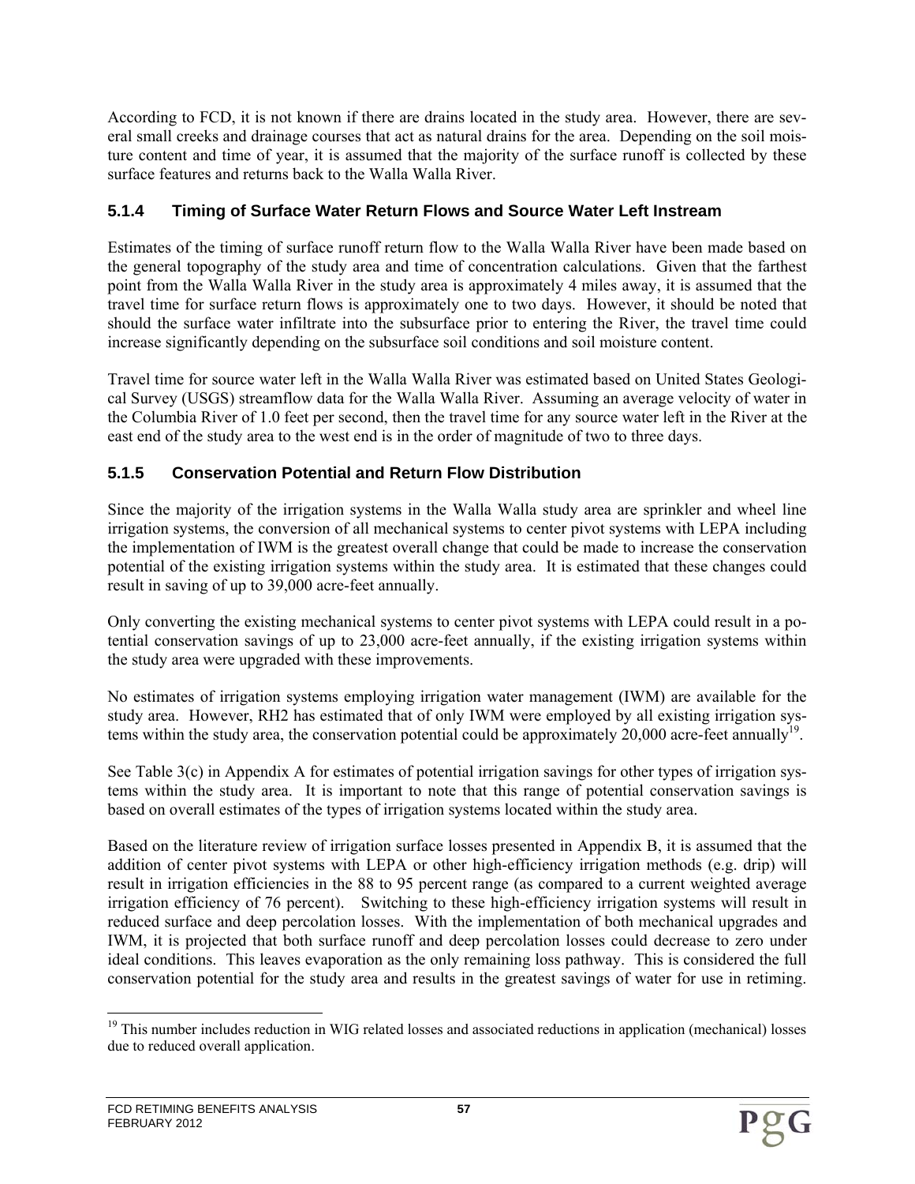According to FCD, it is not known if there are drains located in the study area. However, there are several small creeks and drainage courses that act as natural drains for the area. Depending on the soil moisture content and time of year, it is assumed that the majority of the surface runoff is collected by these surface features and returns back to the Walla Walla River.

### 5.1.4 Timing of Surface Water Return Flows and Source Water Left Instream

Estimates of the timing of surface runoff return flow to the Walla Walla River have been made based on the general topography of the study area and time of concentration calculations. Given that the farthest point from the Walla Walla River in the study area is approximately 4 miles away, it is assumed that the travel time for surface return flows is approximately one to two days. However, it should be noted that should the surface water infiltrate into the subsurface prior to entering the River, the travel time could increase significantly depending on the subsurface soil conditions and soil moisture content.

Travel time for source water left in the Walla Walla River was estimated based on United States Geological Survey (USGS) streamflow data for the Walla Walla River. Assuming an average velocity of water in the Columbia River of 1.0 feet per second, then the travel time for any source water left in the River at the east end of the study area to the west end is in the order of magnitude of two to three days.

### 5.1.5 Conservation Potential and Return Flow Distribution

Since the majority of the irrigation systems in the Walla Walla study area are sprinkler and wheel line irrigation systems, the conversion of all mechanical systems to center pivot systems with LEPA including the implementation of IWM is the greatest overall change that could be made to increase the conservation potential of the existing irrigation systems within the study area. It is estimated that these changes could result in saving of up to 39,000 acre-feet annually.

Only converting the existing mechanical systems to center pivot systems with LEPA could result in a potential conservation savings of up to 23,000 acre-feet annually, if the existing irrigation systems within the study area were upgraded with these improvements.

No estimates of irrigation systems employing irrigation water management (IWM) are available for the study area. However, RH2 has estimated that of only IWM were employed by all existing irrigation systems within the study area, the conservation potential could be approximately 20,000 acre-feet annually[19].

See Table 3(c) in Appendix A for estimates of potential irrigation savings for other types of irrigation systems within the study area. It is important to note that this range of potential conservation savings is based on overall estimates of the types of irrigation systems located within the study area.

Based on the literature review of irrigation surface losses presented in Appendix B, it is assumed that the addition of center pivot systems with LEPA or other high-efficiency irrigation methods (e.g. drip) will result in irrigation efficiencies in the 88 to 95 percent range (as compared to a current weighted average irrigation efficiency of 76 percent). Switching to these high-efficiency irrigation systems will result in reduced surface and deep percolation losses. With the implementation of both mechanical upgrades and IWM, it is projected that both surface runoff and deep percolation losses could decrease to zero under ideal conditions. This leaves evaporation as the only remaining loss pathway. This is considered the full conservation potential for the study area and results in the greatest savings of water for use in retiming.

---

[19] This number includes reduction in WIG related losses and associated reductions in application (mechanical) losses due to reduced overall application.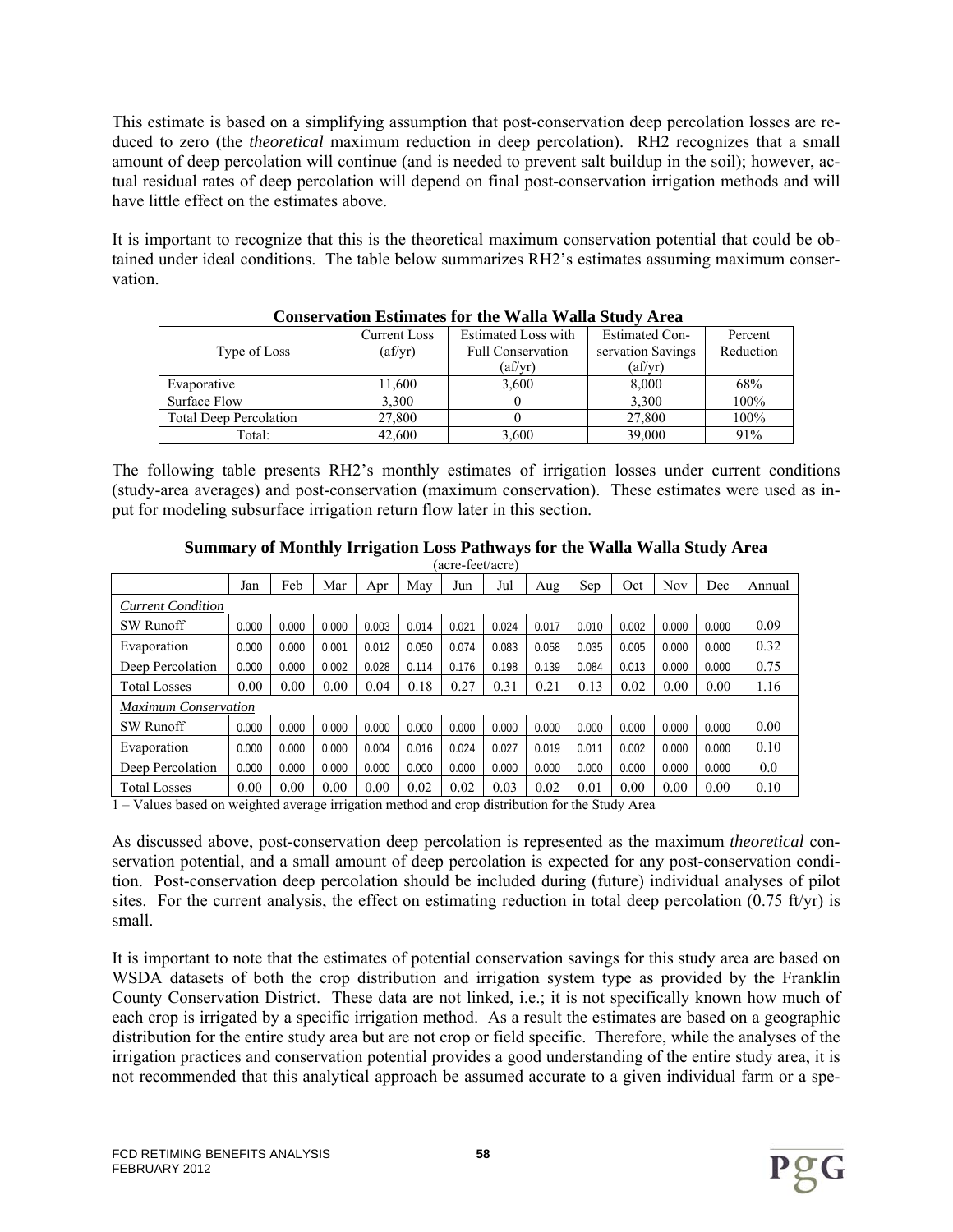This estimate is based on a simplifying assumption that post-conservation deep percolation losses are reduced to zero (the *theoretical* maximum reduction in deep percolation). RH2 recognizes that a small amount of deep percolation will continue (and is needed to prevent salt buildup in the soil); however, actual residual rates of deep percolation will depend on final post-conservation irrigation methods and will have little effect on the estimates above.

It is important to recognize that this is the theoretical maximum conservation potential that could be obtained under ideal conditions. The table below summarizes RH2's estimates assuming maximum conservation.

**Conservation Estimates for the Walla Walla Study Area**

| Type of Loss | Current Loss (af/yr) | Estimated Loss with Full Conservation (af/yr) | Estimated Conservation Savings (af/yr) | Percent Reduction |
|---|---|---|---|---|
| Evaporative | 11,600 | 3,600 | 8,000 | 68% |
| Surface Flow | 3,300 | 0 | 3,300 | 100% |
| Total Deep Percolation | 27,800 | 0 | 27,800 | 100% |
| Total: | 42,600 | 3,600 | 39,000 | 91% |

The following table presents RH2's monthly estimates of irrigation losses under current conditions (study-area averages) and post-conservation (maximum conservation). These estimates were used as input for modeling subsurface irrigation return flow later in this section.

**Summary of Monthly Irrigation Loss Pathways for the Walla Walla Study Area**
(acre-feet/acre)

| | Jan | Feb | Mar | Apr | May | Jun | Jul | Aug | Sep | Oct | Nov | Dec | Annual |
|---|---|---|---|---|---|---|---|---|---|---|---|---|---|
| *Current Condition* | | | | | | | | | | | | | |
| SW Runoff | 0.000 | 0.000 | 0.000 | 0.003 | 0.014 | 0.021 | 0.024 | 0.017 | 0.010 | 0.002 | 0.000 | 0.000 | 0.09 |
| Evaporation | 0.000 | 0.000 | 0.001 | 0.012 | 0.050 | 0.074 | 0.083 | 0.058 | 0.035 | 0.005 | 0.000 | 0.000 | 0.32 |
| Deep Percolation | 0.000 | 0.000 | 0.002 | 0.028 | 0.114 | 0.176 | 0.198 | 0.139 | 0.084 | 0.013 | 0.000 | 0.000 | 0.75 |
| Total Losses | 0.00 | 0.00 | 0.00 | 0.04 | 0.18 | 0.27 | 0.31 | 0.21 | 0.13 | 0.02 | 0.00 | 0.00 | 1.16 |
| *Maximum Conservation* | | | | | | | | | | | | | |
| SW Runoff | 0.000 | 0.000 | 0.000 | 0.000 | 0.000 | 0.000 | 0.000 | 0.000 | 0.000 | 0.000 | 0.000 | 0.000 | 0.00 |
| Evaporation | 0.000 | 0.000 | 0.000 | 0.004 | 0.016 | 0.024 | 0.027 | 0.019 | 0.011 | 0.002 | 0.000 | 0.000 | 0.10 |
| Deep Percolation | 0.000 | 0.000 | 0.000 | 0.000 | 0.000 | 0.000 | 0.000 | 0.000 | 0.000 | 0.000 | 0.000 | 0.000 | 0.0 |
| Total Losses | 0.00 | 0.00 | 0.00 | 0.00 | 0.02 | 0.02 | 0.03 | 0.02 | 0.01 | 0.00 | 0.00 | 0.00 | 0.10 |

1 – Values based on weighted average irrigation method and crop distribution for the Study Area

As discussed above, post-conservation deep percolation is represented as the maximum *theoretical* conservation potential, and a small amount of deep percolation is expected for any post-conservation condition. Post-conservation deep percolation should be included during (future) individual analyses of pilot sites. For the current analysis, the effect on estimating reduction in total deep percolation (0.75 ft/yr) is small.

It is important to note that the estimates of potential conservation savings for this study area are based on WSDA datasets of both the crop distribution and irrigation system type as provided by the Franklin County Conservation District. These data are not linked, i.e.; it is not specifically known how much of each crop is irrigated by a specific irrigation method. As a result the estimates are based on a geographic distribution for the entire study area but are not crop or field specific. Therefore, while the analyses of the irrigation practices and conservation potential provides a good understanding of the entire study area, it is not recommended that this analytical approach be assumed accurate to a given individual farm or a spe-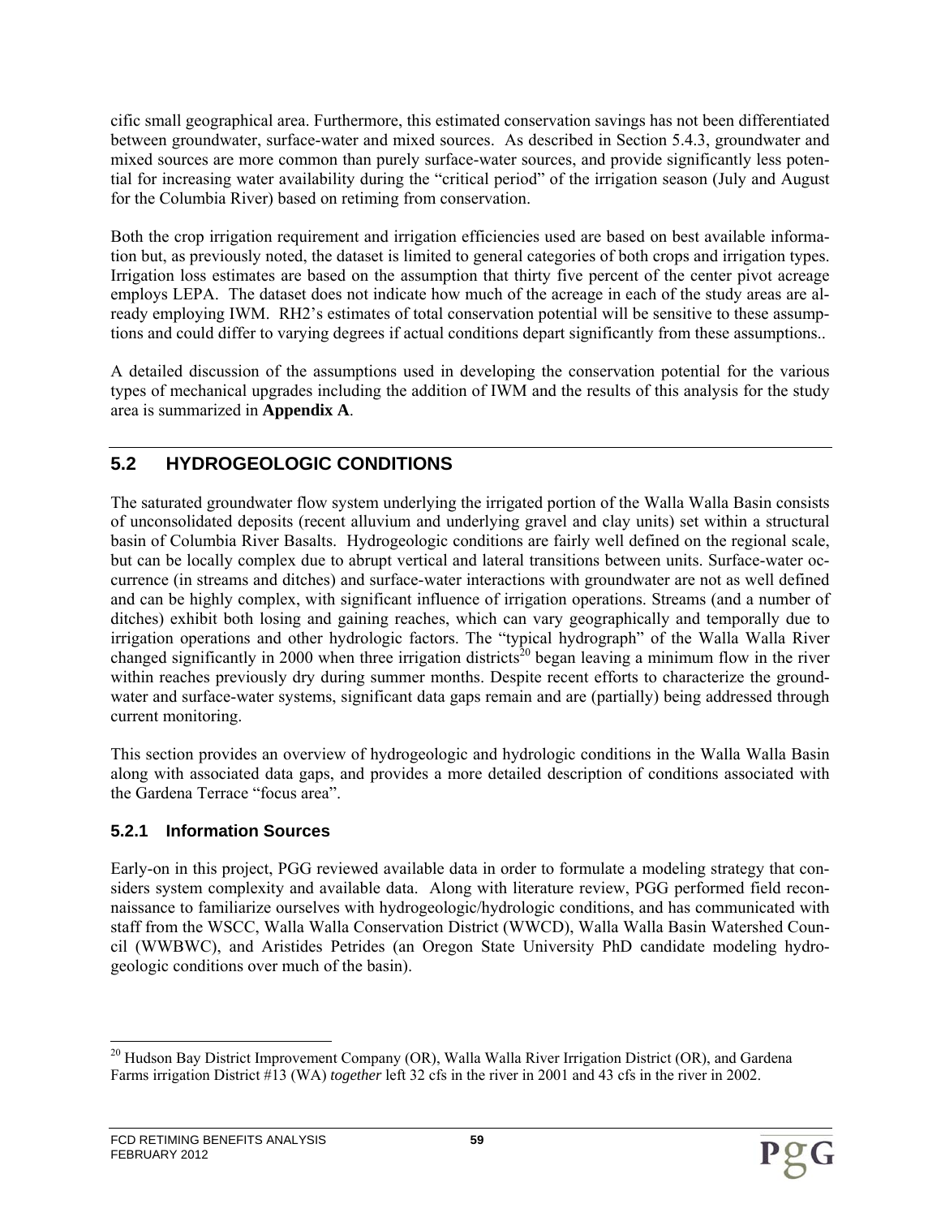cific small geographical area. Furthermore, this estimated conservation savings has not been differentiated between groundwater, surface-water and mixed sources. As described in Section 5.4.3, groundwater and mixed sources are more common than purely surface-water sources, and provide significantly less potential for increasing water availability during the "critical period" of the irrigation season (July and August for the Columbia River) based on retiming from conservation.

Both the crop irrigation requirement and irrigation efficiencies used are based on best available information but, as previously noted, the dataset is limited to general categories of both crops and irrigation types. Irrigation loss estimates are based on the assumption that thirty five percent of the center pivot acreage employs LEPA. The dataset does not indicate how much of the acreage in each of the study areas are already employing IWM. RH2's estimates of total conservation potential will be sensitive to these assumptions and could differ to varying degrees if actual conditions depart significantly from these assumptions..

A detailed discussion of the assumptions used in developing the conservation potential for the various types of mechanical upgrades including the addition of IWM and the results of this analysis for the study area is summarized in **Appendix A**.

## 5.2 HYDROGEOLOGIC CONDITIONS

The saturated groundwater flow system underlying the irrigated portion of the Walla Walla Basin consists of unconsolidated deposits (recent alluvium and underlying gravel and clay units) set within a structural basin of Columbia River Basalts. Hydrogeologic conditions are fairly well defined on the regional scale, but can be locally complex due to abrupt vertical and lateral transitions between units. Surface-water occurrence (in streams and ditches) and surface-water interactions with groundwater are not as well defined and can be highly complex, with significant influence of irrigation operations. Streams (and a number of ditches) exhibit both losing and gaining reaches, which can vary geographically and temporally due to irrigation operations and other hydrologic factors. The "typical hydrograph" of the Walla Walla River changed significantly in 2000 when three irrigation districts[20] began leaving a minimum flow in the river within reaches previously dry during summer months. Despite recent efforts to characterize the groundwater and surface-water systems, significant data gaps remain and are (partially) being addressed through current monitoring.

This section provides an overview of hydrogeologic and hydrologic conditions in the Walla Walla Basin along with associated data gaps, and provides a more detailed description of conditions associated with the Gardena Terrace "focus area".

### 5.2.1 Information Sources

Early-on in this project, PGG reviewed available data in order to formulate a modeling strategy that considers system complexity and available data. Along with literature review, PGG performed field reconnaissance to familiarize ourselves with hydrogeologic/hydrologic conditions, and has communicated with staff from the WSCC, Walla Walla Conservation District (WWCD), Walla Walla Basin Watershed Council (WWBWC), and Aristides Petrides (an Oregon State University PhD candidate modeling hydrogeologic conditions over much of the basin).

---

[20] Hudson Bay District Improvement Company (OR), Walla Walla River Irrigation District (OR), and Gardena Farms irrigation District #13 (WA) *together* left 32 cfs in the river in 2001 and 43 cfs in the river in 2002.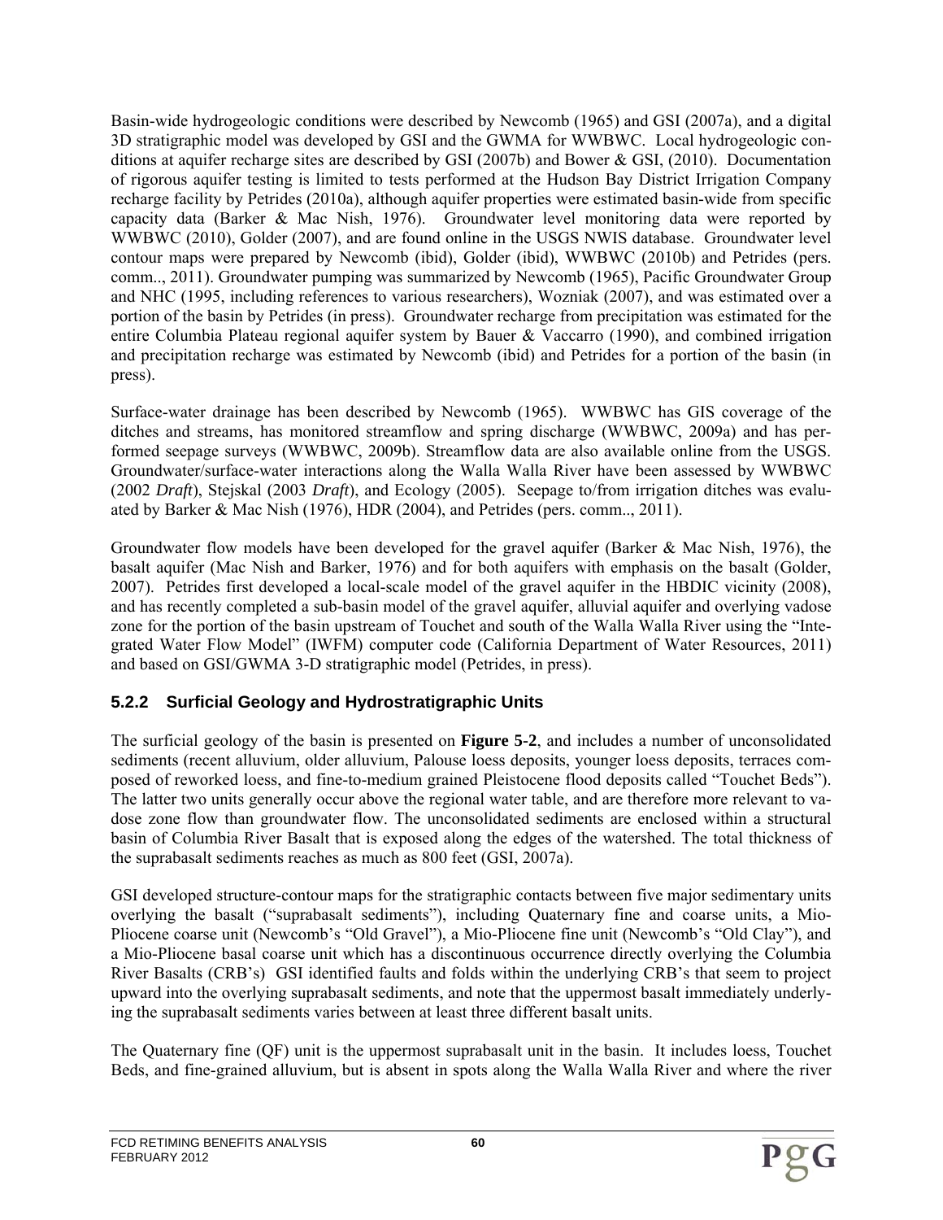Basin-wide hydrogeologic conditions were described by Newcomb (1965) and GSI (2007a), and a digital 3D stratigraphic model was developed by GSI and the GWMA for WWBWC. Local hydrogeologic conditions at aquifer recharge sites are described by GSI (2007b) and Bower & GSI, (2010). Documentation of rigorous aquifer testing is limited to tests performed at the Hudson Bay District Irrigation Company recharge facility by Petrides (2010a), although aquifer properties were estimated basin-wide from specific capacity data (Barker & Mac Nish, 1976). Groundwater level monitoring data were reported by WWBWC (2010), Golder (2007), and are found online in the USGS NWIS database. Groundwater level contour maps were prepared by Newcomb (ibid), Golder (ibid), WWBWC (2010b) and Petrides (pers. comm.., 2011). Groundwater pumping was summarized by Newcomb (1965), Pacific Groundwater Group and NHC (1995, including references to various researchers), Wozniak (2007), and was estimated over a portion of the basin by Petrides (in press). Groundwater recharge from precipitation was estimated for the entire Columbia Plateau regional aquifer system by Bauer & Vaccarro (1990), and combined irrigation and precipitation recharge was estimated by Newcomb (ibid) and Petrides for a portion of the basin (in press).

Surface-water drainage has been described by Newcomb (1965). WWBWC has GIS coverage of the ditches and streams, has monitored streamflow and spring discharge (WWBWC, 2009a) and has performed seepage surveys (WWBWC, 2009b). Streamflow data are also available online from the USGS. Groundwater/surface-water interactions along the Walla Walla River have been assessed by WWBWC (2002 *Draft*), Stejskal (2003 *Draft*), and Ecology (2005). Seepage to/from irrigation ditches was evaluated by Barker & Mac Nish (1976), HDR (2004), and Petrides (pers. comm.., 2011).

Groundwater flow models have been developed for the gravel aquifer (Barker & Mac Nish, 1976), the basalt aquifer (Mac Nish and Barker, 1976) and for both aquifers with emphasis on the basalt (Golder, 2007). Petrides first developed a local-scale model of the gravel aquifer in the HBDIC vicinity (2008), and has recently completed a sub-basin model of the gravel aquifer, alluvial aquifer and overlying vadose zone for the portion of the basin upstream of Touchet and south of the Walla Walla River using the "Integrated Water Flow Model" (IWFM) computer code (California Department of Water Resources, 2011) and based on GSI/GWMA 3-D stratigraphic model (Petrides, in press).

### 5.2.2 Surficial Geology and Hydrostratigraphic Units

The surficial geology of the basin is presented on **Figure 5-2**, and includes a number of unconsolidated sediments (recent alluvium, older alluvium, Palouse loess deposits, younger loess deposits, terraces composed of reworked loess, and fine-to-medium grained Pleistocene flood deposits called "Touchet Beds"). The latter two units generally occur above the regional water table, and are therefore more relevant to vadose zone flow than groundwater flow. The unconsolidated sediments are enclosed within a structural basin of Columbia River Basalt that is exposed along the edges of the watershed. The total thickness of the suprabasalt sediments reaches as much as 800 feet (GSI, 2007a).

GSI developed structure-contour maps for the stratigraphic contacts between five major sedimentary units overlying the basalt ("suprabasalt sediments"), including Quaternary fine and coarse units, a Mio-Pliocene coarse unit (Newcomb's "Old Gravel"), a Mio-Pliocene fine unit (Newcomb's "Old Clay"), and a Mio-Pliocene basal coarse unit which has a discontinuous occurrence directly overlying the Columbia River Basalts (CRB's) GSI identified faults and folds within the underlying CRB's that seem to project upward into the overlying suprabasalt sediments, and note that the uppermost basalt immediately underlying the suprabasalt sediments varies between at least three different basalt units.

The Quaternary fine (QF) unit is the uppermost suprabasalt unit in the basin. It includes loess, Touchet Beds, and fine-grained alluvium, but is absent in spots along the Walla Walla River and where the river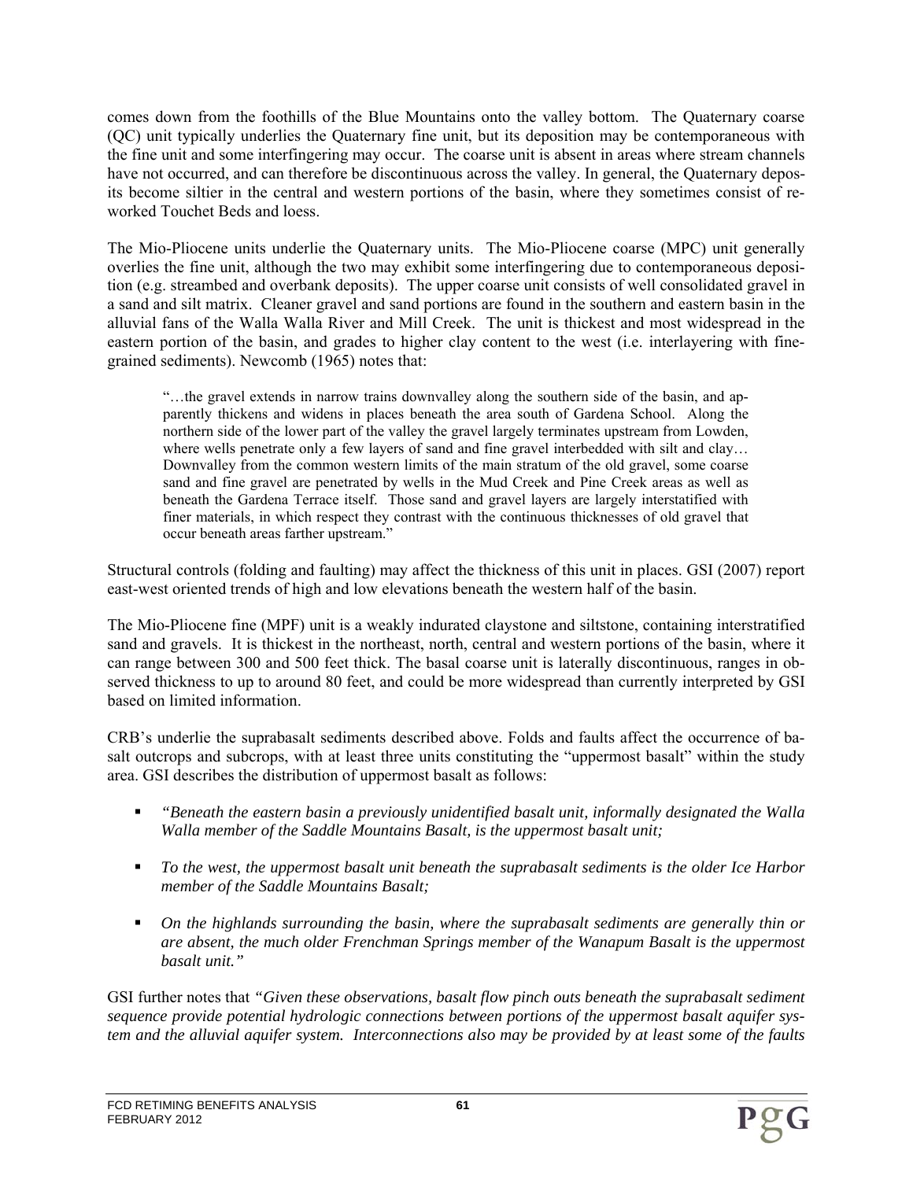comes down from the foothills of the Blue Mountains onto the valley bottom. The Quaternary coarse (QC) unit typically underlies the Quaternary fine unit, but its deposition may be contemporaneous with the fine unit and some interfingering may occur. The coarse unit is absent in areas where stream channels have not occurred, and can therefore be discontinuous across the valley. In general, the Quaternary deposits become siltier in the central and western portions of the basin, where they sometimes consist of reworked Touchet Beds and loess.

The Mio-Pliocene units underlie the Quaternary units. The Mio-Pliocene coarse (MPC) unit generally overlies the fine unit, although the two may exhibit some interfingering due to contemporaneous deposition (e.g. streambed and overbank deposits). The upper coarse unit consists of well consolidated gravel in a sand and silt matrix. Cleaner gravel and sand portions are found in the southern and eastern basin in the alluvial fans of the Walla Walla River and Mill Creek. The unit is thickest and most widespread in the eastern portion of the basin, and grades to higher clay content to the west (i.e. interlayering with fine-grained sediments). Newcomb (1965) notes that:

> "…the gravel extends in narrow trains downvalley along the southern side of the basin, and apparently thickens and widens in places beneath the area south of Gardena School. Along the northern side of the lower part of the valley the gravel largely terminates upstream from Lowden, where wells penetrate only a few layers of sand and fine gravel interbedded with silt and clay… Downvalley from the common western limits of the main stratum of the old gravel, some coarse sand and fine gravel are penetrated by wells in the Mud Creek and Pine Creek areas as well as beneath the Gardena Terrace itself. Those sand and gravel layers are largely interstatified with finer materials, in which respect they contrast with the continuous thicknesses of old gravel that occur beneath areas farther upstream."

Structural controls (folding and faulting) may affect the thickness of this unit in places. GSI (2007) report east-west oriented trends of high and low elevations beneath the western half of the basin.

The Mio-Pliocene fine (MPF) unit is a weakly indurated claystone and siltstone, containing interstratified sand and gravels. It is thickest in the northeast, north, central and western portions of the basin, where it can range between 300 and 500 feet thick. The basal coarse unit is laterally discontinuous, ranges in observed thickness to up to around 80 feet, and could be more widespread than currently interpreted by GSI based on limited information.

CRB's underlie the suprabasalt sediments described above. Folds and faults affect the occurrence of basalt outcrops and subcrops, with at least three units constituting the "uppermost basalt" within the study area. GSI describes the distribution of uppermost basalt as follows:

- *"Beneath the eastern basin a previously unidentified basalt unit, informally designated the Walla Walla member of the Saddle Mountains Basalt, is the uppermost basalt unit;*
- *To the west, the uppermost basalt unit beneath the suprabasalt sediments is the older Ice Harbor member of the Saddle Mountains Basalt;*
- *On the highlands surrounding the basin, where the suprabasalt sediments are generally thin or are absent, the much older Frenchman Springs member of the Wanapum Basalt is the uppermost basalt unit."*

GSI further notes that *"Given these observations, basalt flow pinch outs beneath the suprabasalt sediment sequence provide potential hydrologic connections between portions of the uppermost basalt aquifer system and the alluvial aquifer system. Interconnections also may be provided by at least some of the faults*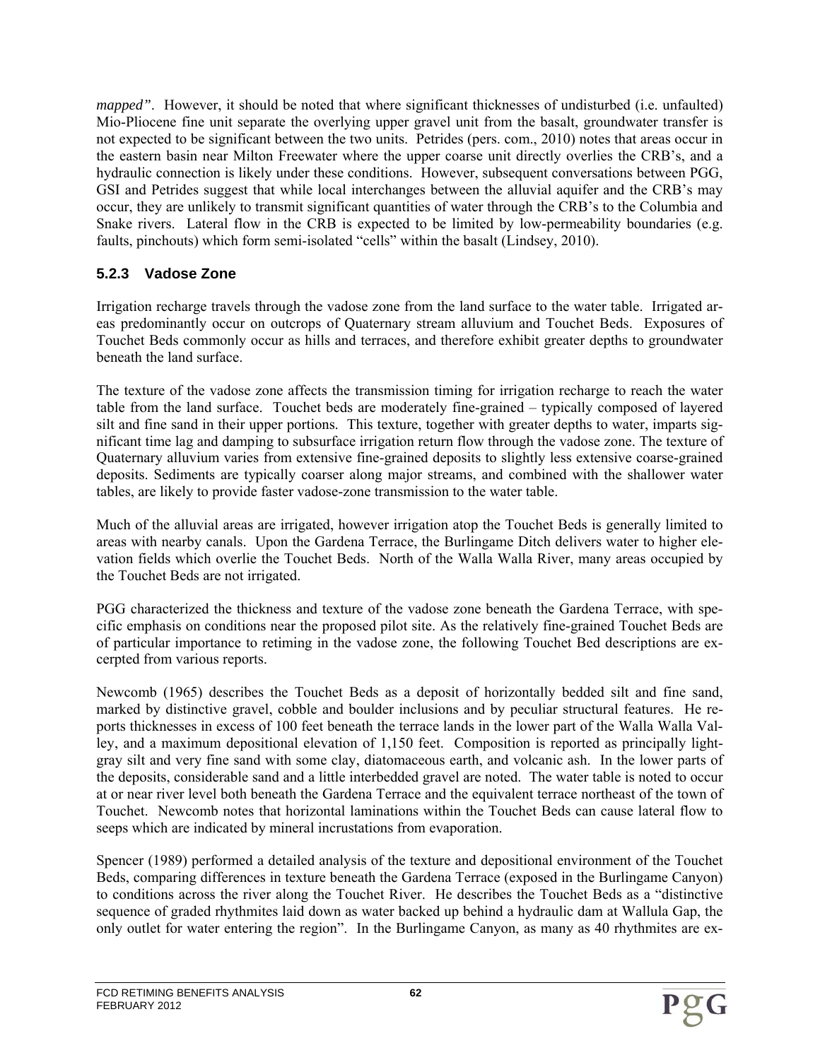*mapped"*. However, it should be noted that where significant thicknesses of undisturbed (i.e. unfaulted) Mio-Pliocene fine unit separate the overlying upper gravel unit from the basalt, groundwater transfer is not expected to be significant between the two units. Petrides (pers. com., 2010) notes that areas occur in the eastern basin near Milton Freewater where the upper coarse unit directly overlies the CRB's, and a hydraulic connection is likely under these conditions. However, subsequent conversations between PGG, GSI and Petrides suggest that while local interchanges between the alluvial aquifer and the CRB's may occur, they are unlikely to transmit significant quantities of water through the CRB's to the Columbia and Snake rivers. Lateral flow in the CRB is expected to be limited by low-permeability boundaries (e.g. faults, pinchouts) which form semi-isolated "cells" within the basalt (Lindsey, 2010).

### 5.2.3 Vadose Zone

Irrigation recharge travels through the vadose zone from the land surface to the water table. Irrigated areas predominantly occur on outcrops of Quaternary stream alluvium and Touchet Beds. Exposures of Touchet Beds commonly occur as hills and terraces, and therefore exhibit greater depths to groundwater beneath the land surface.

The texture of the vadose zone affects the transmission timing for irrigation recharge to reach the water table from the land surface. Touchet beds are moderately fine-grained – typically composed of layered silt and fine sand in their upper portions. This texture, together with greater depths to water, imparts significant time lag and damping to subsurface irrigation return flow through the vadose zone. The texture of Quaternary alluvium varies from extensive fine-grained deposits to slightly less extensive coarse-grained deposits. Sediments are typically coarser along major streams, and combined with the shallower water tables, are likely to provide faster vadose-zone transmission to the water table.

Much of the alluvial areas are irrigated, however irrigation atop the Touchet Beds is generally limited to areas with nearby canals. Upon the Gardena Terrace, the Burlingame Ditch delivers water to higher elevation fields which overlie the Touchet Beds. North of the Walla Walla River, many areas occupied by the Touchet Beds are not irrigated.

PGG characterized the thickness and texture of the vadose zone beneath the Gardena Terrace, with specific emphasis on conditions near the proposed pilot site. As the relatively fine-grained Touchet Beds are of particular importance to retiming in the vadose zone, the following Touchet Bed descriptions are excerpted from various reports.

Newcomb (1965) describes the Touchet Beds as a deposit of horizontally bedded silt and fine sand, marked by distinctive gravel, cobble and boulder inclusions and by peculiar structural features. He reports thicknesses in excess of 100 feet beneath the terrace lands in the lower part of the Walla Walla Valley, and a maximum depositional elevation of 1,150 feet. Composition is reported as principally light-gray silt and very fine sand with some clay, diatomaceous earth, and volcanic ash. In the lower parts of the deposits, considerable sand and a little interbedded gravel are noted. The water table is noted to occur at or near river level both beneath the Gardena Terrace and the equivalent terrace northeast of the town of Touchet. Newcomb notes that horizontal laminations within the Touchet Beds can cause lateral flow to seeps which are indicated by mineral incrustations from evaporation.

Spencer (1989) performed a detailed analysis of the texture and depositional environment of the Touchet Beds, comparing differences in texture beneath the Gardena Terrace (exposed in the Burlingame Canyon) to conditions across the river along the Touchet River. He describes the Touchet Beds as a "distinctive sequence of graded rhythmites laid down as water backed up behind a hydraulic dam at Wallula Gap, the only outlet for water entering the region". In the Burlingame Canyon, as many as 40 rhythmites are ex-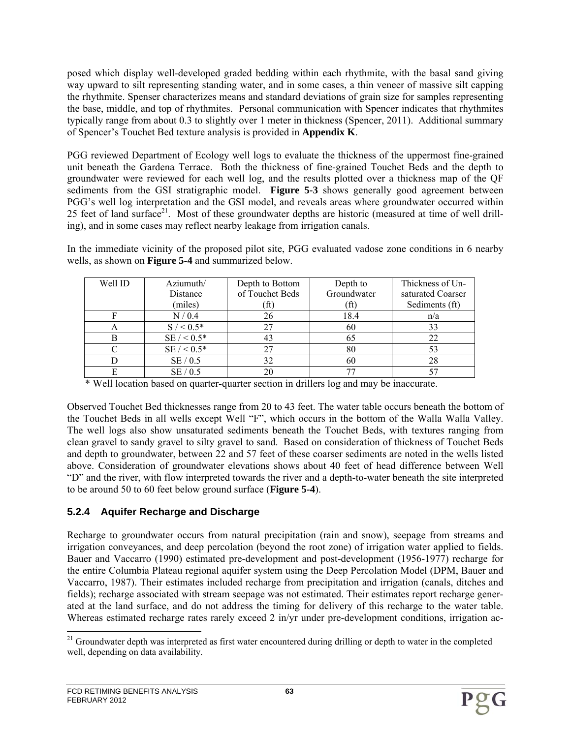posed which display well-developed graded bedding within each rhythmite, with the basal sand giving way upward to silt representing standing water, and in some cases, a thin veneer of massive silt capping the rhythmite. Spenser characterizes means and standard deviations of grain size for samples representing the base, middle, and top of rhythmites. Personal communication with Spencer indicates that rhythmites typically range from about 0.3 to slightly over 1 meter in thickness (Spencer, 2011). Additional summary of Spencer's Touchet Bed texture analysis is provided in **Appendix K**.

PGG reviewed Department of Ecology well logs to evaluate the thickness of the uppermost fine-grained unit beneath the Gardena Terrace. Both the thickness of fine-grained Touchet Beds and the depth to groundwater were reviewed for each well log, and the results plotted over a thickness map of the QF sediments from the GSI stratigraphic model. **Figure 5-3** shows generally good agreement between PGG's well log interpretation and the GSI model, and reveals areas where groundwater occurred within 25 feet of land surface[21]. Most of these groundwater depths are historic (measured at time of well drilling), and in some cases may reflect nearby leakage from irrigation canals.

In the immediate vicinity of the proposed pilot site, PGG evaluated vadose zone conditions in 6 nearby wells, as shown on **Figure 5-4** and summarized below.

| Well ID | Azimuth/ Distance (miles) | Depth to Bottom of Touchet Beds (ft) | Depth to Groundwater (ft) | Thickness of Unsaturated Coarser Sediments (ft) |
|---|---|---|---|---|
| F | N / 0.4 | 26 | 18.4 | n/a |
| A | S / < 0.5* | 27 | 60 | 33 |
| B | SE / < 0.5* | 43 | 65 | 22 |
| C | SE / < 0.5* | 27 | 80 | 53 |
| D | SE / 0.5 | 32 | 60 | 28 |
| E | SE / 0.5 | 20 | 77 | 57 |

\* Well location based on quarter-quarter section in drillers log and may be inaccurate.

Observed Touchet Bed thicknesses range from 20 to 43 feet. The water table occurs beneath the bottom of the Touchet Beds in all wells except Well "F", which occurs in the bottom of the Walla Walla Valley. The well logs also show unsaturated sediments beneath the Touchet Beds, with textures ranging from clean gravel to sandy gravel to silty gravel to sand. Based on consideration of thickness of Touchet Beds and depth to groundwater, between 22 and 57 feet of these coarser sediments are noted in the wells listed above. Consideration of groundwater elevations shows about 40 feet of head difference between Well "D" and the river, with flow interpreted towards the river and a depth-to-water beneath the site interpreted to be around 50 to 60 feet below ground surface (**Figure 5-4**).

### 5.2.4 Aquifer Recharge and Discharge

Recharge to groundwater occurs from natural precipitation (rain and snow), seepage from streams and irrigation conveyances, and deep percolation (beyond the root zone) of irrigation water applied to fields. Bauer and Vaccarro (1990) estimated pre-development and post-development (1956-1977) recharge for the entire Columbia Plateau regional aquifer system using the Deep Percolation Model (DPM, Bauer and Vaccarro, 1987). Their estimates included recharge from precipitation and irrigation (canals, ditches and fields); recharge associated with stream seepage was not estimated. Their estimates report recharge generated at the land surface, and do not address the timing for delivery of this recharge to the water table. Whereas estimated recharge rates rarely exceed 2 in/yr under pre-development conditions, irrigation ac-

[21] Groundwater depth was interpreted as first water encountered during drilling or depth to water in the completed well, depending on data availability.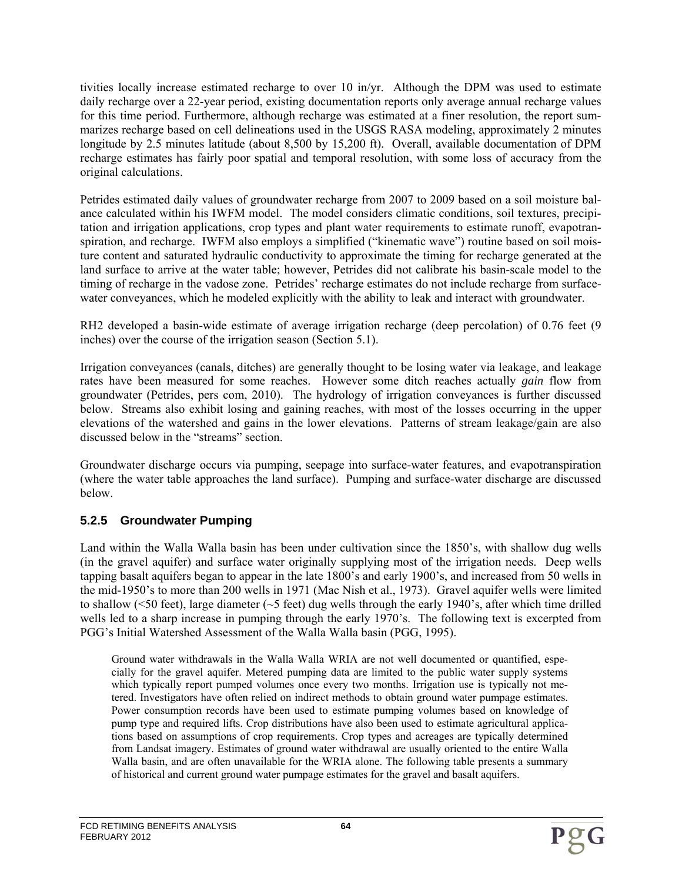tivities locally increase estimated recharge to over 10 in/yr. Although the DPM was used to estimate daily recharge over a 22-year period, existing documentation reports only average annual recharge values for this time period. Furthermore, although recharge was estimated at a finer resolution, the report summarizes recharge based on cell delineations used in the USGS RASA modeling, approximately 2 minutes longitude by 2.5 minutes latitude (about 8,500 by 15,200 ft). Overall, available documentation of DPM recharge estimates has fairly poor spatial and temporal resolution, with some loss of accuracy from the original calculations.

Petrides estimated daily values of groundwater recharge from 2007 to 2009 based on a soil moisture balance calculated within his IWFM model. The model considers climatic conditions, soil textures, precipitation and irrigation applications, crop types and plant water requirements to estimate runoff, evapotranspiration, and recharge. IWFM also employs a simplified ("kinematic wave") routine based on soil moisture content and saturated hydraulic conductivity to approximate the timing for recharge generated at the land surface to arrive at the water table; however, Petrides did not calibrate his basin-scale model to the timing of recharge in the vadose zone. Petrides' recharge estimates do not include recharge from surface-water conveyances, which he modeled explicitly with the ability to leak and interact with groundwater.

RH2 developed a basin-wide estimate of average irrigation recharge (deep percolation) of 0.76 feet (9 inches) over the course of the irrigation season (Section 5.1).

Irrigation conveyances (canals, ditches) are generally thought to be losing water via leakage, and leakage rates have been measured for some reaches. However some ditch reaches actually *gain* flow from groundwater (Petrides, pers com, 2010). The hydrology of irrigation conveyances is further discussed below. Streams also exhibit losing and gaining reaches, with most of the losses occurring in the upper elevations of the watershed and gains in the lower elevations. Patterns of stream leakage/gain are also discussed below in the "streams" section.

Groundwater discharge occurs via pumping, seepage into surface-water features, and evapotranspiration (where the water table approaches the land surface). Pumping and surface-water discharge are discussed below.

### 5.2.5 Groundwater Pumping

Land within the Walla Walla basin has been under cultivation since the 1850's, with shallow dug wells (in the gravel aquifer) and surface water originally supplying most of the irrigation needs. Deep wells tapping basalt aquifers began to appear in the late 1800's and early 1900's, and increased from 50 wells in the mid-1950's to more than 200 wells in 1971 (Mac Nish et al., 1973). Gravel aquifer wells were limited to shallow (<50 feet), large diameter (~5 feet) dug wells through the early 1940's, after which time drilled wells led to a sharp increase in pumping through the early 1970's. The following text is excerpted from PGG's Initial Watershed Assessment of the Walla Walla basin (PGG, 1995).

> Ground water withdrawals in the Walla Walla WRIA are not well documented or quantified, especially for the gravel aquifer. Metered pumping data are limited to the public water supply systems which typically report pumped volumes once every two months. Irrigation use is typically not metered. Investigators have often relied on indirect methods to obtain ground water pumpage estimates. Power consumption records have been used to estimate pumping volumes based on knowledge of pump type and required lifts. Crop distributions have also been used to estimate agricultural applications based on assumptions of crop requirements. Crop types and acreages are typically determined from Landsat imagery. Estimates of ground water withdrawal are usually oriented to the entire Walla Walla basin, and are often unavailable for the WRIA alone. The following table presents a summary of historical and current ground water pumpage estimates for the gravel and basalt aquifers.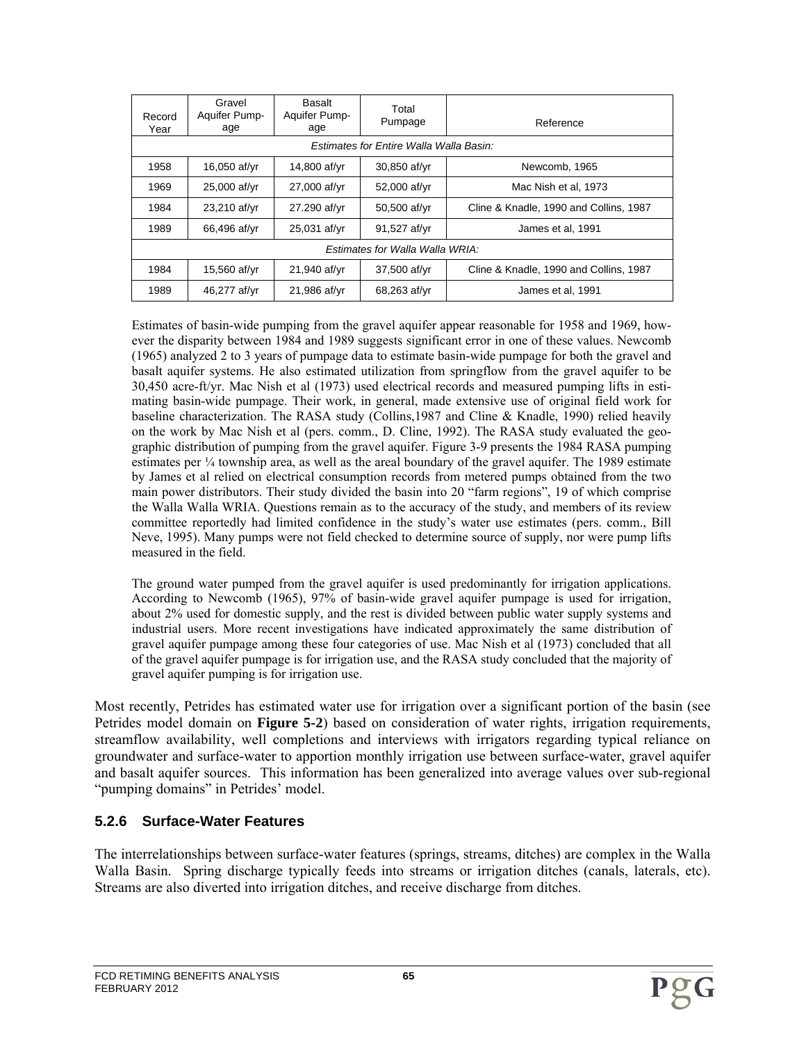| Record Year | Gravel Aquifer Pump-age | Basalt Aquifer Pump-age | Total Pumpage | Reference |
|---|---|---|---|---|
| *Estimates for Entire Walla Walla Basin:* | | | | |
| 1958 | 16,050 af/yr | 14,800 af/yr | 30,850 af/yr | Newcomb, 1965 |
| 1969 | 25,000 af/yr | 27,000 af/yr | 52,000 af/yr | Mac Nish et al, 1973 |
| 1984 | 23,210 af/yr | 27.290 af/yr | 50,500 af/yr | Cline & Knadle, 1990 and Collins, 1987 |
| 1989 | 66,496 af/yr | 25,031 af/yr | 91,527 af/yr | James et al, 1991 |
| *Estimates for Walla Walla WRIA:* | | | | |
| 1984 | 15,560 af/yr | 21,940 af/yr | 37,500 af/yr | Cline & Knadle, 1990 and Collins, 1987 |
| 1989 | 46,277 af/yr | 21,986 af/yr | 68,263 af/yr | James et al, 1991 |

Estimates of basin-wide pumping from the gravel aquifer appear reasonable for 1958 and 1969, however the disparity between 1984 and 1989 suggests significant error in one of these values. Newcomb (1965) analyzed 2 to 3 years of pumpage data to estimate basin-wide pumpage for both the gravel and basalt aquifer systems. He also estimated utilization from springflow from the gravel aquifer to be 30,450 acre-ft/yr. Mac Nish et al (1973) used electrical records and measured pumping lifts in estimating basin-wide pumpage. Their work, in general, made extensive use of original field work for baseline characterization. The RASA study (Collins,1987 and Cline & Knadle, 1990) relied heavily on the work by Mac Nish et al (pers. comm., D. Cline, 1992). The RASA study evaluated the geographic distribution of pumping from the gravel aquifer. Figure 3-9 presents the 1984 RASA pumping estimates per ¼ township area, as well as the areal boundary of the gravel aquifer. The 1989 estimate by James et al relied on electrical consumption records from metered pumps obtained from the two main power distributors. Their study divided the basin into 20 "farm regions", 19 of which comprise the Walla Walla WRIA. Questions remain as to the accuracy of the study, and members of its review committee reportedly had limited confidence in the study's water use estimates (pers. comm., Bill Neve, 1995). Many pumps were not field checked to determine source of supply, nor were pump lifts measured in the field.

The ground water pumped from the gravel aquifer is used predominantly for irrigation applications. According to Newcomb (1965), 97% of basin-wide gravel aquifer pumpage is used for irrigation, about 2% used for domestic supply, and the rest is divided between public water supply systems and industrial users. More recent investigations have indicated approximately the same distribution of gravel aquifer pumpage among these four categories of use. Mac Nish et al (1973) concluded that all of the gravel aquifer pumpage is for irrigation use, and the RASA study concluded that the majority of gravel aquifer pumping is for irrigation use.

Most recently, Petrides has estimated water use for irrigation over a significant portion of the basin (see Petrides model domain on **Figure 5-2**) based on consideration of water rights, irrigation requirements, streamflow availability, well completions and interviews with irrigators regarding typical reliance on groundwater and surface-water to apportion monthly irrigation use between surface-water, gravel aquifer and basalt aquifer sources. This information has been generalized into average values over sub-regional "pumping domains" in Petrides' model.

### 5.2.6 Surface-Water Features

The interrelationships between surface-water features (springs, streams, ditches) are complex in the Walla Walla Basin. Spring discharge typically feeds into streams or irrigation ditches (canals, laterals, etc). Streams are also diverted into irrigation ditches, and receive discharge from ditches.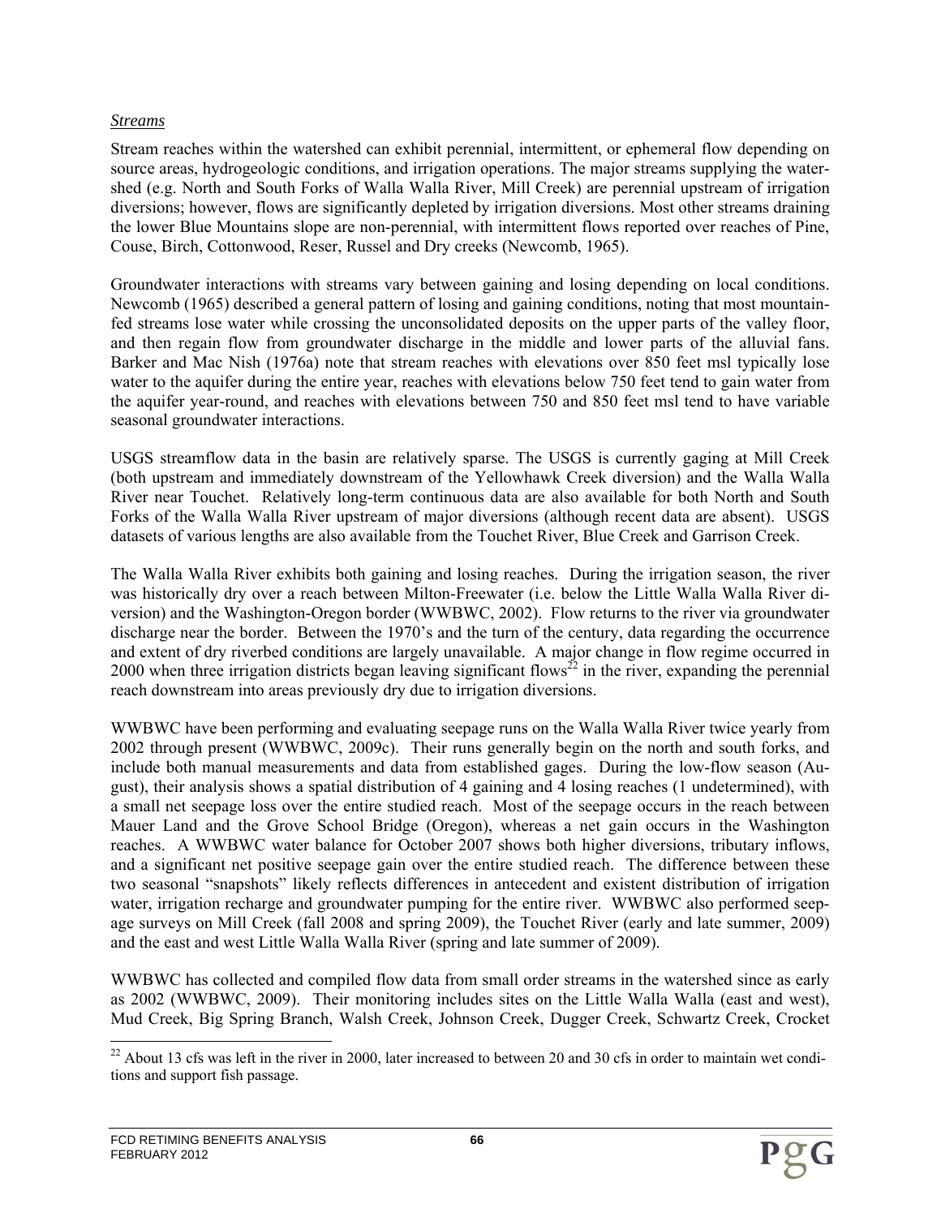*Streams*

Stream reaches within the watershed can exhibit perennial, intermittent, or ephemeral flow depending on source areas, hydrogeologic conditions, and irrigation operations. The major streams supplying the watershed (e.g. North and South Forks of Walla Walla River, Mill Creek) are perennial upstream of irrigation diversions; however, flows are significantly depleted by irrigation diversions. Most other streams draining the lower Blue Mountains slope are non-perennial, with intermittent flows reported over reaches of Pine, Couse, Birch, Cottonwood, Reser, Russel and Dry creeks (Newcomb, 1965).

Groundwater interactions with streams vary between gaining and losing depending on local conditions. Newcomb (1965) described a general pattern of losing and gaining conditions, noting that most mountain-fed streams lose water while crossing the unconsolidated deposits on the upper parts of the valley floor, and then regain flow from groundwater discharge in the middle and lower parts of the alluvial fans. Barker and Mac Nish (1976a) note that stream reaches with elevations over 850 feet msl typically lose water to the aquifer during the entire year, reaches with elevations below 750 feet tend to gain water from the aquifer year-round, and reaches with elevations between 750 and 850 feet msl tend to have variable seasonal groundwater interactions.

USGS streamflow data in the basin are relatively sparse. The USGS is currently gaging at Mill Creek (both upstream and immediately downstream of the Yellowhawk Creek diversion) and the Walla Walla River near Touchet. Relatively long-term continuous data are also available for both North and South Forks of the Walla Walla River upstream of major diversions (although recent data are absent). USGS datasets of various lengths are also available from the Touchet River, Blue Creek and Garrison Creek.

The Walla Walla River exhibits both gaining and losing reaches. During the irrigation season, the river was historically dry over a reach between Milton-Freewater (i.e. below the Little Walla Walla River diversion) and the Washington-Oregon border (WWBWC, 2002). Flow returns to the river via groundwater discharge near the border. Between the 1970's and the turn of the century, data regarding the occurrence and extent of dry riverbed conditions are largely unavailable. A major change in flow regime occurred in 2000 when three irrigation districts began leaving significant flows[22] in the river, expanding the perennial reach downstream into areas previously dry due to irrigation diversions.

WWBWC have been performing and evaluating seepage runs on the Walla Walla River twice yearly from 2002 through present (WWBWC, 2009c). Their runs generally begin on the north and south forks, and include both manual measurements and data from established gages. During the low-flow season (August), their analysis shows a spatial distribution of 4 gaining and 4 losing reaches (1 undetermined), with a small net seepage loss over the entire studied reach. Most of the seepage occurs in the reach between Mauer Land and the Grove School Bridge (Oregon), whereas a net gain occurs in the Washington reaches. A WWBWC water balance for October 2007 shows both higher diversions, tributary inflows, and a significant net positive seepage gain over the entire studied reach. The difference between these two seasonal "snapshots" likely reflects differences in antecedent and existent distribution of irrigation water, irrigation recharge and groundwater pumping for the entire river. WWBWC also performed seepage surveys on Mill Creek (fall 2008 and spring 2009), the Touchet River (early and late summer, 2009) and the east and west Little Walla Walla River (spring and late summer of 2009).

WWBWC has collected and compiled flow data from small order streams in the watershed since as early as 2002 (WWBWC, 2009). Their monitoring includes sites on the Little Walla Walla (east and west), Mud Creek, Big Spring Branch, Walsh Creek, Johnson Creek, Dugger Creek, Schwartz Creek, Crocket

[22] About 13 cfs was left in the river in 2000, later increased to between 20 and 30 cfs in order to maintain wet conditions and support fish passage.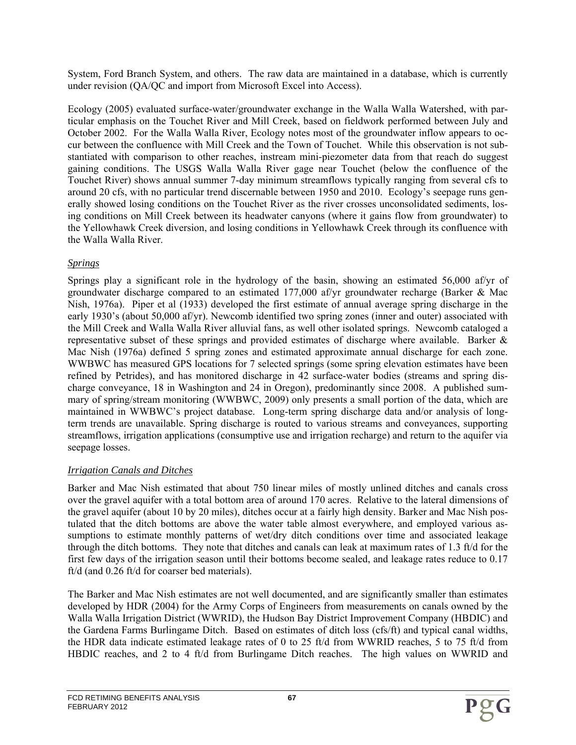System, Ford Branch System, and others. The raw data are maintained in a database, which is currently under revision (QA/QC and import from Microsoft Excel into Access).

Ecology (2005) evaluated surface-water/groundwater exchange in the Walla Walla Watershed, with particular emphasis on the Touchet River and Mill Creek, based on fieldwork performed between July and October 2002. For the Walla Walla River, Ecology notes most of the groundwater inflow appears to occur between the confluence with Mill Creek and the Town of Touchet. While this observation is not substantiated with comparison to other reaches, instream mini-piezometer data from that reach do suggest gaining conditions. The USGS Walla Walla River gage near Touchet (below the confluence of the Touchet River) shows annual summer 7-day minimum streamflows typically ranging from several cfs to around 20 cfs, with no particular trend discernable between 1950 and 2010. Ecology's seepage runs generally showed losing conditions on the Touchet River as the river crosses unconsolidated sediments, losing conditions on Mill Creek between its headwater canyons (where it gains flow from groundwater) to the Yellowhawk Creek diversion, and losing conditions in Yellowhawk Creek through its confluence with the Walla Walla River.

*Springs*

Springs play a significant role in the hydrology of the basin, showing an estimated 56,000 af/yr of groundwater discharge compared to an estimated 177,000 af/yr groundwater recharge (Barker & Mac Nish, 1976a). Piper et al (1933) developed the first estimate of annual average spring discharge in the early 1930's (about 50,000 af/yr). Newcomb identified two spring zones (inner and outer) associated with the Mill Creek and Walla Walla River alluvial fans, as well other isolated springs. Newcomb cataloged a representative subset of these springs and provided estimates of discharge where available. Barker & Mac Nish (1976a) defined 5 spring zones and estimated approximate annual discharge for each zone. WWBWC has measured GPS locations for 7 selected springs (some spring elevation estimates have been refined by Petrides), and has monitored discharge in 42 surface-water bodies (streams and spring discharge conveyance, 18 in Washington and 24 in Oregon), predominantly since 2008. A published summary of spring/stream monitoring (WWBWC, 2009) only presents a small portion of the data, which are maintained in WWBWC's project database. Long-term spring discharge data and/or analysis of long-term trends are unavailable. Spring discharge is routed to various streams and conveyances, supporting streamflows, irrigation applications (consumptive use and irrigation recharge) and return to the aquifer via seepage losses.

*Irrigation Canals and Ditches*

Barker and Mac Nish estimated that about 750 linear miles of mostly unlined ditches and canals cross over the gravel aquifer with a total bottom area of around 170 acres. Relative to the lateral dimensions of the gravel aquifer (about 10 by 20 miles), ditches occur at a fairly high density. Barker and Mac Nish postulated that the ditch bottoms are above the water table almost everywhere, and employed various assumptions to estimate monthly patterns of wet/dry ditch conditions over time and associated leakage through the ditch bottoms. They note that ditches and canals can leak at maximum rates of 1.3 ft/d for the first few days of the irrigation season until their bottoms become sealed, and leakage rates reduce to 0.17 ft/d (and 0.26 ft/d for coarser bed materials).

The Barker and Mac Nish estimates are not well documented, and are significantly smaller than estimates developed by HDR (2004) for the Army Corps of Engineers from measurements on canals owned by the Walla Walla Irrigation District (WWRID), the Hudson Bay District Improvement Company (HBDIC) and the Gardena Farms Burlingame Ditch. Based on estimates of ditch loss (cfs/ft) and typical canal widths, the HDR data indicate estimated leakage rates of 0 to 25 ft/d from WWRID reaches, 5 to 75 ft/d from HBDIC reaches, and 2 to 4 ft/d from Burlingame Ditch reaches. The high values on WWRID and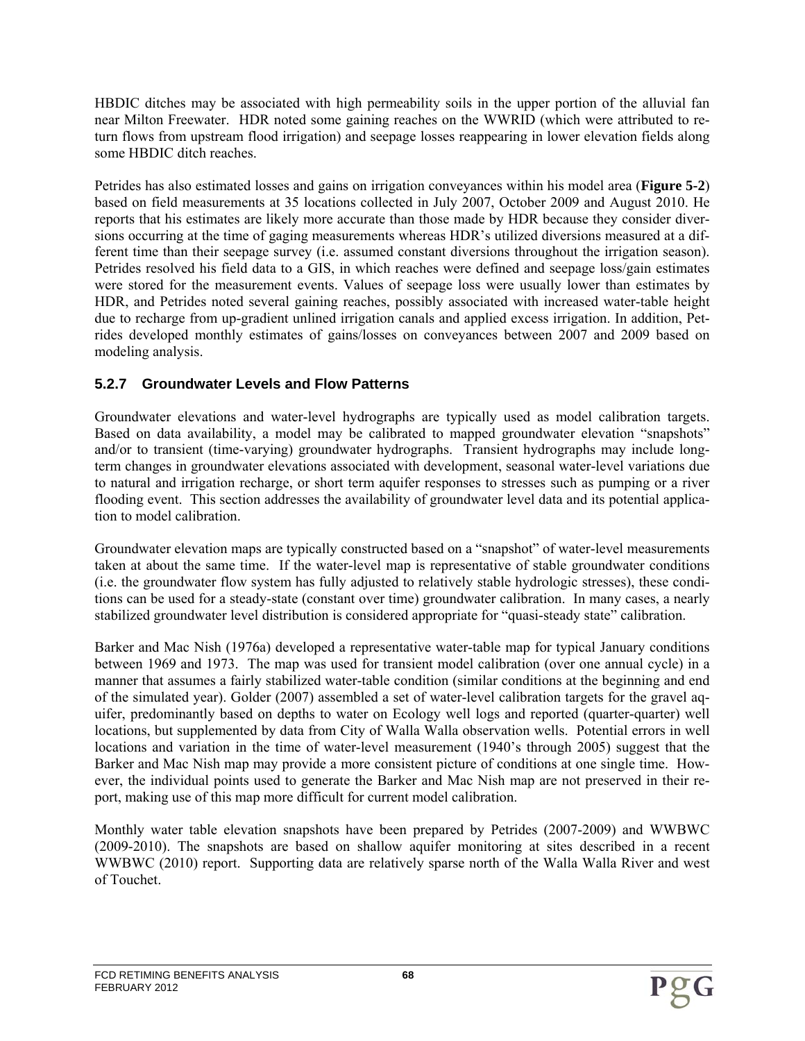HBDIC ditches may be associated with high permeability soils in the upper portion of the alluvial fan near Milton Freewater. HDR noted some gaining reaches on the WWRID (which were attributed to return flows from upstream flood irrigation) and seepage losses reappearing in lower elevation fields along some HBDIC ditch reaches.

Petrides has also estimated losses and gains on irrigation conveyances within his model area (**Figure 5-2**) based on field measurements at 35 locations collected in July 2007, October 2009 and August 2010. He reports that his estimates are likely more accurate than those made by HDR because they consider diversions occurring at the time of gaging measurements whereas HDR's utilized diversions measured at a different time than their seepage survey (i.e. assumed constant diversions throughout the irrigation season). Petrides resolved his field data to a GIS, in which reaches were defined and seepage loss/gain estimates were stored for the measurement events. Values of seepage loss were usually lower than estimates by HDR, and Petrides noted several gaining reaches, possibly associated with increased water-table height due to recharge from up-gradient unlined irrigation canals and applied excess irrigation. In addition, Petrides developed monthly estimates of gains/losses on conveyances between 2007 and 2009 based on modeling analysis.

### 5.2.7 Groundwater Levels and Flow Patterns

Groundwater elevations and water-level hydrographs are typically used as model calibration targets. Based on data availability, a model may be calibrated to mapped groundwater elevation "snapshots" and/or to transient (time-varying) groundwater hydrographs. Transient hydrographs may include long-term changes in groundwater elevations associated with development, seasonal water-level variations due to natural and irrigation recharge, or short term aquifer responses to stresses such as pumping or a river flooding event. This section addresses the availability of groundwater level data and its potential application to model calibration.

Groundwater elevation maps are typically constructed based on a "snapshot" of water-level measurements taken at about the same time. If the water-level map is representative of stable groundwater conditions (i.e. the groundwater flow system has fully adjusted to relatively stable hydrologic stresses), these conditions can be used for a steady-state (constant over time) groundwater calibration. In many cases, a nearly stabilized groundwater level distribution is considered appropriate for "quasi-steady state" calibration.

Barker and Mac Nish (1976a) developed a representative water-table map for typical January conditions between 1969 and 1973. The map was used for transient model calibration (over one annual cycle) in a manner that assumes a fairly stabilized water-table condition (similar conditions at the beginning and end of the simulated year). Golder (2007) assembled a set of water-level calibration targets for the gravel aquifer, predominantly based on depths to water on Ecology well logs and reported (quarter-quarter) well locations, but supplemented by data from City of Walla Walla observation wells. Potential errors in well locations and variation in the time of water-level measurement (1940's through 2005) suggest that the Barker and Mac Nish map may provide a more consistent picture of conditions at one single time. However, the individual points used to generate the Barker and Mac Nish map are not preserved in their report, making use of this map more difficult for current model calibration.

Monthly water table elevation snapshots have been prepared by Petrides (2007-2009) and WWBWC (2009-2010). The snapshots are based on shallow aquifer monitoring at sites described in a recent WWBWC (2010) report. Supporting data are relatively sparse north of the Walla Walla River and west of Touchet.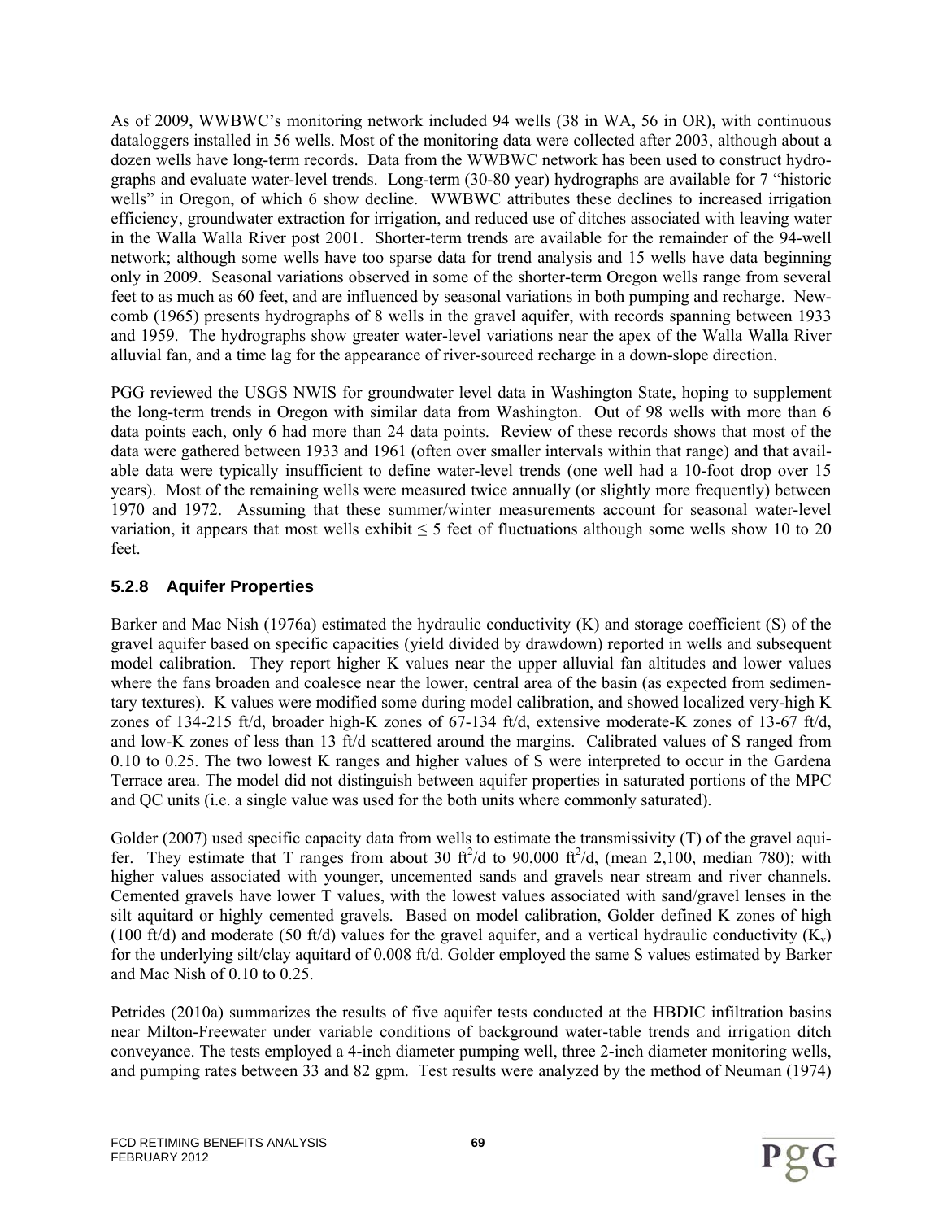As of 2009, WWBWC's monitoring network included 94 wells (38 in WA, 56 in OR), with continuous dataloggers installed in 56 wells. Most of the monitoring data were collected after 2003, although about a dozen wells have long-term records. Data from the WWBWC network has been used to construct hydrographs and evaluate water-level trends. Long-term (30-80 year) hydrographs are available for 7 "historic wells" in Oregon, of which 6 show decline. WWBWC attributes these declines to increased irrigation efficiency, groundwater extraction for irrigation, and reduced use of ditches associated with leaving water in the Walla Walla River post 2001. Shorter-term trends are available for the remainder of the 94-well network; although some wells have too sparse data for trend analysis and 15 wells have data beginning only in 2009. Seasonal variations observed in some of the shorter-term Oregon wells range from several feet to as much as 60 feet, and are influenced by seasonal variations in both pumping and recharge. Newcomb (1965) presents hydrographs of 8 wells in the gravel aquifer, with records spanning between 1933 and 1959. The hydrographs show greater water-level variations near the apex of the Walla Walla River alluvial fan, and a time lag for the appearance of river-sourced recharge in a down-slope direction.

PGG reviewed the USGS NWIS for groundwater level data in Washington State, hoping to supplement the long-term trends in Oregon with similar data from Washington. Out of 98 wells with more than 6 data points each, only 6 had more than 24 data points. Review of these records shows that most of the data were gathered between 1933 and 1961 (often over smaller intervals within that range) and that available data were typically insufficient to define water-level trends (one well had a 10-foot drop over 15 years). Most of the remaining wells were measured twice annually (or slightly more frequently) between 1970 and 1972. Assuming that these summer/winter measurements account for seasonal water-level variation, it appears that most wells exhibit $\leq$ 5 feet of fluctuations although some wells show 10 to 20 feet.

### 5.2.8 Aquifer Properties

Barker and Mac Nish (1976a) estimated the hydraulic conductivity (K) and storage coefficient (S) of the gravel aquifer based on specific capacities (yield divided by drawdown) reported in wells and subsequent model calibration. They report higher K values near the upper alluvial fan altitudes and lower values where the fans broaden and coalesce near the lower, central area of the basin (as expected from sedimentary textures). K values were modified some during model calibration, and showed localized very-high K zones of 134-215 ft/d, broader high-K zones of 67-134 ft/d, extensive moderate-K zones of 13-67 ft/d, and low-K zones of less than 13 ft/d scattered around the margins. Calibrated values of S ranged from 0.10 to 0.25. The two lowest K ranges and higher values of S were interpreted to occur in the Gardena Terrace area. The model did not distinguish between aquifer properties in saturated portions of the MPC and QC units (i.e. a single value was used for the both units where commonly saturated).

Golder (2007) used specific capacity data from wells to estimate the transmissivity (T) of the gravel aquifer. They estimate that T ranges from about 30 $ft^2$/d to 90,000 $ft^2$/d, (mean 2,100, median 780); with higher values associated with younger, uncemented sands and gravels near stream and river channels. Cemented gravels have lower T values, with the lowest values associated with sand/gravel lenses in the silt aquitard or highly cemented gravels. Based on model calibration, Golder defined K zones of high (100 ft/d) and moderate (50 ft/d) values for the gravel aquifer, and a vertical hydraulic conductivity ($K_v$) for the underlying silt/clay aquitard of 0.008 ft/d. Golder employed the same S values estimated by Barker and Mac Nish of 0.10 to 0.25.

Petrides (2010a) summarizes the results of five aquifer tests conducted at the HBDIC infiltration basins near Milton-Freewater under variable conditions of background water-table trends and irrigation ditch conveyance. The tests employed a 4-inch diameter pumping well, three 2-inch diameter monitoring wells, and pumping rates between 33 and 82 gpm. Test results were analyzed by the method of Neuman (1974)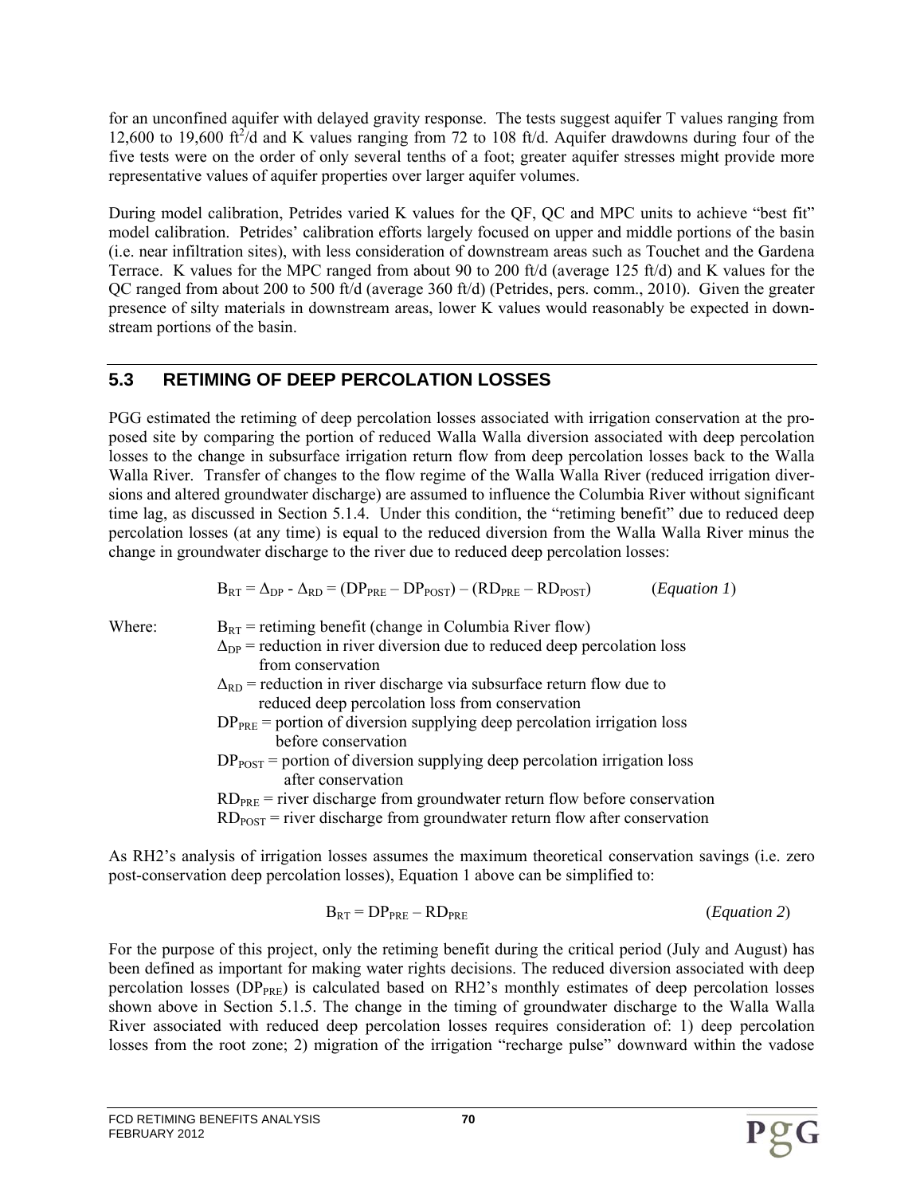for an unconfined aquifer with delayed gravity response. The tests suggest aquifer T values ranging from 12,600 to 19,600 $ft^2/d$ and K values ranging from 72 to 108 ft/d. Aquifer drawdowns during four of the five tests were on the order of only several tenths of a foot; greater aquifer stresses might provide more representative values of aquifer properties over larger aquifer volumes.

During model calibration, Petrides varied K values for the QF, QC and MPC units to achieve "best fit" model calibration. Petrides' calibration efforts largely focused on upper and middle portions of the basin (i.e. near infiltration sites), with less consideration of downstream areas such as Touchet and the Gardena Terrace. K values for the MPC ranged from about 90 to 200 ft/d (average 125 ft/d) and K values for the QC ranged from about 200 to 500 ft/d (average 360 ft/d) (Petrides, pers. comm., 2010). Given the greater presence of silty materials in downstream areas, lower K values would reasonably be expected in downstream portions of the basin.

## 5.3 RETIMING OF DEEP PERCOLATION LOSSES

PGG estimated the retiming of deep percolation losses associated with irrigation conservation at the proposed site by comparing the portion of reduced Walla Walla diversion associated with deep percolation losses to the change in subsurface irrigation return flow from deep percolation losses back to the Walla Walla River. Transfer of changes to the flow regime of the Walla Walla River (reduced irrigation diversions and altered groundwater discharge) are assumed to influence the Columbia River without significant time lag, as discussed in Section 5.1.4. Under this condition, the "retiming benefit" due to reduced deep percolation losses (at any time) is equal to the reduced diversion from the Walla Walla River minus the change in groundwater discharge to the river due to reduced deep percolation losses:

$$B_{RT} = \Delta_{DP} - \Delta_{RD} = (DP_{PRE} - DP_{POST}) - (RD_{PRE} - RD_{POST}) \qquad (\textit{Equation 1})$$

Where:

- $B_{RT}$ = retiming benefit (change in Columbia River flow)
- $\Delta_{DP}$ = reduction in river diversion due to reduced deep percolation loss from conservation
- $\Delta_{RD}$ = reduction in river discharge via subsurface return flow due to reduced deep percolation loss from conservation
- $DP_{PRE}$ = portion of diversion supplying deep percolation irrigation loss before conservation
- $DP_{POST}$ = portion of diversion supplying deep percolation irrigation loss after conservation
- $RD_{PRE}$ = river discharge from groundwater return flow before conservation
- $RD_{POST}$ = river discharge from groundwater return flow after conservation

As RH2's analysis of irrigation losses assumes the maximum theoretical conservation savings (i.e. zero post-conservation deep percolation losses), Equation 1 above can be simplified to:

$$B_{RT} = DP_{PRE} - RD_{PRE} \qquad (\textit{Equation 2})$$

For the purpose of this project, only the retiming benefit during the critical period (July and August) has been defined as important for making water rights decisions. The reduced diversion associated with deep percolation losses ($DP_{PRE}$) is calculated based on RH2's monthly estimates of deep percolation losses shown above in Section 5.1.5. The change in the timing of groundwater discharge to the Walla Walla River associated with reduced deep percolation losses requires consideration of: 1) deep percolation losses from the root zone; 2) migration of the irrigation "recharge pulse" downward within the vadose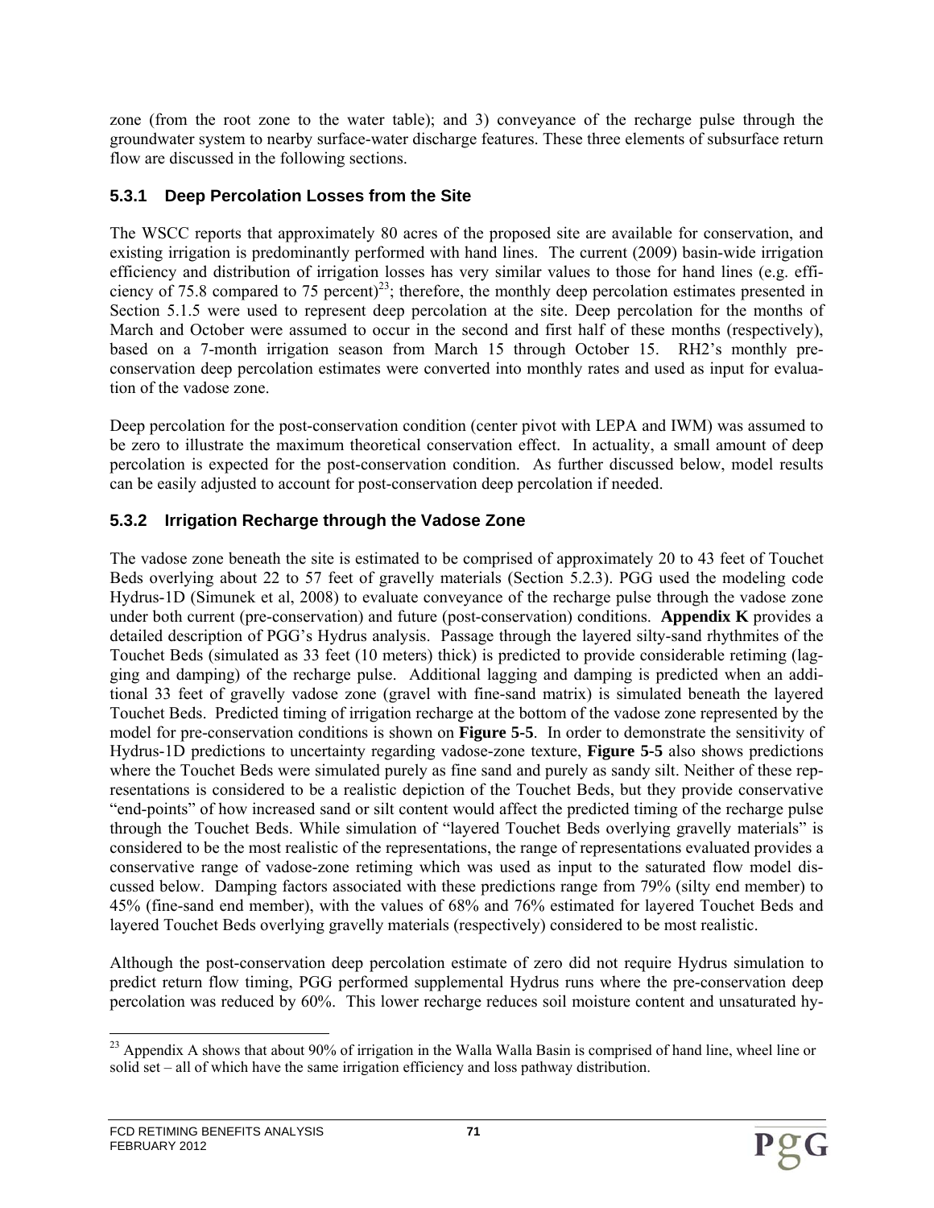zone (from the root zone to the water table); and 3) conveyance of the recharge pulse through the groundwater system to nearby surface-water discharge features. These three elements of subsurface return flow are discussed in the following sections.

### 5.3.1 Deep Percolation Losses from the Site

The WSCC reports that approximately 80 acres of the proposed site are available for conservation, and existing irrigation is predominantly performed with hand lines. The current (2009) basin-wide irrigation efficiency and distribution of irrigation losses has very similar values to those for hand lines (e.g. efficiency of 75.8 compared to 75 percent)[23]; therefore, the monthly deep percolation estimates presented in Section 5.1.5 were used to represent deep percolation at the site. Deep percolation for the months of March and October were assumed to occur in the second and first half of these months (respectively), based on a 7-month irrigation season from March 15 through October 15. RH2's monthly pre-conservation deep percolation estimates were converted into monthly rates and used as input for evaluation of the vadose zone.

Deep percolation for the post-conservation condition (center pivot with LEPA and IWM) was assumed to be zero to illustrate the maximum theoretical conservation effect. In actuality, a small amount of deep percolation is expected for the post-conservation condition. As further discussed below, model results can be easily adjusted to account for post-conservation deep percolation if needed.

### 5.3.2 Irrigation Recharge through the Vadose Zone

The vadose zone beneath the site is estimated to be comprised of approximately 20 to 43 feet of Touchet Beds overlying about 22 to 57 feet of gravelly materials (Section 5.2.3). PGG used the modeling code Hydrus-1D (Simunek et al, 2008) to evaluate conveyance of the recharge pulse through the vadose zone under both current (pre-conservation) and future (post-conservation) conditions. **Appendix K** provides a detailed description of PGG's Hydrus analysis. Passage through the layered silty-sand rhythmites of the Touchet Beds (simulated as 33 feet (10 meters) thick) is predicted to provide considerable retiming (lagging and damping) of the recharge pulse. Additional lagging and damping is predicted when an additional 33 feet of gravelly vadose zone (gravel with fine-sand matrix) is simulated beneath the layered Touchet Beds. Predicted timing of irrigation recharge at the bottom of the vadose zone represented by the model for pre-conservation conditions is shown on **Figure 5-5**. In order to demonstrate the sensitivity of Hydrus-1D predictions to uncertainty regarding vadose-zone texture, **Figure 5-5** also shows predictions where the Touchet Beds were simulated purely as fine sand and purely as sandy silt. Neither of these representations is considered to be a realistic depiction of the Touchet Beds, but they provide conservative "end-points" of how increased sand or silt content would affect the predicted timing of the recharge pulse through the Touchet Beds. While simulation of "layered Touchet Beds overlying gravelly materials" is considered to be the most realistic of the representations, the range of representations evaluated provides a conservative range of vadose-zone retiming which was used as input to the saturated flow model discussed below. Damping factors associated with these predictions range from 79% (silty end member) to 45% (fine-sand end member), with the values of 68% and 76% estimated for layered Touchet Beds and layered Touchet Beds overlying gravelly materials (respectively) considered to be most realistic.

Although the post-conservation deep percolation estimate of zero did not require Hydrus simulation to predict return flow timing, PGG performed supplemental Hydrus runs where the pre-conservation deep percolation was reduced by 60%. This lower recharge reduces soil moisture content and unsaturated hy-

[23] Appendix A shows that about 90% of irrigation in the Walla Walla Basin is comprised of hand line, wheel line or solid set – all of which have the same irrigation efficiency and loss pathway distribution.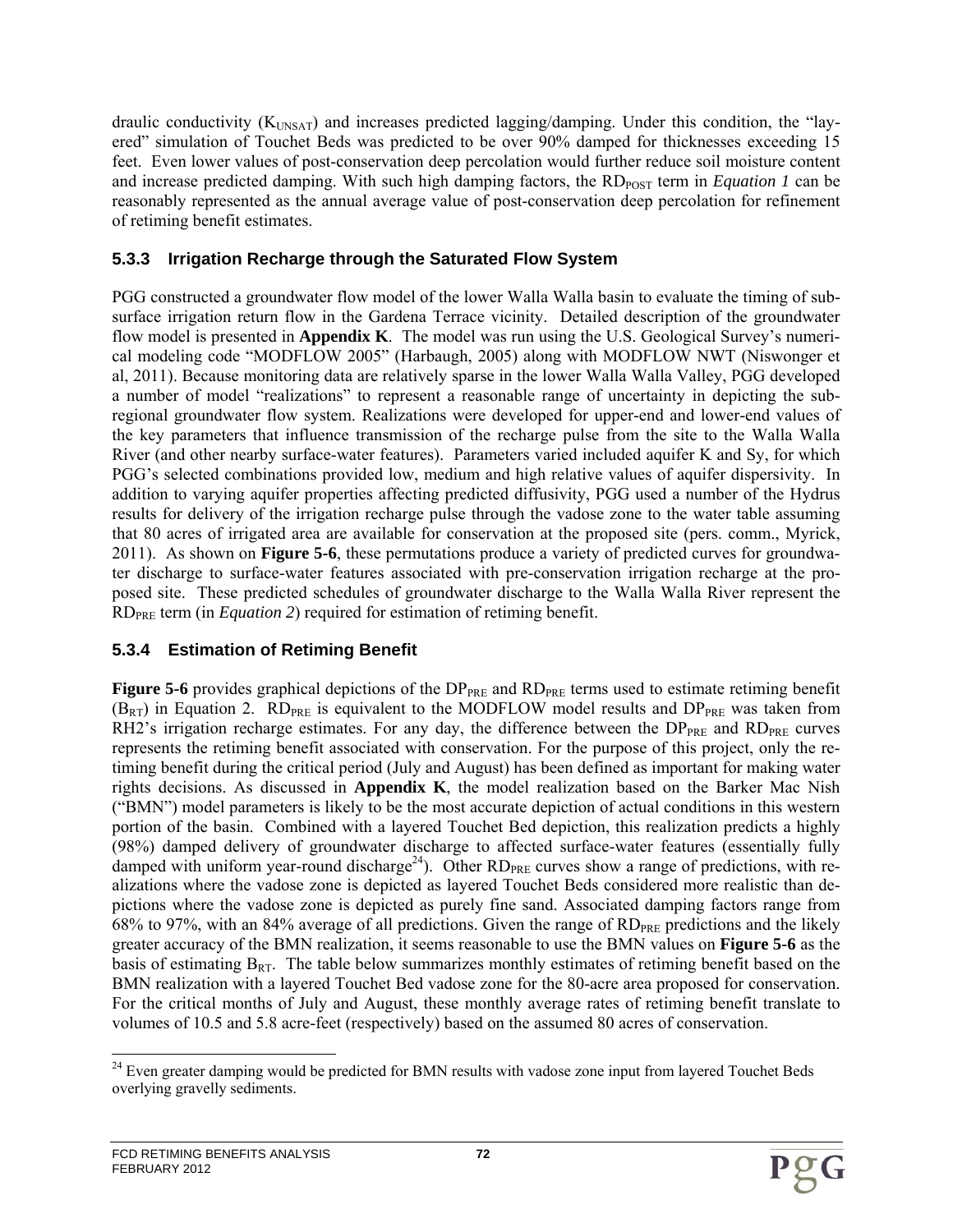draulic conductivity ($K_{UNSAT}$) and increases predicted lagging/damping. Under this condition, the "layered" simulation of Touchet Beds was predicted to be over 90% damped for thicknesses exceeding 15 feet. Even lower values of post-conservation deep percolation would further reduce soil moisture content and increase predicted damping. With such high damping factors, the $RD_{POST}$ term in *Equation 1* can be reasonably represented as the annual average value of post-conservation deep percolation for refinement of retiming benefit estimates.

### 5.3.3 Irrigation Recharge through the Saturated Flow System

PGG constructed a groundwater flow model of the lower Walla Walla basin to evaluate the timing of subsurface irrigation return flow in the Gardena Terrace vicinity. Detailed description of the groundwater flow model is presented in **Appendix K**. The model was run using the U.S. Geological Survey's numerical modeling code "MODFLOW 2005" (Harbaugh, 2005) along with MODFLOW NWT (Niswonger et al, 2011). Because monitoring data are relatively sparse in the lower Walla Walla Valley, PGG developed a number of model "realizations" to represent a reasonable range of uncertainty in depicting the subregional groundwater flow system. Realizations were developed for upper-end and lower-end values of the key parameters that influence transmission of the recharge pulse from the site to the Walla Walla River (and other nearby surface-water features). Parameters varied included aquifer K and Sy, for which PGG's selected combinations provided low, medium and high relative values of aquifer dispersivity. In addition to varying aquifer properties affecting predicted diffusivity, PGG used a number of the Hydrus results for delivery of the irrigation recharge pulse through the vadose zone to the water table assuming that 80 acres of irrigated area are available for conservation at the proposed site (pers. comm., Myrick, 2011). As shown on **Figure 5-6**, these permutations produce a variety of predicted curves for groundwater discharge to surface-water features associated with pre-conservation irrigation recharge at the proposed site. These predicted schedules of groundwater discharge to the Walla Walla River represent the $RD_{PRE}$ term (in *Equation 2*) required for estimation of retiming benefit.

### 5.3.4 Estimation of Retiming Benefit

**Figure 5-6** provides graphical depictions of the $DP_{PRE}$ and $RD_{PRE}$ terms used to estimate retiming benefit ($B_{RT}$) in Equation 2. $RD_{PRE}$ is equivalent to the MODFLOW model results and $DP_{PRE}$ was taken from RH2's irrigation recharge estimates. For any day, the difference between the $DP_{PRE}$ and $RD_{PRE}$ curves represents the retiming benefit associated with conservation. For the purpose of this project, only the retiming benefit during the critical period (July and August) has been defined as important for making water rights decisions. As discussed in **Appendix K**, the model realization based on the Barker Mac Nish ("BMN") model parameters is likely to be the most accurate depiction of actual conditions in this western portion of the basin. Combined with a layered Touchet Bed depiction, this realization predicts a highly (98%) damped delivery of groundwater discharge to affected surface-water features (essentially fully damped with uniform year-round discharge[24]). Other $RD_{PRE}$ curves show a range of predictions, with realizations where the vadose zone is depicted as layered Touchet Beds considered more realistic than depictions where the vadose zone is depicted as purely fine sand. Associated damping factors range from 68% to 97%, with an 84% average of all predictions. Given the range of $RD_{PRE}$ predictions and the likely greater accuracy of the BMN realization, it seems reasonable to use the BMN values on **Figure 5-6** as the basis of estimating $B_{RT}$. The table below summarizes monthly estimates of retiming benefit based on the BMN realization with a layered Touchet Bed vadose zone for the 80-acre area proposed for conservation. For the critical months of July and August, these monthly average rates of retiming benefit translate to volumes of 10.5 and 5.8 acre-feet (respectively) based on the assumed 80 acres of conservation.

---

[24] Even greater damping would be predicted for BMN results with vadose zone input from layered Touchet Beds overlying gravelly sediments.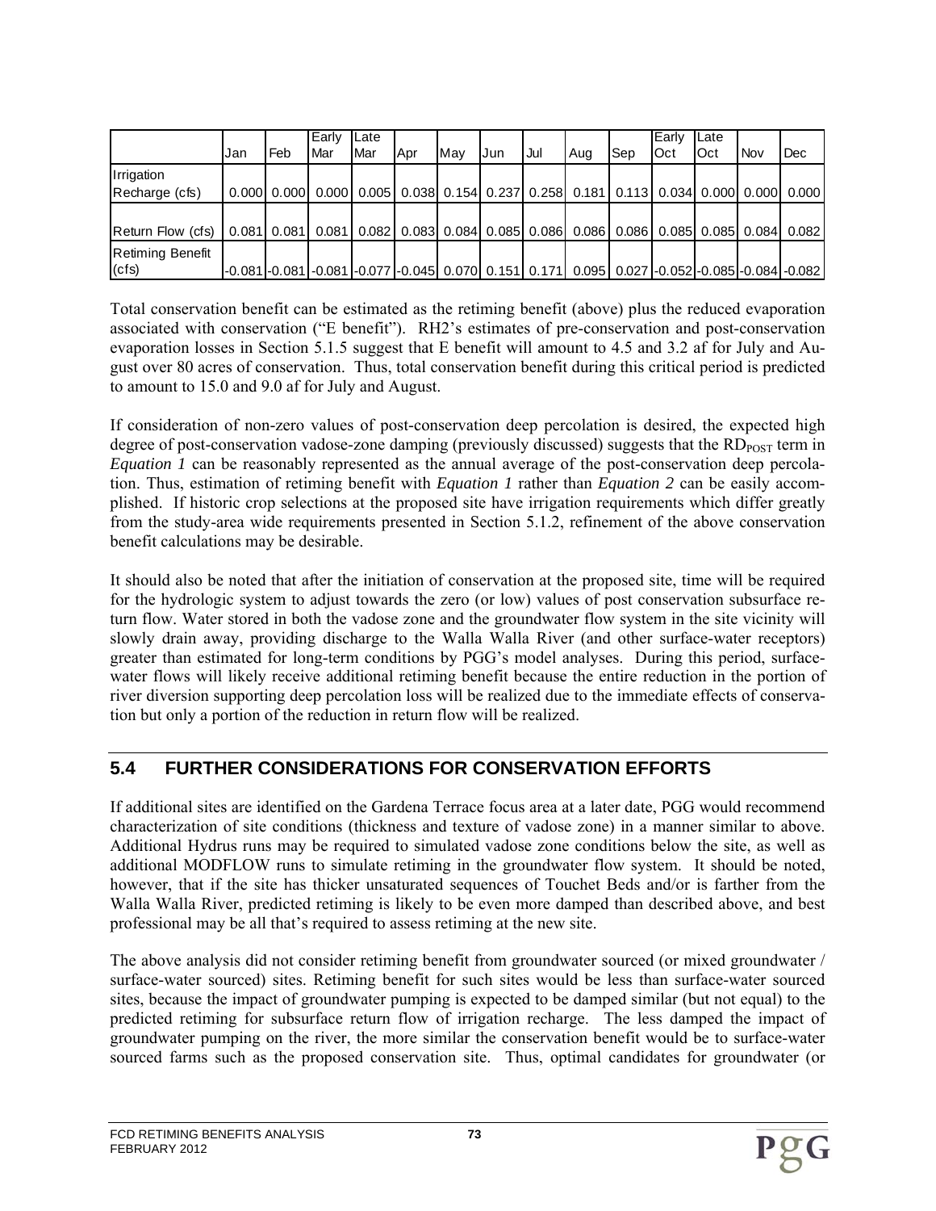| | Jan | Feb | Early Mar | Late Mar | Apr | May | Jun | Jul | Aug | Sep | Early Oct | Late Oct | Nov | Dec |
|---|---|---|---|---|---|---|---|---|---|---|---|---|---|---|
| Irrigation Recharge (cfs) | 0.000 | 0.000 | 0.000 | 0.005 | 0.038 | 0.154 | 0.237 | 0.258 | 0.181 | 0.113 | 0.034 | 0.000 | 0.000 | 0.000 |
| Return Flow (cfs) | 0.081 | 0.081 | 0.081 | 0.082 | 0.083 | 0.084 | 0.085 | 0.086 | 0.086 | 0.086 | 0.085 | 0.085 | 0.084 | 0.082 |
| Retiming Benefit (cfs) | -0.081 | -0.081 | -0.081 | -0.077 | -0.045 | 0.070 | 0.151 | 0.171 | 0.095 | 0.027 | -0.052 | -0.085 | -0.084 | -0.082 |

Total conservation benefit can be estimated as the retiming benefit (above) plus the reduced evaporation associated with conservation ("E benefit"). RH2's estimates of pre-conservation and post-conservation evaporation losses in Section 5.1.5 suggest that E benefit will amount to 4.5 and 3.2 af for July and August over 80 acres of conservation. Thus, total conservation benefit during this critical period is predicted to amount to 15.0 and 9.0 af for July and August.

If consideration of non-zero values of post-conservation deep percolation is desired, the expected high degree of post-conservation vadose-zone damping (previously discussed) suggests that the $RD_{POST}$ term in *Equation 1* can be reasonably represented as the annual average of the post-conservation deep percolation. Thus, estimation of retiming benefit with *Equation 1* rather than *Equation 2* can be easily accomplished. If historic crop selections at the proposed site have irrigation requirements which differ greatly from the study-area wide requirements presented in Section 5.1.2, refinement of the above conservation benefit calculations may be desirable.

It should also be noted that after the initiation of conservation at the proposed site, time will be required for the hydrologic system to adjust towards the zero (or low) values of post conservation subsurface return flow. Water stored in both the vadose zone and the groundwater flow system in the site vicinity will slowly drain away, providing discharge to the Walla Walla River (and other surface-water receptors) greater than estimated for long-term conditions by PGG's model analyses. During this period, surface-water flows will likely receive additional retiming benefit because the entire reduction in the portion of river diversion supporting deep percolation loss will be realized due to the immediate effects of conservation but only a portion of the reduction in return flow will be realized.

## 5.4 FURTHER CONSIDERATIONS FOR CONSERVATION EFFORTS

If additional sites are identified on the Gardena Terrace focus area at a later date, PGG would recommend characterization of site conditions (thickness and texture of vadose zone) in a manner similar to above. Additional Hydrus runs may be required to simulated vadose zone conditions below the site, as well as additional MODFLOW runs to simulate retiming in the groundwater flow system. It should be noted, however, that if the site has thicker unsaturated sequences of Touchet Beds and/or is farther from the Walla Walla River, predicted retiming is likely to be even more damped than described above, and best professional may be all that's required to assess retiming at the new site.

The above analysis did not consider retiming benefit from groundwater sourced (or mixed groundwater / surface-water sourced) sites. Retiming benefit for such sites would be less than surface-water sourced sites, because the impact of groundwater pumping is expected to be damped similar (but not equal) to the predicted retiming for subsurface return flow of irrigation recharge. The less damped the impact of groundwater pumping on the river, the more similar the conservation benefit would be to surface-water sourced farms such as the proposed conservation site. Thus, optimal candidates for groundwater (or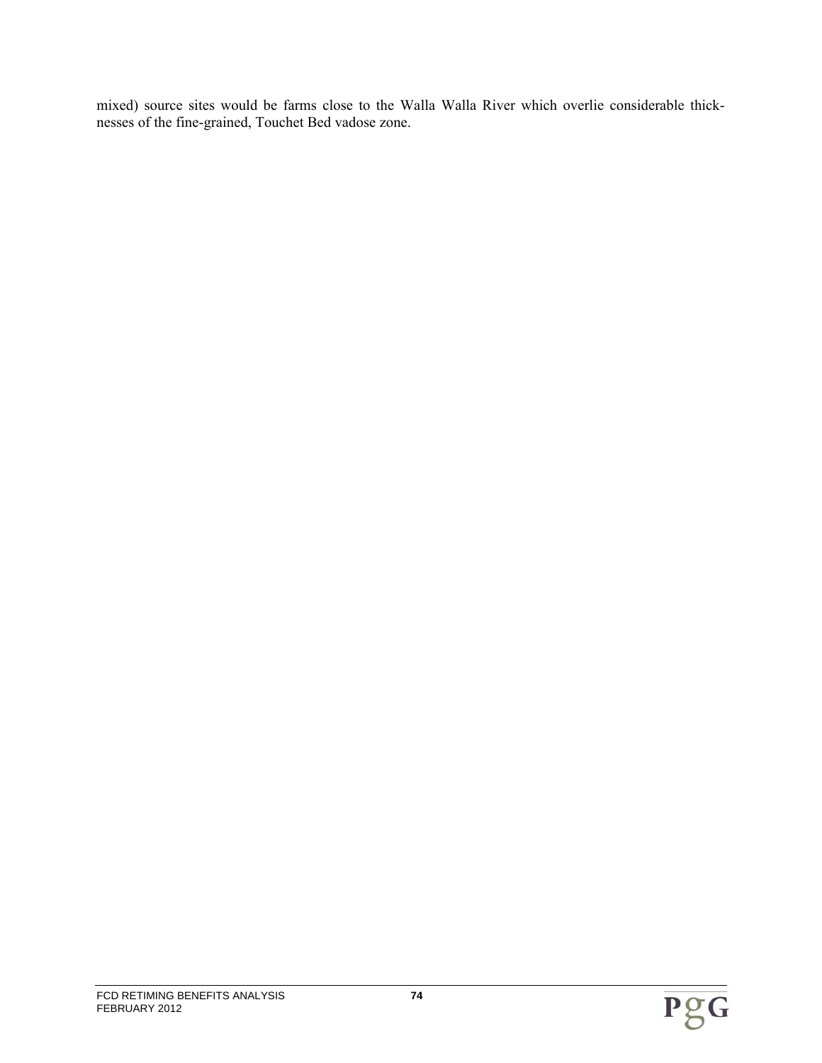mixed) source sites would be farms close to the Walla Walla River which overlie considerable thicknesses of the fine-grained, Touchet Bed vadose zone.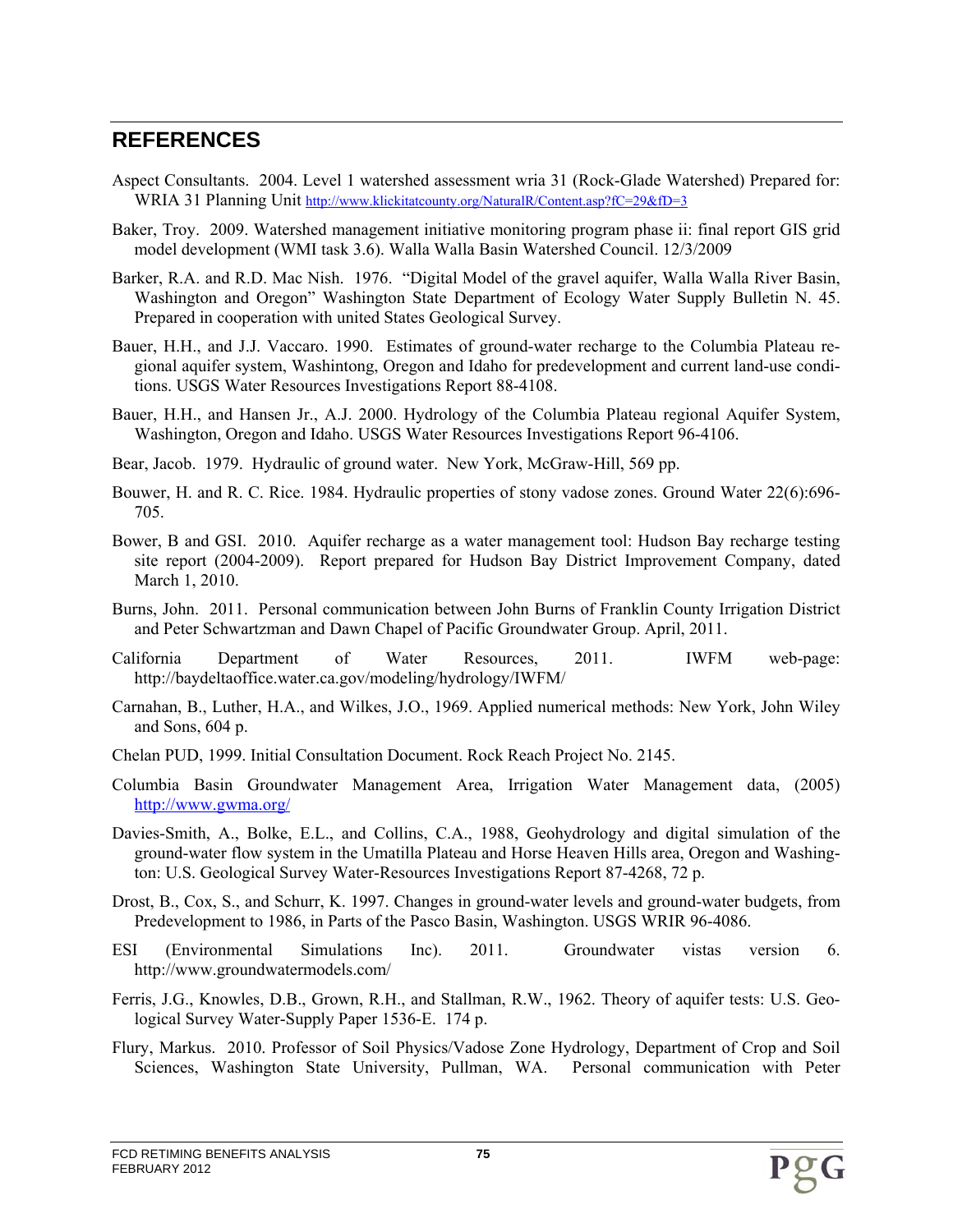## REFERENCES

Aspect Consultants. 2004. Level 1 watershed assessment wria 31 (Rock-Glade Watershed) Prepared for: WRIA 31 Planning Unit http://www.klickitatcounty.org/NaturalR/Content.asp?fC=29&fD=3

Baker, Troy. 2009. Watershed management initiative monitoring program phase ii: final report GIS grid model development (WMI task 3.6). Walla Walla Basin Watershed Council. 12/3/2009

Barker, R.A. and R.D. Mac Nish. 1976. "Digital Model of the gravel aquifer, Walla Walla River Basin, Washington and Oregon" Washington State Department of Ecology Water Supply Bulletin N. 45. Prepared in cooperation with united States Geological Survey.

Bauer, H.H., and J.J. Vaccaro. 1990. Estimates of ground-water recharge to the Columbia Plateau regional aquifer system, Washintong, Oregon and Idaho for predevelopment and current land-use conditions. USGS Water Resources Investigations Report 88-4108.

Bauer, H.H., and Hansen Jr., A.J. 2000. Hydrology of the Columbia Plateau regional Aquifer System, Washington, Oregon and Idaho. USGS Water Resources Investigations Report 96-4106.

Bear, Jacob. 1979. Hydraulic of ground water. New York, McGraw-Hill, 569 pp.

Bouwer, H. and R. C. Rice. 1984. Hydraulic properties of stony vadose zones. Ground Water 22(6):696-705.

Bower, B and GSI. 2010. Aquifer recharge as a water management tool: Hudson Bay recharge testing site report (2004-2009). Report prepared for Hudson Bay District Improvement Company, dated March 1, 2010.

Burns, John. 2011. Personal communication between John Burns of Franklin County Irrigation District and Peter Schwartzman and Dawn Chapel of Pacific Groundwater Group. April, 2011.

California Department of Water Resources, 2011. IWFM web-page: http://baydeltaoffice.water.ca.gov/modeling/hydrology/IWFM/

Carnahan, B., Luther, H.A., and Wilkes, J.O., 1969. Applied numerical methods: New York, John Wiley and Sons, 604 p.

Chelan PUD, 1999. Initial Consultation Document. Rock Reach Project No. 2145.

Columbia Basin Groundwater Management Area, Irrigation Water Management data, (2005) http://www.gwma.org/

Davies-Smith, A., Bolke, E.L., and Collins, C.A., 1988, Geohydrology and digital simulation of the ground-water flow system in the Umatilla Plateau and Horse Heaven Hills area, Oregon and Washington: U.S. Geological Survey Water-Resources Investigations Report 87-4268, 72 p.

Drost, B., Cox, S., and Schurr, K. 1997. Changes in ground-water levels and ground-water budgets, from Predevelopment to 1986, in Parts of the Pasco Basin, Washington. USGS WRIR 96-4086.

ESI (Environmental Simulations Inc). 2011. Groundwater vistas version 6. http://www.groundwatermodels.com/

Ferris, J.G., Knowles, D.B., Grown, R.H., and Stallman, R.W., 1962. Theory of aquifer tests: U.S. Geological Survey Water-Supply Paper 1536-E. 174 p.

Flury, Markus. 2010. Professor of Soil Physics/Vadose Zone Hydrology, Department of Crop and Soil Sciences, Washington State University, Pullman, WA. Personal communication with Peter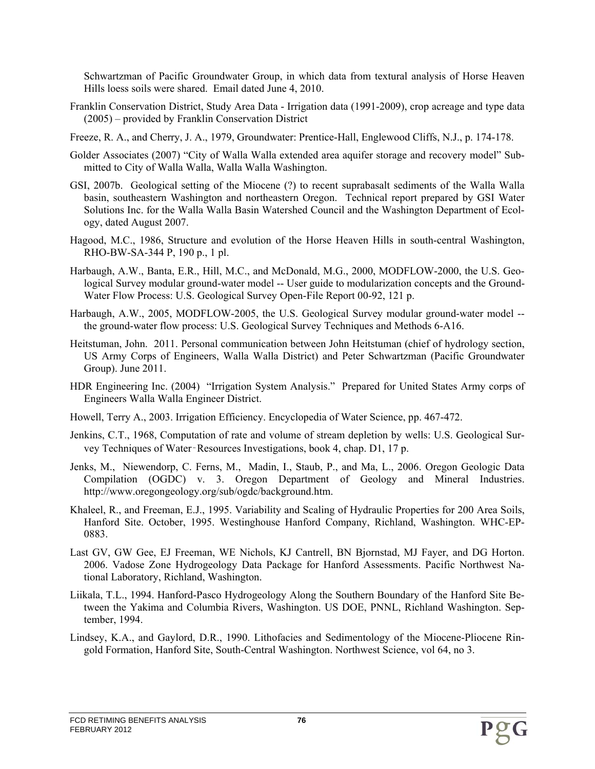Schwartzman of Pacific Groundwater Group, in which data from textural analysis of Horse Heaven Hills loess soils were shared. Email dated June 4, 2010.

Franklin Conservation District, Study Area Data - Irrigation data (1991-2009), crop acreage and type data (2005) – provided by Franklin Conservation District

Freeze, R. A., and Cherry, J. A., 1979, Groundwater: Prentice-Hall, Englewood Cliffs, N.J., p. 174-178.

Golder Associates (2007) "City of Walla Walla extended area aquifer storage and recovery model" Submitted to City of Walla Walla, Walla Walla Washington.

GSI, 2007b. Geological setting of the Miocene (?) to recent suprabasalt sediments of the Walla Walla basin, southeastern Washington and northeastern Oregon. Technical report prepared by GSI Water Solutions Inc. for the Walla Walla Basin Watershed Council and the Washington Department of Ecology, dated August 2007.

Hagood, M.C., 1986, Structure and evolution of the Horse Heaven Hills in south-central Washington, RHO-BW-SA-344 P, 190 p., 1 pl.

Harbaugh, A.W., Banta, E.R., Hill, M.C., and McDonald, M.G., 2000, MODFLOW-2000, the U.S. Geological Survey modular ground-water model -- User guide to modularization concepts and the Ground-Water Flow Process: U.S. Geological Survey Open-File Report 00-92, 121 p.

Harbaugh, A.W., 2005, MODFLOW-2005, the U.S. Geological Survey modular ground-water model -- the ground-water flow process: U.S. Geological Survey Techniques and Methods 6-A16.

Heitstuman, John. 2011. Personal communication between John Heitstuman (chief of hydrology section, US Army Corps of Engineers, Walla Walla District) and Peter Schwartzman (Pacific Groundwater Group). June 2011.

HDR Engineering Inc. (2004) "Irrigation System Analysis." Prepared for United States Army corps of Engineers Walla Walla Engineer District.

Howell, Terry A., 2003. Irrigation Efficiency. Encyclopedia of Water Science, pp. 467-472.

Jenkins, C.T., 1968, Computation of rate and volume of stream depletion by wells: U.S. Geological Survey Techniques of Water‑Resources Investigations, book 4, chap. D1, 17 p.

Jenks, M., Niewendorp, C. Ferns, M., Madin, I., Staub, P., and Ma, L., 2006. Oregon Geologic Data Compilation (OGDC) v. 3. Oregon Department of Geology and Mineral Industries. http://www.oregongeology.org/sub/ogdc/background.htm.

Khaleel, R., and Freeman, E.J., 1995. Variability and Scaling of Hydraulic Properties for 200 Area Soils, Hanford Site. October, 1995. Westinghouse Hanford Company, Richland, Washington. WHC-EP-0883.

Last GV, GW Gee, EJ Freeman, WE Nichols, KJ Cantrell, BN Bjornstad, MJ Fayer, and DG Horton. 2006. Vadose Zone Hydrogeology Data Package for Hanford Assessments. Pacific Northwest National Laboratory, Richland, Washington.

Liikala, T.L., 1994. Hanford-Pasco Hydrogeology Along the Southern Boundary of the Hanford Site Between the Yakima and Columbia Rivers, Washington. US DOE, PNNL, Richland Washington. September, 1994.

Lindsey, K.A., and Gaylord, D.R., 1990. Lithofacies and Sedimentology of the Miocene-Pliocene Ringold Formation, Hanford Site, South-Central Washington. Northwest Science, vol 64, no 3.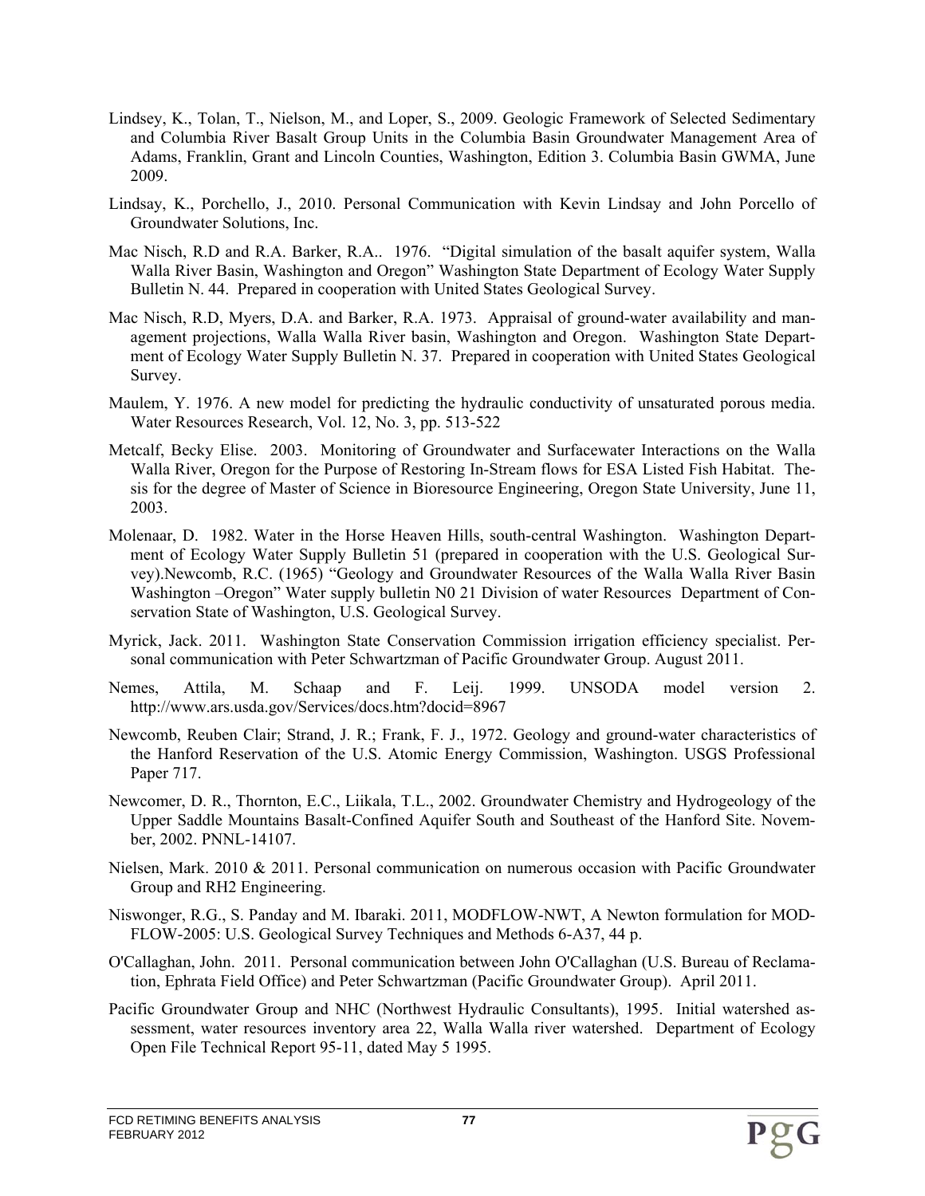Lindsey, K., Tolan, T., Nielson, M., and Loper, S., 2009. Geologic Framework of Selected Sedimentary and Columbia River Basalt Group Units in the Columbia Basin Groundwater Management Area of Adams, Franklin, Grant and Lincoln Counties, Washington, Edition 3. Columbia Basin GWMA, June 2009.

Lindsay, K., Porchello, J., 2010. Personal Communication with Kevin Lindsay and John Porcello of Groundwater Solutions, Inc.

Mac Nisch, R.D and R.A. Barker, R.A.. 1976. "Digital simulation of the basalt aquifer system, Walla Walla River Basin, Washington and Oregon" Washington State Department of Ecology Water Supply Bulletin N. 44. Prepared in cooperation with United States Geological Survey.

Mac Nisch, R.D, Myers, D.A. and Barker, R.A. 1973. Appraisal of ground-water availability and management projections, Walla Walla River basin, Washington and Oregon. Washington State Department of Ecology Water Supply Bulletin N. 37. Prepared in cooperation with United States Geological Survey.

Maulem, Y. 1976. A new model for predicting the hydraulic conductivity of unsaturated porous media. Water Resources Research, Vol. 12, No. 3, pp. 513-522

Metcalf, Becky Elise. 2003. Monitoring of Groundwater and Surfacewater Interactions on the Walla Walla River, Oregon for the Purpose of Restoring In-Stream flows for ESA Listed Fish Habitat. Thesis for the degree of Master of Science in Bioresource Engineering, Oregon State University, June 11, 2003.

Molenaar, D. 1982. Water in the Horse Heaven Hills, south-central Washington. Washington Department of Ecology Water Supply Bulletin 51 (prepared in cooperation with the U.S. Geological Survey).Newcomb, R.C. (1965) "Geology and Groundwater Resources of the Walla Walla River Basin Washington –Oregon" Water supply bulletin N0 21 Division of water Resources Department of Conservation State of Washington, U.S. Geological Survey.

Myrick, Jack. 2011. Washington State Conservation Commission irrigation efficiency specialist. Personal communication with Peter Schwartzman of Pacific Groundwater Group. August 2011.

Nemes, Attila, M. Schaap and F. Leij. 1999. UNSODA model version 2. http://www.ars.usda.gov/Services/docs.htm?docid=8967

Newcomb, Reuben Clair; Strand, J. R.; Frank, F. J., 1972. Geology and ground-water characteristics of the Hanford Reservation of the U.S. Atomic Energy Commission, Washington. USGS Professional Paper 717.

Newcomer, D. R., Thornton, E.C., Liikala, T.L., 2002. Groundwater Chemistry and Hydrogeology of the Upper Saddle Mountains Basalt-Confined Aquifer South and Southeast of the Hanford Site. November, 2002. PNNL-14107.

Nielsen, Mark. 2010 & 2011. Personal communication on numerous occasion with Pacific Groundwater Group and RH2 Engineering.

Niswonger, R.G., S. Panday and M. Ibaraki. 2011, MODFLOW-NWT, A Newton formulation for MODFLOW-2005: U.S. Geological Survey Techniques and Methods 6-A37, 44 p.

O'Callaghan, John. 2011. Personal communication between John O'Callaghan (U.S. Bureau of Reclamation, Ephrata Field Office) and Peter Schwartzman (Pacific Groundwater Group). April 2011.

Pacific Groundwater Group and NHC (Northwest Hydraulic Consultants), 1995. Initial watershed assessment, water resources inventory area 22, Walla Walla river watershed. Department of Ecology Open File Technical Report 95-11, dated May 5 1995.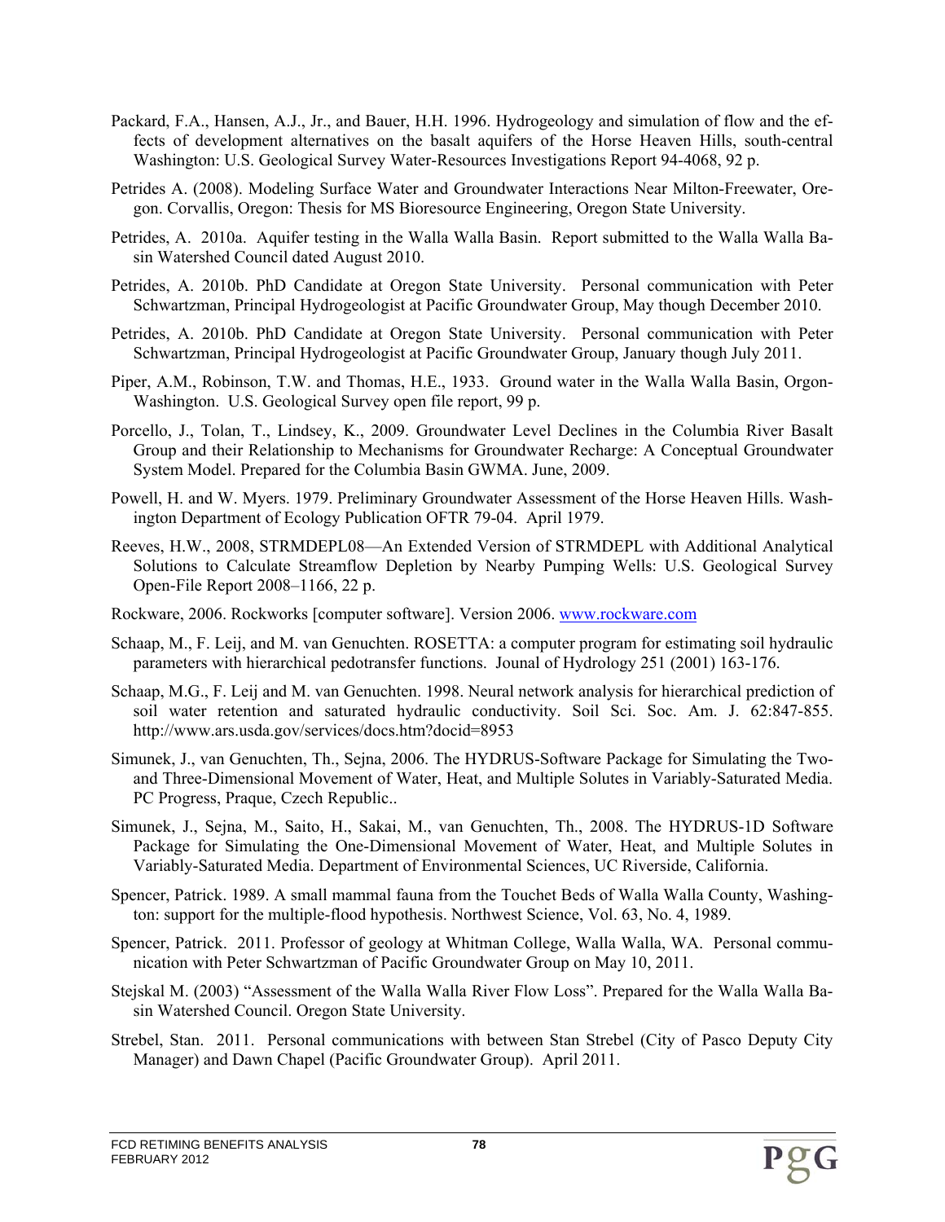Packard, F.A., Hansen, A.J., Jr., and Bauer, H.H. 1996. Hydrogeology and simulation of flow and the effects of development alternatives on the basalt aquifers of the Horse Heaven Hills, south-central Washington: U.S. Geological Survey Water-Resources Investigations Report 94-4068, 92 p.

Petrides A. (2008). Modeling Surface Water and Groundwater Interactions Near Milton-Freewater, Oregon. Corvallis, Oregon: Thesis for MS Bioresource Engineering, Oregon State University.

Petrides, A. 2010a. Aquifer testing in the Walla Walla Basin. Report submitted to the Walla Walla Basin Watershed Council dated August 2010.

Petrides, A. 2010b. PhD Candidate at Oregon State University. Personal communication with Peter Schwartzman, Principal Hydrogeologist at Pacific Groundwater Group, May though December 2010.

Petrides, A. 2010b. PhD Candidate at Oregon State University. Personal communication with Peter Schwartzman, Principal Hydrogeologist at Pacific Groundwater Group, January though July 2011.

Piper, A.M., Robinson, T.W. and Thomas, H.E., 1933. Ground water in the Walla Walla Basin, Orgon-Washington. U.S. Geological Survey open file report, 99 p.

Porcello, J., Tolan, T., Lindsey, K., 2009. Groundwater Level Declines in the Columbia River Basalt Group and their Relationship to Mechanisms for Groundwater Recharge: A Conceptual Groundwater System Model. Prepared for the Columbia Basin GWMA. June, 2009.

Powell, H. and W. Myers. 1979. Preliminary Groundwater Assessment of the Horse Heaven Hills. Washington Department of Ecology Publication OFTR 79-04. April 1979.

Reeves, H.W., 2008, STRMDEPL08—An Extended Version of STRMDEPL with Additional Analytical Solutions to Calculate Streamflow Depletion by Nearby Pumping Wells: U.S. Geological Survey Open-File Report 2008–1166, 22 p.

Rockware, 2006. Rockworks [computer software]. Version 2006. www.rockware.com

Schaap, M., F. Leij, and M. van Genuchten. ROSETTA: a computer program for estimating soil hydraulic parameters with hierarchical pedotransfer functions. Jounal of Hydrology 251 (2001) 163-176.

Schaap, M.G., F. Leij and M. van Genuchten. 1998. Neural network analysis for hierarchical prediction of soil water retention and saturated hydraulic conductivity. Soil Sci. Soc. Am. J. 62:847-855. http://www.ars.usda.gov/services/docs.htm?docid=8953

Simunek, J., van Genuchten, Th., Sejna, 2006. The HYDRUS-Software Package for Simulating the Two-and Three-Dimensional Movement of Water, Heat, and Multiple Solutes in Variably-Saturated Media. PC Progress, Praque, Czech Republic..

Simunek, J., Sejna, M., Saito, H., Sakai, M., van Genuchten, Th., 2008. The HYDRUS-1D Software Package for Simulating the One-Dimensional Movement of Water, Heat, and Multiple Solutes in Variably-Saturated Media. Department of Environmental Sciences, UC Riverside, California.

Spencer, Patrick. 1989. A small mammal fauna from the Touchet Beds of Walla Walla County, Washington: support for the multiple-flood hypothesis. Northwest Science, Vol. 63, No. 4, 1989.

Spencer, Patrick. 2011. Professor of geology at Whitman College, Walla Walla, WA. Personal communication with Peter Schwartzman of Pacific Groundwater Group on May 10, 2011.

Stejskal M. (2003) "Assessment of the Walla Walla River Flow Loss". Prepared for the Walla Walla Basin Watershed Council. Oregon State University.

Strebel, Stan. 2011. Personal communications with between Stan Strebel (City of Pasco Deputy City Manager) and Dawn Chapel (Pacific Groundwater Group). April 2011.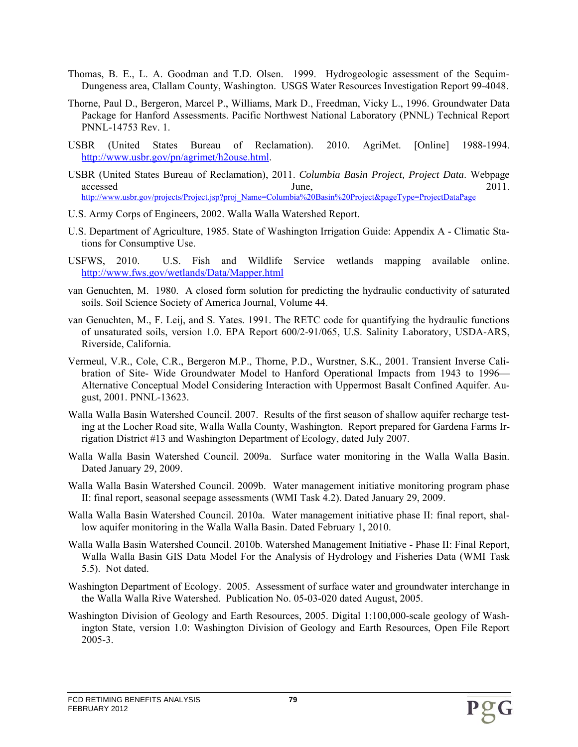Thomas, B. E., L. A. Goodman and T.D. Olsen. 1999. Hydrogeologic assessment of the Sequim-Dungeness area, Clallam County, Washington. USGS Water Resources Investigation Report 99-4048.

Thorne, Paul D., Bergeron, Marcel P., Williams, Mark D., Freedman, Vicky L., 1996. Groundwater Data Package for Hanford Assessments. Pacific Northwest National Laboratory (PNNL) Technical Report PNNL-14753 Rev. 1.

USBR (United States Bureau of Reclamation). 2010. AgriMet. [Online] 1988-1994. http://www.usbr.gov/pn/agrimet/h2ouse.html.

USBR (United States Bureau of Reclamation), 2011. *Columbia Basin Project, Project Data*. Webpage accessed June, 2011. http://www.usbr.gov/projects/Project.jsp?proj_Name=Columbia%20Basin%20Project&pageType=ProjectDataPage

U.S. Army Corps of Engineers, 2002. Walla Walla Watershed Report.

U.S. Department of Agriculture, 1985. State of Washington Irrigation Guide: Appendix A - Climatic Stations for Consumptive Use.

USFWS, 2010. U.S. Fish and Wildlife Service wetlands mapping available online. http://www.fws.gov/wetlands/Data/Mapper.html

van Genuchten, M. 1980. A closed form solution for predicting the hydraulic conductivity of saturated soils. Soil Science Society of America Journal, Volume 44.

van Genuchten, M., F. Leij, and S. Yates. 1991. The RETC code for quantifying the hydraulic functions of unsaturated soils, version 1.0. EPA Report 600/2-91/065, U.S. Salinity Laboratory, USDA-ARS, Riverside, California.

Vermeul, V.R., Cole, C.R., Bergeron M.P., Thorne, P.D., Wurstner, S.K., 2001. Transient Inverse Calibration of Site- Wide Groundwater Model to Hanford Operational Impacts from 1943 to 1996—Alternative Conceptual Model Considering Interaction with Uppermost Basalt Confined Aquifer. August, 2001. PNNL-13623.

Walla Walla Basin Watershed Council. 2007. Results of the first season of shallow aquifer recharge testing at the Locher Road site, Walla Walla County, Washington. Report prepared for Gardena Farms Irrigation District #13 and Washington Department of Ecology, dated July 2007.

Walla Walla Basin Watershed Council. 2009a. Surface water monitoring in the Walla Walla Basin. Dated January 29, 2009.

Walla Walla Basin Watershed Council. 2009b. Water management initiative monitoring program phase II: final report, seasonal seepage assessments (WMI Task 4.2). Dated January 29, 2009.

Walla Walla Basin Watershed Council. 2010a. Water management initiative phase II: final report, shallow aquifer monitoring in the Walla Walla Basin. Dated February 1, 2010.

Walla Walla Basin Watershed Council. 2010b. Watershed Management Initiative - Phase II: Final Report, Walla Walla Basin GIS Data Model For the Analysis of Hydrology and Fisheries Data (WMI Task 5.5). Not dated.

Washington Department of Ecology. 2005. Assessment of surface water and groundwater interchange in the Walla Walla Rive Watershed. Publication No. 05-03-020 dated August, 2005.

Washington Division of Geology and Earth Resources, 2005. Digital 1:100,000-scale geology of Washington State, version 1.0: Washington Division of Geology and Earth Resources, Open File Report 2005-3.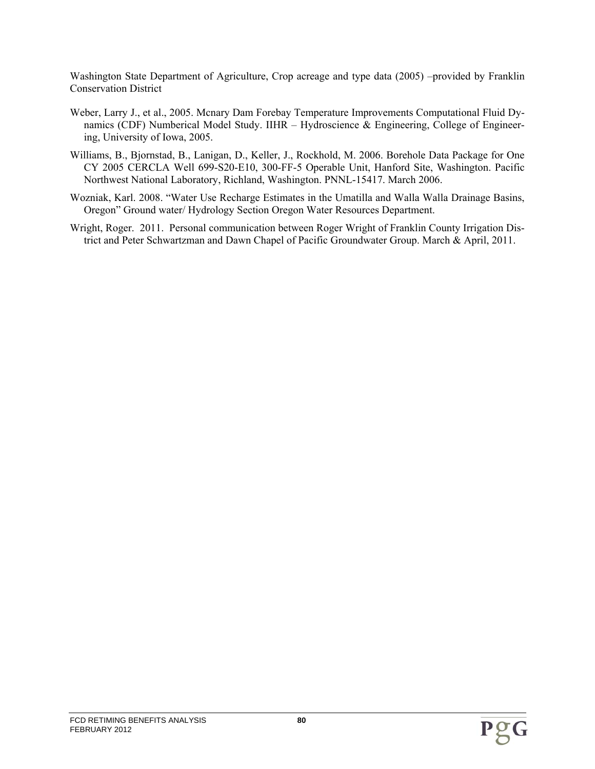Washington State Department of Agriculture, Crop acreage and type data (2005) –provided by Franklin Conservation District

Weber, Larry J., et al., 2005. Mcnary Dam Forebay Temperature Improvements Computational Fluid Dynamics (CDF) Numberical Model Study. IIHR – Hydroscience & Engineering, College of Engineering, University of Iowa, 2005.

Williams, B., Bjornstad, B., Lanigan, D., Keller, J., Rockhold, M. 2006. Borehole Data Package for One CY 2005 CERCLA Well 699-S20-E10, 300-FF-5 Operable Unit, Hanford Site, Washington. Pacific Northwest National Laboratory, Richland, Washington. PNNL-15417. March 2006.

Wozniak, Karl. 2008. "Water Use Recharge Estimates in the Umatilla and Walla Walla Drainage Basins, Oregon" Ground water/ Hydrology Section Oregon Water Resources Department.

Wright, Roger. 2011. Personal communication between Roger Wright of Franklin County Irrigation District and Peter Schwartzman and Dawn Chapel of Pacific Groundwater Group. March & April, 2011.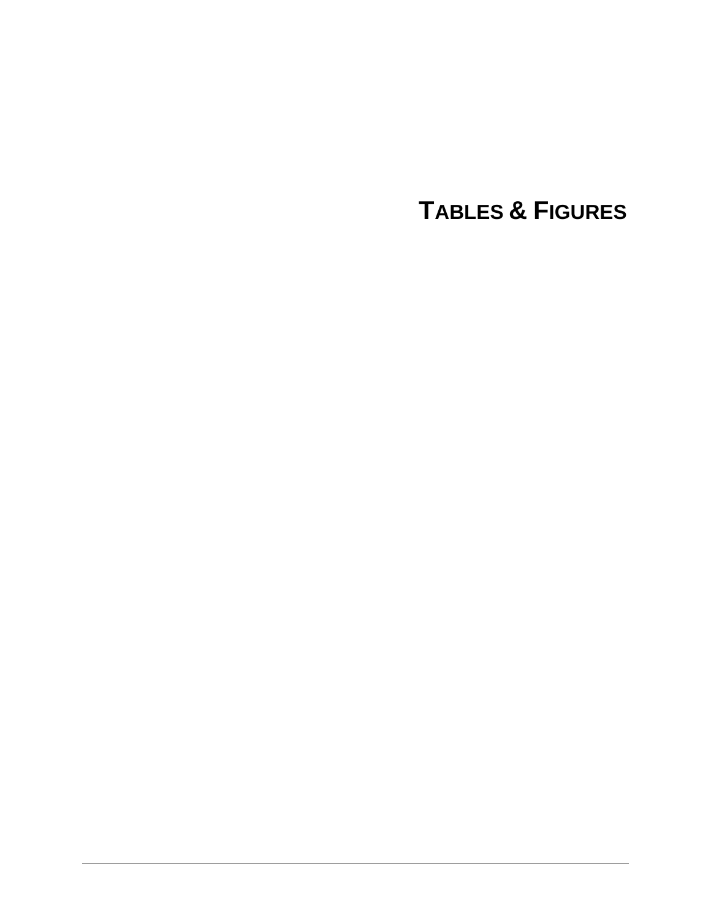# TABLES & FIGURES